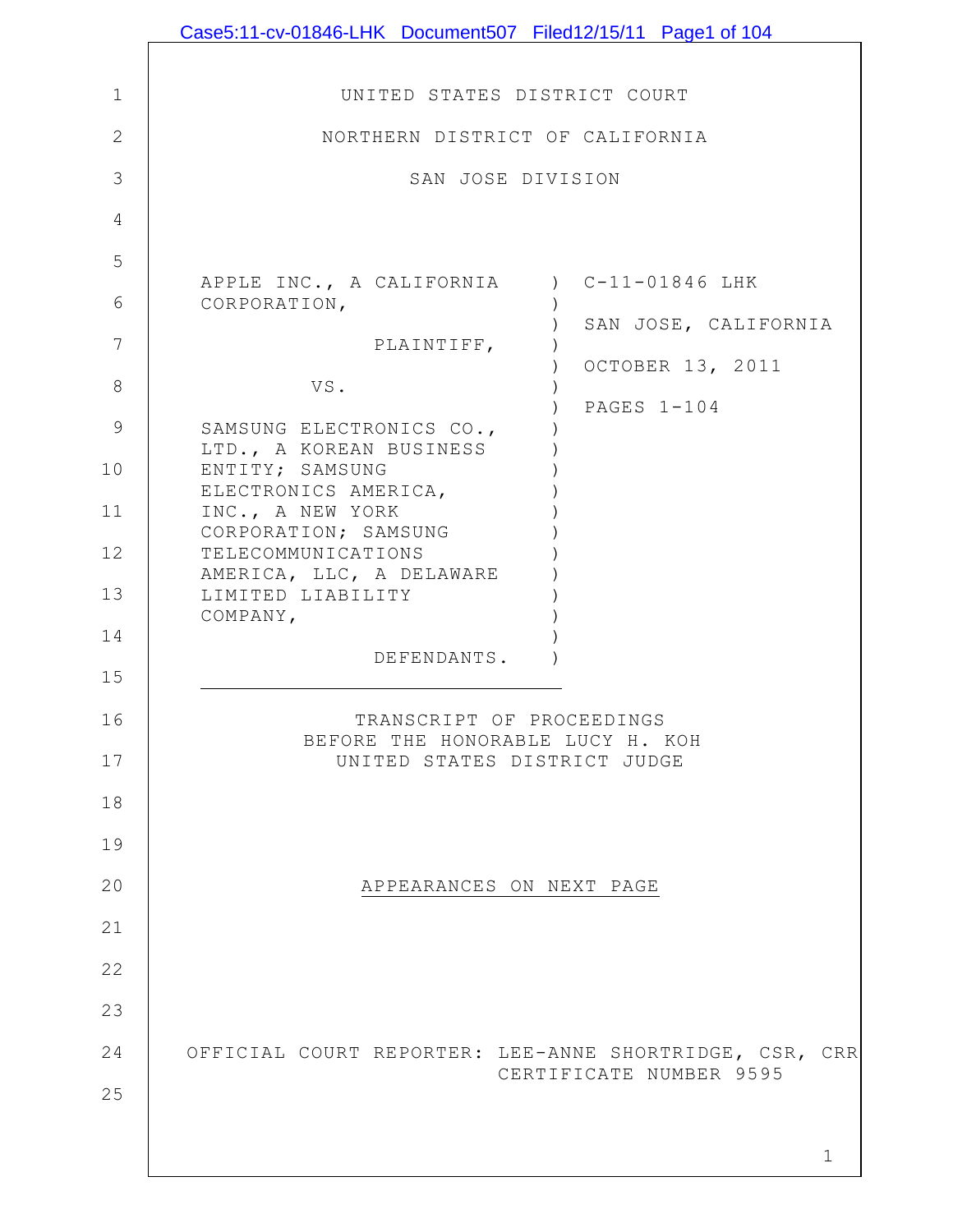UNITED STATES DISTRICT COURT

NORTHERN DISTRICT OF CALIFORNIA

SAN JOSE DIVISION

| | |
|---|---|
| APPLE INC., A CALIFORNIA CORPORATION, | C-11-01846 LHK |
| PLAINTIFF, | SAN JOSE, CALIFORNIA |
| VS. | OCTOBER 13, 2011 |
| SAMSUNG ELECTRONICS CO., LTD., A KOREAN BUSINESS ENTITY; SAMSUNG ELECTRONICS AMERICA, INC., A NEW YORK CORPORATION; SAMSUNG TELECOMMUNICATIONS AMERICA, LLC, A DELAWARE LIMITED LIABILITY COMPANY, | PAGES 1-104 |
| DEFENDANTS. | |

TRANSCRIPT OF PROCEEDINGS
BEFORE THE HONORABLE LUCY H. KOH
UNITED STATES DISTRICT JUDGE

APPEARANCES ON NEXT PAGE

OFFICIAL COURT REPORTER: LEE-ANNE SHORTRIDGE, CSR, CRR
CERTIFICATE NUMBER 9595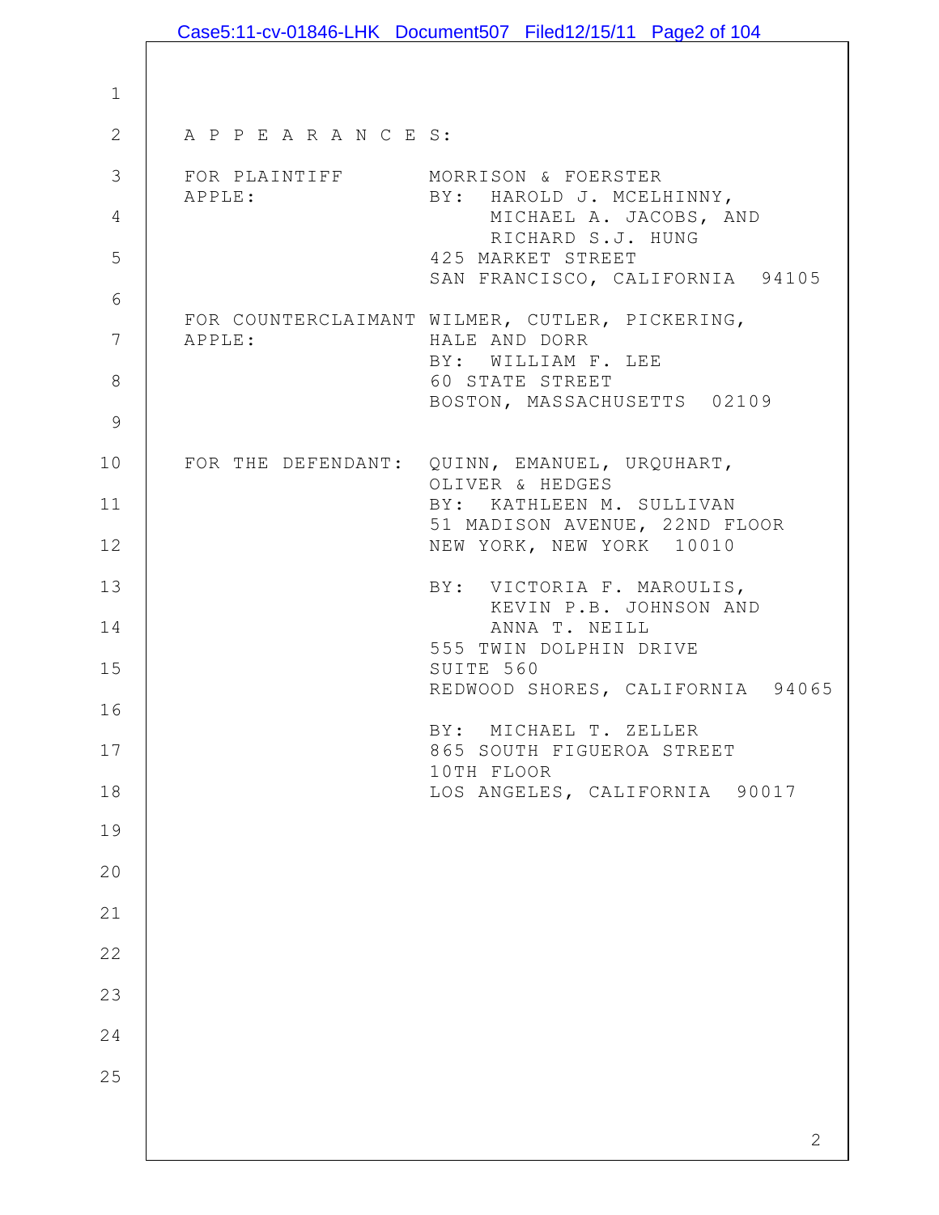A P P E A R A N C E S:

FOR PLAINTIFF APPLE: MORRISON & FOERSTER
BY: HAROLD J. MCELHINNY, MICHAEL A. JACOBS, AND RICHARD S.J. HUNG
425 MARKET STREET
SAN FRANCISCO, CALIFORNIA 94105

FOR COUNTERCLAIMANT APPLE: WILMER, CUTLER, PICKERING, HALE AND DORR
BY: WILLIAM F. LEE
60 STATE STREET
BOSTON, MASSACHUSETTS 02109

FOR THE DEFENDANT: QUINN, EMANUEL, URQUHART, OLIVER & HEDGES
BY: KATHLEEN M. SULLIVAN
51 MADISON AVENUE, 22ND FLOOR
NEW YORK, NEW YORK 10010

BY: VICTORIA F. MAROULIS, KEVIN P.B. JOHNSON AND ANNA T. NEILL
555 TWIN DOLPHIN DRIVE
SUITE 560
REDWOOD SHORES, CALIFORNIA 94065

BY: MICHAEL T. ZELLER
865 SOUTH FIGUEROA STREET
10TH FLOOR
LOS ANGELES, CALIFORNIA 90017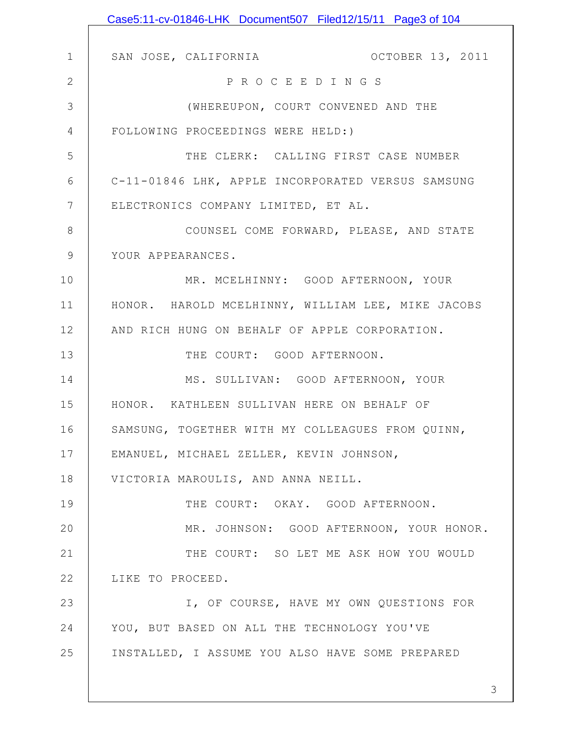SAN JOSE, CALIFORNIA OCTOBER 13, 2011

P R O C E E D I N G S

(WHEREUPON, COURT CONVENED AND THE FOLLOWING PROCEEDINGS WERE HELD:)

THE CLERK: CALLING FIRST CASE NUMBER C-11-01846 LHK, APPLE INCORPORATED VERSUS SAMSUNG ELECTRONICS COMPANY LIMITED, ET AL.

COUNSEL COME FORWARD, PLEASE, AND STATE YOUR APPEARANCES.

MR. MCELHINNY: GOOD AFTERNOON, YOUR HONOR. HAROLD MCELHINNY, WILLIAM LEE, MIKE JACOBS AND RICH HUNG ON BEHALF OF APPLE CORPORATION.

THE COURT: GOOD AFTERNOON.

MS. SULLIVAN: GOOD AFTERNOON, YOUR HONOR. KATHLEEN SULLIVAN HERE ON BEHALF OF SAMSUNG, TOGETHER WITH MY COLLEAGUES FROM QUINN, EMANUEL, MICHAEL ZELLER, KEVIN JOHNSON, VICTORIA MAROULIS, AND ANNA NEILL.

THE COURT: OKAY. GOOD AFTERNOON.

MR. JOHNSON: GOOD AFTERNOON, YOUR HONOR.

THE COURT: SO LET ME ASK HOW YOU WOULD LIKE TO PROCEED.

I, OF COURSE, HAVE MY OWN QUESTIONS FOR YOU, BUT BASED ON ALL THE TECHNOLOGY YOU'VE INSTALLED, I ASSUME YOU ALSO HAVE SOME PREPARED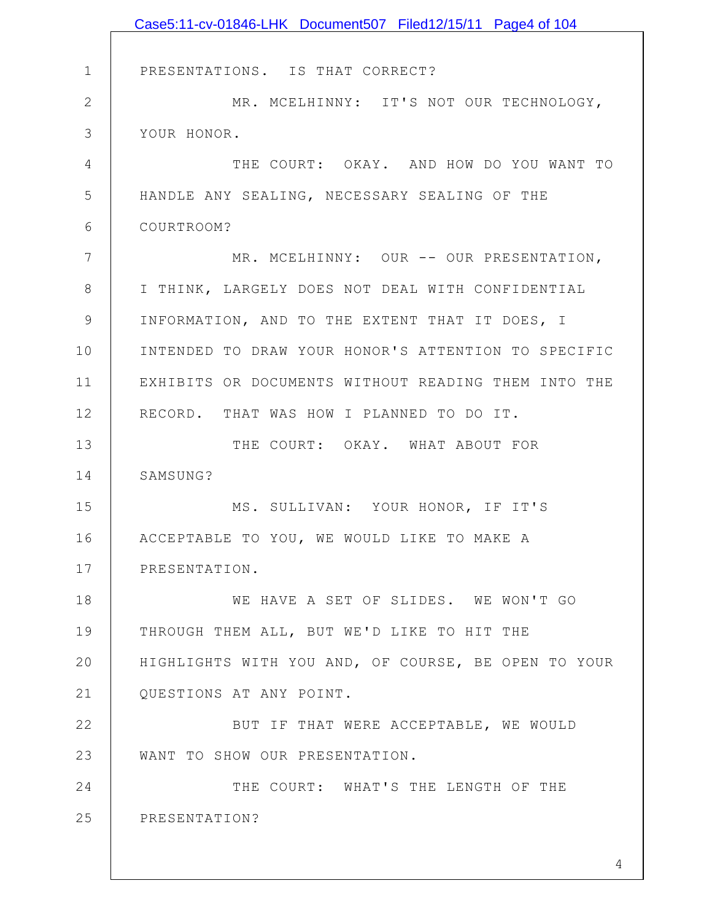PRESENTATIONS. IS THAT CORRECT?

MR. MCELHINNY: IT'S NOT OUR TECHNOLOGY, YOUR HONOR.

THE COURT: OKAY. AND HOW DO YOU WANT TO HANDLE ANY SEALING, NECESSARY SEALING OF THE COURTROOM?

MR. MCELHINNY: OUR -- OUR PRESENTATION, I THINK, LARGELY DOES NOT DEAL WITH CONFIDENTIAL INFORMATION, AND TO THE EXTENT THAT IT DOES, I INTENDED TO DRAW YOUR HONOR'S ATTENTION TO SPECIFIC EXHIBITS OR DOCUMENTS WITHOUT READING THEM INTO THE RECORD. THAT WAS HOW I PLANNED TO DO IT.

THE COURT: OKAY. WHAT ABOUT FOR SAMSUNG?

MS. SULLIVAN: YOUR HONOR, IF IT'S ACCEPTABLE TO YOU, WE WOULD LIKE TO MAKE A PRESENTATION.

WE HAVE A SET OF SLIDES. WE WON'T GO THROUGH THEM ALL, BUT WE'D LIKE TO HIT THE HIGHLIGHTS WITH YOU AND, OF COURSE, BE OPEN TO YOUR QUESTIONS AT ANY POINT.

BUT IF THAT WERE ACCEPTABLE, WE WOULD WANT TO SHOW OUR PRESENTATION.

THE COURT: WHAT'S THE LENGTH OF THE PRESENTATION?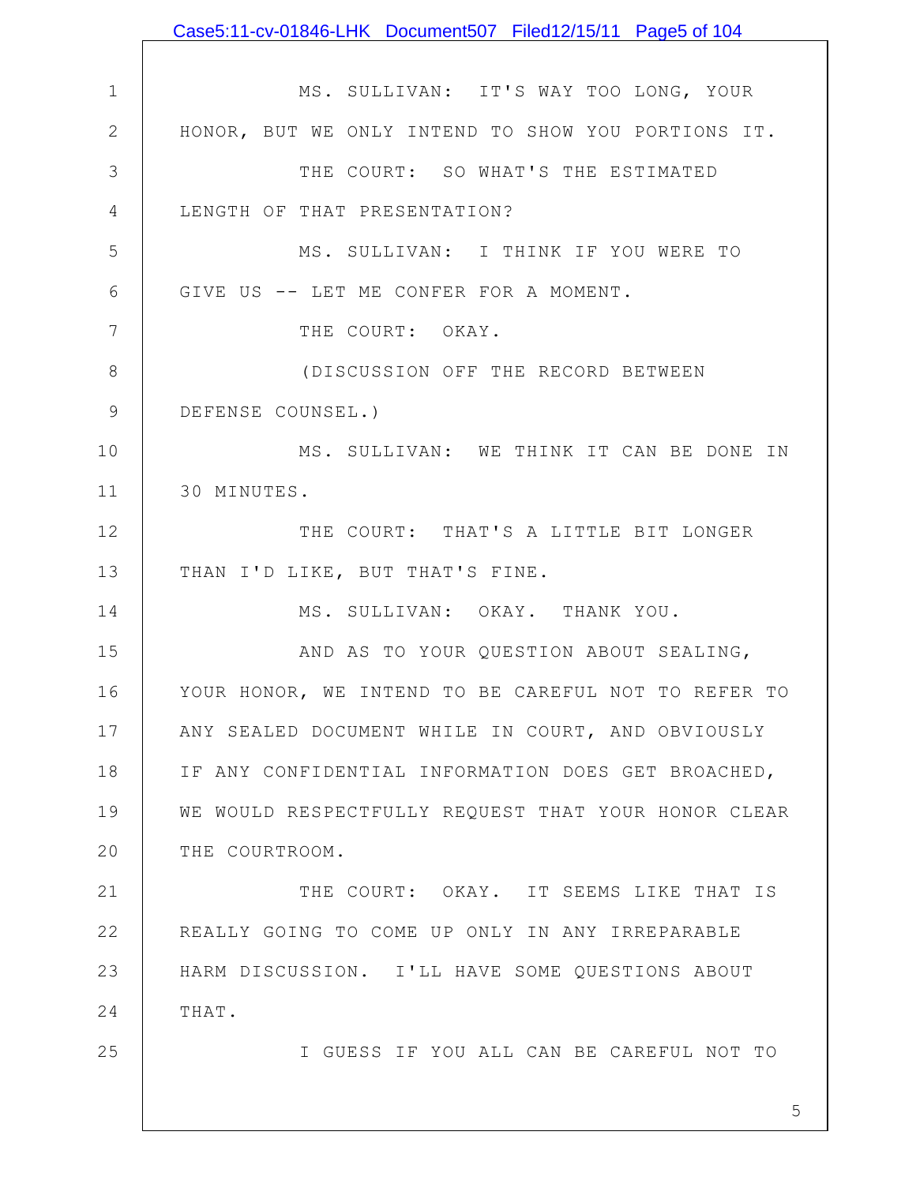MS. SULLIVAN: IT'S WAY TOO LONG, YOUR HONOR, BUT WE ONLY INTEND TO SHOW YOU PORTIONS IT.

THE COURT: SO WHAT'S THE ESTIMATED LENGTH OF THAT PRESENTATION?

MS. SULLIVAN: I THINK IF YOU WERE TO GIVE US -- LET ME CONFER FOR A MOMENT.

THE COURT: OKAY.

(DISCUSSION OFF THE RECORD BETWEEN DEFENSE COUNSEL.)

MS. SULLIVAN: WE THINK IT CAN BE DONE IN 30 MINUTES.

THE COURT: THAT'S A LITTLE BIT LONGER THAN I'D LIKE, BUT THAT'S FINE.

MS. SULLIVAN: OKAY. THANK YOU.

AND AS TO YOUR QUESTION ABOUT SEALING, YOUR HONOR, WE INTEND TO BE CAREFUL NOT TO REFER TO ANY SEALED DOCUMENT WHILE IN COURT, AND OBVIOUSLY IF ANY CONFIDENTIAL INFORMATION DOES GET BROACHED, WE WOULD RESPECTFULLY REQUEST THAT YOUR HONOR CLEAR THE COURTROOM.

THE COURT: OKAY. IT SEEMS LIKE THAT IS REALLY GOING TO COME UP ONLY IN ANY IRREPARABLE HARM DISCUSSION. I'LL HAVE SOME QUESTIONS ABOUT THAT.

I GUESS IF YOU ALL CAN BE CAREFUL NOT TO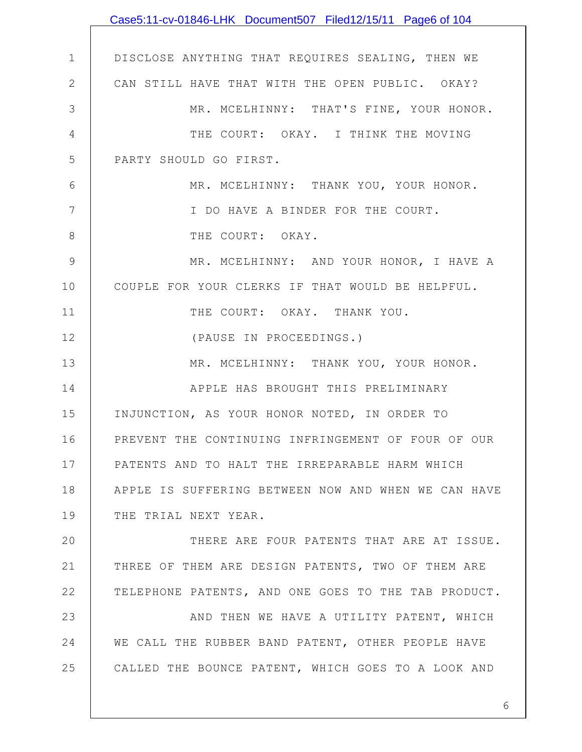DISCLOSE ANYTHING THAT REQUIRES SEALING, THEN WE CAN STILL HAVE THAT WITH THE OPEN PUBLIC. OKAY?

MR. MCELHINNY: THAT'S FINE, YOUR HONOR.

THE COURT: OKAY. I THINK THE MOVING PARTY SHOULD GO FIRST.

MR. MCELHINNY: THANK YOU, YOUR HONOR.

I DO HAVE A BINDER FOR THE COURT.

THE COURT: OKAY.

MR. MCELHINNY: AND YOUR HONOR, I HAVE A COUPLE FOR YOUR CLERKS IF THAT WOULD BE HELPFUL.

THE COURT: OKAY. THANK YOU.

(PAUSE IN PROCEEDINGS.)

MR. MCELHINNY: THANK YOU, YOUR HONOR.

APPLE HAS BROUGHT THIS PRELIMINARY INJUNCTION, AS YOUR HONOR NOTED, IN ORDER TO PREVENT THE CONTINUING INFRINGEMENT OF FOUR OF OUR PATENTS AND TO HALT THE IRREPARABLE HARM WHICH APPLE IS SUFFERING BETWEEN NOW AND WHEN WE CAN HAVE THE TRIAL NEXT YEAR.

THERE ARE FOUR PATENTS THAT ARE AT ISSUE. THREE OF THEM ARE DESIGN PATENTS, TWO OF THEM ARE TELEPHONE PATENTS, AND ONE GOES TO THE TAB PRODUCT.

AND THEN WE HAVE A UTILITY PATENT, WHICH WE CALL THE RUBBER BAND PATENT, OTHER PEOPLE HAVE CALLED THE BOUNCE PATENT, WHICH GOES TO A LOOK AND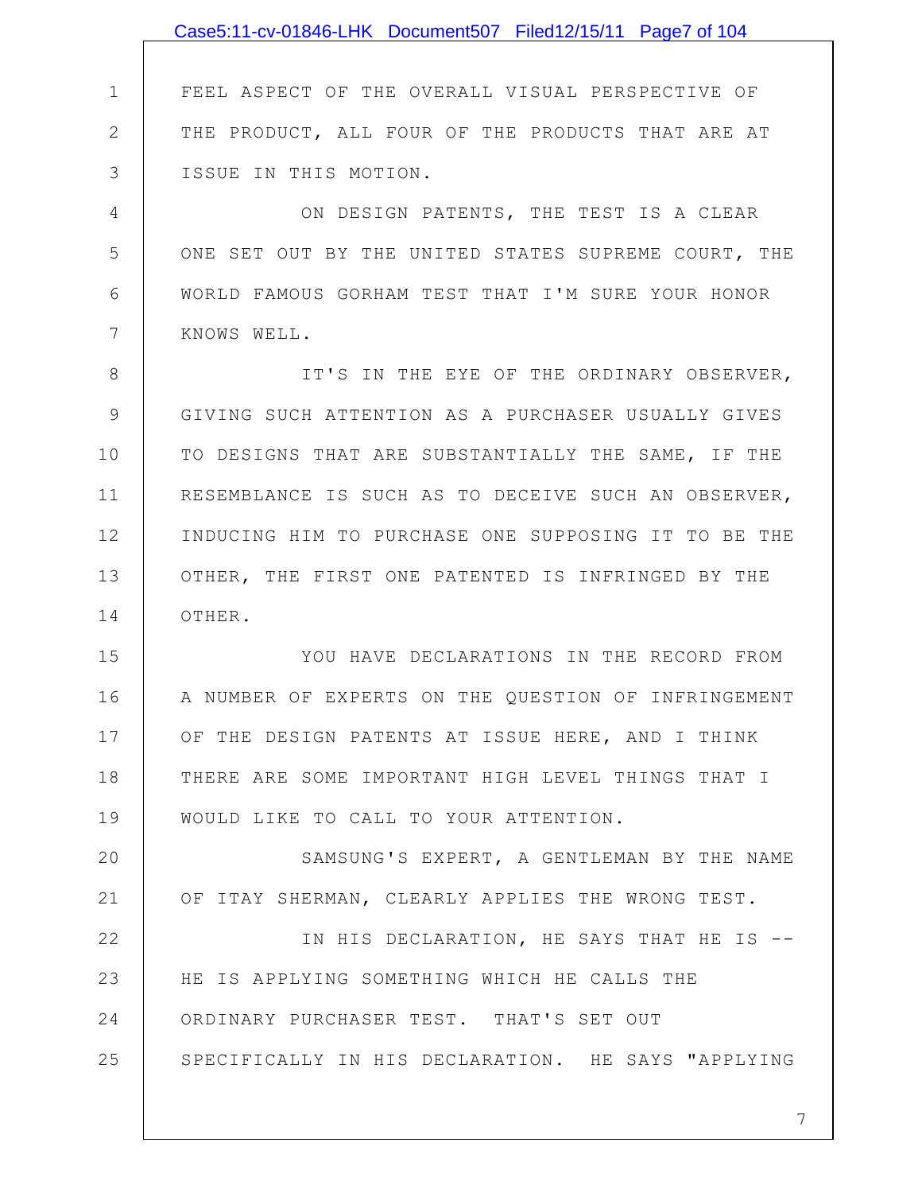FEEL ASPECT OF THE OVERALL VISUAL PERSPECTIVE OF THE PRODUCT, ALL FOUR OF THE PRODUCTS THAT ARE AT ISSUE IN THIS MOTION.

ON DESIGN PATENTS, THE TEST IS A CLEAR ONE SET OUT BY THE UNITED STATES SUPREME COURT, THE WORLD FAMOUS GORHAM TEST THAT I'M SURE YOUR HONOR KNOWS WELL.

IT'S IN THE EYE OF THE ORDINARY OBSERVER, GIVING SUCH ATTENTION AS A PURCHASER USUALLY GIVES TO DESIGNS THAT ARE SUBSTANTIALLY THE SAME, IF THE RESEMBLANCE IS SUCH AS TO DECEIVE SUCH AN OBSERVER, INDUCING HIM TO PURCHASE ONE SUPPOSING IT TO BE THE OTHER, THE FIRST ONE PATENTED IS INFRINGED BY THE OTHER.

YOU HAVE DECLARATIONS IN THE RECORD FROM A NUMBER OF EXPERTS ON THE QUESTION OF INFRINGEMENT OF THE DESIGN PATENTS AT ISSUE HERE, AND I THINK THERE ARE SOME IMPORTANT HIGH LEVEL THINGS THAT I WOULD LIKE TO CALL TO YOUR ATTENTION.

SAMSUNG'S EXPERT, A GENTLEMAN BY THE NAME OF ITAY SHERMAN, CLEARLY APPLIES THE WRONG TEST.

IN HIS DECLARATION, HE SAYS THAT HE IS -- HE IS APPLYING SOMETHING WHICH HE CALLS THE ORDINARY PURCHASER TEST. THAT'S SET OUT SPECIFICALLY IN HIS DECLARATION. HE SAYS "APPLYING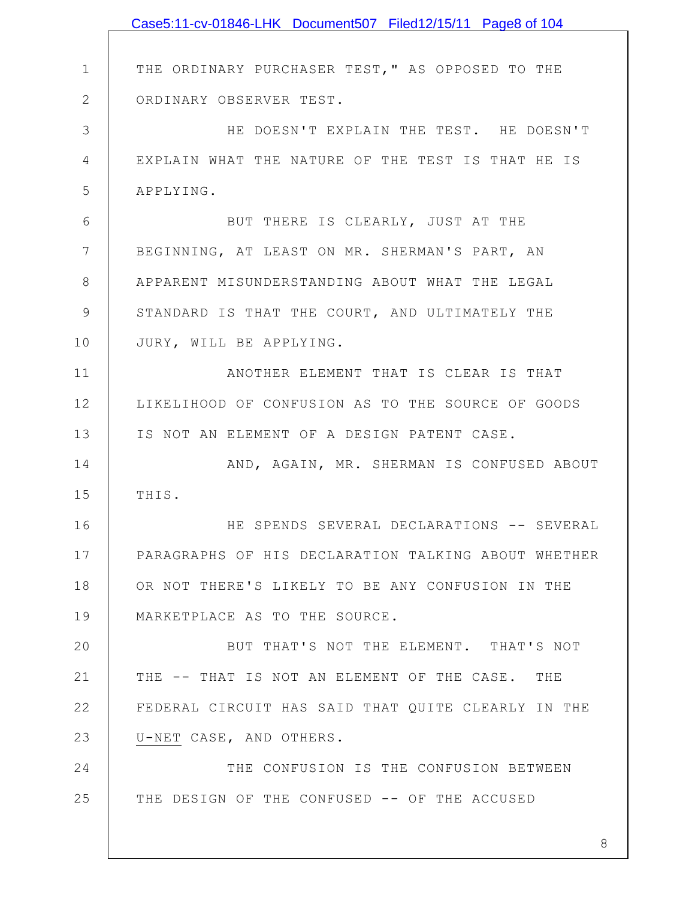THE ORDINARY PURCHASER TEST," AS OPPOSED TO THE ORDINARY OBSERVER TEST.

HE DOESN'T EXPLAIN THE TEST. HE DOESN'T EXPLAIN WHAT THE NATURE OF THE TEST IS THAT HE IS APPLYING.

BUT THERE IS CLEARLY, JUST AT THE BEGINNING, AT LEAST ON MR. SHERMAN'S PART, AN APPARENT MISUNDERSTANDING ABOUT WHAT THE LEGAL STANDARD IS THAT THE COURT, AND ULTIMATELY THE JURY, WILL BE APPLYING.

ANOTHER ELEMENT THAT IS CLEAR IS THAT LIKELIHOOD OF CONFUSION AS TO THE SOURCE OF GOODS IS NOT AN ELEMENT OF A DESIGN PATENT CASE.

AND, AGAIN, MR. SHERMAN IS CONFUSED ABOUT THIS.

HE SPENDS SEVERAL DECLARATIONS -- SEVERAL PARAGRAPHS OF HIS DECLARATION TALKING ABOUT WHETHER OR NOT THERE'S LIKELY TO BE ANY CONFUSION IN THE MARKETPLACE AS TO THE SOURCE.

BUT THAT'S NOT THE ELEMENT. THAT'S NOT THE -- THAT IS NOT AN ELEMENT OF THE CASE. THE FEDERAL CIRCUIT HAS SAID THAT QUITE CLEARLY IN THE U-NET CASE, AND OTHERS.

THE CONFUSION IS THE CONFUSION BETWEEN THE DESIGN OF THE CONFUSED -- OF THE ACCUSED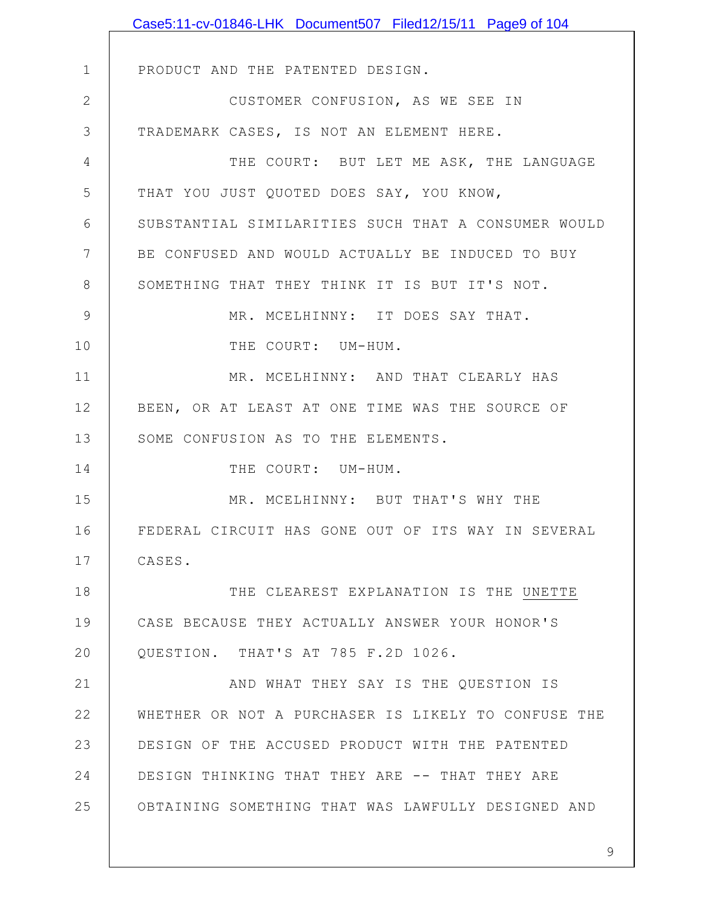PRODUCT AND THE PATENTED DESIGN.

CUSTOMER CONFUSION, AS WE SEE IN TRADEMARK CASES, IS NOT AN ELEMENT HERE.

THE COURT: BUT LET ME ASK, THE LANGUAGE THAT YOU JUST QUOTED DOES SAY, YOU KNOW, SUBSTANTIAL SIMILARITIES SUCH THAT A CONSUMER WOULD BE CONFUSED AND WOULD ACTUALLY BE INDUCED TO BUY SOMETHING THAT THEY THINK IT IS BUT IT'S NOT.

MR. MCELHINNY: IT DOES SAY THAT.

THE COURT: UM-HUM.

MR. MCELHINNY: AND THAT CLEARLY HAS BEEN, OR AT LEAST AT ONE TIME WAS THE SOURCE OF SOME CONFUSION AS TO THE ELEMENTS.

THE COURT: UM-HUM.

MR. MCELHINNY: BUT THAT'S WHY THE FEDERAL CIRCUIT HAS GONE OUT OF ITS WAY IN SEVERAL CASES.

THE CLEAREST EXPLANATION IS THE UNETTE CASE BECAUSE THEY ACTUALLY ANSWER YOUR HONOR'S QUESTION. THAT'S AT 785 F.2D 1026.

AND WHAT THEY SAY IS THE QUESTION IS WHETHER OR NOT A PURCHASER IS LIKELY TO CONFUSE THE DESIGN OF THE ACCUSED PRODUCT WITH THE PATENTED DESIGN THINKING THAT THEY ARE -- THAT THEY ARE OBTAINING SOMETHING THAT WAS LAWFULLY DESIGNED AND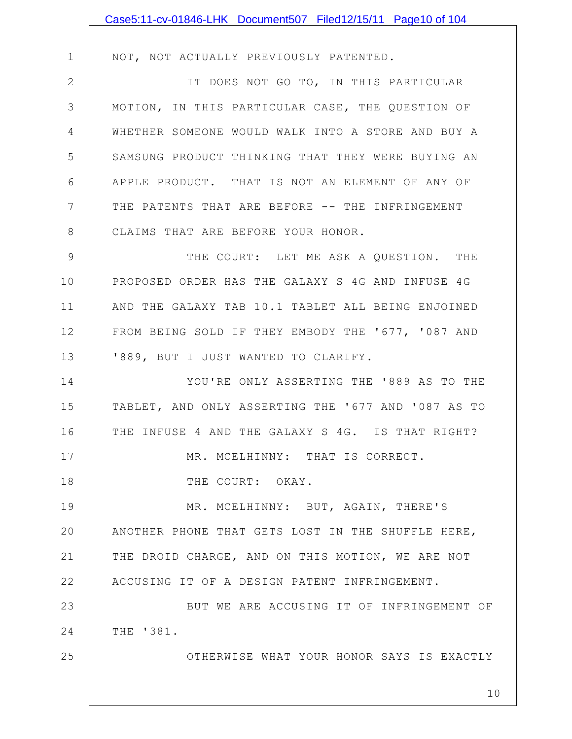NOT, NOT ACTUALLY PREVIOUSLY PATENTED.

IT DOES NOT GO TO, IN THIS PARTICULAR MOTION, IN THIS PARTICULAR CASE, THE QUESTION OF WHETHER SOMEONE WOULD WALK INTO A STORE AND BUY A SAMSUNG PRODUCT THINKING THAT THEY WERE BUYING AN APPLE PRODUCT. THAT IS NOT AN ELEMENT OF ANY OF THE PATENTS THAT ARE BEFORE -- THE INFRINGEMENT CLAIMS THAT ARE BEFORE YOUR HONOR.

THE COURT: LET ME ASK A QUESTION. THE PROPOSED ORDER HAS THE GALAXY S 4G AND INFUSE 4G AND THE GALAXY TAB 10.1 TABLET ALL BEING ENJOINED FROM BEING SOLD IF THEY EMBODY THE '677, '087 AND '889, BUT I JUST WANTED TO CLARIFY.

YOU'RE ONLY ASSERTING THE '889 AS TO THE TABLET, AND ONLY ASSERTING THE '677 AND '087 AS TO THE INFUSE 4 AND THE GALAXY S 4G. IS THAT RIGHT?

MR. MCELHINNY: THAT IS CORRECT.

THE COURT: OKAY.

MR. MCELHINNY: BUT, AGAIN, THERE'S ANOTHER PHONE THAT GETS LOST IN THE SHUFFLE HERE, THE DROID CHARGE, AND ON THIS MOTION, WE ARE NOT ACCUSING IT OF A DESIGN PATENT INFRINGEMENT.

BUT WE ARE ACCUSING IT OF INFRINGEMENT OF THE '381.

OTHERWISE WHAT YOUR HONOR SAYS IS EXACTLY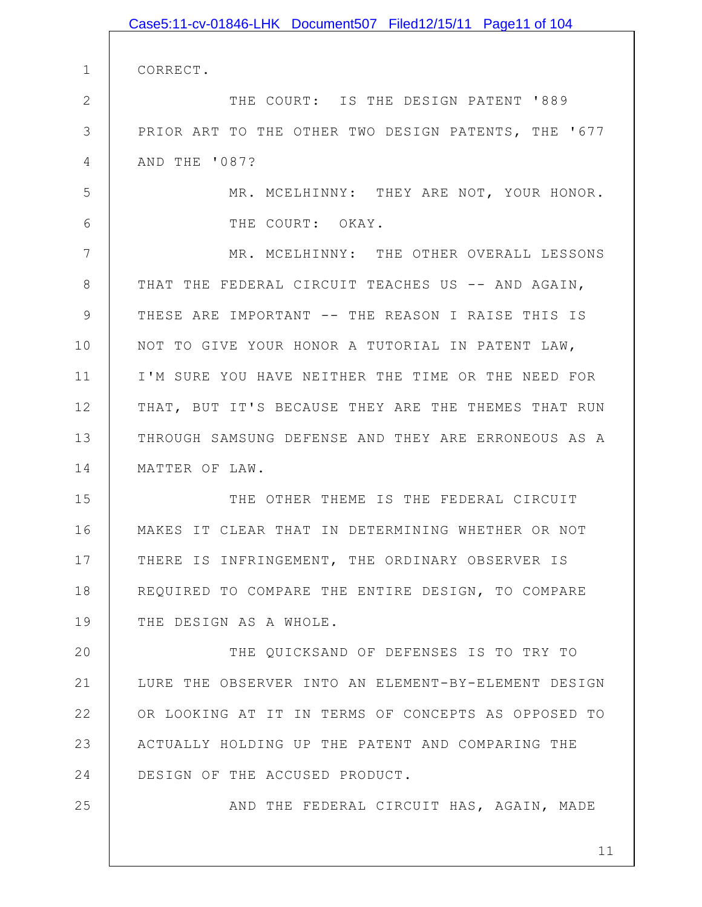CORRECT.

THE COURT: IS THE DESIGN PATENT '889 PRIOR ART TO THE OTHER TWO DESIGN PATENTS, THE '677 AND THE '087?

MR. MCELHINNY: THEY ARE NOT, YOUR HONOR.

THE COURT: OKAY.

MR. MCELHINNY: THE OTHER OVERALL LESSONS THAT THE FEDERAL CIRCUIT TEACHES US -- AND AGAIN, THESE ARE IMPORTANT -- THE REASON I RAISE THIS IS NOT TO GIVE YOUR HONOR A TUTORIAL IN PATENT LAW, I'M SURE YOU HAVE NEITHER THE TIME OR THE NEED FOR THAT, BUT IT'S BECAUSE THEY ARE THE THEMES THAT RUN THROUGH SAMSUNG DEFENSE AND THEY ARE ERRONEOUS AS A MATTER OF LAW.

THE OTHER THEME IS THE FEDERAL CIRCUIT MAKES IT CLEAR THAT IN DETERMINING WHETHER OR NOT THERE IS INFRINGEMENT, THE ORDINARY OBSERVER IS REQUIRED TO COMPARE THE ENTIRE DESIGN, TO COMPARE THE DESIGN AS A WHOLE.

THE QUICKSAND OF DEFENSES IS TO TRY TO LURE THE OBSERVER INTO AN ELEMENT-BY-ELEMENT DESIGN OR LOOKING AT IT IN TERMS OF CONCEPTS AS OPPOSED TO ACTUALLY HOLDING UP THE PATENT AND COMPARING THE DESIGN OF THE ACCUSED PRODUCT.

AND THE FEDERAL CIRCUIT HAS, AGAIN, MADE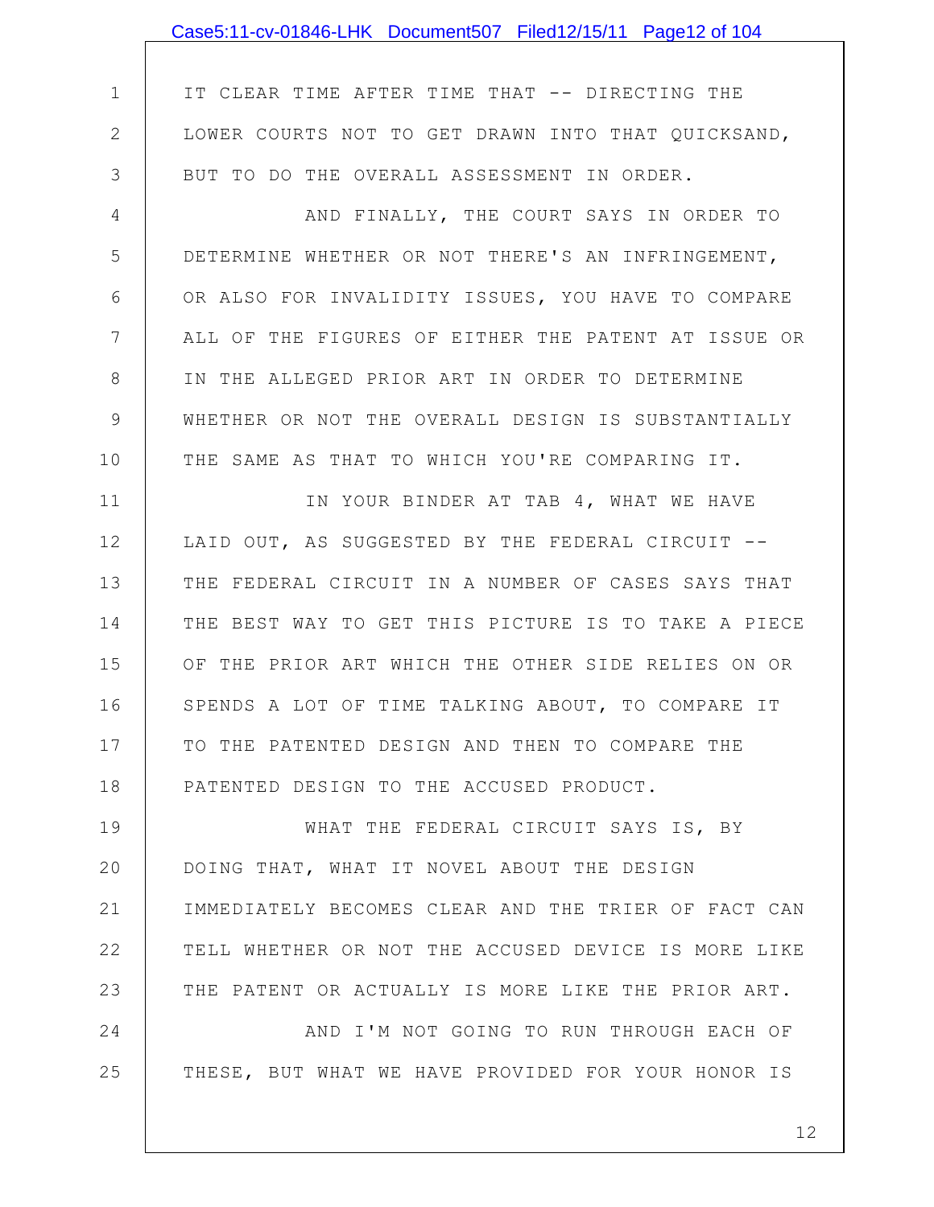IT CLEAR TIME AFTER TIME THAT -- DIRECTING THE LOWER COURTS NOT TO GET DRAWN INTO THAT QUICKSAND, BUT TO DO THE OVERALL ASSESSMENT IN ORDER.

AND FINALLY, THE COURT SAYS IN ORDER TO DETERMINE WHETHER OR NOT THERE'S AN INFRINGEMENT, OR ALSO FOR INVALIDITY ISSUES, YOU HAVE TO COMPARE ALL OF THE FIGURES OF EITHER THE PATENT AT ISSUE OR IN THE ALLEGED PRIOR ART IN ORDER TO DETERMINE WHETHER OR NOT THE OVERALL DESIGN IS SUBSTANTIALLY THE SAME AS THAT TO WHICH YOU'RE COMPARING IT.

IN YOUR BINDER AT TAB 4, WHAT WE HAVE LAID OUT, AS SUGGESTED BY THE FEDERAL CIRCUIT -- THE FEDERAL CIRCUIT IN A NUMBER OF CASES SAYS THAT THE BEST WAY TO GET THIS PICTURE IS TO TAKE A PIECE OF THE PRIOR ART WHICH THE OTHER SIDE RELIES ON OR SPENDS A LOT OF TIME TALKING ABOUT, TO COMPARE IT TO THE PATENTED DESIGN AND THEN TO COMPARE THE PATENTED DESIGN TO THE ACCUSED PRODUCT.

WHAT THE FEDERAL CIRCUIT SAYS IS, BY DOING THAT, WHAT IT NOVEL ABOUT THE DESIGN IMMEDIATELY BECOMES CLEAR AND THE TRIER OF FACT CAN TELL WHETHER OR NOT THE ACCUSED DEVICE IS MORE LIKE THE PATENT OR ACTUALLY IS MORE LIKE THE PRIOR ART.

AND I'M NOT GOING TO RUN THROUGH EACH OF THESE, BUT WHAT WE HAVE PROVIDED FOR YOUR HONOR IS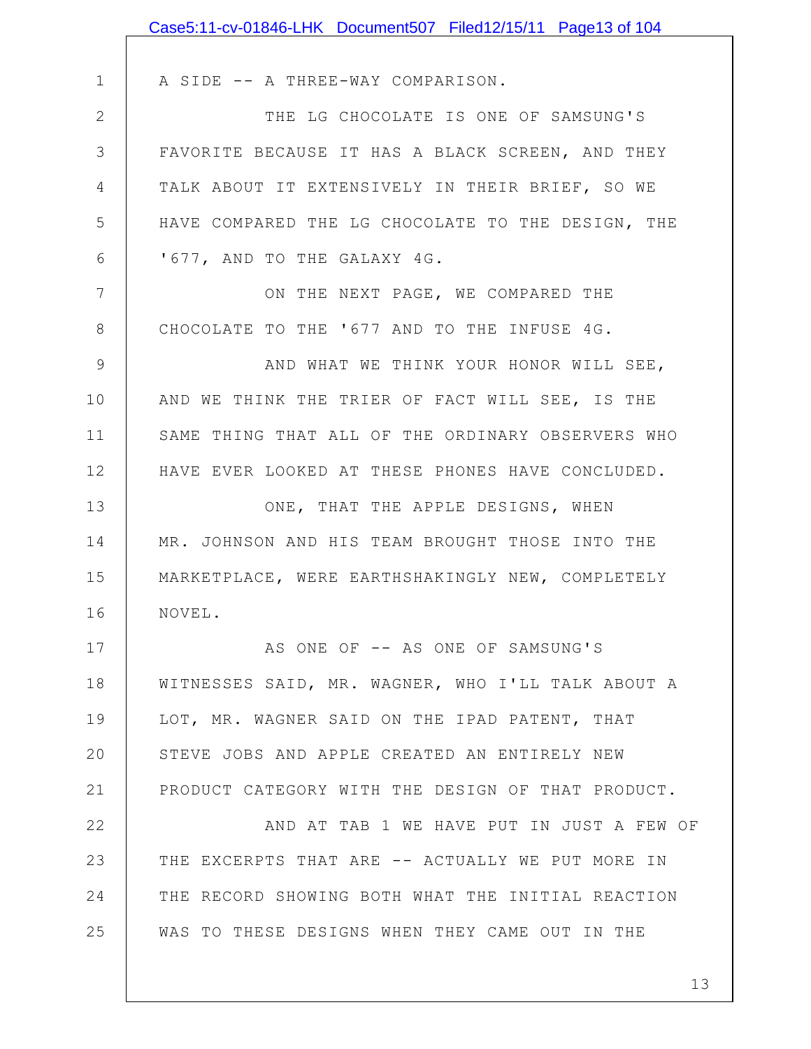A SIDE -- A THREE-WAY COMPARISON.

THE LG CHOCOLATE IS ONE OF SAMSUNG'S FAVORITE BECAUSE IT HAS A BLACK SCREEN, AND THEY TALK ABOUT IT EXTENSIVELY IN THEIR BRIEF, SO WE HAVE COMPARED THE LG CHOCOLATE TO THE DESIGN, THE '677, AND TO THE GALAXY 4G.

ON THE NEXT PAGE, WE COMPARED THE CHOCOLATE TO THE '677 AND TO THE INFUSE 4G.

AND WHAT WE THINK YOUR HONOR WILL SEE, AND WE THINK THE TRIER OF FACT WILL SEE, IS THE SAME THING THAT ALL OF THE ORDINARY OBSERVERS WHO HAVE EVER LOOKED AT THESE PHONES HAVE CONCLUDED.

ONE, THAT THE APPLE DESIGNS, WHEN MR. JOHNSON AND HIS TEAM BROUGHT THOSE INTO THE MARKETPLACE, WERE EARTHSHAKINGLY NEW, COMPLETELY NOVEL.

AS ONE OF -- AS ONE OF SAMSUNG'S WITNESSES SAID, MR. WAGNER, WHO I'LL TALK ABOUT A LOT, MR. WAGNER SAID ON THE IPAD PATENT, THAT STEVE JOBS AND APPLE CREATED AN ENTIRELY NEW PRODUCT CATEGORY WITH THE DESIGN OF THAT PRODUCT.

AND AT TAB 1 WE HAVE PUT IN JUST A FEW OF THE EXCERPTS THAT ARE -- ACTUALLY WE PUT MORE IN THE RECORD SHOWING BOTH WHAT THE INITIAL REACTION WAS TO THESE DESIGNS WHEN THEY CAME OUT IN THE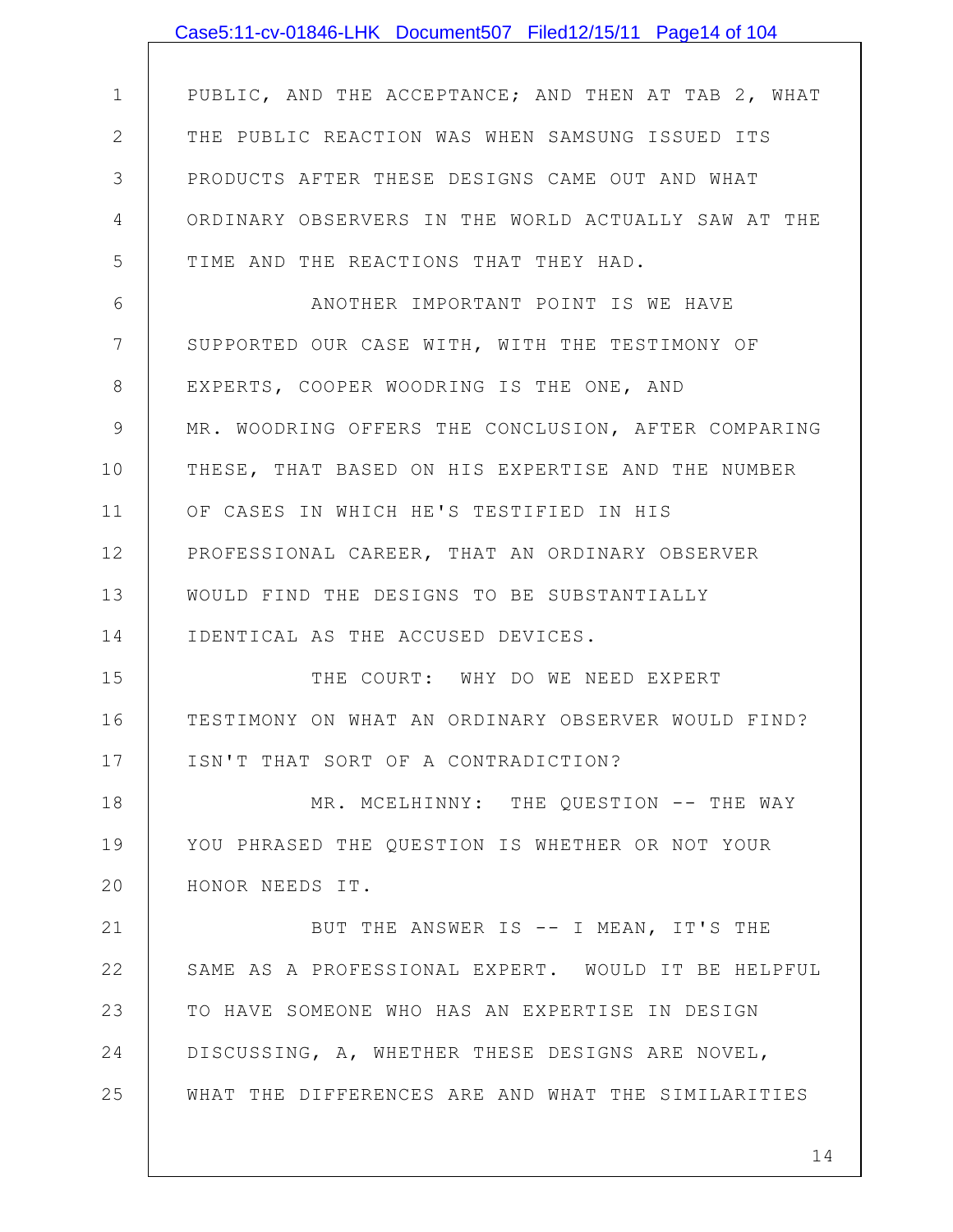PUBLIC, AND THE ACCEPTANCE; AND THEN AT TAB 2, WHAT THE PUBLIC REACTION WAS WHEN SAMSUNG ISSUED ITS PRODUCTS AFTER THESE DESIGNS CAME OUT AND WHAT ORDINARY OBSERVERS IN THE WORLD ACTUALLY SAW AT THE TIME AND THE REACTIONS THAT THEY HAD.

ANOTHER IMPORTANT POINT IS WE HAVE SUPPORTED OUR CASE WITH, WITH THE TESTIMONY OF EXPERTS, COOPER WOODRING IS THE ONE, AND MR. WOODRING OFFERS THE CONCLUSION, AFTER COMPARING THESE, THAT BASED ON HIS EXPERTISE AND THE NUMBER OF CASES IN WHICH HE'S TESTIFIED IN HIS PROFESSIONAL CAREER, THAT AN ORDINARY OBSERVER WOULD FIND THE DESIGNS TO BE SUBSTANTIALLY IDENTICAL AS THE ACCUSED DEVICES.

THE COURT: WHY DO WE NEED EXPERT TESTIMONY ON WHAT AN ORDINARY OBSERVER WOULD FIND? ISN'T THAT SORT OF A CONTRADICTION?

MR. MCELHINNY: THE QUESTION -- THE WAY YOU PHRASED THE QUESTION IS WHETHER OR NOT YOUR HONOR NEEDS IT.

BUT THE ANSWER IS -- I MEAN, IT'S THE SAME AS A PROFESSIONAL EXPERT. WOULD IT BE HELPFUL TO HAVE SOMEONE WHO HAS AN EXPERTISE IN DESIGN DISCUSSING, A, WHETHER THESE DESIGNS ARE NOVEL, WHAT THE DIFFERENCES ARE AND WHAT THE SIMILARITIES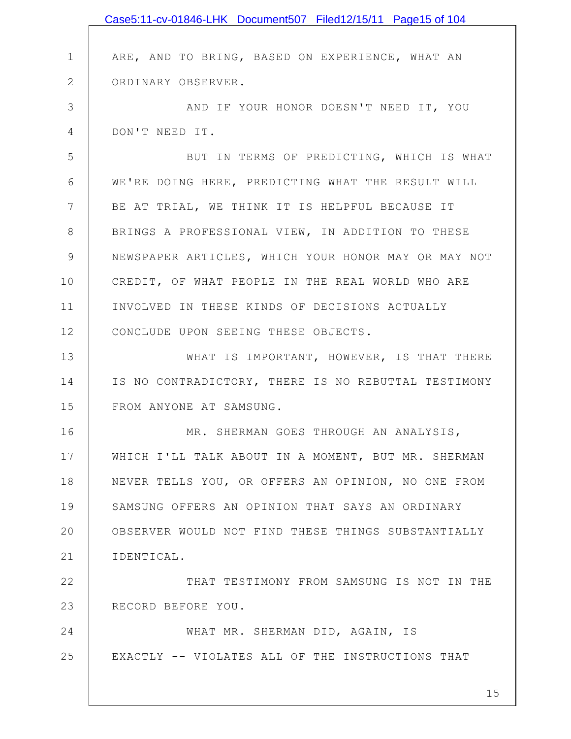ARE, AND TO BRING, BASED ON EXPERIENCE, WHAT AN ORDINARY OBSERVER.

AND IF YOUR HONOR DOESN'T NEED IT, YOU DON'T NEED IT.

BUT IN TERMS OF PREDICTING, WHICH IS WHAT WE'RE DOING HERE, PREDICTING WHAT THE RESULT WILL BE AT TRIAL, WE THINK IT IS HELPFUL BECAUSE IT BRINGS A PROFESSIONAL VIEW, IN ADDITION TO THESE NEWSPAPER ARTICLES, WHICH YOUR HONOR MAY OR MAY NOT CREDIT, OF WHAT PEOPLE IN THE REAL WORLD WHO ARE INVOLVED IN THESE KINDS OF DECISIONS ACTUALLY CONCLUDE UPON SEEING THESE OBJECTS.

WHAT IS IMPORTANT, HOWEVER, IS THAT THERE IS NO CONTRADICTORY, THERE IS NO REBUTTAL TESTIMONY FROM ANYONE AT SAMSUNG.

MR. SHERMAN GOES THROUGH AN ANALYSIS, WHICH I'LL TALK ABOUT IN A MOMENT, BUT MR. SHERMAN NEVER TELLS YOU, OR OFFERS AN OPINION, NO ONE FROM SAMSUNG OFFERS AN OPINION THAT SAYS AN ORDINARY OBSERVER WOULD NOT FIND THESE THINGS SUBSTANTIALLY IDENTICAL.

THAT TESTIMONY FROM SAMSUNG IS NOT IN THE RECORD BEFORE YOU.

WHAT MR. SHERMAN DID, AGAIN, IS EXACTLY -- VIOLATES ALL OF THE INSTRUCTIONS THAT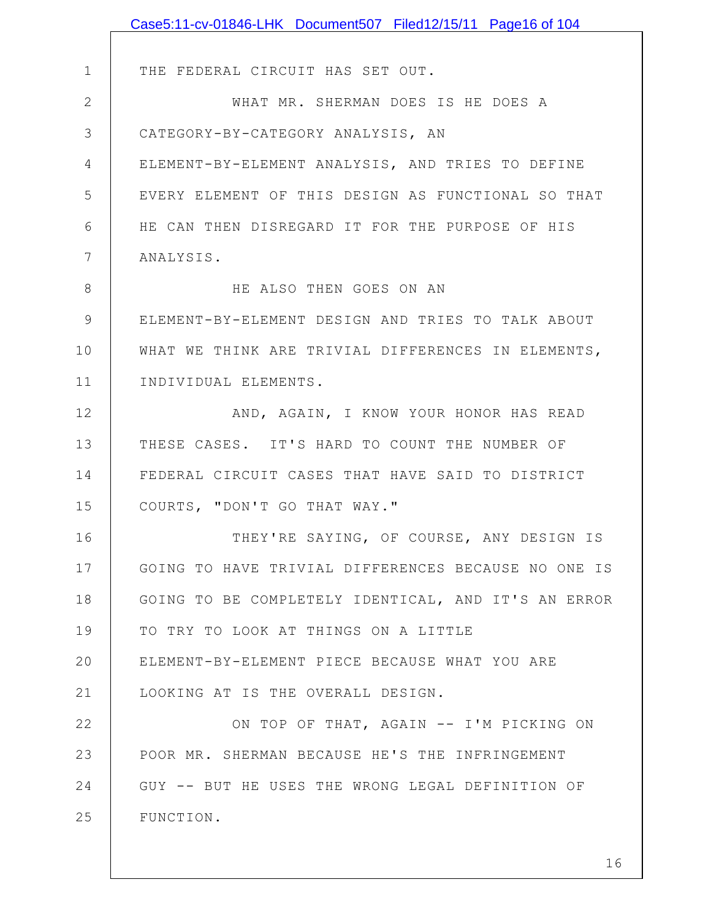THE FEDERAL CIRCUIT HAS SET OUT.

WHAT MR. SHERMAN DOES IS HE DOES A CATEGORY-BY-CATEGORY ANALYSIS, AN ELEMENT-BY-ELEMENT ANALYSIS, AND TRIES TO DEFINE EVERY ELEMENT OF THIS DESIGN AS FUNCTIONAL SO THAT HE CAN THEN DISREGARD IT FOR THE PURPOSE OF HIS ANALYSIS.

HE ALSO THEN GOES ON AN ELEMENT-BY-ELEMENT DESIGN AND TRIES TO TALK ABOUT WHAT WE THINK ARE TRIVIAL DIFFERENCES IN ELEMENTS, INDIVIDUAL ELEMENTS.

AND, AGAIN, I KNOW YOUR HONOR HAS READ THESE CASES. IT'S HARD TO COUNT THE NUMBER OF FEDERAL CIRCUIT CASES THAT HAVE SAID TO DISTRICT COURTS, "DON'T GO THAT WAY."

THEY'RE SAYING, OF COURSE, ANY DESIGN IS GOING TO HAVE TRIVIAL DIFFERENCES BECAUSE NO ONE IS GOING TO BE COMPLETELY IDENTICAL, AND IT'S AN ERROR TO TRY TO LOOK AT THINGS ON A LITTLE ELEMENT-BY-ELEMENT PIECE BECAUSE WHAT YOU ARE LOOKING AT IS THE OVERALL DESIGN.

ON TOP OF THAT, AGAIN -- I'M PICKING ON POOR MR. SHERMAN BECAUSE HE'S THE INFRINGEMENT GUY -- BUT HE USES THE WRONG LEGAL DEFINITION OF FUNCTION.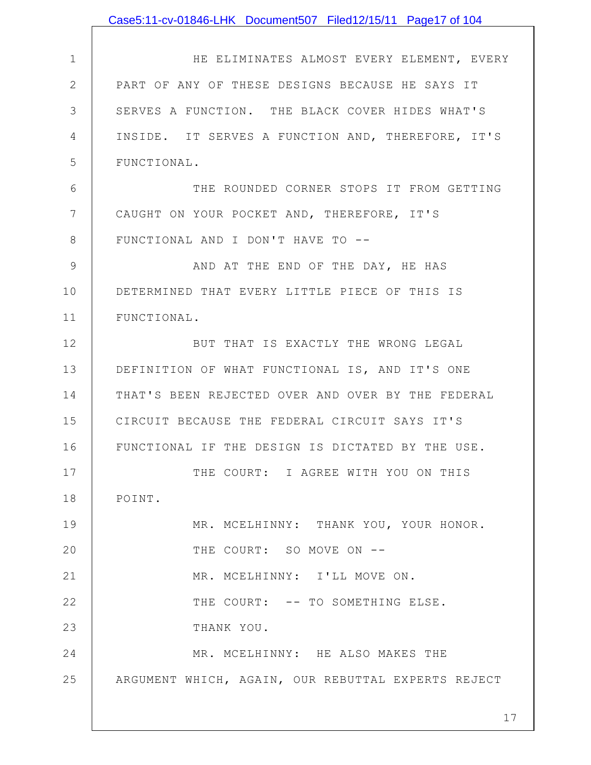HE ELIMINATES ALMOST EVERY ELEMENT, EVERY PART OF ANY OF THESE DESIGNS BECAUSE HE SAYS IT SERVES A FUNCTION. THE BLACK COVER HIDES WHAT'S INSIDE. IT SERVES A FUNCTION AND, THEREFORE, IT'S FUNCTIONAL.

THE ROUNDED CORNER STOPS IT FROM GETTING CAUGHT ON YOUR POCKET AND, THEREFORE, IT'S FUNCTIONAL AND I DON'T HAVE TO --

AND AT THE END OF THE DAY, HE HAS DETERMINED THAT EVERY LITTLE PIECE OF THIS IS FUNCTIONAL.

BUT THAT IS EXACTLY THE WRONG LEGAL DEFINITION OF WHAT FUNCTIONAL IS, AND IT'S ONE THAT'S BEEN REJECTED OVER AND OVER BY THE FEDERAL CIRCUIT BECAUSE THE FEDERAL CIRCUIT SAYS IT'S FUNCTIONAL IF THE DESIGN IS DICTATED BY THE USE.

THE COURT: I AGREE WITH YOU ON THIS POINT.

MR. MCELHINNY: THANK YOU, YOUR HONOR.

THE COURT: SO MOVE ON --

MR. MCELHINNY: I'LL MOVE ON.

THE COURT: -- TO SOMETHING ELSE.

THANK YOU.

MR. MCELHINNY: HE ALSO MAKES THE ARGUMENT WHICH, AGAIN, OUR REBUTTAL EXPERTS REJECT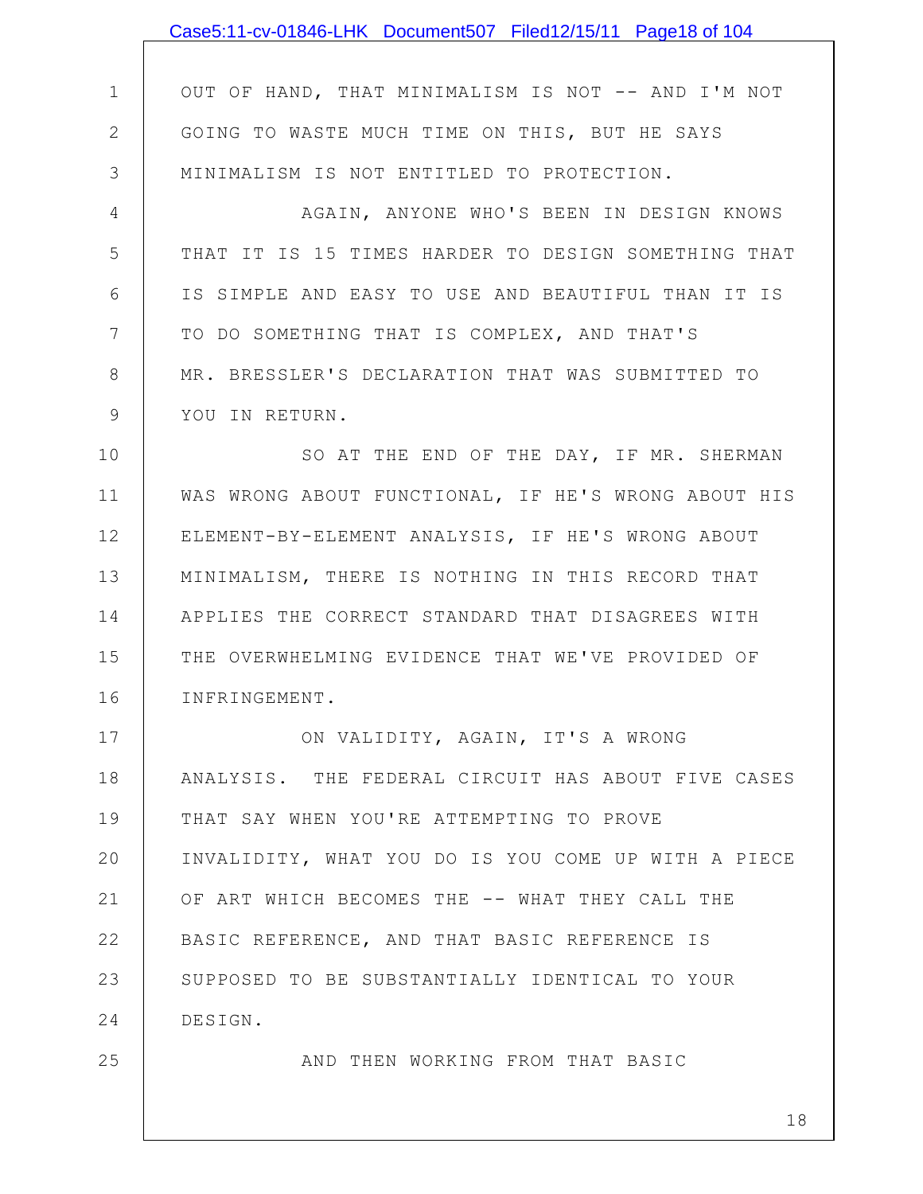OUT OF HAND, THAT MINIMALISM IS NOT -- AND I'M NOT GOING TO WASTE MUCH TIME ON THIS, BUT HE SAYS MINIMALISM IS NOT ENTITLED TO PROTECTION.

AGAIN, ANYONE WHO'S BEEN IN DESIGN KNOWS THAT IT IS 15 TIMES HARDER TO DESIGN SOMETHING THAT IS SIMPLE AND EASY TO USE AND BEAUTIFUL THAN IT IS TO DO SOMETHING THAT IS COMPLEX, AND THAT'S MR. BRESSLER'S DECLARATION THAT WAS SUBMITTED TO YOU IN RETURN.

SO AT THE END OF THE DAY, IF MR. SHERMAN WAS WRONG ABOUT FUNCTIONAL, IF HE'S WRONG ABOUT HIS ELEMENT-BY-ELEMENT ANALYSIS, IF HE'S WRONG ABOUT MINIMALISM, THERE IS NOTHING IN THIS RECORD THAT APPLIES THE CORRECT STANDARD THAT DISAGREES WITH THE OVERWHELMING EVIDENCE THAT WE'VE PROVIDED OF INFRINGEMENT.

ON VALIDITY, AGAIN, IT'S A WRONG ANALYSIS. THE FEDERAL CIRCUIT HAS ABOUT FIVE CASES THAT SAY WHEN YOU'RE ATTEMPTING TO PROVE INVALIDITY, WHAT YOU DO IS YOU COME UP WITH A PIECE OF ART WHICH BECOMES THE -- WHAT THEY CALL THE BASIC REFERENCE, AND THAT BASIC REFERENCE IS SUPPOSED TO BE SUBSTANTIALLY IDENTICAL TO YOUR DESIGN.

AND THEN WORKING FROM THAT BASIC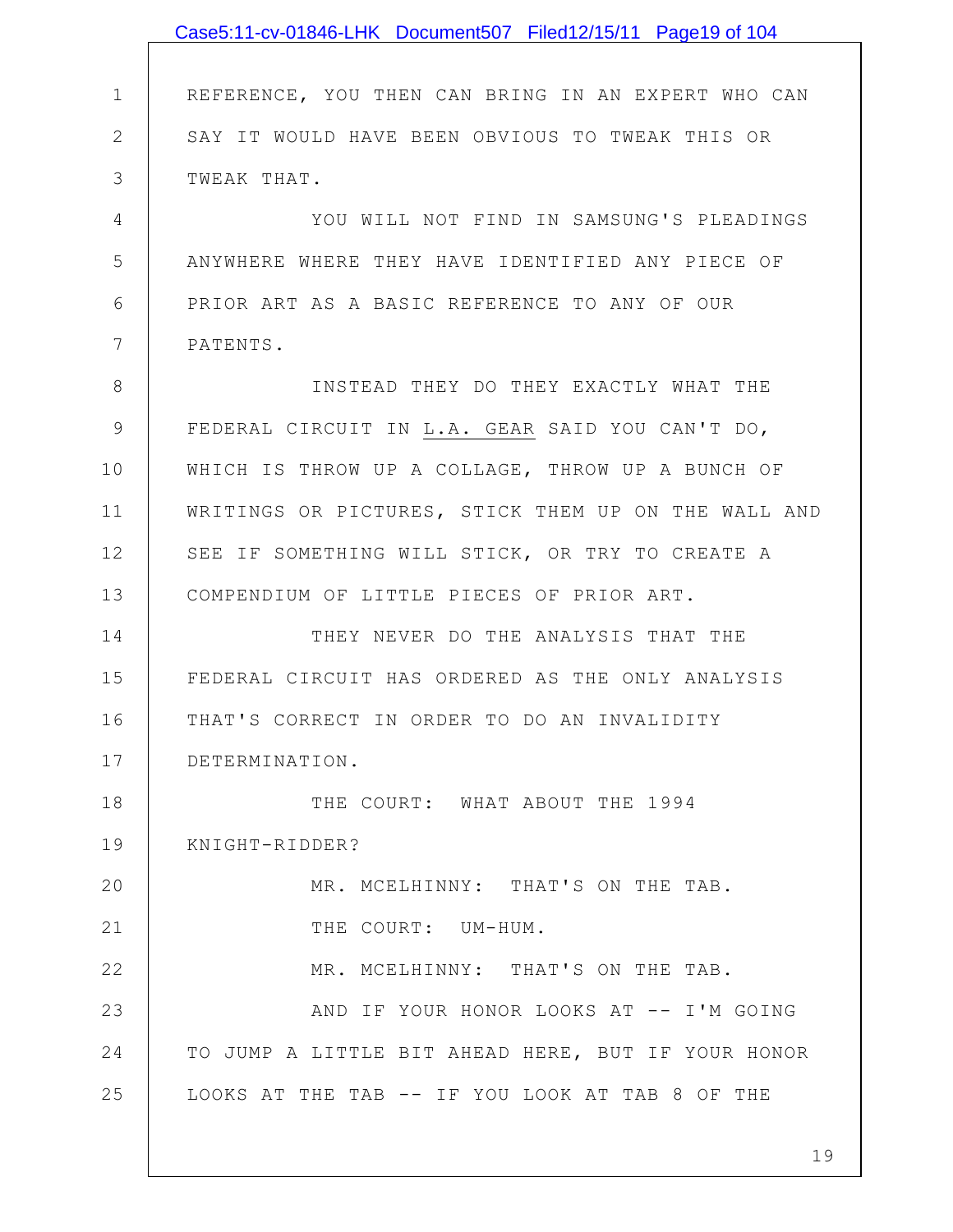REFERENCE, YOU THEN CAN BRING IN AN EXPERT WHO CAN SAY IT WOULD HAVE BEEN OBVIOUS TO TWEAK THIS OR TWEAK THAT.

YOU WILL NOT FIND IN SAMSUNG'S PLEADINGS ANYWHERE WHERE THEY HAVE IDENTIFIED ANY PIECE OF PRIOR ART AS A BASIC REFERENCE TO ANY OF OUR PATENTS.

INSTEAD THEY DO THEY EXACTLY WHAT THE FEDERAL CIRCUIT IN L.A. GEAR SAID YOU CAN'T DO, WHICH IS THROW UP A COLLAGE, THROW UP A BUNCH OF WRITINGS OR PICTURES, STICK THEM UP ON THE WALL AND SEE IF SOMETHING WILL STICK, OR TRY TO CREATE A COMPENDIUM OF LITTLE PIECES OF PRIOR ART.

THEY NEVER DO THE ANALYSIS THAT THE FEDERAL CIRCUIT HAS ORDERED AS THE ONLY ANALYSIS THAT'S CORRECT IN ORDER TO DO AN INVALIDITY DETERMINATION.

THE COURT: WHAT ABOUT THE 1994 KNIGHT-RIDDER?

MR. MCELHINNY: THAT'S ON THE TAB.

THE COURT: UM-HUM.

MR. MCELHINNY: THAT'S ON THE TAB.

AND IF YOUR HONOR LOOKS AT -- I'M GOING TO JUMP A LITTLE BIT AHEAD HERE, BUT IF YOUR HONOR LOOKS AT THE TAB -- IF YOU LOOK AT TAB 8 OF THE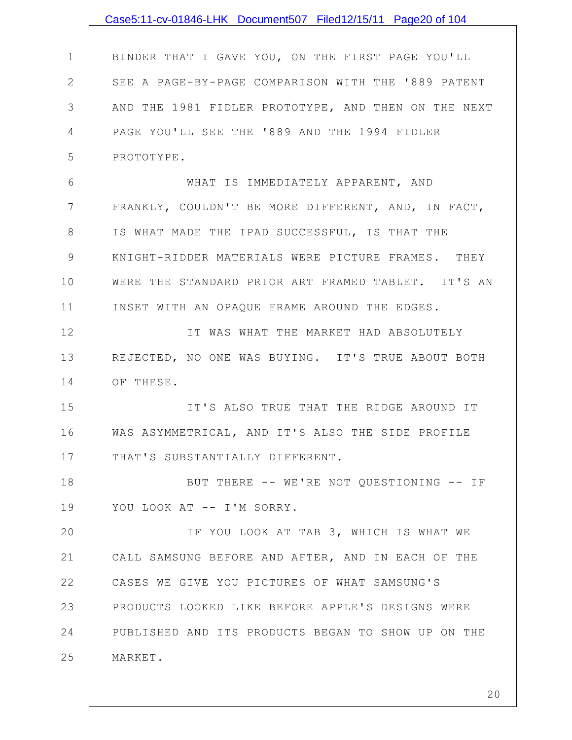BINDER THAT I GAVE YOU, ON THE FIRST PAGE YOU'LL SEE A PAGE-BY-PAGE COMPARISON WITH THE '889 PATENT AND THE 1981 FIDLER PROTOTYPE, AND THEN ON THE NEXT PAGE YOU'LL SEE THE '889 AND THE 1994 FIDLER PROTOTYPE.

WHAT IS IMMEDIATELY APPARENT, AND FRANKLY, COULDN'T BE MORE DIFFERENT, AND, IN FACT, IS WHAT MADE THE IPAD SUCCESSFUL, IS THAT THE KNIGHT-RIDDER MATERIALS WERE PICTURE FRAMES. THEY WERE THE STANDARD PRIOR ART FRAMED TABLET. IT'S AN INSET WITH AN OPAQUE FRAME AROUND THE EDGES.

IT WAS WHAT THE MARKET HAD ABSOLUTELY REJECTED, NO ONE WAS BUYING. IT'S TRUE ABOUT BOTH OF THESE.

IT'S ALSO TRUE THAT THE RIDGE AROUND IT WAS ASYMMETRICAL, AND IT'S ALSO THE SIDE PROFILE THAT'S SUBSTANTIALLY DIFFERENT.

BUT THERE -- WE'RE NOT QUESTIONING -- IF YOU LOOK AT -- I'M SORRY.

IF YOU LOOK AT TAB 3, WHICH IS WHAT WE CALL SAMSUNG BEFORE AND AFTER, AND IN EACH OF THE CASES WE GIVE YOU PICTURES OF WHAT SAMSUNG'S PRODUCTS LOOKED LIKE BEFORE APPLE'S DESIGNS WERE PUBLISHED AND ITS PRODUCTS BEGAN TO SHOW UP ON THE MARKET.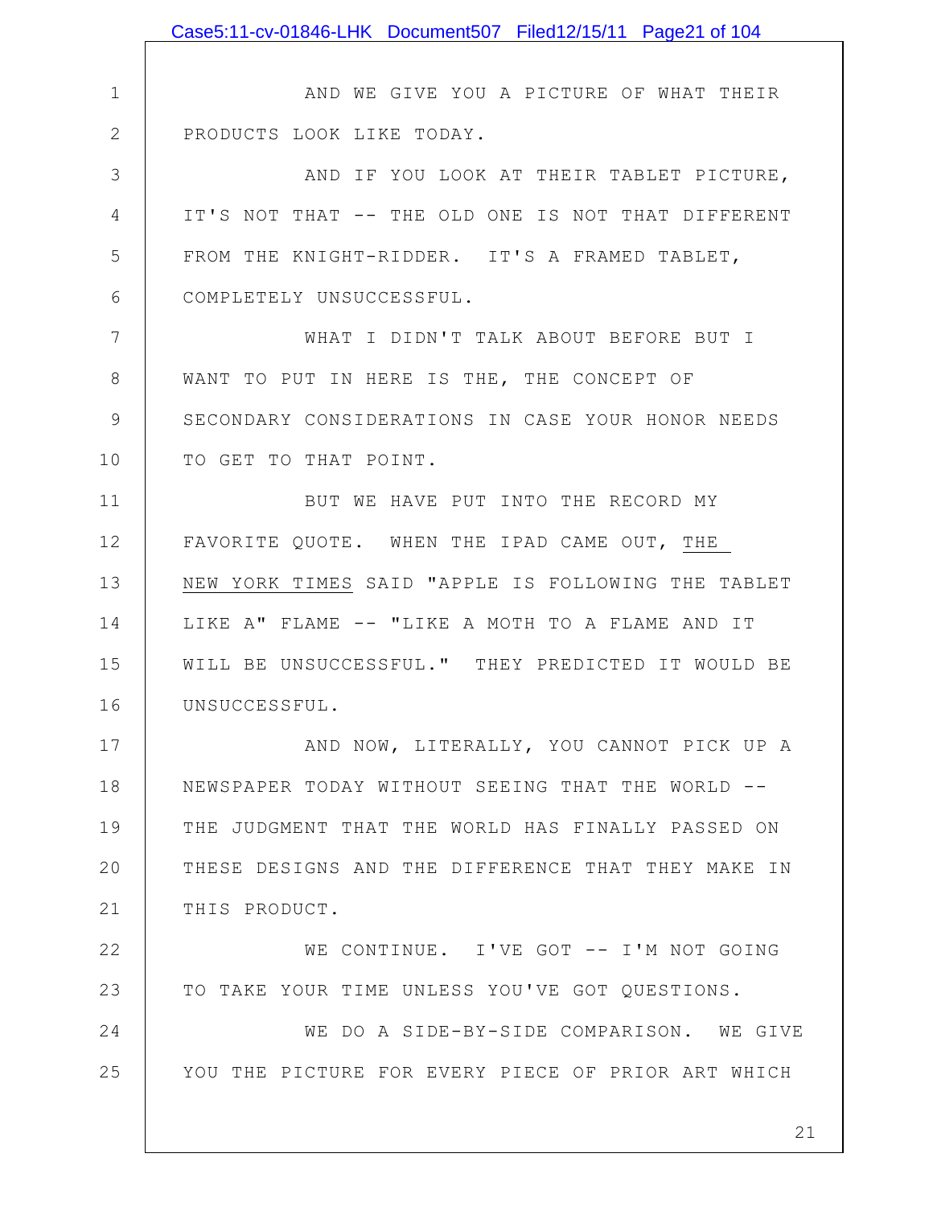AND WE GIVE YOU A PICTURE OF WHAT THEIR PRODUCTS LOOK LIKE TODAY.

AND IF YOU LOOK AT THEIR TABLET PICTURE, IT'S NOT THAT -- THE OLD ONE IS NOT THAT DIFFERENT FROM THE KNIGHT-RIDDER. IT'S A FRAMED TABLET, COMPLETELY UNSUCCESSFUL.

WHAT I DIDN'T TALK ABOUT BEFORE BUT I WANT TO PUT IN HERE IS THE, THE CONCEPT OF SECONDARY CONSIDERATIONS IN CASE YOUR HONOR NEEDS TO GET TO THAT POINT.

BUT WE HAVE PUT INTO THE RECORD MY FAVORITE QUOTE. WHEN THE IPAD CAME OUT, THE NEW YORK TIMES SAID "APPLE IS FOLLOWING THE TABLET LIKE A" FLAME -- "LIKE A MOTH TO A FLAME AND IT WILL BE UNSUCCESSFUL." THEY PREDICTED IT WOULD BE UNSUCCESSFUL.

AND NOW, LITERALLY, YOU CANNOT PICK UP A NEWSPAPER TODAY WITHOUT SEEING THAT THE WORLD -- THE JUDGMENT THAT THE WORLD HAS FINALLY PASSED ON THESE DESIGNS AND THE DIFFERENCE THAT THEY MAKE IN THIS PRODUCT.

WE CONTINUE. I'VE GOT -- I'M NOT GOING TO TAKE YOUR TIME UNLESS YOU'VE GOT QUESTIONS.

WE DO A SIDE-BY-SIDE COMPARISON. WE GIVE YOU THE PICTURE FOR EVERY PIECE OF PRIOR ART WHICH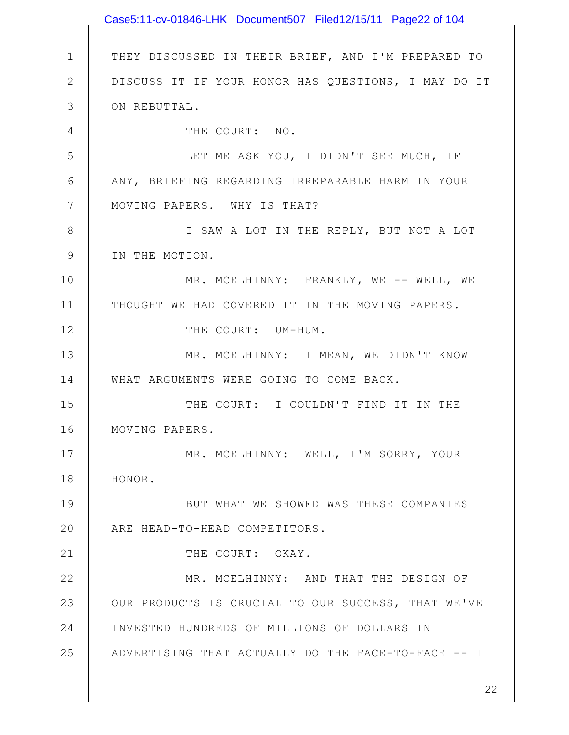THEY DISCUSSED IN THEIR BRIEF, AND I'M PREPARED TO DISCUSS IT IF YOUR HONOR HAS QUESTIONS, I MAY DO IT ON REBUTTAL.

THE COURT: NO.

LET ME ASK YOU, I DIDN'T SEE MUCH, IF ANY, BRIEFING REGARDING IRREPARABLE HARM IN YOUR MOVING PAPERS. WHY IS THAT?

I SAW A LOT IN THE REPLY, BUT NOT A LOT IN THE MOTION.

MR. MCELHINNY: FRANKLY, WE -- WELL, WE THOUGHT WE HAD COVERED IT IN THE MOVING PAPERS.

THE COURT: UM-HUM.

MR. MCELHINNY: I MEAN, WE DIDN'T KNOW WHAT ARGUMENTS WERE GOING TO COME BACK.

THE COURT: I COULDN'T FIND IT IN THE MOVING PAPERS.

MR. MCELHINNY: WELL, I'M SORRY, YOUR HONOR.

BUT WHAT WE SHOWED WAS THESE COMPANIES ARE HEAD-TO-HEAD COMPETITORS.

THE COURT: OKAY.

MR. MCELHINNY: AND THAT THE DESIGN OF OUR PRODUCTS IS CRUCIAL TO OUR SUCCESS, THAT WE'VE INVESTED HUNDREDS OF MILLIONS OF DOLLARS IN ADVERTISING THAT ACTUALLY DO THE FACE-TO-FACE -- I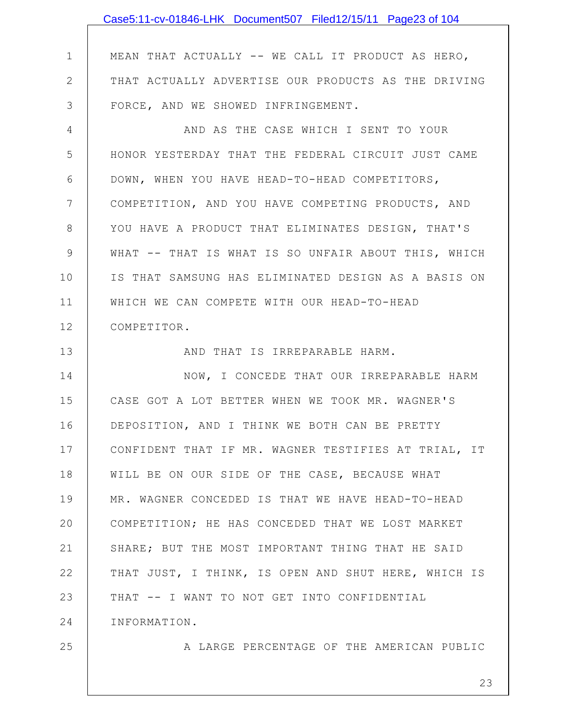MEAN THAT ACTUALLY -- WE CALL IT PRODUCT AS HERO, THAT ACTUALLY ADVERTISE OUR PRODUCTS AS THE DRIVING FORCE, AND WE SHOWED INFRINGEMENT.

AND AS THE CASE WHICH I SENT TO YOUR HONOR YESTERDAY THAT THE FEDERAL CIRCUIT JUST CAME DOWN, WHEN YOU HAVE HEAD-TO-HEAD COMPETITORS, COMPETITION, AND YOU HAVE COMPETING PRODUCTS, AND YOU HAVE A PRODUCT THAT ELIMINATES DESIGN, THAT'S WHAT -- THAT IS WHAT IS SO UNFAIR ABOUT THIS, WHICH IS THAT SAMSUNG HAS ELIMINATED DESIGN AS A BASIS ON WHICH WE CAN COMPETE WITH OUR HEAD-TO-HEAD COMPETITOR.

AND THAT IS IRREPARABLE HARM.

NOW, I CONCEDE THAT OUR IRREPARABLE HARM CASE GOT A LOT BETTER WHEN WE TOOK MR. WAGNER'S DEPOSITION, AND I THINK WE BOTH CAN BE PRETTY CONFIDENT THAT IF MR. WAGNER TESTIFIES AT TRIAL, IT WILL BE ON OUR SIDE OF THE CASE, BECAUSE WHAT MR. WAGNER CONCEDED IS THAT WE HAVE HEAD-TO-HEAD COMPETITION; HE HAS CONCEDED THAT WE LOST MARKET SHARE; BUT THE MOST IMPORTANT THING THAT HE SAID THAT JUST, I THINK, IS OPEN AND SHUT HERE, WHICH IS THAT -- I WANT TO NOT GET INTO CONFIDENTIAL INFORMATION.

A LARGE PERCENTAGE OF THE AMERICAN PUBLIC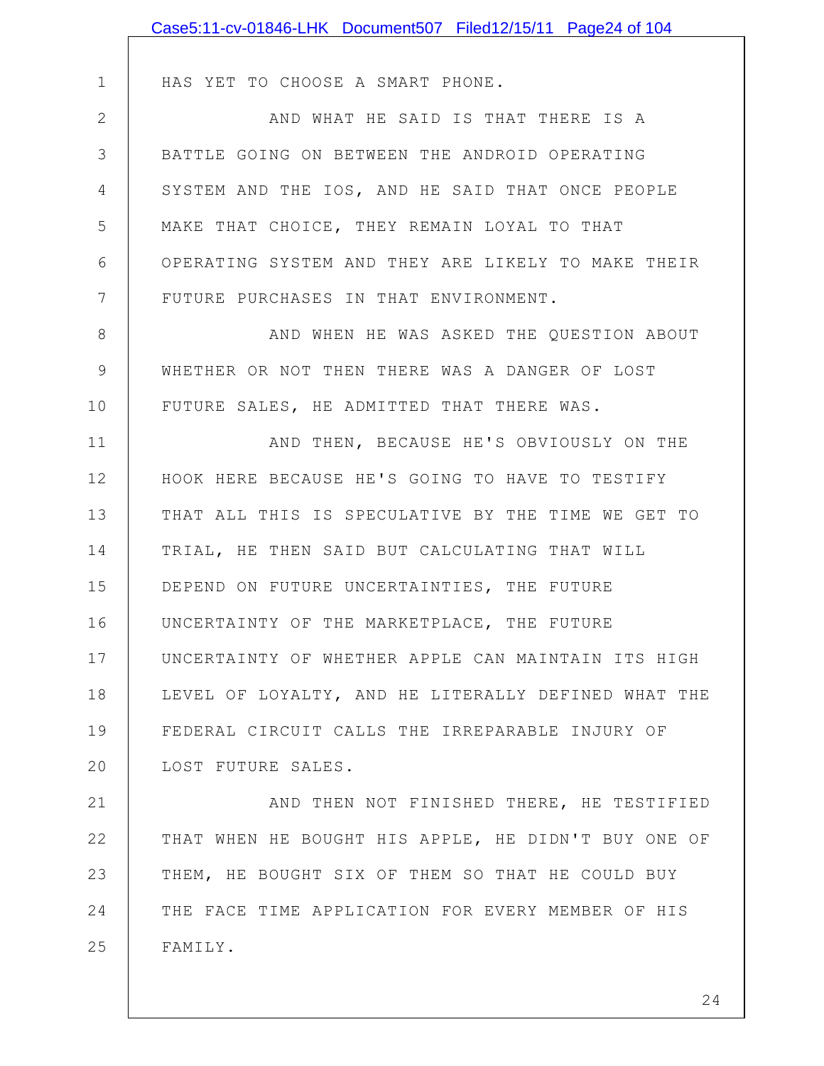HAS YET TO CHOOSE A SMART PHONE.

AND WHAT HE SAID IS THAT THERE IS A BATTLE GOING ON BETWEEN THE ANDROID OPERATING SYSTEM AND THE IOS, AND HE SAID THAT ONCE PEOPLE MAKE THAT CHOICE, THEY REMAIN LOYAL TO THAT OPERATING SYSTEM AND THEY ARE LIKELY TO MAKE THEIR FUTURE PURCHASES IN THAT ENVIRONMENT.

AND WHEN HE WAS ASKED THE QUESTION ABOUT WHETHER OR NOT THEN THERE WAS A DANGER OF LOST FUTURE SALES, HE ADMITTED THAT THERE WAS.

AND THEN, BECAUSE HE'S OBVIOUSLY ON THE HOOK HERE BECAUSE HE'S GOING TO HAVE TO TESTIFY THAT ALL THIS IS SPECULATIVE BY THE TIME WE GET TO TRIAL, HE THEN SAID BUT CALCULATING THAT WILL DEPEND ON FUTURE UNCERTAINTIES, THE FUTURE UNCERTAINTY OF THE MARKETPLACE, THE FUTURE UNCERTAINTY OF WHETHER APPLE CAN MAINTAIN ITS HIGH LEVEL OF LOYALTY, AND HE LITERALLY DEFINED WHAT THE FEDERAL CIRCUIT CALLS THE IRREPARABLE INJURY OF LOST FUTURE SALES.

AND THEN NOT FINISHED THERE, HE TESTIFIED THAT WHEN HE BOUGHT HIS APPLE, HE DIDN'T BUY ONE OF THEM, HE BOUGHT SIX OF THEM SO THAT HE COULD BUY THE FACE TIME APPLICATION FOR EVERY MEMBER OF HIS FAMILY.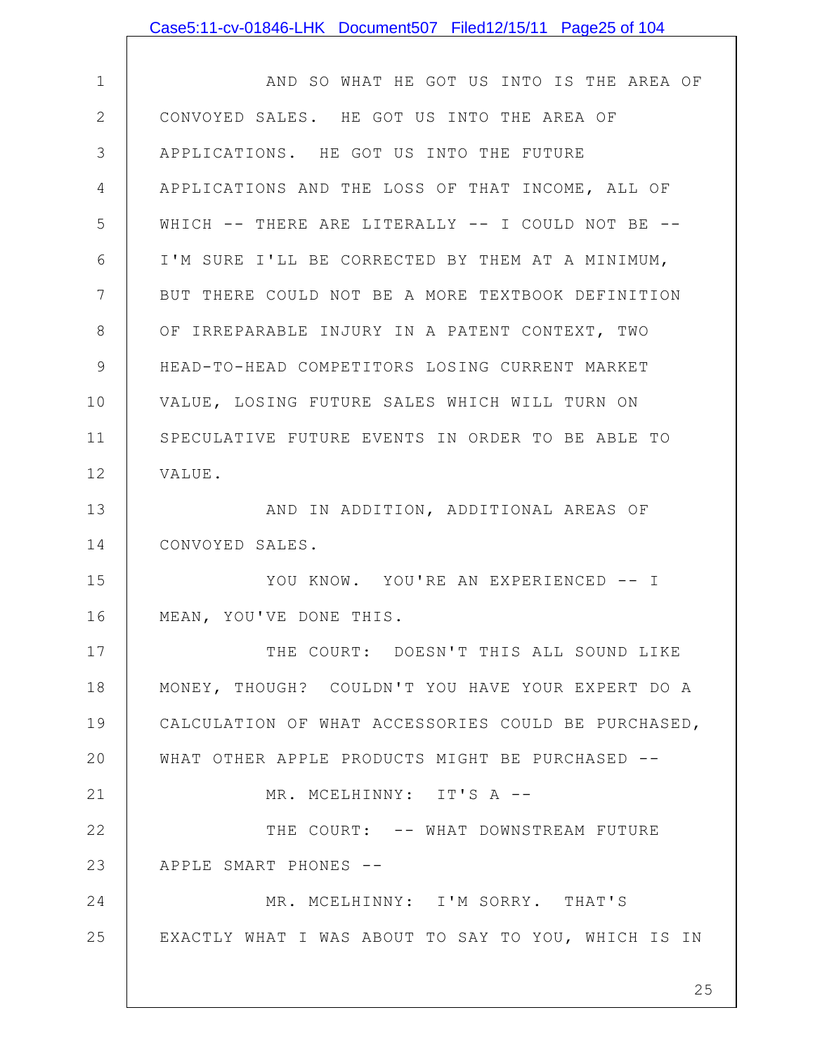AND SO WHAT HE GOT US INTO IS THE AREA OF CONVOYED SALES. HE GOT US INTO THE AREA OF APPLICATIONS. HE GOT US INTO THE FUTURE APPLICATIONS AND THE LOSS OF THAT INCOME, ALL OF WHICH -- THERE ARE LITERALLY -- I COULD NOT BE -- I'M SURE I'LL BE CORRECTED BY THEM AT A MINIMUM, BUT THERE COULD NOT BE A MORE TEXTBOOK DEFINITION OF IRREPARABLE INJURY IN A PATENT CONTEXT, TWO HEAD-TO-HEAD COMPETITORS LOSING CURRENT MARKET VALUE, LOSING FUTURE SALES WHICH WILL TURN ON SPECULATIVE FUTURE EVENTS IN ORDER TO BE ABLE TO VALUE.

AND IN ADDITION, ADDITIONAL AREAS OF CONVOYED SALES.

YOU KNOW. YOU'RE AN EXPERIENCED -- I MEAN, YOU'VE DONE THIS.

THE COURT: DOESN'T THIS ALL SOUND LIKE MONEY, THOUGH? COULDN'T YOU HAVE YOUR EXPERT DO A CALCULATION OF WHAT ACCESSORIES COULD BE PURCHASED, WHAT OTHER APPLE PRODUCTS MIGHT BE PURCHASED --

MR. MCELHINNY: IT'S A --

THE COURT: -- WHAT DOWNSTREAM FUTURE APPLE SMART PHONES --

MR. MCELHINNY: I'M SORRY. THAT'S EXACTLY WHAT I WAS ABOUT TO SAY TO YOU, WHICH IS IN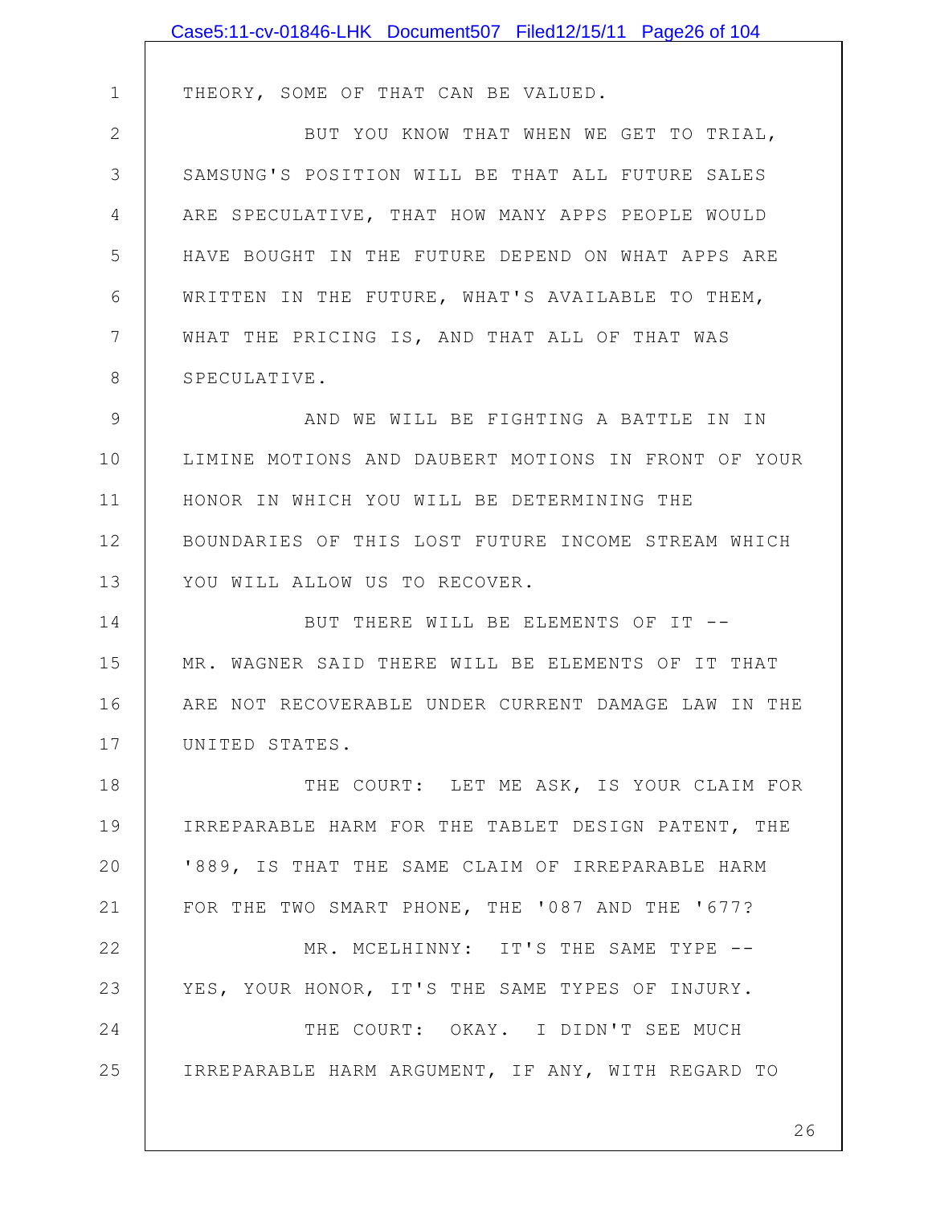THEORY, SOME OF THAT CAN BE VALUED.

BUT YOU KNOW THAT WHEN WE GET TO TRIAL, SAMSUNG'S POSITION WILL BE THAT ALL FUTURE SALES ARE SPECULATIVE, THAT HOW MANY APPS PEOPLE WOULD HAVE BOUGHT IN THE FUTURE DEPEND ON WHAT APPS ARE WRITTEN IN THE FUTURE, WHAT'S AVAILABLE TO THEM, WHAT THE PRICING IS, AND THAT ALL OF THAT WAS SPECULATIVE.

AND WE WILL BE FIGHTING A BATTLE IN IN LIMINE MOTIONS AND DAUBERT MOTIONS IN FRONT OF YOUR HONOR IN WHICH YOU WILL BE DETERMINING THE BOUNDARIES OF THIS LOST FUTURE INCOME STREAM WHICH YOU WILL ALLOW US TO RECOVER.

BUT THERE WILL BE ELEMENTS OF IT -- MR. WAGNER SAID THERE WILL BE ELEMENTS OF IT THAT ARE NOT RECOVERABLE UNDER CURRENT DAMAGE LAW IN THE UNITED STATES.

THE COURT: LET ME ASK, IS YOUR CLAIM FOR IRREPARABLE HARM FOR THE TABLET DESIGN PATENT, THE '889, IS THAT THE SAME CLAIM OF IRREPARABLE HARM FOR THE TWO SMART PHONE, THE '087 AND THE '677?

MR. MCELHINNY: IT'S THE SAME TYPE -- YES, YOUR HONOR, IT'S THE SAME TYPES OF INJURY.

THE COURT: OKAY. I DIDN'T SEE MUCH IRREPARABLE HARM ARGUMENT, IF ANY, WITH REGARD TO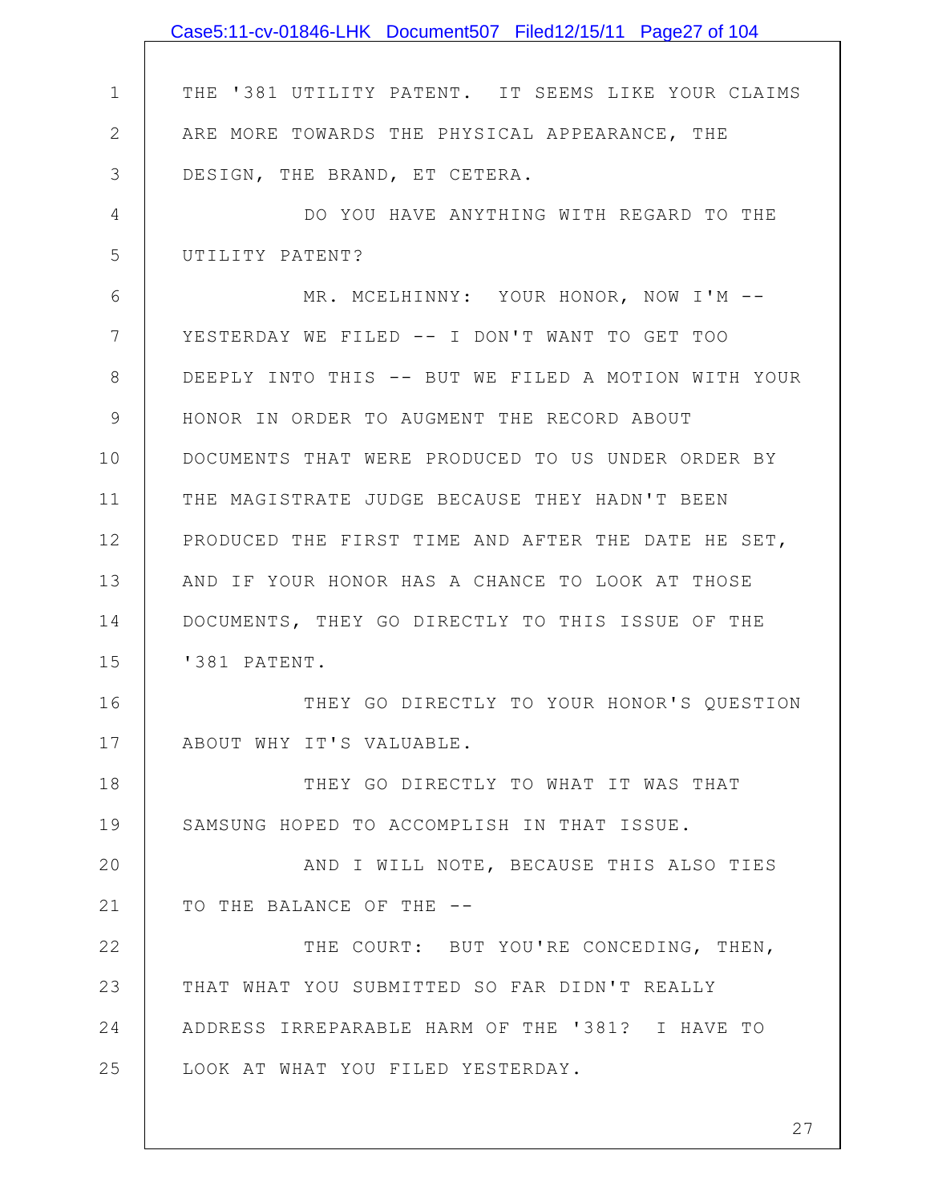THE '381 UTILITY PATENT. IT SEEMS LIKE YOUR CLAIMS ARE MORE TOWARDS THE PHYSICAL APPEARANCE, THE DESIGN, THE BRAND, ET CETERA.

DO YOU HAVE ANYTHING WITH REGARD TO THE UTILITY PATENT?

MR. MCELHINNY: YOUR HONOR, NOW I'M -- YESTERDAY WE FILED -- I DON'T WANT TO GET TOO DEEPLY INTO THIS -- BUT WE FILED A MOTION WITH YOUR HONOR IN ORDER TO AUGMENT THE RECORD ABOUT DOCUMENTS THAT WERE PRODUCED TO US UNDER ORDER BY THE MAGISTRATE JUDGE BECAUSE THEY HADN'T BEEN PRODUCED THE FIRST TIME AND AFTER THE DATE HE SET, AND IF YOUR HONOR HAS A CHANCE TO LOOK AT THOSE DOCUMENTS, THEY GO DIRECTLY TO THIS ISSUE OF THE '381 PATENT.

THEY GO DIRECTLY TO YOUR HONOR'S QUESTION ABOUT WHY IT'S VALUABLE.

THEY GO DIRECTLY TO WHAT IT WAS THAT SAMSUNG HOPED TO ACCOMPLISH IN THAT ISSUE.

AND I WILL NOTE, BECAUSE THIS ALSO TIES TO THE BALANCE OF THE --

THE COURT: BUT YOU'RE CONCEDING, THEN, THAT WHAT YOU SUBMITTED SO FAR DIDN'T REALLY ADDRESS IRREPARABLE HARM OF THE '381? I HAVE TO LOOK AT WHAT YOU FILED YESTERDAY.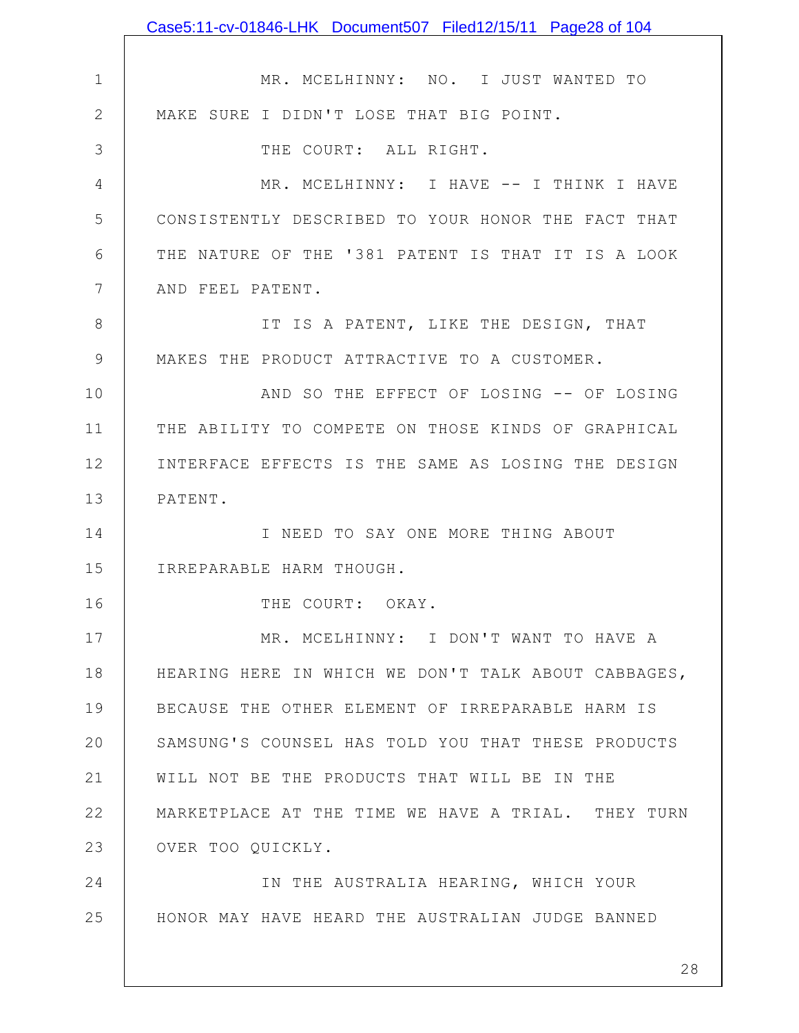MR. MCELHINNY: NO. I JUST WANTED TO MAKE SURE I DIDN'T LOSE THAT BIG POINT.

THE COURT: ALL RIGHT.

MR. MCELHINNY: I HAVE -- I THINK I HAVE CONSISTENTLY DESCRIBED TO YOUR HONOR THE FACT THAT THE NATURE OF THE '381 PATENT IS THAT IT IS A LOOK AND FEEL PATENT.

IT IS A PATENT, LIKE THE DESIGN, THAT MAKES THE PRODUCT ATTRACTIVE TO A CUSTOMER.

AND SO THE EFFECT OF LOSING -- OF LOSING THE ABILITY TO COMPETE ON THOSE KINDS OF GRAPHICAL INTERFACE EFFECTS IS THE SAME AS LOSING THE DESIGN PATENT.

I NEED TO SAY ONE MORE THING ABOUT IRREPARABLE HARM THOUGH.

THE COURT: OKAY.

MR. MCELHINNY: I DON'T WANT TO HAVE A HEARING HERE IN WHICH WE DON'T TALK ABOUT CABBAGES, BECAUSE THE OTHER ELEMENT OF IRREPARABLE HARM IS SAMSUNG'S COUNSEL HAS TOLD YOU THAT THESE PRODUCTS WILL NOT BE THE PRODUCTS THAT WILL BE IN THE MARKETPLACE AT THE TIME WE HAVE A TRIAL. THEY TURN OVER TOO QUICKLY.

IN THE AUSTRALIA HEARING, WHICH YOUR HONOR MAY HAVE HEARD THE AUSTRALIAN JUDGE BANNED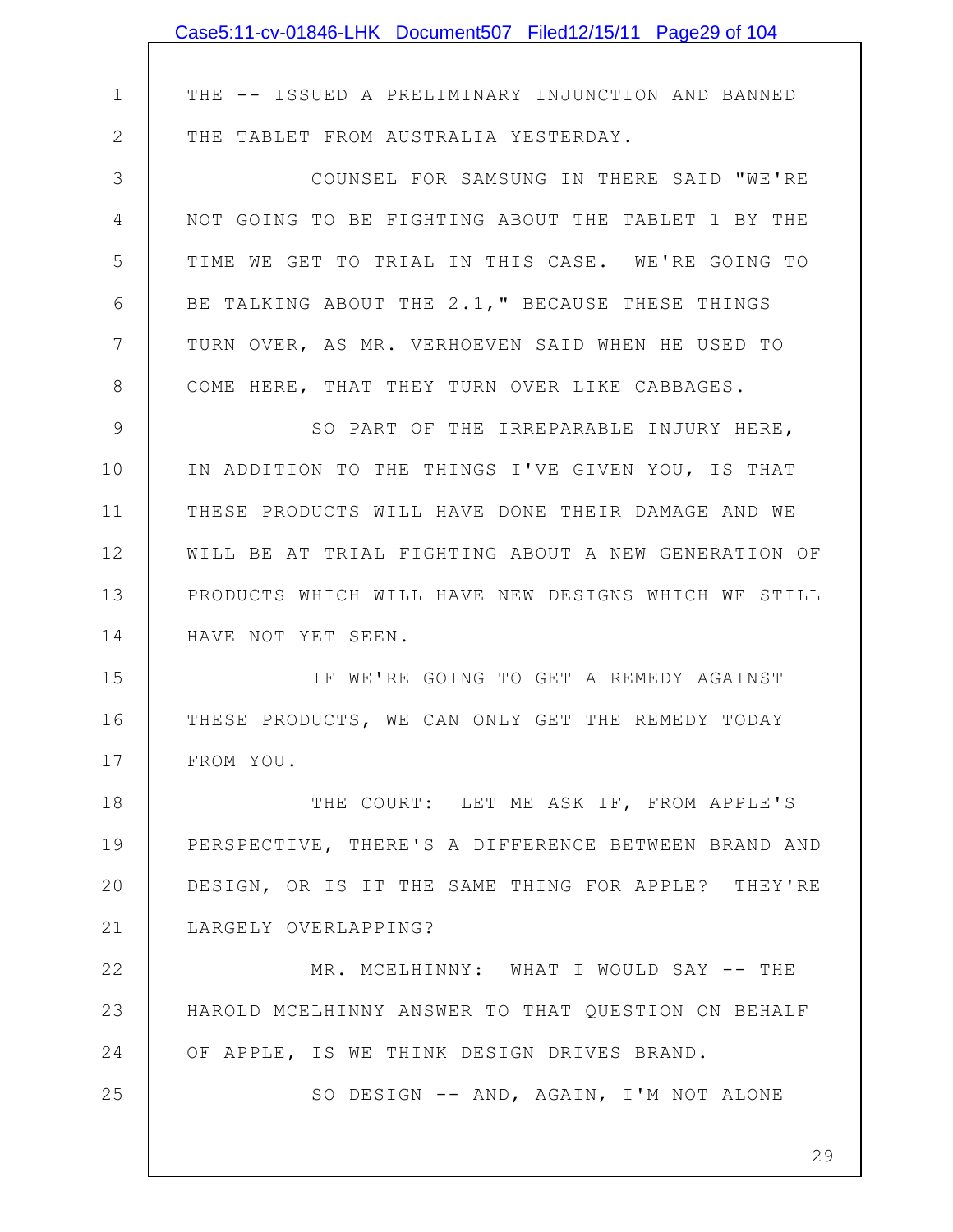THE -- ISSUED A PRELIMINARY INJUNCTION AND BANNED THE TABLET FROM AUSTRALIA YESTERDAY.

COUNSEL FOR SAMSUNG IN THERE SAID "WE'RE NOT GOING TO BE FIGHTING ABOUT THE TABLET 1 BY THE TIME WE GET TO TRIAL IN THIS CASE. WE'RE GOING TO BE TALKING ABOUT THE 2.1," BECAUSE THESE THINGS TURN OVER, AS MR. VERHOEVEN SAID WHEN HE USED TO COME HERE, THAT THEY TURN OVER LIKE CABBAGES.

SO PART OF THE IRREPARABLE INJURY HERE, IN ADDITION TO THE THINGS I'VE GIVEN YOU, IS THAT THESE PRODUCTS WILL HAVE DONE THEIR DAMAGE AND WE WILL BE AT TRIAL FIGHTING ABOUT A NEW GENERATION OF PRODUCTS WHICH WILL HAVE NEW DESIGNS WHICH WE STILL HAVE NOT YET SEEN.

IF WE'RE GOING TO GET A REMEDY AGAINST THESE PRODUCTS, WE CAN ONLY GET THE REMEDY TODAY FROM YOU.

THE COURT: LET ME ASK IF, FROM APPLE'S PERSPECTIVE, THERE'S A DIFFERENCE BETWEEN BRAND AND DESIGN, OR IS IT THE SAME THING FOR APPLE? THEY'RE LARGELY OVERLAPPING?

MR. MCELHINNY: WHAT I WOULD SAY -- THE HAROLD MCELHINNY ANSWER TO THAT QUESTION ON BEHALF OF APPLE, IS WE THINK DESIGN DRIVES BRAND.

SO DESIGN -- AND, AGAIN, I'M NOT ALONE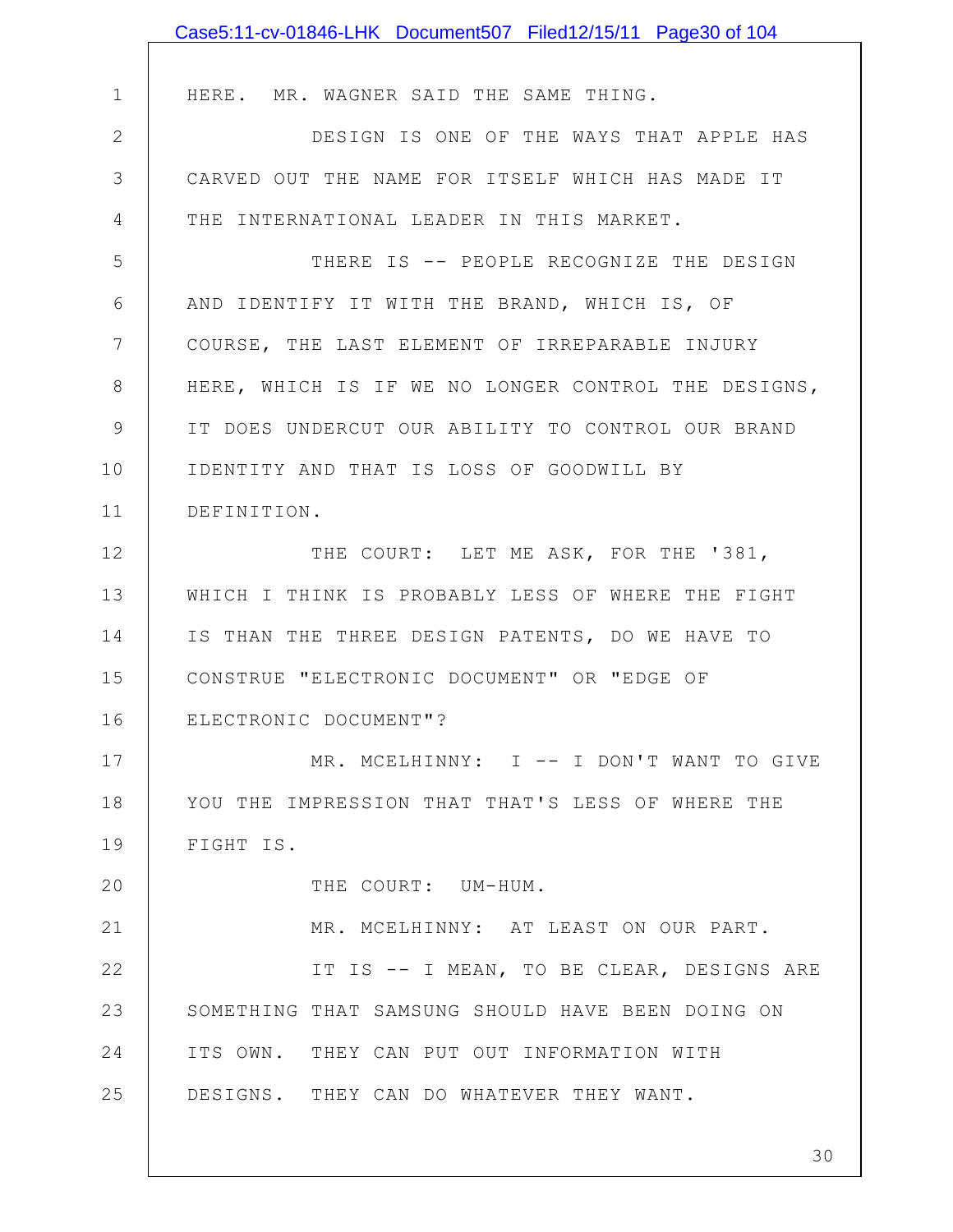HERE. MR. WAGNER SAID THE SAME THING.

DESIGN IS ONE OF THE WAYS THAT APPLE HAS CARVED OUT THE NAME FOR ITSELF WHICH HAS MADE IT THE INTERNATIONAL LEADER IN THIS MARKET.

THERE IS -- PEOPLE RECOGNIZE THE DESIGN AND IDENTIFY IT WITH THE BRAND, WHICH IS, OF COURSE, THE LAST ELEMENT OF IRREPARABLE INJURY HERE, WHICH IS IF WE NO LONGER CONTROL THE DESIGNS, IT DOES UNDERCUT OUR ABILITY TO CONTROL OUR BRAND IDENTITY AND THAT IS LOSS OF GOODWILL BY DEFINITION.

THE COURT: LET ME ASK, FOR THE '381, WHICH I THINK IS PROBABLY LESS OF WHERE THE FIGHT IS THAN THE THREE DESIGN PATENTS, DO WE HAVE TO CONSTRUE "ELECTRONIC DOCUMENT" OR "EDGE OF ELECTRONIC DOCUMENT"?

MR. MCELHINNY: I -- I DON'T WANT TO GIVE YOU THE IMPRESSION THAT THAT'S LESS OF WHERE THE FIGHT IS.

THE COURT: UM-HUM.

MR. MCELHINNY: AT LEAST ON OUR PART.

IT IS -- I MEAN, TO BE CLEAR, DESIGNS ARE SOMETHING THAT SAMSUNG SHOULD HAVE BEEN DOING ON ITS OWN. THEY CAN PUT OUT INFORMATION WITH DESIGNS. THEY CAN DO WHATEVER THEY WANT.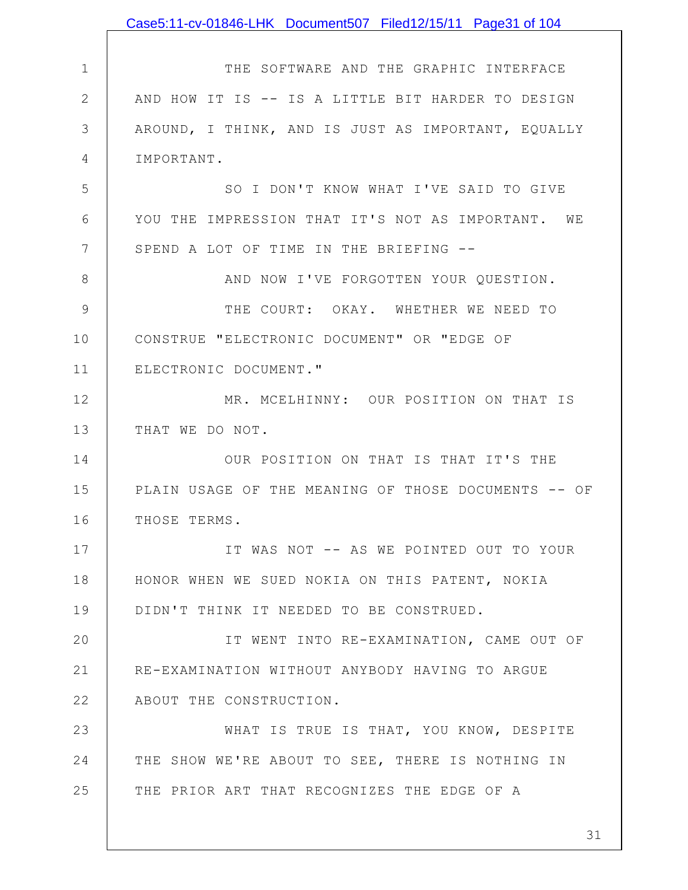THE SOFTWARE AND THE GRAPHIC INTERFACE AND HOW IT IS -- IS A LITTLE BIT HARDER TO DESIGN AROUND, I THINK, AND IS JUST AS IMPORTANT, EQUALLY IMPORTANT.

SO I DON'T KNOW WHAT I'VE SAID TO GIVE YOU THE IMPRESSION THAT IT'S NOT AS IMPORTANT. WE SPEND A LOT OF TIME IN THE BRIEFING --

AND NOW I'VE FORGOTTEN YOUR QUESTION.

THE COURT: OKAY. WHETHER WE NEED TO CONSTRUE "ELECTRONIC DOCUMENT" OR "EDGE OF ELECTRONIC DOCUMENT."

MR. MCELHINNY: OUR POSITION ON THAT IS THAT WE DO NOT.

OUR POSITION ON THAT IS THAT IT'S THE PLAIN USAGE OF THE MEANING OF THOSE DOCUMENTS -- OF THOSE TERMS.

IT WAS NOT -- AS WE POINTED OUT TO YOUR HONOR WHEN WE SUED NOKIA ON THIS PATENT, NOKIA DIDN'T THINK IT NEEDED TO BE CONSTRUED.

IT WENT INTO RE-EXAMINATION, CAME OUT OF RE-EXAMINATION WITHOUT ANYBODY HAVING TO ARGUE ABOUT THE CONSTRUCTION.

WHAT IS TRUE IS THAT, YOU KNOW, DESPITE THE SHOW WE'RE ABOUT TO SEE, THERE IS NOTHING IN THE PRIOR ART THAT RECOGNIZES THE EDGE OF A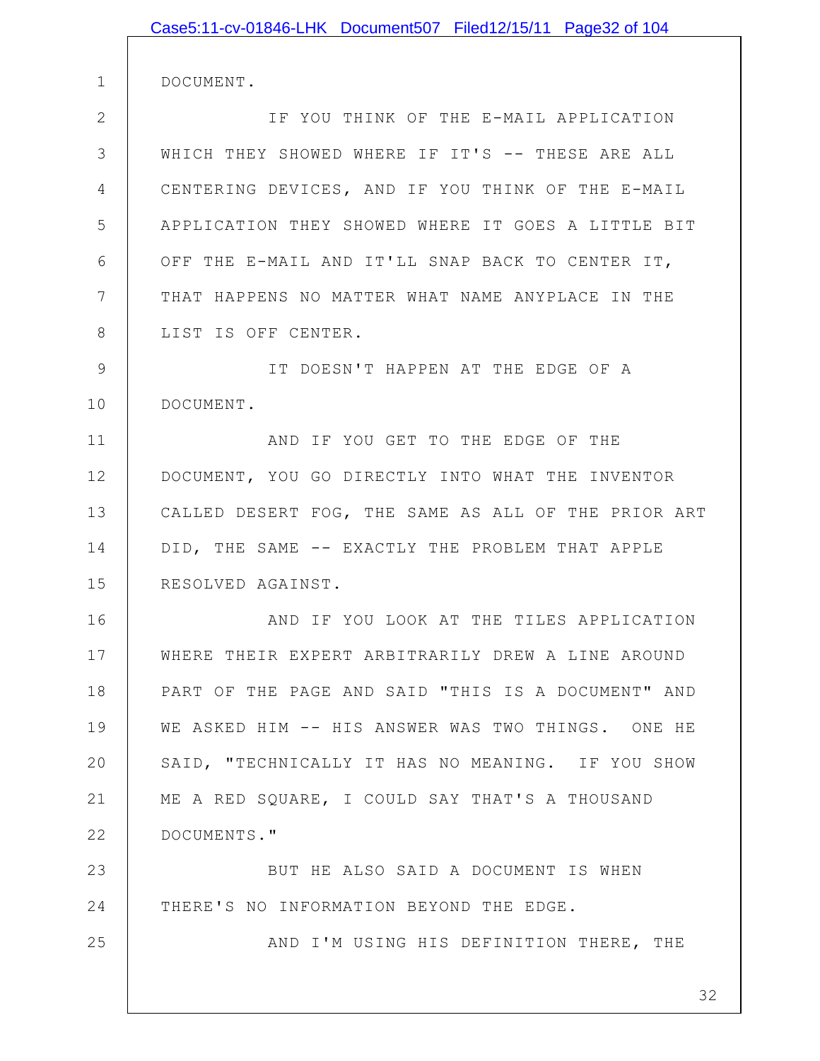DOCUMENT.

IF YOU THINK OF THE E-MAIL APPLICATION WHICH THEY SHOWED WHERE IF IT'S -- THESE ARE ALL CENTERING DEVICES, AND IF YOU THINK OF THE E-MAIL APPLICATION THEY SHOWED WHERE IT GOES A LITTLE BIT OFF THE E-MAIL AND IT'LL SNAP BACK TO CENTER IT, THAT HAPPENS NO MATTER WHAT NAME ANYPLACE IN THE LIST IS OFF CENTER.

IT DOESN'T HAPPEN AT THE EDGE OF A DOCUMENT.

AND IF YOU GET TO THE EDGE OF THE DOCUMENT, YOU GO DIRECTLY INTO WHAT THE INVENTOR CALLED DESERT FOG, THE SAME AS ALL OF THE PRIOR ART DID, THE SAME -- EXACTLY THE PROBLEM THAT APPLE RESOLVED AGAINST.

AND IF YOU LOOK AT THE TILES APPLICATION WHERE THEIR EXPERT ARBITRARILY DREW A LINE AROUND PART OF THE PAGE AND SAID "THIS IS A DOCUMENT" AND WE ASKED HIM -- HIS ANSWER WAS TWO THINGS. ONE HE SAID, "TECHNICALLY IT HAS NO MEANING. IF YOU SHOW ME A RED SQUARE, I COULD SAY THAT'S A THOUSAND DOCUMENTS."

BUT HE ALSO SAID A DOCUMENT IS WHEN THERE'S NO INFORMATION BEYOND THE EDGE.

AND I'M USING HIS DEFINITION THERE, THE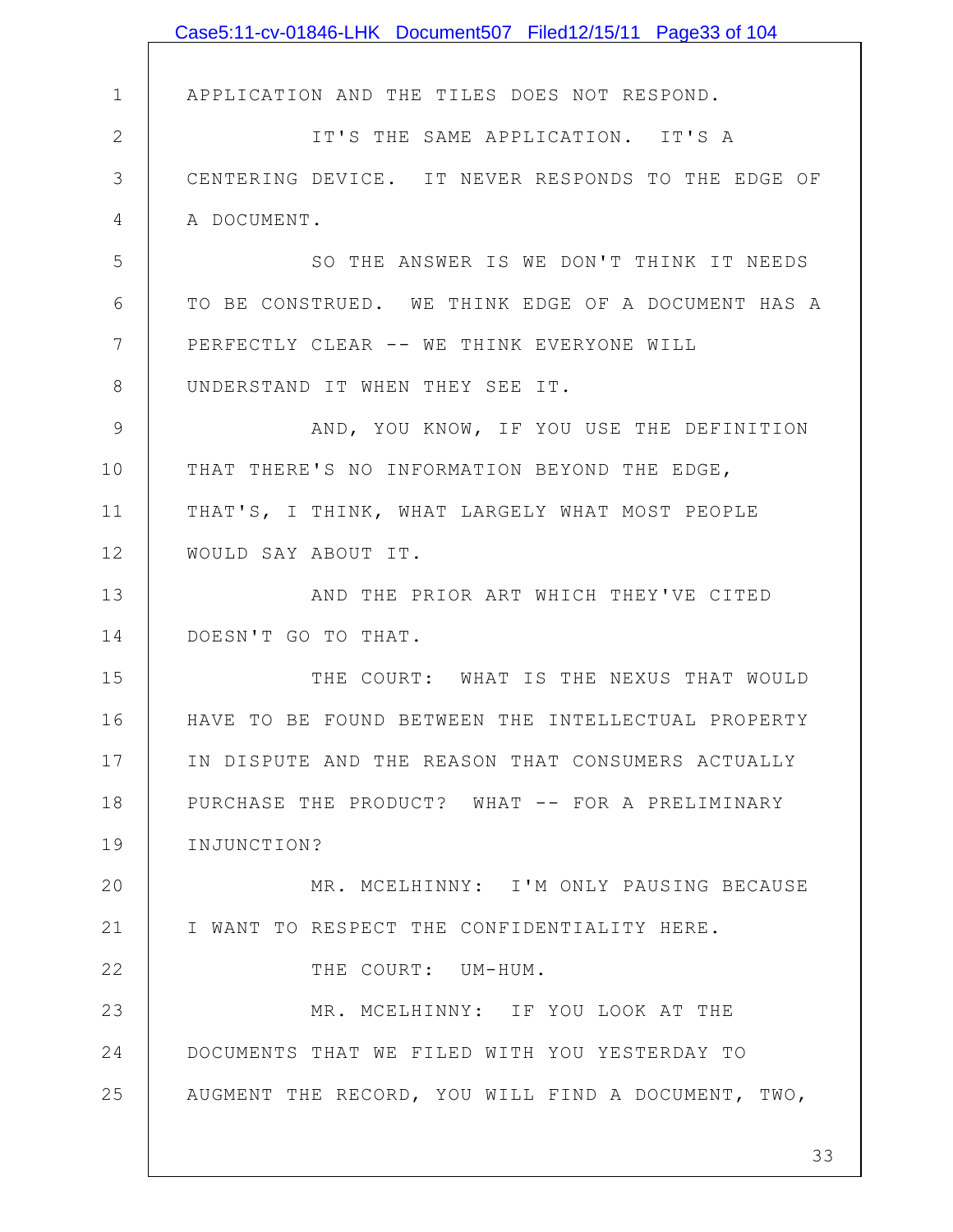APPLICATION AND THE TILES DOES NOT RESPOND.

IT'S THE SAME APPLICATION. IT'S A CENTERING DEVICE. IT NEVER RESPONDS TO THE EDGE OF A DOCUMENT.

SO THE ANSWER IS WE DON'T THINK IT NEEDS TO BE CONSTRUED. WE THINK EDGE OF A DOCUMENT HAS A PERFECTLY CLEAR -- WE THINK EVERYONE WILL UNDERSTAND IT WHEN THEY SEE IT.

AND, YOU KNOW, IF YOU USE THE DEFINITION THAT THERE'S NO INFORMATION BEYOND THE EDGE, THAT'S, I THINK, WHAT LARGELY WHAT MOST PEOPLE WOULD SAY ABOUT IT.

AND THE PRIOR ART WHICH THEY'VE CITED DOESN'T GO TO THAT.

THE COURT: WHAT IS THE NEXUS THAT WOULD HAVE TO BE FOUND BETWEEN THE INTELLECTUAL PROPERTY IN DISPUTE AND THE REASON THAT CONSUMERS ACTUALLY PURCHASE THE PRODUCT? WHAT -- FOR A PRELIMINARY INJUNCTION?

MR. MCELHINNY: I'M ONLY PAUSING BECAUSE I WANT TO RESPECT THE CONFIDENTIALITY HERE.

THE COURT: UM-HUM.

MR. MCELHINNY: IF YOU LOOK AT THE DOCUMENTS THAT WE FILED WITH YOU YESTERDAY TO AUGMENT THE RECORD, YOU WILL FIND A DOCUMENT, TWO,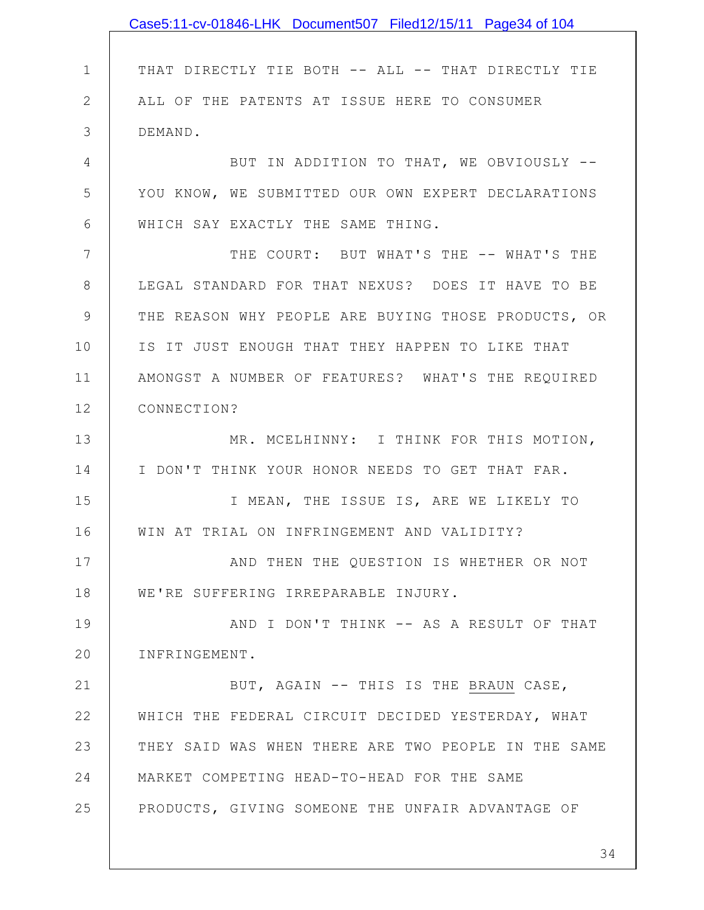THAT DIRECTLY TIE BOTH -- ALL -- THAT DIRECTLY TIE ALL OF THE PATENTS AT ISSUE HERE TO CONSUMER DEMAND.

BUT IN ADDITION TO THAT, WE OBVIOUSLY -- YOU KNOW, WE SUBMITTED OUR OWN EXPERT DECLARATIONS WHICH SAY EXACTLY THE SAME THING.

THE COURT: BUT WHAT'S THE -- WHAT'S THE LEGAL STANDARD FOR THAT NEXUS? DOES IT HAVE TO BE THE REASON WHY PEOPLE ARE BUYING THOSE PRODUCTS, OR IS IT JUST ENOUGH THAT THEY HAPPEN TO LIKE THAT AMONGST A NUMBER OF FEATURES? WHAT'S THE REQUIRED CONNECTION?

MR. MCELHINNY: I THINK FOR THIS MOTION, I DON'T THINK YOUR HONOR NEEDS TO GET THAT FAR.

I MEAN, THE ISSUE IS, ARE WE LIKELY TO WIN AT TRIAL ON INFRINGEMENT AND VALIDITY?

AND THEN THE QUESTION IS WHETHER OR NOT WE'RE SUFFERING IRREPARABLE INJURY.

AND I DON'T THINK -- AS A RESULT OF THAT INFRINGEMENT.

BUT, AGAIN -- THIS IS THE <u>BRAUN</u> CASE, WHICH THE FEDERAL CIRCUIT DECIDED YESTERDAY, WHAT THEY SAID WAS WHEN THERE ARE TWO PEOPLE IN THE SAME MARKET COMPETING HEAD-TO-HEAD FOR THE SAME PRODUCTS, GIVING SOMEONE THE UNFAIR ADVANTAGE OF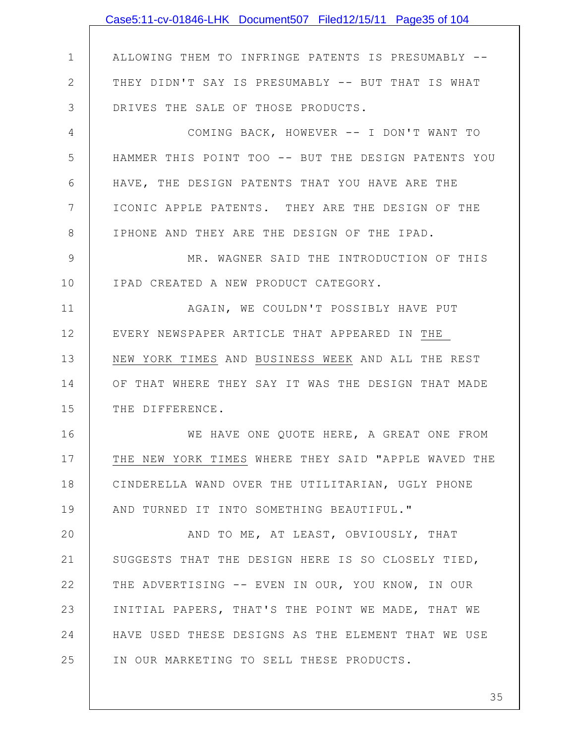ALLOWING THEM TO INFRINGE PATENTS IS PRESUMABLY -- THEY DIDN'T SAY IS PRESUMABLY -- BUT THAT IS WHAT DRIVES THE SALE OF THOSE PRODUCTS.

COMING BACK, HOWEVER -- I DON'T WANT TO HAMMER THIS POINT TOO -- BUT THE DESIGN PATENTS YOU HAVE, THE DESIGN PATENTS THAT YOU HAVE ARE THE ICONIC APPLE PATENTS. THEY ARE THE DESIGN OF THE IPHONE AND THEY ARE THE DESIGN OF THE IPAD.

MR. WAGNER SAID THE INTRODUCTION OF THIS IPAD CREATED A NEW PRODUCT CATEGORY.

AGAIN, WE COULDN'T POSSIBLY HAVE PUT EVERY NEWSPAPER ARTICLE THAT APPEARED IN THE NEW YORK TIMES AND BUSINESS WEEK AND ALL THE REST OF THAT WHERE THEY SAY IT WAS THE DESIGN THAT MADE THE DIFFERENCE.

WE HAVE ONE QUOTE HERE, A GREAT ONE FROM THE NEW YORK TIMES WHERE THEY SAID "APPLE WAVED THE CINDERELLA WAND OVER THE UTILITARIAN, UGLY PHONE AND TURNED IT INTO SOMETHING BEAUTIFUL."

AND TO ME, AT LEAST, OBVIOUSLY, THAT SUGGESTS THAT THE DESIGN HERE IS SO CLOSELY TIED, THE ADVERTISING -- EVEN IN OUR, YOU KNOW, IN OUR INITIAL PAPERS, THAT'S THE POINT WE MADE, THAT WE HAVE USED THESE DESIGNS AS THE ELEMENT THAT WE USE IN OUR MARKETING TO SELL THESE PRODUCTS.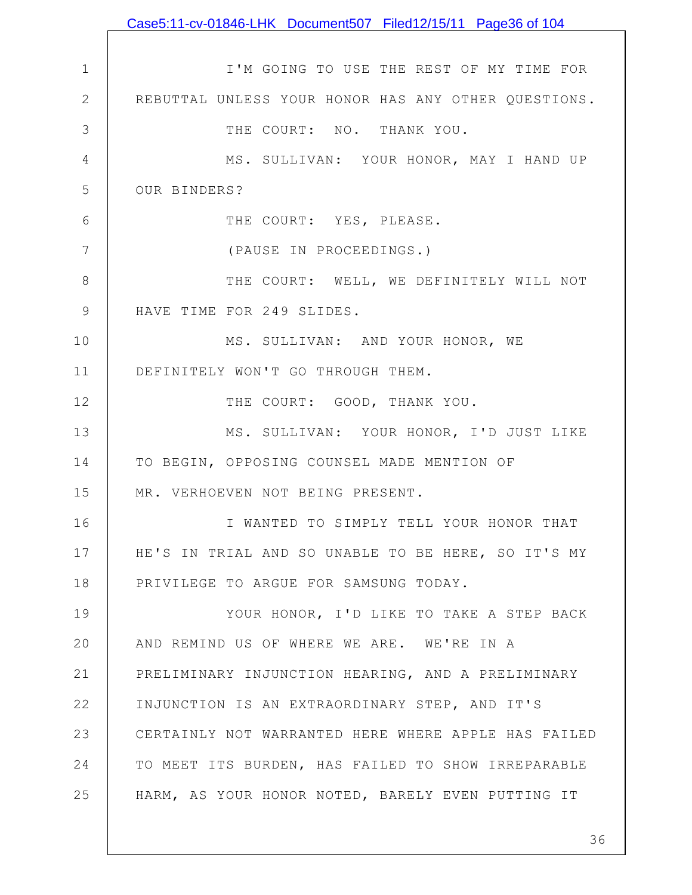I'M GOING TO USE THE REST OF MY TIME FOR REBUTTAL UNLESS YOUR HONOR HAS ANY OTHER QUESTIONS.

THE COURT: NO. THANK YOU.

MS. SULLIVAN: YOUR HONOR, MAY I HAND UP OUR BINDERS?

THE COURT: YES, PLEASE.

(PAUSE IN PROCEEDINGS.)

THE COURT: WELL, WE DEFINITELY WILL NOT HAVE TIME FOR 249 SLIDES.

MS. SULLIVAN: AND YOUR HONOR, WE DEFINITELY WON'T GO THROUGH THEM.

THE COURT: GOOD, THANK YOU.

MS. SULLIVAN: YOUR HONOR, I'D JUST LIKE TO BEGIN, OPPOSING COUNSEL MADE MENTION OF MR. VERHOEVEN NOT BEING PRESENT.

I WANTED TO SIMPLY TELL YOUR HONOR THAT HE'S IN TRIAL AND SO UNABLE TO BE HERE, SO IT'S MY PRIVILEGE TO ARGUE FOR SAMSUNG TODAY.

YOUR HONOR, I'D LIKE TO TAKE A STEP BACK AND REMIND US OF WHERE WE ARE. WE'RE IN A PRELIMINARY INJUNCTION HEARING, AND A PRELIMINARY INJUNCTION IS AN EXTRAORDINARY STEP, AND IT'S CERTAINLY NOT WARRANTED HERE WHERE APPLE HAS FAILED TO MEET ITS BURDEN, HAS FAILED TO SHOW IRREPARABLE HARM, AS YOUR HONOR NOTED, BARELY EVEN PUTTING IT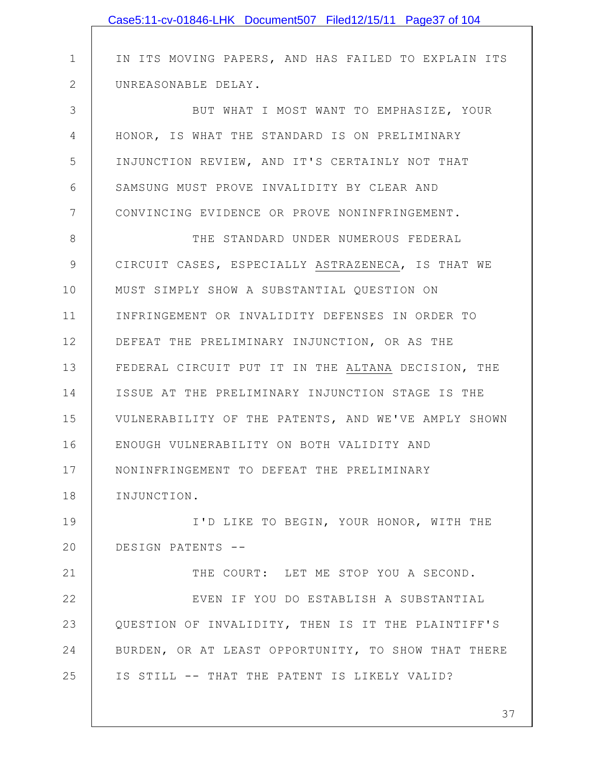IN ITS MOVING PAPERS, AND HAS FAILED TO EXPLAIN ITS UNREASONABLE DELAY.

BUT WHAT I MOST WANT TO EMPHASIZE, YOUR HONOR, IS WHAT THE STANDARD IS ON PRELIMINARY INJUNCTION REVIEW, AND IT'S CERTAINLY NOT THAT SAMSUNG MUST PROVE INVALIDITY BY CLEAR AND CONVINCING EVIDENCE OR PROVE NONINFRINGEMENT.

THE STANDARD UNDER NUMEROUS FEDERAL CIRCUIT CASES, ESPECIALLY ASTRAZENECA, IS THAT WE MUST SIMPLY SHOW A SUBSTANTIAL QUESTION ON INFRINGEMENT OR INVALIDITY DEFENSES IN ORDER TO DEFEAT THE PRELIMINARY INJUNCTION, OR AS THE FEDERAL CIRCUIT PUT IT IN THE ALTANA DECISION, THE ISSUE AT THE PRELIMINARY INJUNCTION STAGE IS THE VULNERABILITY OF THE PATENTS, AND WE'VE AMPLY SHOWN ENOUGH VULNERABILITY ON BOTH VALIDITY AND NONINFRINGEMENT TO DEFEAT THE PRELIMINARY INJUNCTION.

I'D LIKE TO BEGIN, YOUR HONOR, WITH THE DESIGN PATENTS --

THE COURT: LET ME STOP YOU A SECOND.

EVEN IF YOU DO ESTABLISH A SUBSTANTIAL QUESTION OF INVALIDITY, THEN IS IT THE PLAINTIFF'S BURDEN, OR AT LEAST OPPORTUNITY, TO SHOW THAT THERE IS STILL -- THAT THE PATENT IS LIKELY VALID?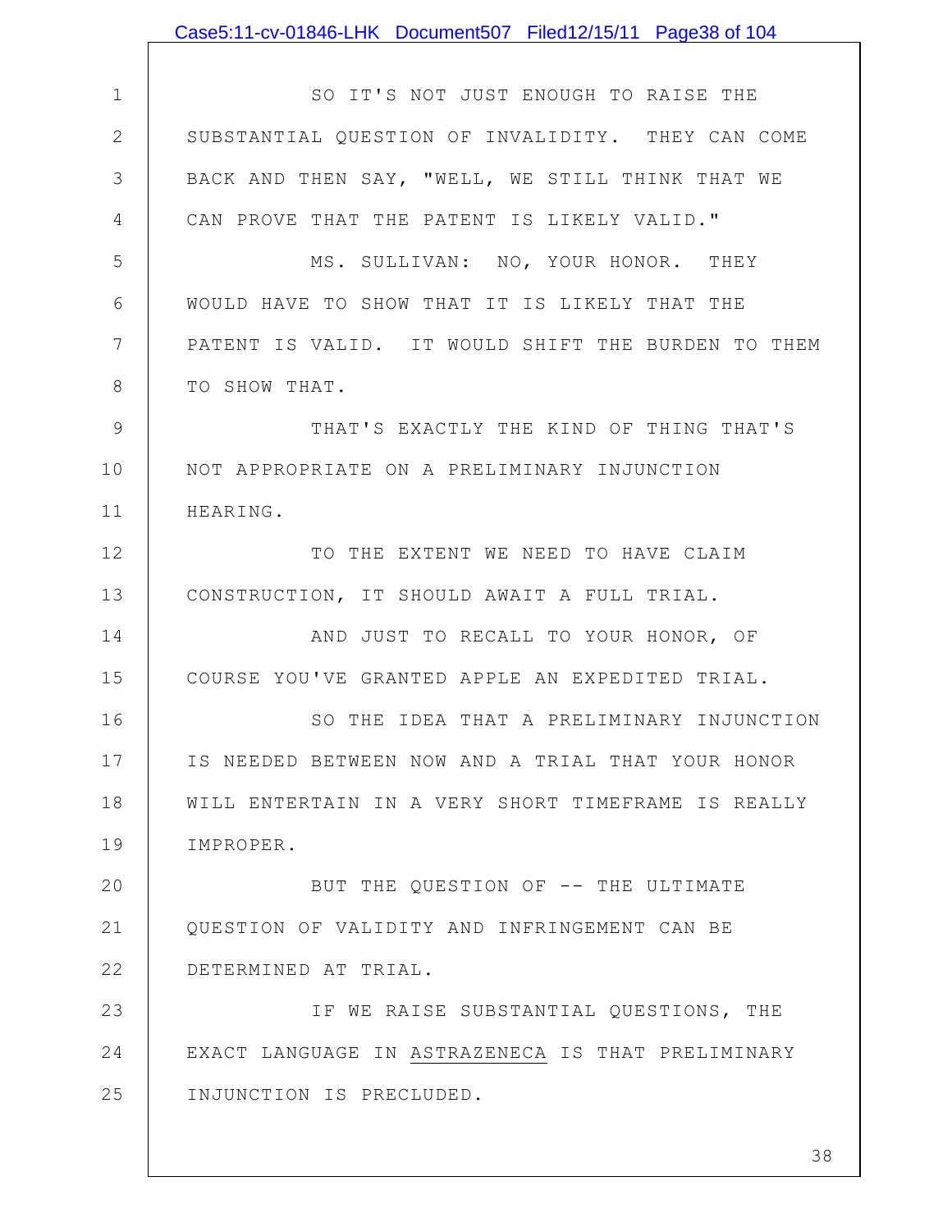SO IT'S NOT JUST ENOUGH TO RAISE THE SUBSTANTIAL QUESTION OF INVALIDITY. THEY CAN COME BACK AND THEN SAY, "WELL, WE STILL THINK THAT WE CAN PROVE THAT THE PATENT IS LIKELY VALID."

MS. SULLIVAN: NO, YOUR HONOR. THEY WOULD HAVE TO SHOW THAT IT IS LIKELY THAT THE PATENT IS VALID. IT WOULD SHIFT THE BURDEN TO THEM TO SHOW THAT.

THAT'S EXACTLY THE KIND OF THING THAT'S NOT APPROPRIATE ON A PRELIMINARY INJUNCTION HEARING.

TO THE EXTENT WE NEED TO HAVE CLAIM CONSTRUCTION, IT SHOULD AWAIT A FULL TRIAL.

AND JUST TO RECALL TO YOUR HONOR, OF COURSE YOU'VE GRANTED APPLE AN EXPEDITED TRIAL.

SO THE IDEA THAT A PRELIMINARY INJUNCTION IS NEEDED BETWEEN NOW AND A TRIAL THAT YOUR HONOR WILL ENTERTAIN IN A VERY SHORT TIMEFRAME IS REALLY IMPROPER.

BUT THE QUESTION OF -- THE ULTIMATE QUESTION OF VALIDITY AND INFRINGEMENT CAN BE DETERMINED AT TRIAL.

IF WE RAISE SUBSTANTIAL QUESTIONS, THE EXACT LANGUAGE IN ASTRAZENECA IS THAT PRELIMINARY INJUNCTION IS PRECLUDED.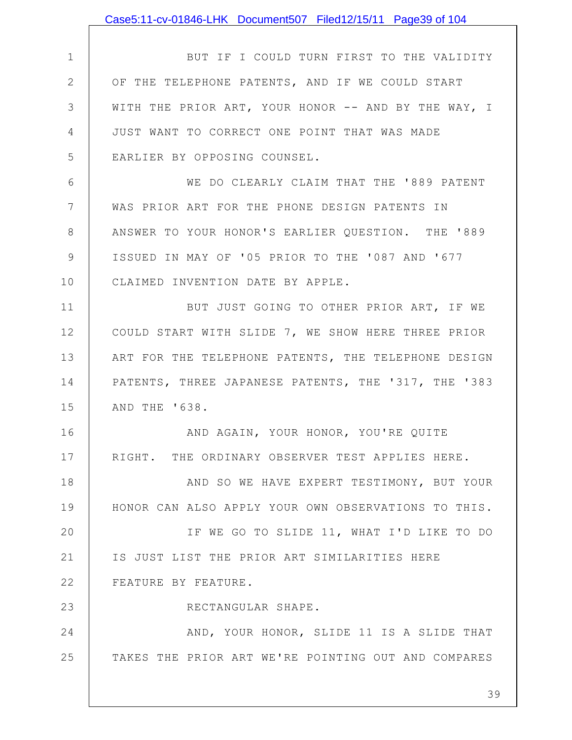BUT IF I COULD TURN FIRST TO THE VALIDITY OF THE TELEPHONE PATENTS, AND IF WE COULD START WITH THE PRIOR ART, YOUR HONOR -- AND BY THE WAY, I JUST WANT TO CORRECT ONE POINT THAT WAS MADE EARLIER BY OPPOSING COUNSEL.

WE DO CLEARLY CLAIM THAT THE '889 PATENT WAS PRIOR ART FOR THE PHONE DESIGN PATENTS IN ANSWER TO YOUR HONOR'S EARLIER QUESTION. THE '889 ISSUED IN MAY OF '05 PRIOR TO THE '087 AND '677 CLAIMED INVENTION DATE BY APPLE.

BUT JUST GOING TO OTHER PRIOR ART, IF WE COULD START WITH SLIDE 7, WE SHOW HERE THREE PRIOR ART FOR THE TELEPHONE PATENTS, THE TELEPHONE DESIGN PATENTS, THREE JAPANESE PATENTS, THE '317, THE '383 AND THE '638.

AND AGAIN, YOUR HONOR, YOU'RE QUITE RIGHT. THE ORDINARY OBSERVER TEST APPLIES HERE.

AND SO WE HAVE EXPERT TESTIMONY, BUT YOUR HONOR CAN ALSO APPLY YOUR OWN OBSERVATIONS TO THIS.

IF WE GO TO SLIDE 11, WHAT I'D LIKE TO DO IS JUST LIST THE PRIOR ART SIMILARITIES HERE FEATURE BY FEATURE.

RECTANGULAR SHAPE.

AND, YOUR HONOR, SLIDE 11 IS A SLIDE THAT TAKES THE PRIOR ART WE'RE POINTING OUT AND COMPARES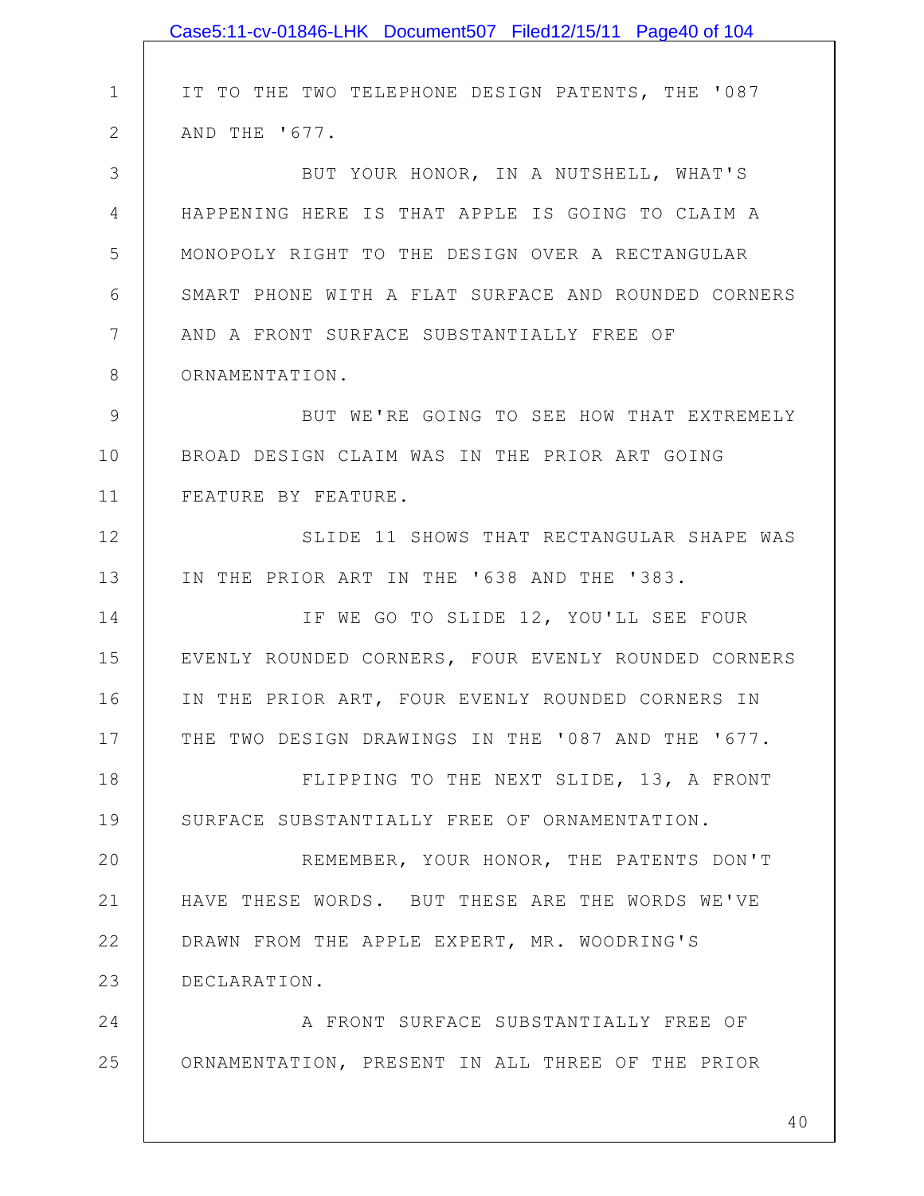IT TO THE TWO TELEPHONE DESIGN PATENTS, THE '087 AND THE '677.

BUT YOUR HONOR, IN A NUTSHELL, WHAT'S HAPPENING HERE IS THAT APPLE IS GOING TO CLAIM A MONOPOLY RIGHT TO THE DESIGN OVER A RECTANGULAR SMART PHONE WITH A FLAT SURFACE AND ROUNDED CORNERS AND A FRONT SURFACE SUBSTANTIALLY FREE OF ORNAMENTATION.

BUT WE'RE GOING TO SEE HOW THAT EXTREMELY BROAD DESIGN CLAIM WAS IN THE PRIOR ART GOING FEATURE BY FEATURE.

SLIDE 11 SHOWS THAT RECTANGULAR SHAPE WAS IN THE PRIOR ART IN THE '638 AND THE '383.

IF WE GO TO SLIDE 12, YOU'LL SEE FOUR EVENLY ROUNDED CORNERS, FOUR EVENLY ROUNDED CORNERS IN THE PRIOR ART, FOUR EVENLY ROUNDED CORNERS IN THE TWO DESIGN DRAWINGS IN THE '087 AND THE '677.

FLIPPING TO THE NEXT SLIDE, 13, A FRONT SURFACE SUBSTANTIALLY FREE OF ORNAMENTATION.

REMEMBER, YOUR HONOR, THE PATENTS DON'T HAVE THESE WORDS. BUT THESE ARE THE WORDS WE'VE DRAWN FROM THE APPLE EXPERT, MR. WOODRING'S DECLARATION.

A FRONT SURFACE SUBSTANTIALLY FREE OF ORNAMENTATION, PRESENT IN ALL THREE OF THE PRIOR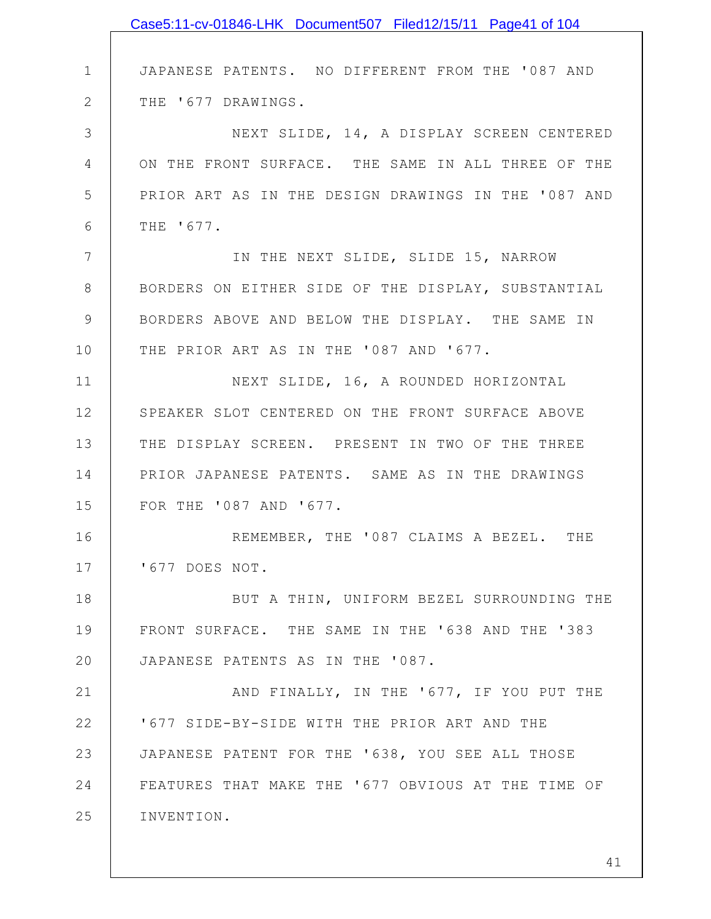JAPANESE PATENTS. NO DIFFERENT FROM THE '087 AND THE '677 DRAWINGS.

NEXT SLIDE, 14, A DISPLAY SCREEN CENTERED ON THE FRONT SURFACE. THE SAME IN ALL THREE OF THE PRIOR ART AS IN THE DESIGN DRAWINGS IN THE '087 AND THE '677.

IN THE NEXT SLIDE, SLIDE 15, NARROW BORDERS ON EITHER SIDE OF THE DISPLAY, SUBSTANTIAL BORDERS ABOVE AND BELOW THE DISPLAY. THE SAME IN THE PRIOR ART AS IN THE '087 AND '677.

NEXT SLIDE, 16, A ROUNDED HORIZONTAL SPEAKER SLOT CENTERED ON THE FRONT SURFACE ABOVE THE DISPLAY SCREEN. PRESENT IN TWO OF THE THREE PRIOR JAPANESE PATENTS. SAME AS IN THE DRAWINGS FOR THE '087 AND '677.

REMEMBER, THE '087 CLAIMS A BEZEL. THE '677 DOES NOT.

BUT A THIN, UNIFORM BEZEL SURROUNDING THE FRONT SURFACE. THE SAME IN THE '638 AND THE '383 JAPANESE PATENTS AS IN THE '087.

AND FINALLY, IN THE '677, IF YOU PUT THE '677 SIDE-BY-SIDE WITH THE PRIOR ART AND THE JAPANESE PATENT FOR THE '638, YOU SEE ALL THOSE FEATURES THAT MAKE THE '677 OBVIOUS AT THE TIME OF INVENTION.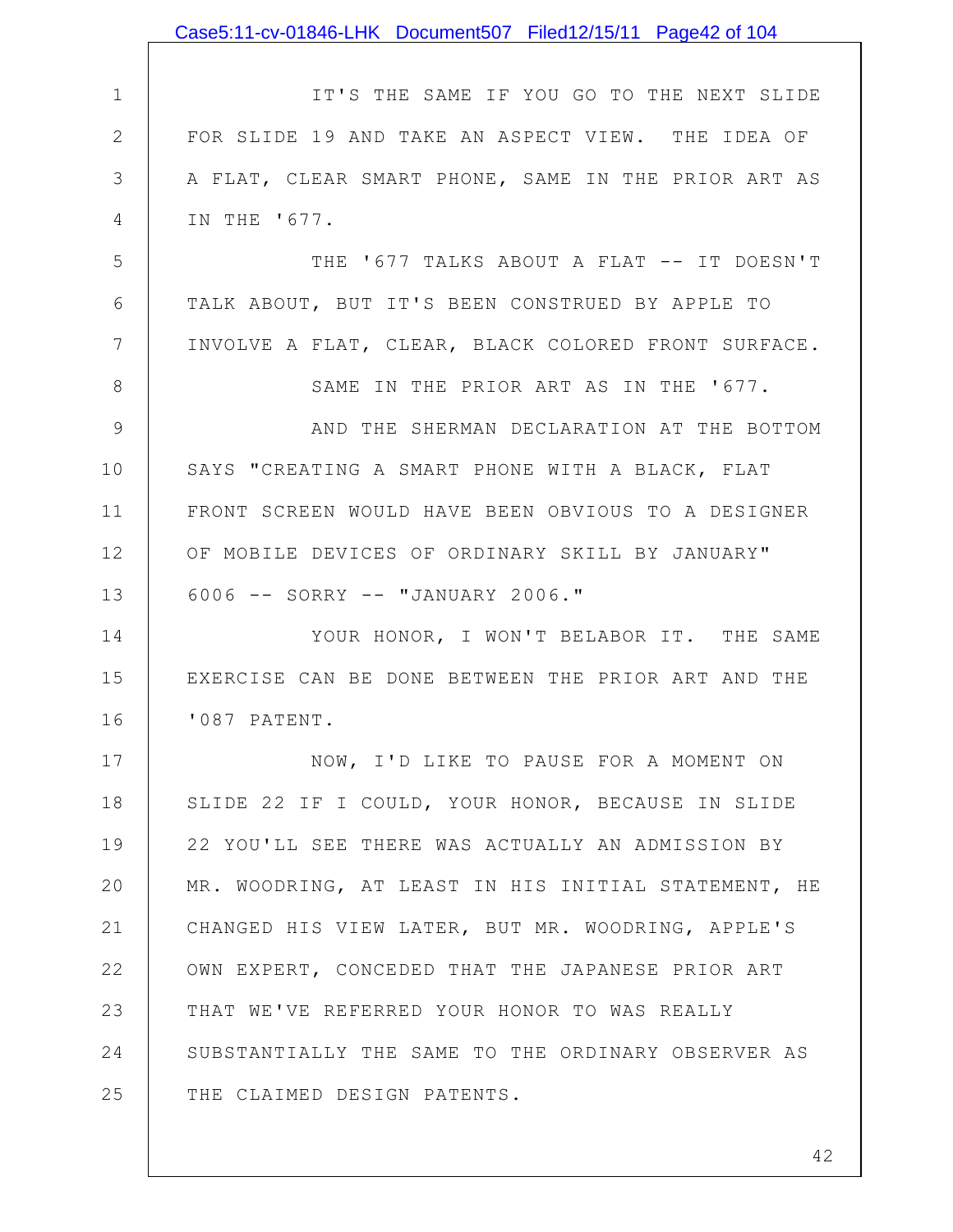IT'S THE SAME IF YOU GO TO THE NEXT SLIDE FOR SLIDE 19 AND TAKE AN ASPECT VIEW. THE IDEA OF A FLAT, CLEAR SMART PHONE, SAME IN THE PRIOR ART AS IN THE '677.

THE '677 TALKS ABOUT A FLAT -- IT DOESN'T TALK ABOUT, BUT IT'S BEEN CONSTRUED BY APPLE TO INVOLVE A FLAT, CLEAR, BLACK COLORED FRONT SURFACE.

SAME IN THE PRIOR ART AS IN THE '677.

AND THE SHERMAN DECLARATION AT THE BOTTOM SAYS "CREATING A SMART PHONE WITH A BLACK, FLAT FRONT SCREEN WOULD HAVE BEEN OBVIOUS TO A DESIGNER OF MOBILE DEVICES OF ORDINARY SKILL BY JANUARY" 6006 -- SORRY -- "JANUARY 2006."

YOUR HONOR, I WON'T BELABOR IT. THE SAME EXERCISE CAN BE DONE BETWEEN THE PRIOR ART AND THE '087 PATENT.

NOW, I'D LIKE TO PAUSE FOR A MOMENT ON SLIDE 22 IF I COULD, YOUR HONOR, BECAUSE IN SLIDE 22 YOU'LL SEE THERE WAS ACTUALLY AN ADMISSION BY MR. WOODRING, AT LEAST IN HIS INITIAL STATEMENT, HE CHANGED HIS VIEW LATER, BUT MR. WOODRING, APPLE'S OWN EXPERT, CONCEDED THAT THE JAPANESE PRIOR ART THAT WE'VE REFERRED YOUR HONOR TO WAS REALLY SUBSTANTIALLY THE SAME TO THE ORDINARY OBSERVER AS THE CLAIMED DESIGN PATENTS.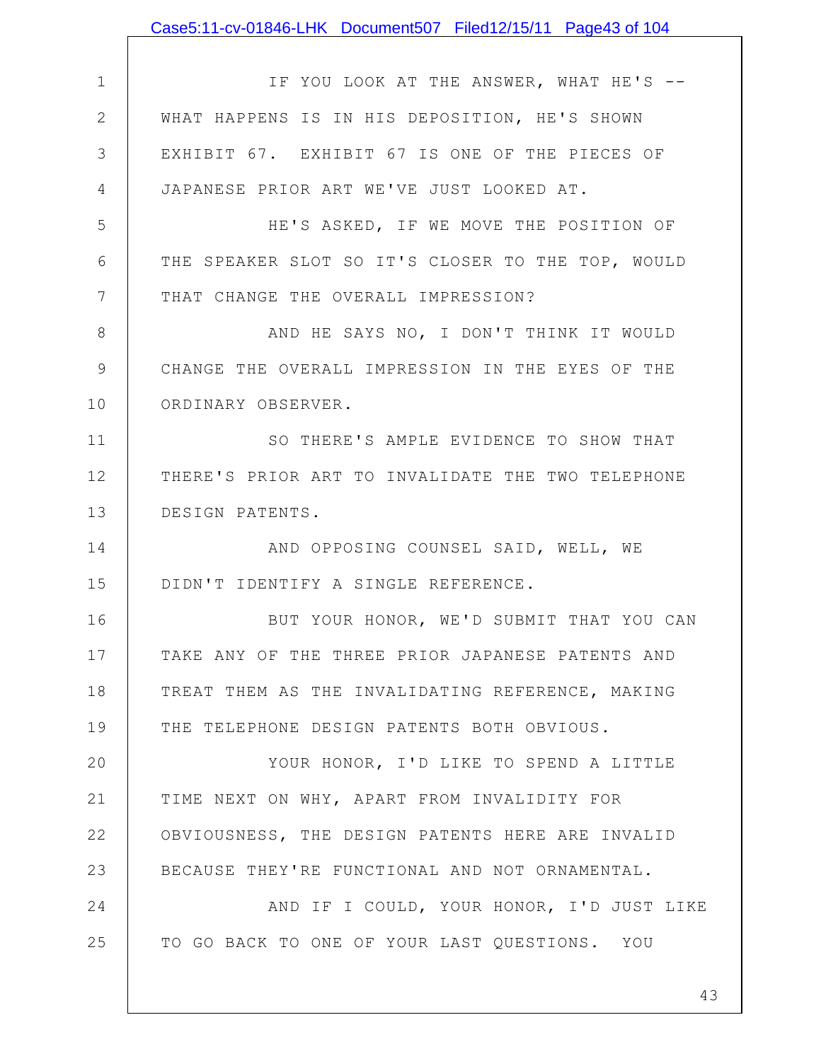IF YOU LOOK AT THE ANSWER, WHAT HE'S -- WHAT HAPPENS IS IN HIS DEPOSITION, HE'S SHOWN EXHIBIT 67. EXHIBIT 67 IS ONE OF THE PIECES OF JAPANESE PRIOR ART WE'VE JUST LOOKED AT.

HE'S ASKED, IF WE MOVE THE POSITION OF THE SPEAKER SLOT SO IT'S CLOSER TO THE TOP, WOULD THAT CHANGE THE OVERALL IMPRESSION?

AND HE SAYS NO, I DON'T THINK IT WOULD CHANGE THE OVERALL IMPRESSION IN THE EYES OF THE ORDINARY OBSERVER.

SO THERE'S AMPLE EVIDENCE TO SHOW THAT THERE'S PRIOR ART TO INVALIDATE THE TWO TELEPHONE DESIGN PATENTS.

AND OPPOSING COUNSEL SAID, WELL, WE DIDN'T IDENTIFY A SINGLE REFERENCE.

BUT YOUR HONOR, WE'D SUBMIT THAT YOU CAN TAKE ANY OF THE THREE PRIOR JAPANESE PATENTS AND TREAT THEM AS THE INVALIDATING REFERENCE, MAKING THE TELEPHONE DESIGN PATENTS BOTH OBVIOUS.

YOUR HONOR, I'D LIKE TO SPEND A LITTLE TIME NEXT ON WHY, APART FROM INVALIDITY FOR OBVIOUSNESS, THE DESIGN PATENTS HERE ARE INVALID BECAUSE THEY'RE FUNCTIONAL AND NOT ORNAMENTAL.

AND IF I COULD, YOUR HONOR, I'D JUST LIKE TO GO BACK TO ONE OF YOUR LAST QUESTIONS. YOU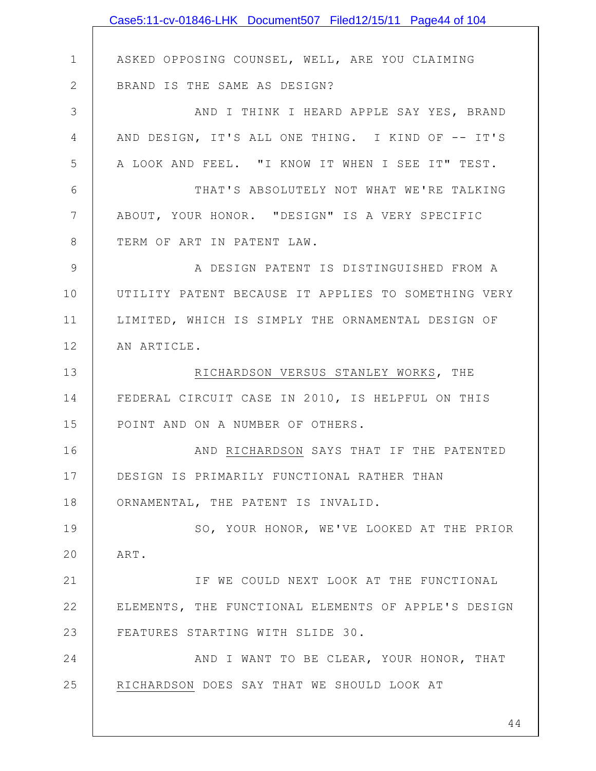ASKED OPPOSING COUNSEL, WELL, ARE YOU CLAIMING BRAND IS THE SAME AS DESIGN?

AND I THINK I HEARD APPLE SAY YES, BRAND AND DESIGN, IT'S ALL ONE THING. I KIND OF -- IT'S A LOOK AND FEEL. "I KNOW IT WHEN I SEE IT" TEST.

THAT'S ABSOLUTELY NOT WHAT WE'RE TALKING ABOUT, YOUR HONOR. "DESIGN" IS A VERY SPECIFIC TERM OF ART IN PATENT LAW.

A DESIGN PATENT IS DISTINGUISHED FROM A UTILITY PATENT BECAUSE IT APPLIES TO SOMETHING VERY LIMITED, WHICH IS SIMPLY THE ORNAMENTAL DESIGN OF AN ARTICLE.

RICHARDSON VERSUS STANLEY WORKS, THE FEDERAL CIRCUIT CASE IN 2010, IS HELPFUL ON THIS POINT AND ON A NUMBER OF OTHERS.

AND RICHARDSON SAYS THAT IF THE PATENTED DESIGN IS PRIMARILY FUNCTIONAL RATHER THAN ORNAMENTAL, THE PATENT IS INVALID.

SO, YOUR HONOR, WE'VE LOOKED AT THE PRIOR ART.

IF WE COULD NEXT LOOK AT THE FUNCTIONAL ELEMENTS, THE FUNCTIONAL ELEMENTS OF APPLE'S DESIGN FEATURES STARTING WITH SLIDE 30.

AND I WANT TO BE CLEAR, YOUR HONOR, THAT RICHARDSON DOES SAY THAT WE SHOULD LOOK AT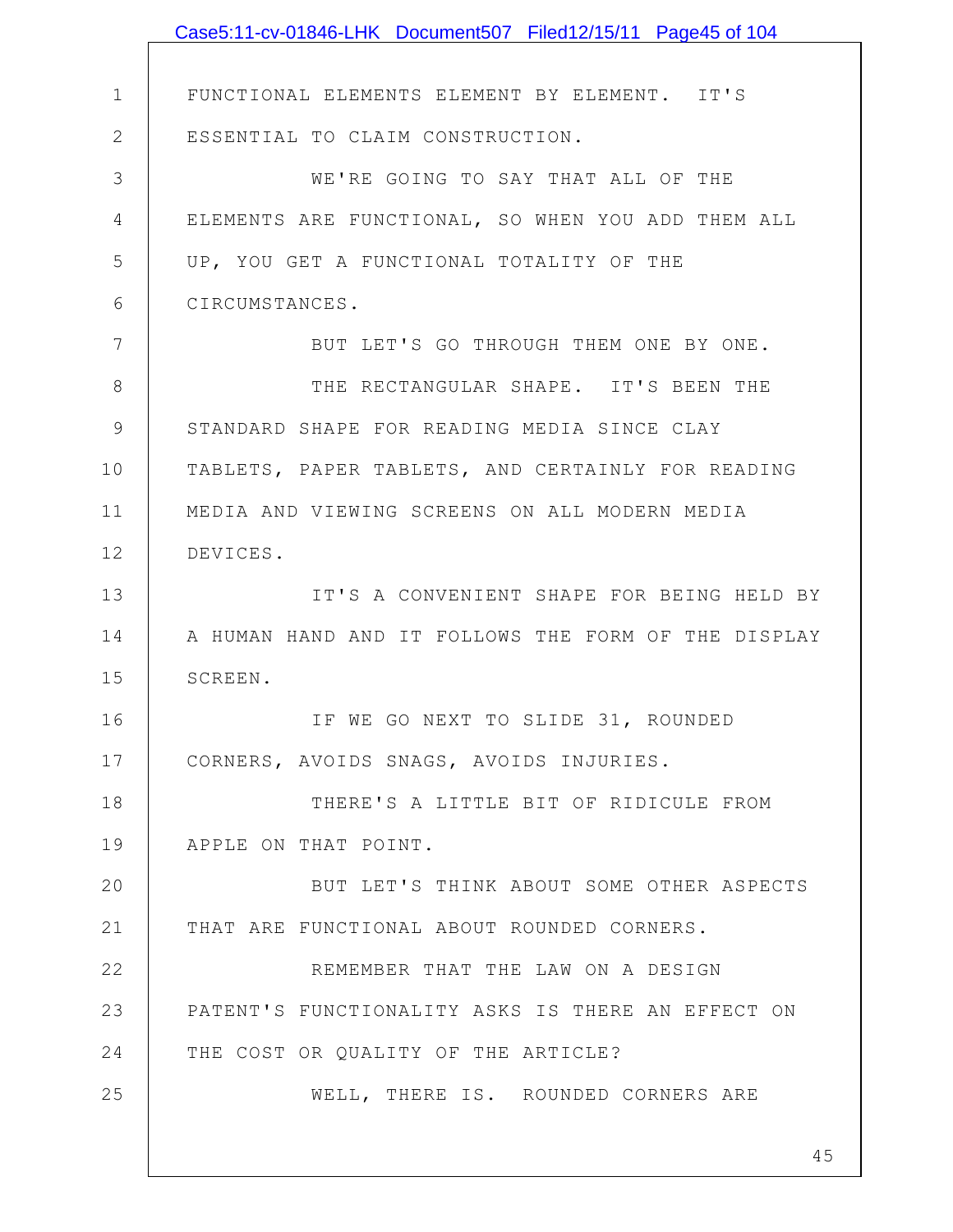FUNCTIONAL ELEMENTS ELEMENT BY ELEMENT. IT'S ESSENTIAL TO CLAIM CONSTRUCTION.

WE'RE GOING TO SAY THAT ALL OF THE ELEMENTS ARE FUNCTIONAL, SO WHEN YOU ADD THEM ALL UP, YOU GET A FUNCTIONAL TOTALITY OF THE CIRCUMSTANCES.

BUT LET'S GO THROUGH THEM ONE BY ONE.

THE RECTANGULAR SHAPE. IT'S BEEN THE STANDARD SHAPE FOR READING MEDIA SINCE CLAY TABLETS, PAPER TABLETS, AND CERTAINLY FOR READING MEDIA AND VIEWING SCREENS ON ALL MODERN MEDIA DEVICES.

IT'S A CONVENIENT SHAPE FOR BEING HELD BY A HUMAN HAND AND IT FOLLOWS THE FORM OF THE DISPLAY SCREEN.

IF WE GO NEXT TO SLIDE 31, ROUNDED CORNERS, AVOIDS SNAGS, AVOIDS INJURIES.

THERE'S A LITTLE BIT OF RIDICULE FROM APPLE ON THAT POINT.

BUT LET'S THINK ABOUT SOME OTHER ASPECTS THAT ARE FUNCTIONAL ABOUT ROUNDED CORNERS.

REMEMBER THAT THE LAW ON A DESIGN PATENT'S FUNCTIONALITY ASKS IS THERE AN EFFECT ON THE COST OR QUALITY OF THE ARTICLE?

WELL, THERE IS. ROUNDED CORNERS ARE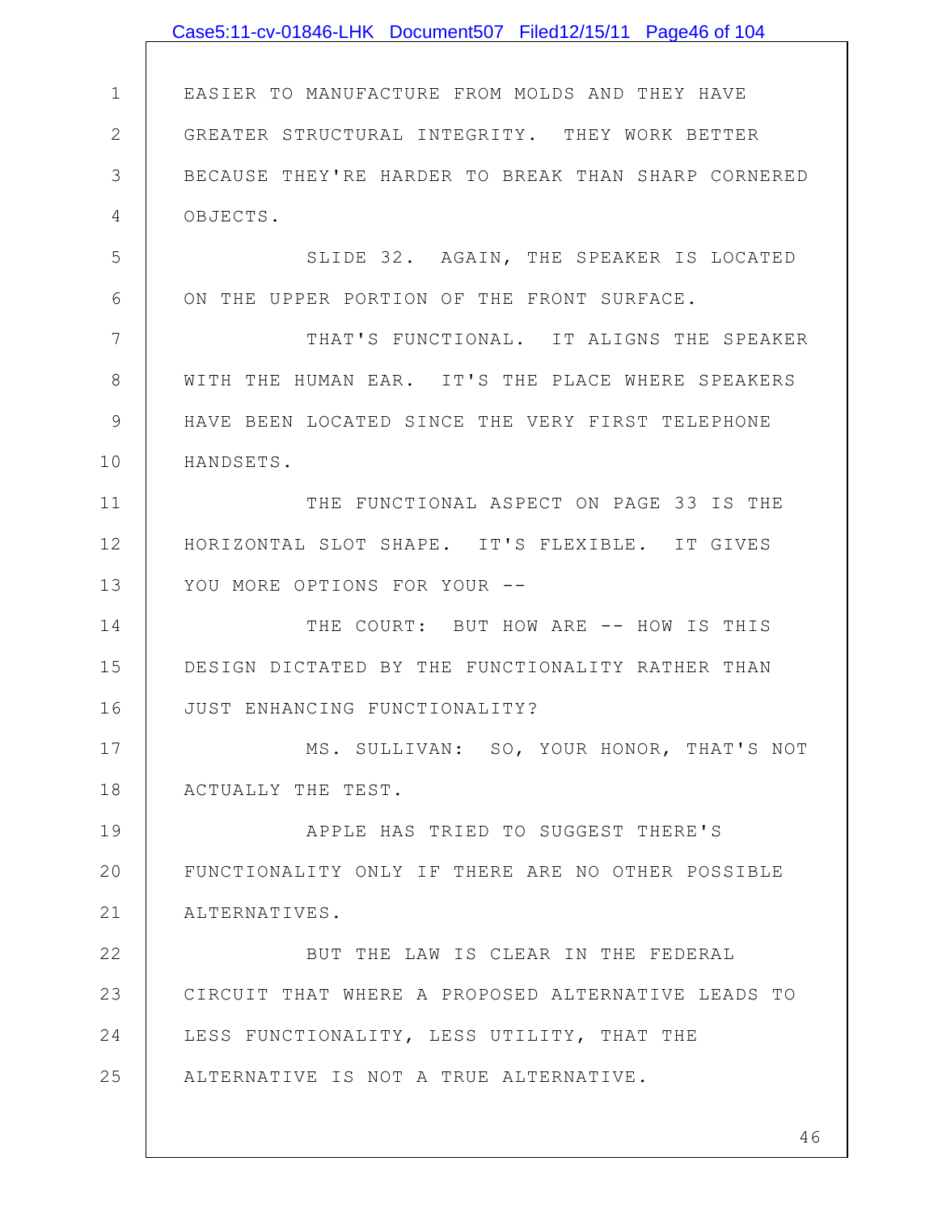EASIER TO MANUFACTURE FROM MOLDS AND THEY HAVE GREATER STRUCTURAL INTEGRITY. THEY WORK BETTER BECAUSE THEY'RE HARDER TO BREAK THAN SHARP CORNERED OBJECTS.

SLIDE 32. AGAIN, THE SPEAKER IS LOCATED ON THE UPPER PORTION OF THE FRONT SURFACE.

THAT'S FUNCTIONAL. IT ALIGNS THE SPEAKER WITH THE HUMAN EAR. IT'S THE PLACE WHERE SPEAKERS HAVE BEEN LOCATED SINCE THE VERY FIRST TELEPHONE HANDSETS.

THE FUNCTIONAL ASPECT ON PAGE 33 IS THE HORIZONTAL SLOT SHAPE. IT'S FLEXIBLE. IT GIVES YOU MORE OPTIONS FOR YOUR --

THE COURT: BUT HOW ARE -- HOW IS THIS DESIGN DICTATED BY THE FUNCTIONALITY RATHER THAN JUST ENHANCING FUNCTIONALITY?

MS. SULLIVAN: SO, YOUR HONOR, THAT'S NOT ACTUALLY THE TEST.

APPLE HAS TRIED TO SUGGEST THERE'S FUNCTIONALITY ONLY IF THERE ARE NO OTHER POSSIBLE ALTERNATIVES.

BUT THE LAW IS CLEAR IN THE FEDERAL CIRCUIT THAT WHERE A PROPOSED ALTERNATIVE LEADS TO LESS FUNCTIONALITY, LESS UTILITY, THAT THE ALTERNATIVE IS NOT A TRUE ALTERNATIVE.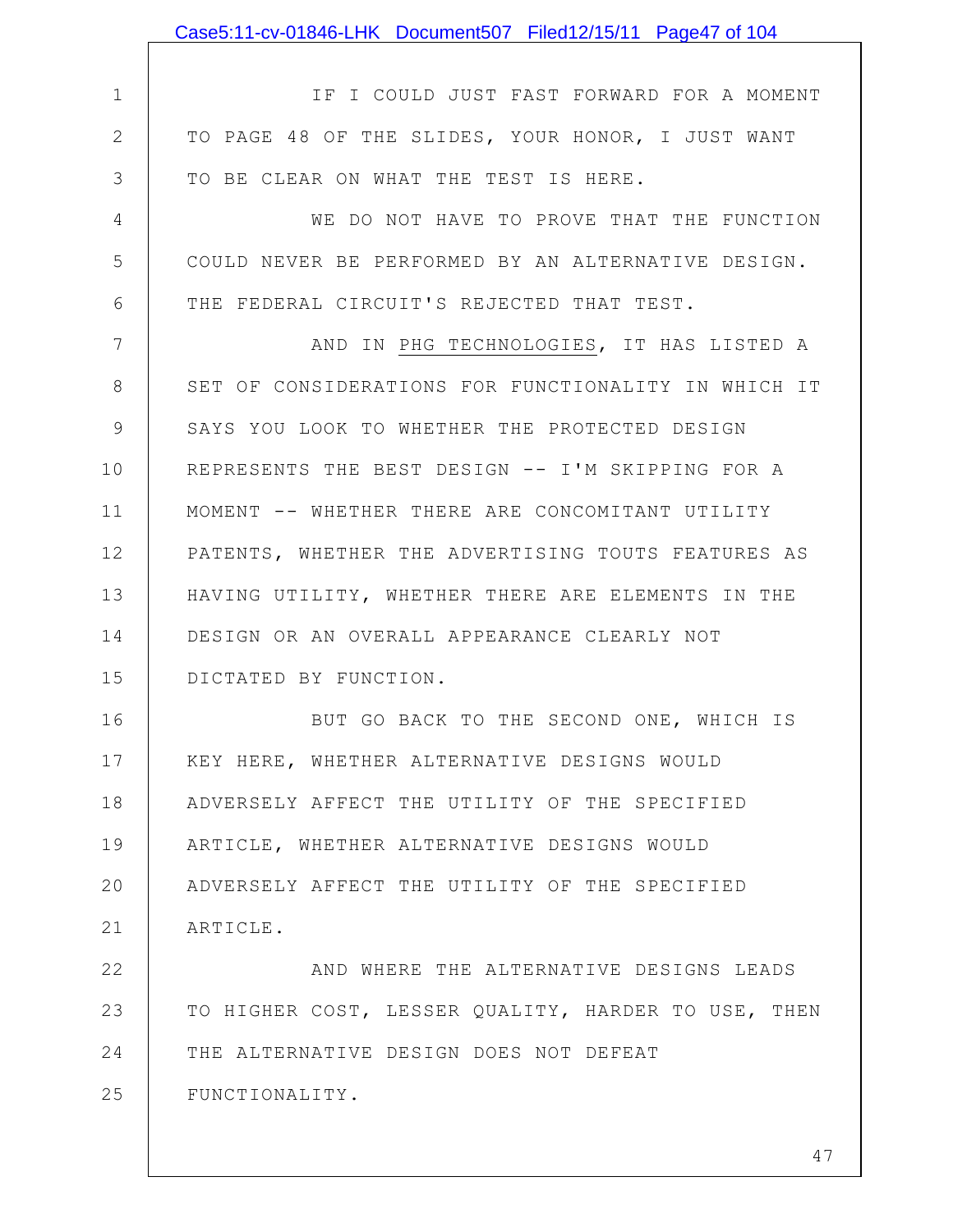IF I COULD JUST FAST FORWARD FOR A MOMENT TO PAGE 48 OF THE SLIDES, YOUR HONOR, I JUST WANT TO BE CLEAR ON WHAT THE TEST IS HERE.

WE DO NOT HAVE TO PROVE THAT THE FUNCTION COULD NEVER BE PERFORMED BY AN ALTERNATIVE DESIGN. THE FEDERAL CIRCUIT'S REJECTED THAT TEST.

AND IN PHG TECHNOLOGIES, IT HAS LISTED A SET OF CONSIDERATIONS FOR FUNCTIONALITY IN WHICH IT SAYS YOU LOOK TO WHETHER THE PROTECTED DESIGN REPRESENTS THE BEST DESIGN -- I'M SKIPPING FOR A MOMENT -- WHETHER THERE ARE CONCOMITANT UTILITY PATENTS, WHETHER THE ADVERTISING TOUTS FEATURES AS HAVING UTILITY, WHETHER THERE ARE ELEMENTS IN THE DESIGN OR AN OVERALL APPEARANCE CLEARLY NOT DICTATED BY FUNCTION.

BUT GO BACK TO THE SECOND ONE, WHICH IS KEY HERE, WHETHER ALTERNATIVE DESIGNS WOULD ADVERSELY AFFECT THE UTILITY OF THE SPECIFIED ARTICLE, WHETHER ALTERNATIVE DESIGNS WOULD ADVERSELY AFFECT THE UTILITY OF THE SPECIFIED ARTICLE.

AND WHERE THE ALTERNATIVE DESIGNS LEADS TO HIGHER COST, LESSER QUALITY, HARDER TO USE, THEN THE ALTERNATIVE DESIGN DOES NOT DEFEAT FUNCTIONALITY.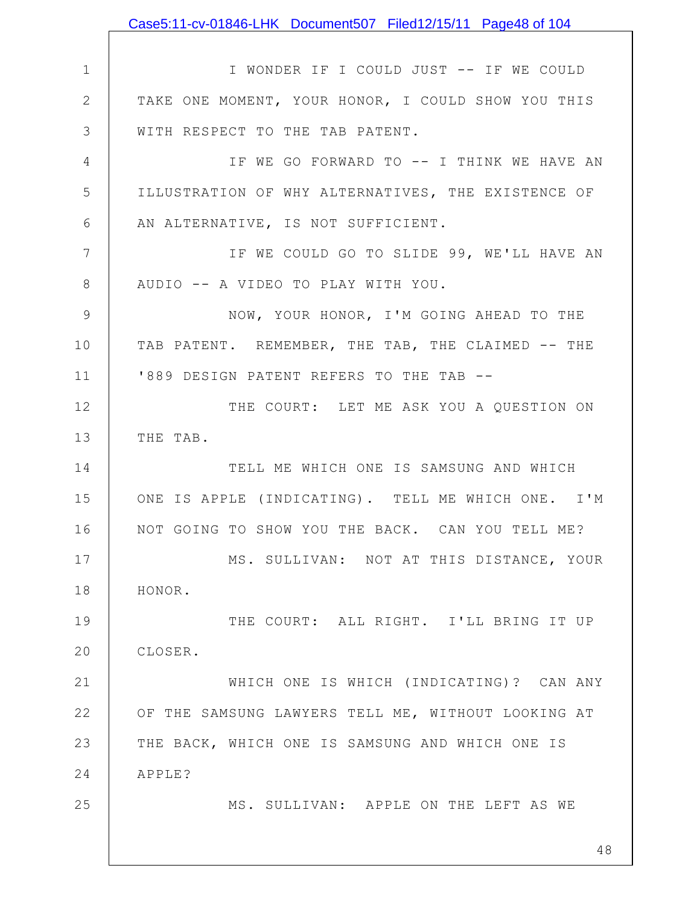I WONDER IF I COULD JUST -- IF WE COULD TAKE ONE MOMENT, YOUR HONOR, I COULD SHOW YOU THIS WITH RESPECT TO THE TAB PATENT.

IF WE GO FORWARD TO -- I THINK WE HAVE AN ILLUSTRATION OF WHY ALTERNATIVES, THE EXISTENCE OF AN ALTERNATIVE, IS NOT SUFFICIENT.

IF WE COULD GO TO SLIDE 99, WE'LL HAVE AN AUDIO -- A VIDEO TO PLAY WITH YOU.

NOW, YOUR HONOR, I'M GOING AHEAD TO THE TAB PATENT. REMEMBER, THE TAB, THE CLAIMED -- THE '889 DESIGN PATENT REFERS TO THE TAB --

THE COURT: LET ME ASK YOU A QUESTION ON THE TAB.

TELL ME WHICH ONE IS SAMSUNG AND WHICH ONE IS APPLE (INDICATING). TELL ME WHICH ONE. I'M NOT GOING TO SHOW YOU THE BACK. CAN YOU TELL ME?

MS. SULLIVAN: NOT AT THIS DISTANCE, YOUR HONOR.

THE COURT: ALL RIGHT. I'LL BRING IT UP CLOSER.

WHICH ONE IS WHICH (INDICATING)? CAN ANY OF THE SAMSUNG LAWYERS TELL ME, WITHOUT LOOKING AT THE BACK, WHICH ONE IS SAMSUNG AND WHICH ONE IS APPLE?

MS. SULLIVAN: APPLE ON THE LEFT AS WE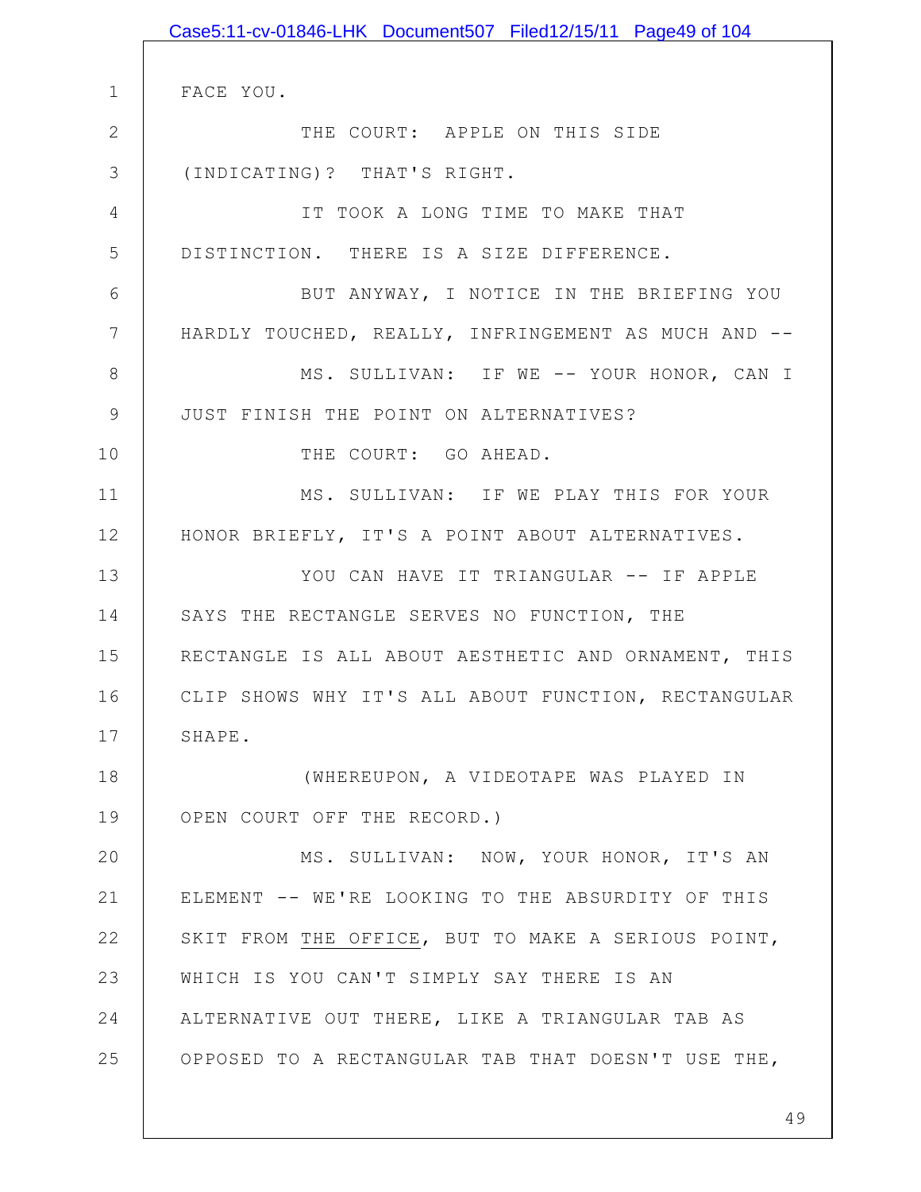FACE YOU.

THE COURT: APPLE ON THIS SIDE (INDICATING)? THAT'S RIGHT.

IT TOOK A LONG TIME TO MAKE THAT DISTINCTION. THERE IS A SIZE DIFFERENCE.

BUT ANYWAY, I NOTICE IN THE BRIEFING YOU HARDLY TOUCHED, REALLY, INFRINGEMENT AS MUCH AND --

MS. SULLIVAN: IF WE -- YOUR HONOR, CAN I JUST FINISH THE POINT ON ALTERNATIVES?

THE COURT: GO AHEAD.

MS. SULLIVAN: IF WE PLAY THIS FOR YOUR HONOR BRIEFLY, IT'S A POINT ABOUT ALTERNATIVES.

YOU CAN HAVE IT TRIANGULAR -- IF APPLE SAYS THE RECTANGLE SERVES NO FUNCTION, THE RECTANGLE IS ALL ABOUT AESTHETIC AND ORNAMENT, THIS CLIP SHOWS WHY IT'S ALL ABOUT FUNCTION, RECTANGULAR SHAPE.

(WHEREUPON, A VIDEOTAPE WAS PLAYED IN OPEN COURT OFF THE RECORD.)

MS. SULLIVAN: NOW, YOUR HONOR, IT'S AN ELEMENT -- WE'RE LOOKING TO THE ABSURDITY OF THIS SKIT FROM THE OFFICE, BUT TO MAKE A SERIOUS POINT, WHICH IS YOU CAN'T SIMPLY SAY THERE IS AN ALTERNATIVE OUT THERE, LIKE A TRIANGULAR TAB AS OPPOSED TO A RECTANGULAR TAB THAT DOESN'T USE THE,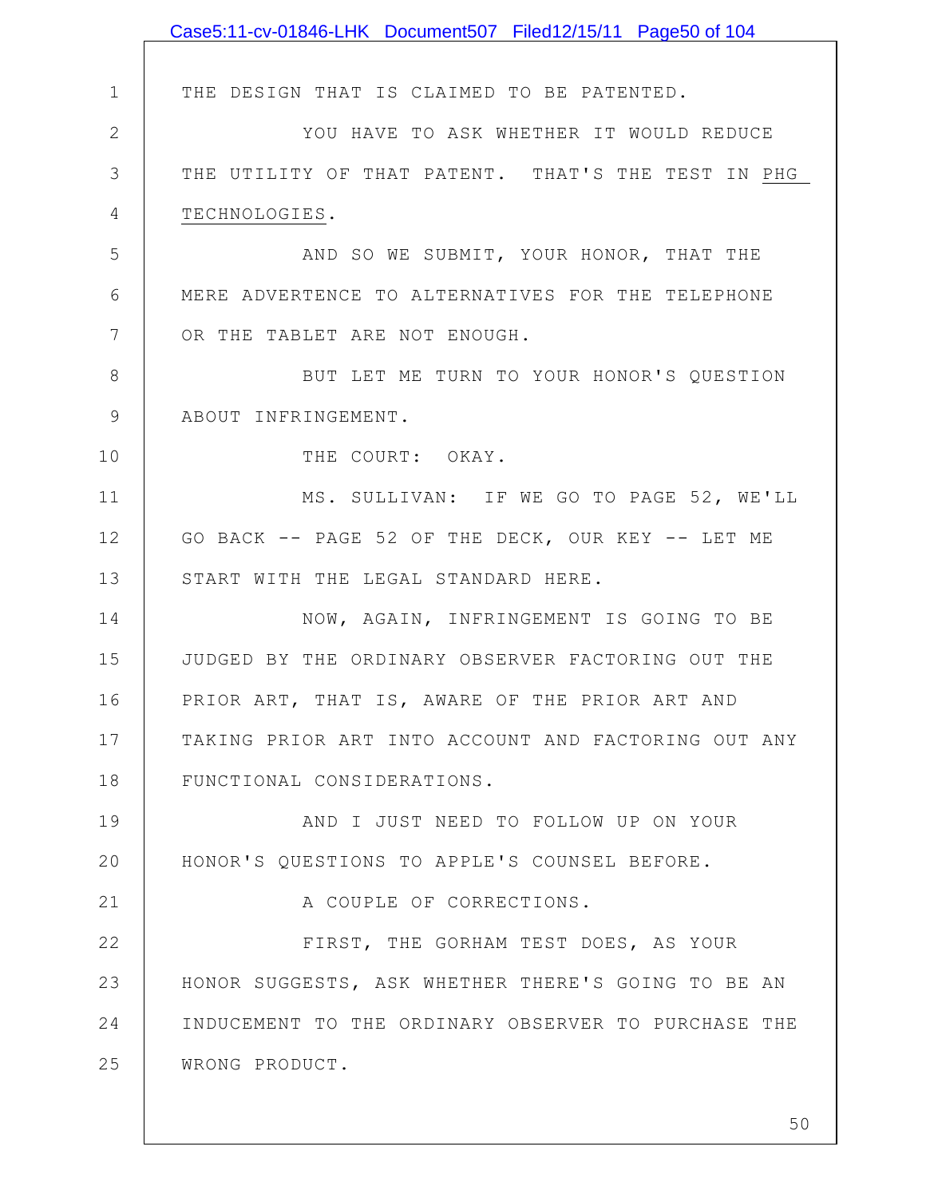THE DESIGN THAT IS CLAIMED TO BE PATENTED.

YOU HAVE TO ASK WHETHER IT WOULD REDUCE THE UTILITY OF THAT PATENT. THAT'S THE TEST IN PHG TECHNOLOGIES.

AND SO WE SUBMIT, YOUR HONOR, THAT THE MERE ADVERTENCE TO ALTERNATIVES FOR THE TELEPHONE OR THE TABLET ARE NOT ENOUGH.

BUT LET ME TURN TO YOUR HONOR'S QUESTION ABOUT INFRINGEMENT.

THE COURT: OKAY.

MS. SULLIVAN: IF WE GO TO PAGE 52, WE'LL GO BACK -- PAGE 52 OF THE DECK, OUR KEY -- LET ME START WITH THE LEGAL STANDARD HERE.

NOW, AGAIN, INFRINGEMENT IS GOING TO BE JUDGED BY THE ORDINARY OBSERVER FACTORING OUT THE PRIOR ART, THAT IS, AWARE OF THE PRIOR ART AND TAKING PRIOR ART INTO ACCOUNT AND FACTORING OUT ANY FUNCTIONAL CONSIDERATIONS.

AND I JUST NEED TO FOLLOW UP ON YOUR HONOR'S QUESTIONS TO APPLE'S COUNSEL BEFORE.

A COUPLE OF CORRECTIONS.

FIRST, THE GORHAM TEST DOES, AS YOUR HONOR SUGGESTS, ASK WHETHER THERE'S GOING TO BE AN INDUCEMENT TO THE ORDINARY OBSERVER TO PURCHASE THE WRONG PRODUCT.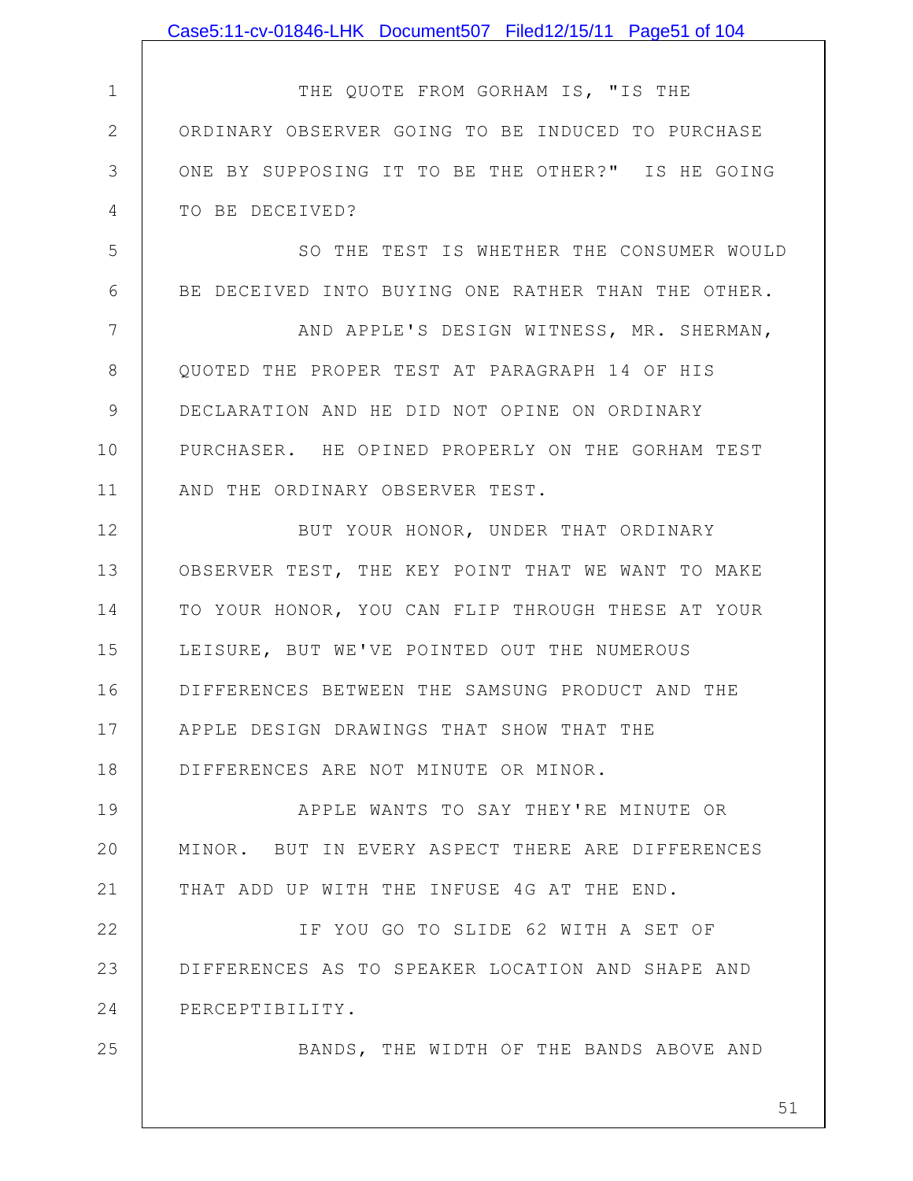THE QUOTE FROM GORHAM IS, "IS THE ORDINARY OBSERVER GOING TO BE INDUCED TO PURCHASE ONE BY SUPPOSING IT TO BE THE OTHER?" IS HE GOING TO BE DECEIVED?

SO THE TEST IS WHETHER THE CONSUMER WOULD BE DECEIVED INTO BUYING ONE RATHER THAN THE OTHER.

AND APPLE'S DESIGN WITNESS, MR. SHERMAN, QUOTED THE PROPER TEST AT PARAGRAPH 14 OF HIS DECLARATION AND HE DID NOT OPINE ON ORDINARY PURCHASER. HE OPINED PROPERLY ON THE GORHAM TEST AND THE ORDINARY OBSERVER TEST.

BUT YOUR HONOR, UNDER THAT ORDINARY OBSERVER TEST, THE KEY POINT THAT WE WANT TO MAKE TO YOUR HONOR, YOU CAN FLIP THROUGH THESE AT YOUR LEISURE, BUT WE'VE POINTED OUT THE NUMEROUS DIFFERENCES BETWEEN THE SAMSUNG PRODUCT AND THE APPLE DESIGN DRAWINGS THAT SHOW THAT THE DIFFERENCES ARE NOT MINUTE OR MINOR.

APPLE WANTS TO SAY THEY'RE MINUTE OR MINOR. BUT IN EVERY ASPECT THERE ARE DIFFERENCES THAT ADD UP WITH THE INFUSE 4G AT THE END.

IF YOU GO TO SLIDE 62 WITH A SET OF DIFFERENCES AS TO SPEAKER LOCATION AND SHAPE AND PERCEPTIBILITY.

BANDS, THE WIDTH OF THE BANDS ABOVE AND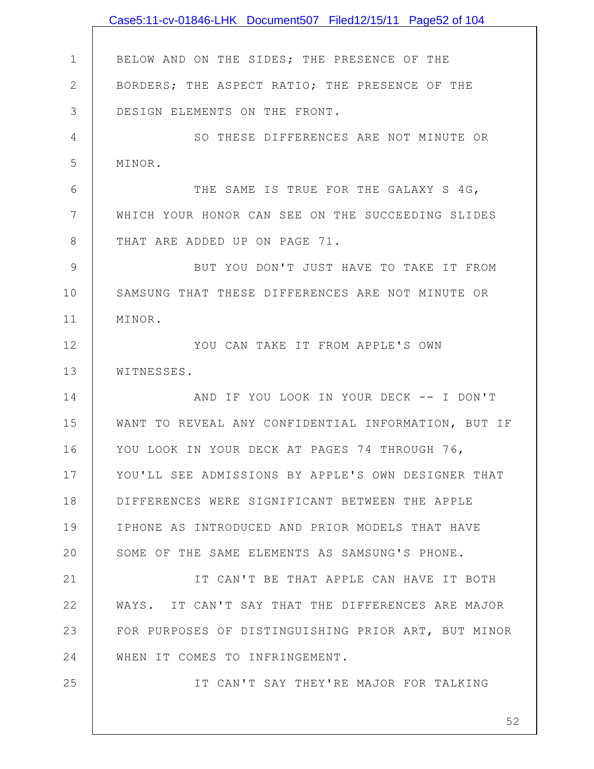BELOW AND ON THE SIDES; THE PRESENCE OF THE BORDERS; THE ASPECT RATIO; THE PRESENCE OF THE DESIGN ELEMENTS ON THE FRONT.

SO THESE DIFFERENCES ARE NOT MINUTE OR MINOR.

THE SAME IS TRUE FOR THE GALAXY S 4G, WHICH YOUR HONOR CAN SEE ON THE SUCCEEDING SLIDES THAT ARE ADDED UP ON PAGE 71.

BUT YOU DON'T JUST HAVE TO TAKE IT FROM SAMSUNG THAT THESE DIFFERENCES ARE NOT MINUTE OR MINOR.

YOU CAN TAKE IT FROM APPLE'S OWN WITNESSES.

AND IF YOU LOOK IN YOUR DECK -- I DON'T WANT TO REVEAL ANY CONFIDENTIAL INFORMATION, BUT IF YOU LOOK IN YOUR DECK AT PAGES 74 THROUGH 76, YOU'LL SEE ADMISSIONS BY APPLE'S OWN DESIGNER THAT DIFFERENCES WERE SIGNIFICANT BETWEEN THE APPLE IPHONE AS INTRODUCED AND PRIOR MODELS THAT HAVE SOME OF THE SAME ELEMENTS AS SAMSUNG'S PHONE.

IT CAN'T BE THAT APPLE CAN HAVE IT BOTH WAYS. IT CAN'T SAY THAT THE DIFFERENCES ARE MAJOR FOR PURPOSES OF DISTINGUISHING PRIOR ART, BUT MINOR WHEN IT COMES TO INFRINGEMENT.

IT CAN'T SAY THEY'RE MAJOR FOR TALKING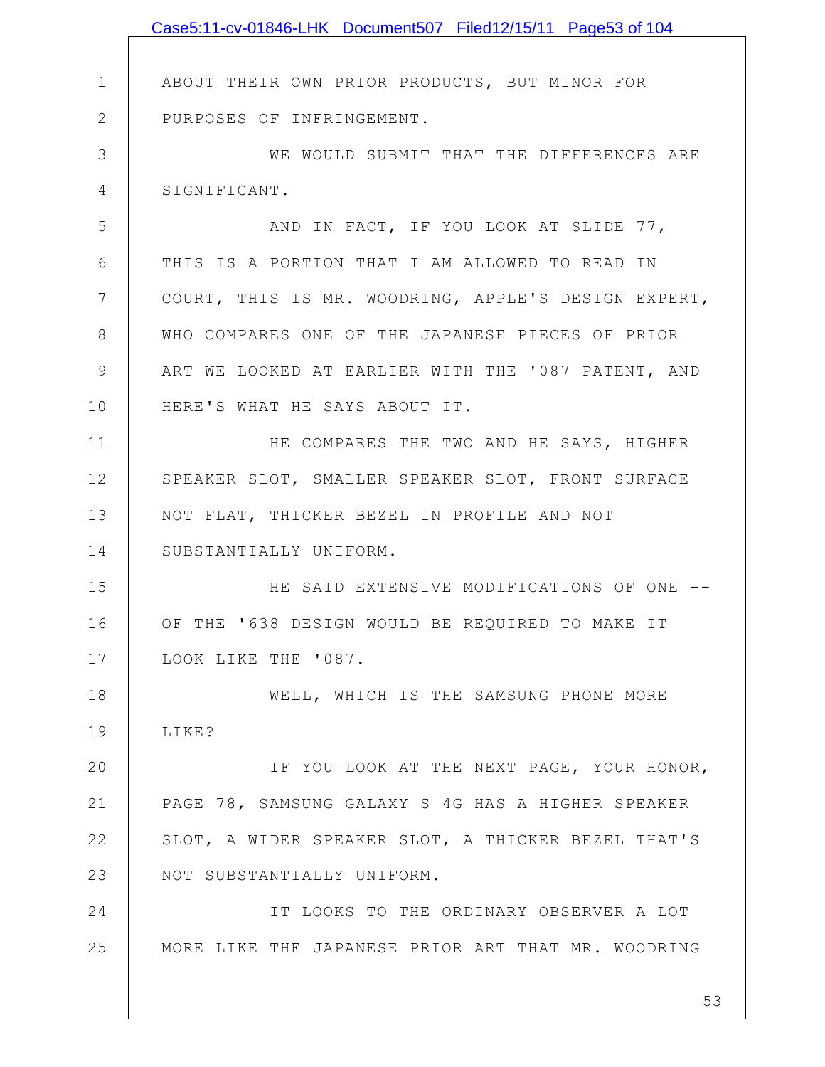ABOUT THEIR OWN PRIOR PRODUCTS, BUT MINOR FOR PURPOSES OF INFRINGEMENT.

WE WOULD SUBMIT THAT THE DIFFERENCES ARE SIGNIFICANT.

AND IN FACT, IF YOU LOOK AT SLIDE 77, THIS IS A PORTION THAT I AM ALLOWED TO READ IN COURT, THIS IS MR. WOODRING, APPLE'S DESIGN EXPERT, WHO COMPARES ONE OF THE JAPANESE PIECES OF PRIOR ART WE LOOKED AT EARLIER WITH THE '087 PATENT, AND HERE'S WHAT HE SAYS ABOUT IT.

HE COMPARES THE TWO AND HE SAYS, HIGHER SPEAKER SLOT, SMALLER SPEAKER SLOT, FRONT SURFACE NOT FLAT, THICKER BEZEL IN PROFILE AND NOT SUBSTANTIALLY UNIFORM.

HE SAID EXTENSIVE MODIFICATIONS OF ONE -- OF THE '638 DESIGN WOULD BE REQUIRED TO MAKE IT LOOK LIKE THE '087.

WELL, WHICH IS THE SAMSUNG PHONE MORE LIKE?

IF YOU LOOK AT THE NEXT PAGE, YOUR HONOR, PAGE 78, SAMSUNG GALAXY S 4G HAS A HIGHER SPEAKER SLOT, A WIDER SPEAKER SLOT, A THICKER BEZEL THAT'S NOT SUBSTANTIALLY UNIFORM.

IT LOOKS TO THE ORDINARY OBSERVER A LOT MORE LIKE THE JAPANESE PRIOR ART THAT MR. WOODRING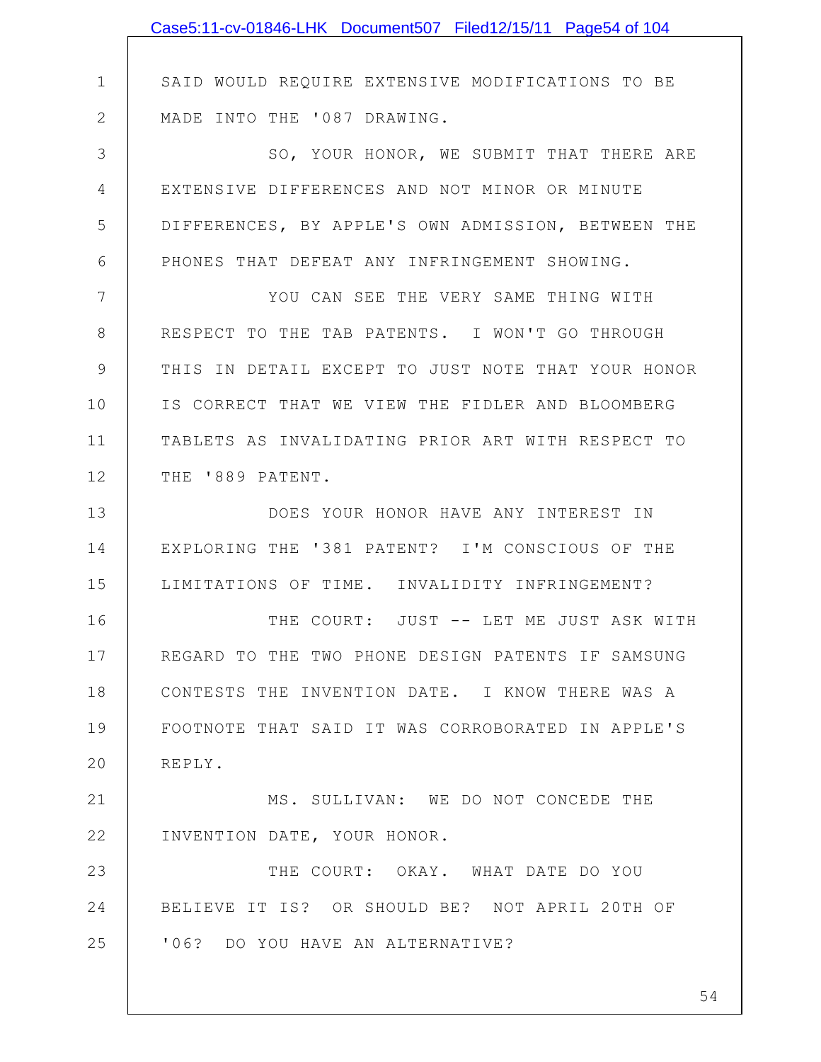SAID WOULD REQUIRE EXTENSIVE MODIFICATIONS TO BE MADE INTO THE '087 DRAWING.

SO, YOUR HONOR, WE SUBMIT THAT THERE ARE EXTENSIVE DIFFERENCES AND NOT MINOR OR MINUTE DIFFERENCES, BY APPLE'S OWN ADMISSION, BETWEEN THE PHONES THAT DEFEAT ANY INFRINGEMENT SHOWING.

YOU CAN SEE THE VERY SAME THING WITH RESPECT TO THE TAB PATENTS. I WON'T GO THROUGH THIS IN DETAIL EXCEPT TO JUST NOTE THAT YOUR HONOR IS CORRECT THAT WE VIEW THE FIDLER AND BLOOMBERG TABLETS AS INVALIDATING PRIOR ART WITH RESPECT TO THE '889 PATENT.

DOES YOUR HONOR HAVE ANY INTEREST IN EXPLORING THE '381 PATENT? I'M CONSCIOUS OF THE LIMITATIONS OF TIME. INVALIDITY INFRINGEMENT?

THE COURT: JUST -- LET ME JUST ASK WITH REGARD TO THE TWO PHONE DESIGN PATENTS IF SAMSUNG CONTESTS THE INVENTION DATE. I KNOW THERE WAS A FOOTNOTE THAT SAID IT WAS CORROBORATED IN APPLE'S REPLY.

MS. SULLIVAN: WE DO NOT CONCEDE THE INVENTION DATE, YOUR HONOR.

THE COURT: OKAY. WHAT DATE DO YOU BELIEVE IT IS? OR SHOULD BE? NOT APRIL 20TH OF '06? DO YOU HAVE AN ALTERNATIVE?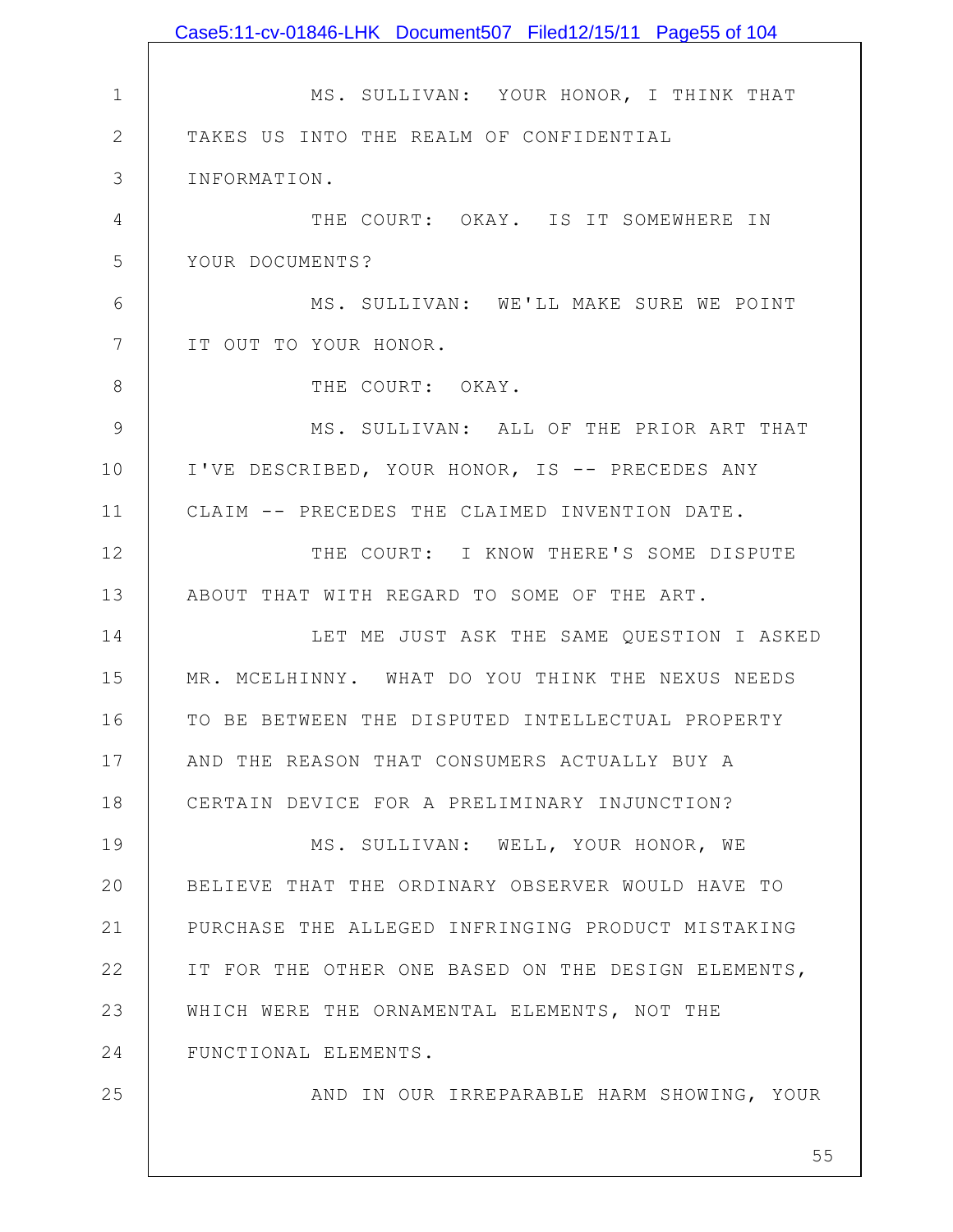MS. SULLIVAN: YOUR HONOR, I THINK THAT TAKES US INTO THE REALM OF CONFIDENTIAL INFORMATION.

THE COURT: OKAY. IS IT SOMEWHERE IN YOUR DOCUMENTS?

MS. SULLIVAN: WE'LL MAKE SURE WE POINT IT OUT TO YOUR HONOR.

THE COURT: OKAY.

MS. SULLIVAN: ALL OF THE PRIOR ART THAT I'VE DESCRIBED, YOUR HONOR, IS -- PRECEDES ANY CLAIM -- PRECEDES THE CLAIMED INVENTION DATE.

THE COURT: I KNOW THERE'S SOME DISPUTE ABOUT THAT WITH REGARD TO SOME OF THE ART.

LET ME JUST ASK THE SAME QUESTION I ASKED MR. MCELHINNY. WHAT DO YOU THINK THE NEXUS NEEDS TO BE BETWEEN THE DISPUTED INTELLECTUAL PROPERTY AND THE REASON THAT CONSUMERS ACTUALLY BUY A CERTAIN DEVICE FOR A PRELIMINARY INJUNCTION?

MS. SULLIVAN: WELL, YOUR HONOR, WE BELIEVE THAT THE ORDINARY OBSERVER WOULD HAVE TO PURCHASE THE ALLEGED INFRINGING PRODUCT MISTAKING IT FOR THE OTHER ONE BASED ON THE DESIGN ELEMENTS, WHICH WERE THE ORNAMENTAL ELEMENTS, NOT THE FUNCTIONAL ELEMENTS.

AND IN OUR IRREPARABLE HARM SHOWING, YOUR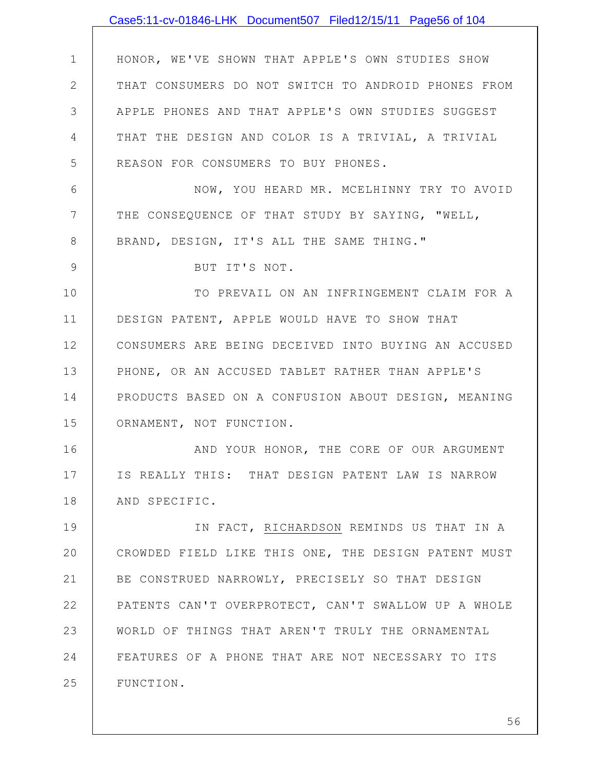HONOR, WE'VE SHOWN THAT APPLE'S OWN STUDIES SHOW THAT CONSUMERS DO NOT SWITCH TO ANDROID PHONES FROM APPLE PHONES AND THAT APPLE'S OWN STUDIES SUGGEST THAT THE DESIGN AND COLOR IS A TRIVIAL, A TRIVIAL REASON FOR CONSUMERS TO BUY PHONES.

NOW, YOU HEARD MR. MCELHINNY TRY TO AVOID THE CONSEQUENCE OF THAT STUDY BY SAYING, "WELL, BRAND, DESIGN, IT'S ALL THE SAME THING."

BUT IT'S NOT.

TO PREVAIL ON AN INFRINGEMENT CLAIM FOR A DESIGN PATENT, APPLE WOULD HAVE TO SHOW THAT CONSUMERS ARE BEING DECEIVED INTO BUYING AN ACCUSED PHONE, OR AN ACCUSED TABLET RATHER THAN APPLE'S PRODUCTS BASED ON A CONFUSION ABOUT DESIGN, MEANING ORNAMENT, NOT FUNCTION.

AND YOUR HONOR, THE CORE OF OUR ARGUMENT IS REALLY THIS: THAT DESIGN PATENT LAW IS NARROW AND SPECIFIC.

IN FACT, RICHARDSON REMINDS US THAT IN A CROWDED FIELD LIKE THIS ONE, THE DESIGN PATENT MUST BE CONSTRUED NARROWLY, PRECISELY SO THAT DESIGN PATENTS CAN'T OVERPROTECT, CAN'T SWALLOW UP A WHOLE WORLD OF THINGS THAT AREN'T TRULY THE ORNAMENTAL FEATURES OF A PHONE THAT ARE NOT NECESSARY TO ITS FUNCTION.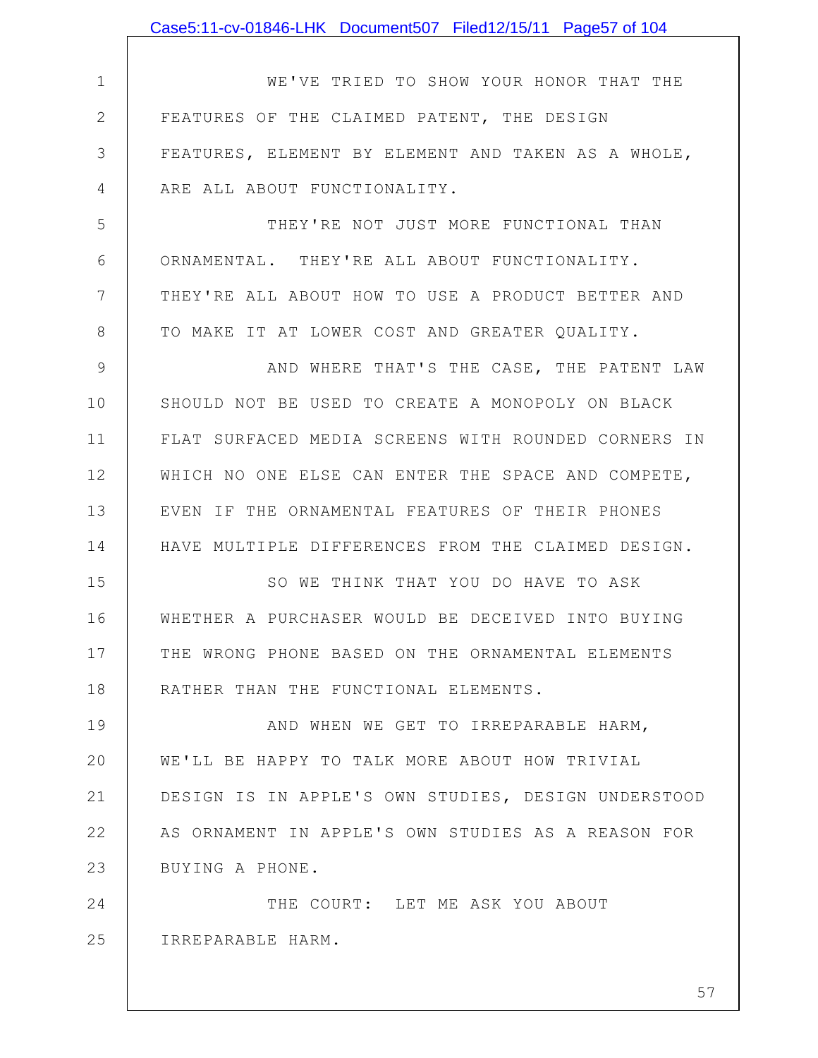WE'VE TRIED TO SHOW YOUR HONOR THAT THE FEATURES OF THE CLAIMED PATENT, THE DESIGN FEATURES, ELEMENT BY ELEMENT AND TAKEN AS A WHOLE, ARE ALL ABOUT FUNCTIONALITY.

THEY'RE NOT JUST MORE FUNCTIONAL THAN ORNAMENTAL. THEY'RE ALL ABOUT FUNCTIONALITY. THEY'RE ALL ABOUT HOW TO USE A PRODUCT BETTER AND TO MAKE IT AT LOWER COST AND GREATER QUALITY.

AND WHERE THAT'S THE CASE, THE PATENT LAW SHOULD NOT BE USED TO CREATE A MONOPOLY ON BLACK FLAT SURFACED MEDIA SCREENS WITH ROUNDED CORNERS IN WHICH NO ONE ELSE CAN ENTER THE SPACE AND COMPETE, EVEN IF THE ORNAMENTAL FEATURES OF THEIR PHONES HAVE MULTIPLE DIFFERENCES FROM THE CLAIMED DESIGN.

SO WE THINK THAT YOU DO HAVE TO ASK WHETHER A PURCHASER WOULD BE DECEIVED INTO BUYING THE WRONG PHONE BASED ON THE ORNAMENTAL ELEMENTS RATHER THAN THE FUNCTIONAL ELEMENTS.

AND WHEN WE GET TO IRREPARABLE HARM, WE'LL BE HAPPY TO TALK MORE ABOUT HOW TRIVIAL DESIGN IS IN APPLE'S OWN STUDIES, DESIGN UNDERSTOOD AS ORNAMENT IN APPLE'S OWN STUDIES AS A REASON FOR BUYING A PHONE.

THE COURT: LET ME ASK YOU ABOUT IRREPARABLE HARM.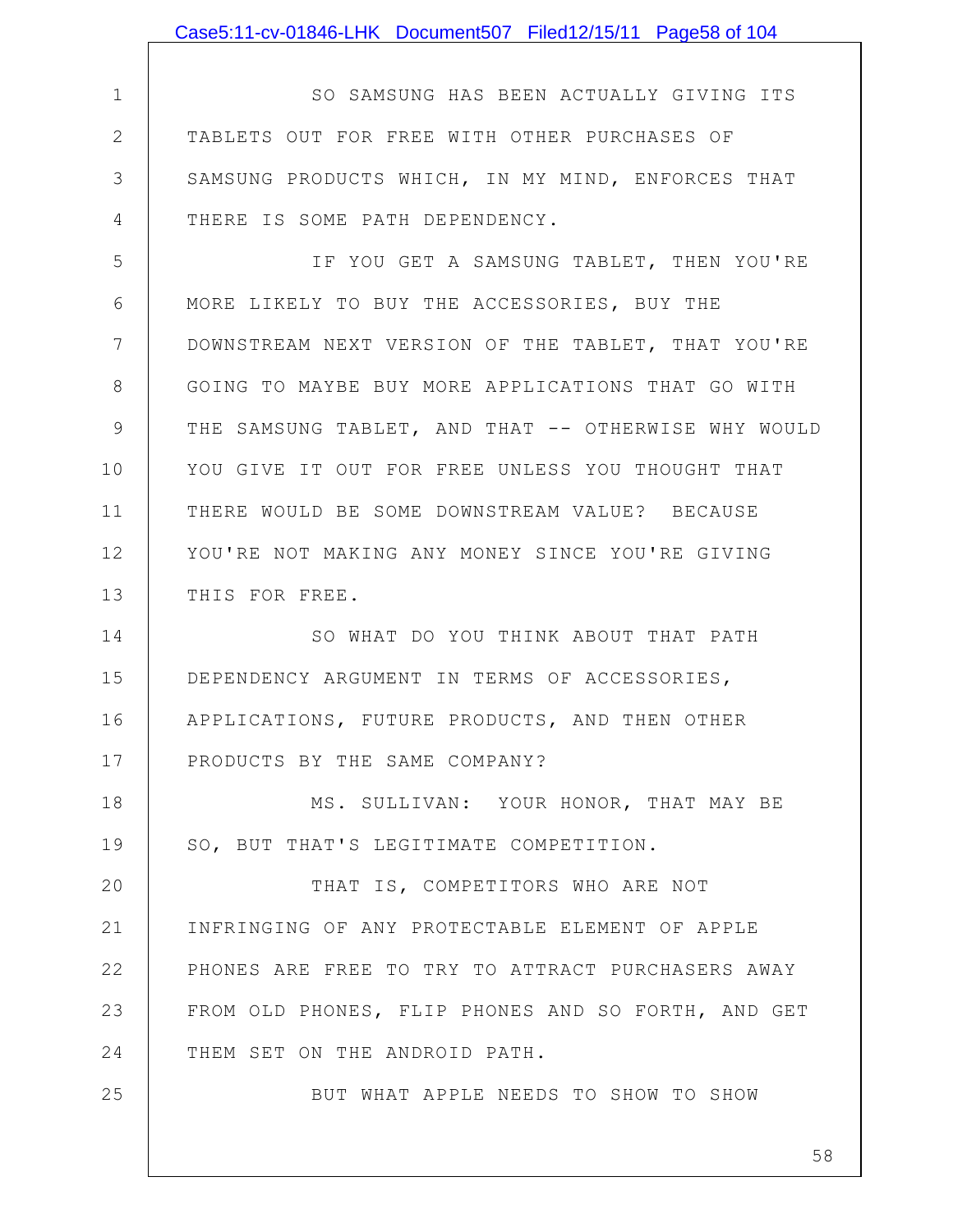SO SAMSUNG HAS BEEN ACTUALLY GIVING ITS TABLETS OUT FOR FREE WITH OTHER PURCHASES OF SAMSUNG PRODUCTS WHICH, IN MY MIND, ENFORCES THAT THERE IS SOME PATH DEPENDENCY.

IF YOU GET A SAMSUNG TABLET, THEN YOU'RE MORE LIKELY TO BUY THE ACCESSORIES, BUY THE DOWNSTREAM NEXT VERSION OF THE TABLET, THAT YOU'RE GOING TO MAYBE BUY MORE APPLICATIONS THAT GO WITH THE SAMSUNG TABLET, AND THAT -- OTHERWISE WHY WOULD YOU GIVE IT OUT FOR FREE UNLESS YOU THOUGHT THAT THERE WOULD BE SOME DOWNSTREAM VALUE? BECAUSE YOU'RE NOT MAKING ANY MONEY SINCE YOU'RE GIVING THIS FOR FREE.

SO WHAT DO YOU THINK ABOUT THAT PATH DEPENDENCY ARGUMENT IN TERMS OF ACCESSORIES, APPLICATIONS, FUTURE PRODUCTS, AND THEN OTHER PRODUCTS BY THE SAME COMPANY?

MS. SULLIVAN: YOUR HONOR, THAT MAY BE SO, BUT THAT'S LEGITIMATE COMPETITION.

THAT IS, COMPETITORS WHO ARE NOT INFRINGING OF ANY PROTECTABLE ELEMENT OF APPLE PHONES ARE FREE TO TRY TO ATTRACT PURCHASERS AWAY FROM OLD PHONES, FLIP PHONES AND SO FORTH, AND GET THEM SET ON THE ANDROID PATH.

BUT WHAT APPLE NEEDS TO SHOW TO SHOW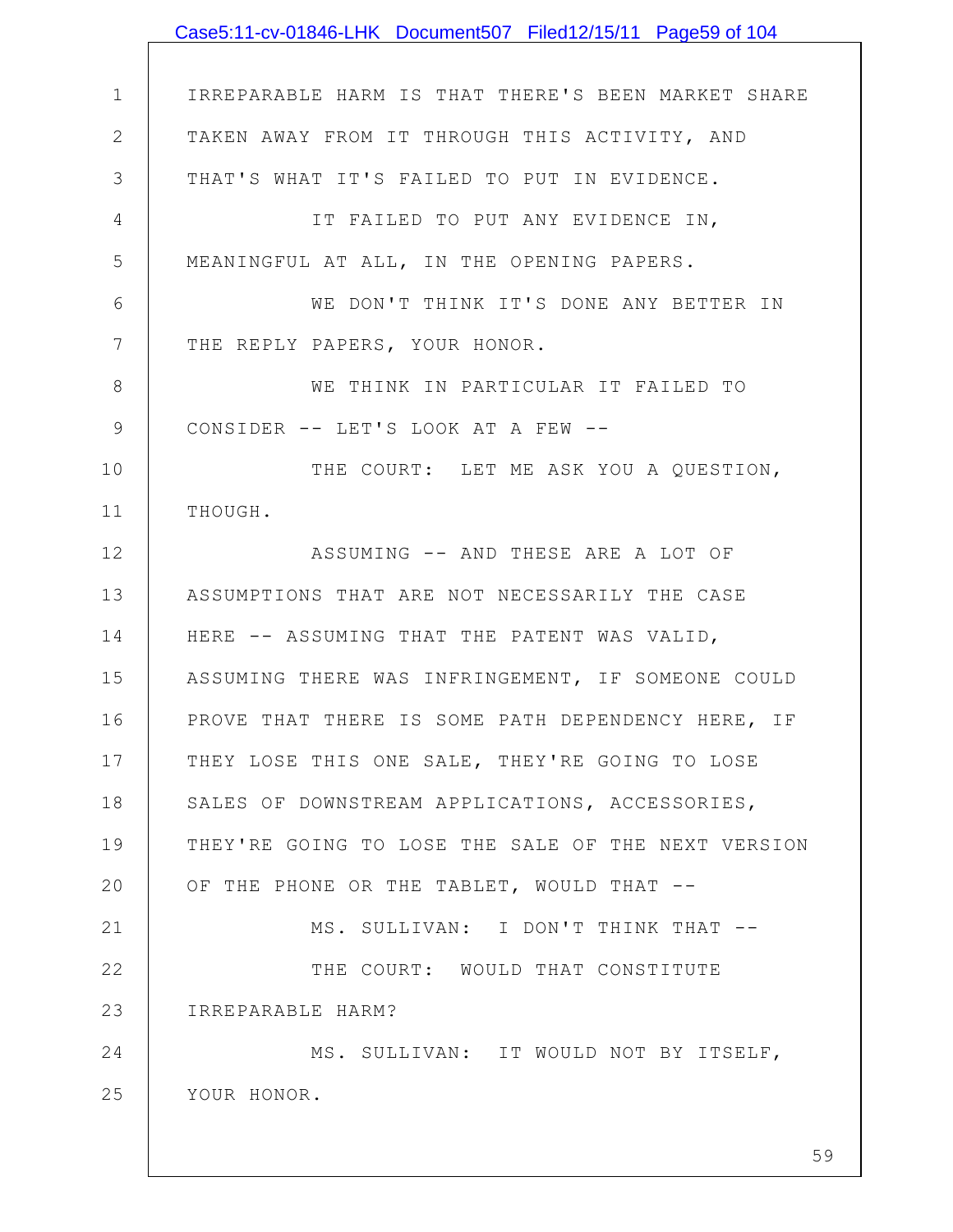IRREPARABLE HARM IS THAT THERE'S BEEN MARKET SHARE TAKEN AWAY FROM IT THROUGH THIS ACTIVITY, AND THAT'S WHAT IT'S FAILED TO PUT IN EVIDENCE.

IT FAILED TO PUT ANY EVIDENCE IN, MEANINGFUL AT ALL, IN THE OPENING PAPERS.

WE DON'T THINK IT'S DONE ANY BETTER IN THE REPLY PAPERS, YOUR HONOR.

WE THINK IN PARTICULAR IT FAILED TO CONSIDER -- LET'S LOOK AT A FEW --

THE COURT: LET ME ASK YOU A QUESTION, THOUGH.

ASSUMING -- AND THESE ARE A LOT OF ASSUMPTIONS THAT ARE NOT NECESSARILY THE CASE HERE -- ASSUMING THAT THE PATENT WAS VALID, ASSUMING THERE WAS INFRINGEMENT, IF SOMEONE COULD PROVE THAT THERE IS SOME PATH DEPENDENCY HERE, IF THEY LOSE THIS ONE SALE, THEY'RE GOING TO LOSE SALES OF DOWNSTREAM APPLICATIONS, ACCESSORIES, THEY'RE GOING TO LOSE THE SALE OF THE NEXT VERSION OF THE PHONE OR THE TABLET, WOULD THAT --

MS. SULLIVAN: I DON'T THINK THAT --

THE COURT: WOULD THAT CONSTITUTE IRREPARABLE HARM?

MS. SULLIVAN: IT WOULD NOT BY ITSELF, YOUR HONOR.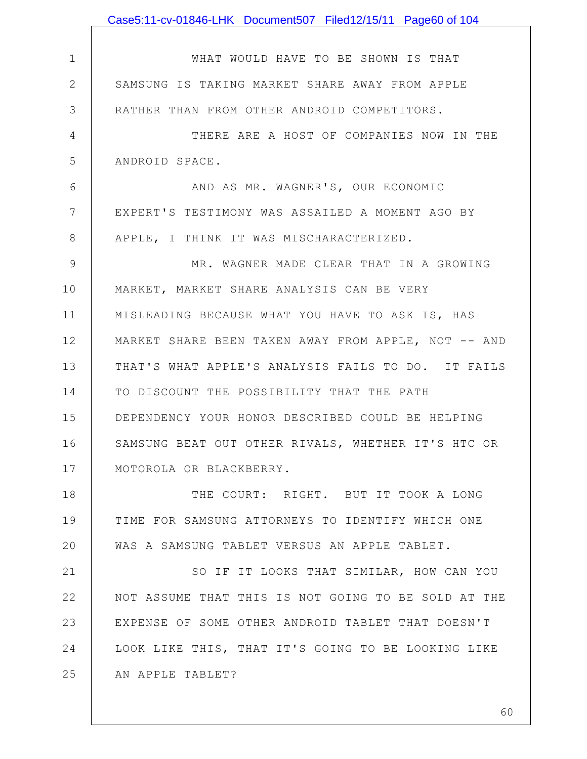WHAT WOULD HAVE TO BE SHOWN IS THAT SAMSUNG IS TAKING MARKET SHARE AWAY FROM APPLE RATHER THAN FROM OTHER ANDROID COMPETITORS.

THERE ARE A HOST OF COMPANIES NOW IN THE ANDROID SPACE.

AND AS MR. WAGNER'S, OUR ECONOMIC EXPERT'S TESTIMONY WAS ASSAILED A MOMENT AGO BY APPLE, I THINK IT WAS MISCHARACTERIZED.

MR. WAGNER MADE CLEAR THAT IN A GROWING MARKET, MARKET SHARE ANALYSIS CAN BE VERY MISLEADING BECAUSE WHAT YOU HAVE TO ASK IS, HAS MARKET SHARE BEEN TAKEN AWAY FROM APPLE, NOT -- AND THAT'S WHAT APPLE'S ANALYSIS FAILS TO DO. IT FAILS TO DISCOUNT THE POSSIBILITY THAT THE PATH DEPENDENCY YOUR HONOR DESCRIBED COULD BE HELPING SAMSUNG BEAT OUT OTHER RIVALS, WHETHER IT'S HTC OR MOTOROLA OR BLACKBERRY.

THE COURT: RIGHT. BUT IT TOOK A LONG TIME FOR SAMSUNG ATTORNEYS TO IDENTIFY WHICH ONE WAS A SAMSUNG TABLET VERSUS AN APPLE TABLET.

SO IF IT LOOKS THAT SIMILAR, HOW CAN YOU NOT ASSUME THAT THIS IS NOT GOING TO BE SOLD AT THE EXPENSE OF SOME OTHER ANDROID TABLET THAT DOESN'T LOOK LIKE THIS, THAT IT'S GOING TO BE LOOKING LIKE AN APPLE TABLET?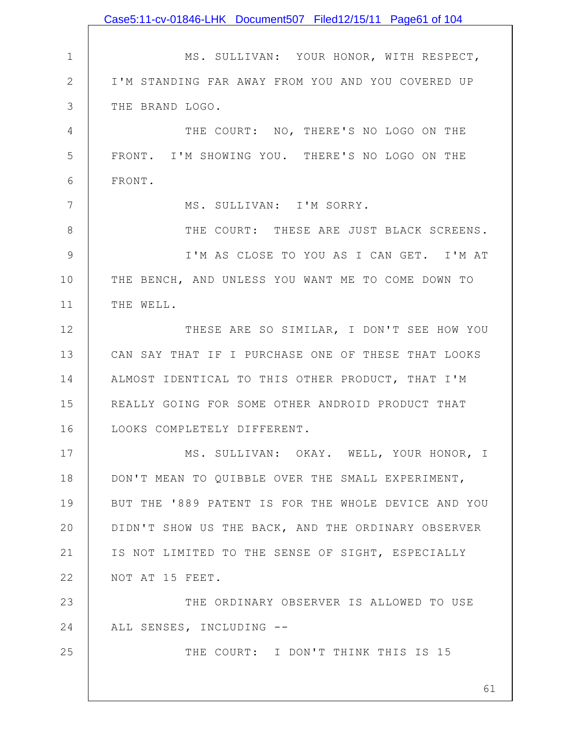MS. SULLIVAN: YOUR HONOR, WITH RESPECT, I'M STANDING FAR AWAY FROM YOU AND YOU COVERED UP THE BRAND LOGO.

THE COURT: NO, THERE'S NO LOGO ON THE FRONT. I'M SHOWING YOU. THERE'S NO LOGO ON THE FRONT.

MS. SULLIVAN: I'M SORRY.

THE COURT: THESE ARE JUST BLACK SCREENS.

I'M AS CLOSE TO YOU AS I CAN GET. I'M AT THE BENCH, AND UNLESS YOU WANT ME TO COME DOWN TO THE WELL.

THESE ARE SO SIMILAR, I DON'T SEE HOW YOU CAN SAY THAT IF I PURCHASE ONE OF THESE THAT LOOKS ALMOST IDENTICAL TO THIS OTHER PRODUCT, THAT I'M REALLY GOING FOR SOME OTHER ANDROID PRODUCT THAT LOOKS COMPLETELY DIFFERENT.

MS. SULLIVAN: OKAY. WELL, YOUR HONOR, I DON'T MEAN TO QUIBBLE OVER THE SMALL EXPERIMENT, BUT THE '889 PATENT IS FOR THE WHOLE DEVICE AND YOU DIDN'T SHOW US THE BACK, AND THE ORDINARY OBSERVER IS NOT LIMITED TO THE SENSE OF SIGHT, ESPECIALLY NOT AT 15 FEET.

THE ORDINARY OBSERVER IS ALLOWED TO USE ALL SENSES, INCLUDING --

THE COURT: I DON'T THINK THIS IS 15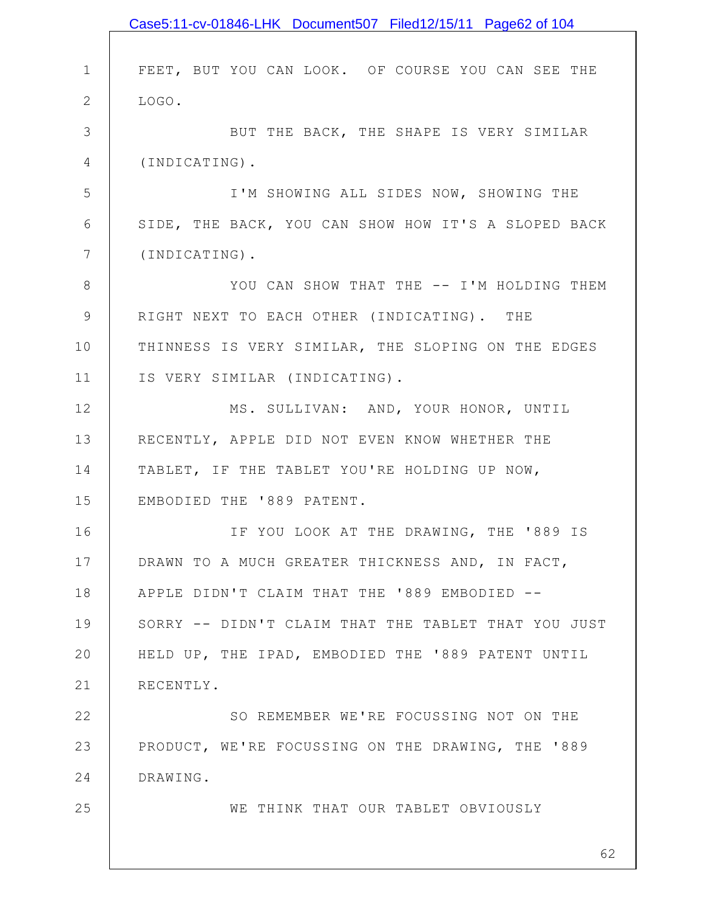FEET, BUT YOU CAN LOOK. OF COURSE YOU CAN SEE THE LOGO.

BUT THE BACK, THE SHAPE IS VERY SIMILAR (INDICATING).

I'M SHOWING ALL SIDES NOW, SHOWING THE SIDE, THE BACK, YOU CAN SHOW HOW IT'S A SLOPED BACK (INDICATING).

YOU CAN SHOW THAT THE -- I'M HOLDING THEM RIGHT NEXT TO EACH OTHER (INDICATING). THE THINNESS IS VERY SIMILAR, THE SLOPING ON THE EDGES IS VERY SIMILAR (INDICATING).

MS. SULLIVAN: AND, YOUR HONOR, UNTIL RECENTLY, APPLE DID NOT EVEN KNOW WHETHER THE TABLET, IF THE TABLET YOU'RE HOLDING UP NOW, EMBODIED THE '889 PATENT.

IF YOU LOOK AT THE DRAWING, THE '889 IS DRAWN TO A MUCH GREATER THICKNESS AND, IN FACT, APPLE DIDN'T CLAIM THAT THE '889 EMBODIED -- SORRY -- DIDN'T CLAIM THAT THE TABLET THAT YOU JUST HELD UP, THE IPAD, EMBODIED THE '889 PATENT UNTIL RECENTLY.

SO REMEMBER WE'RE FOCUSSING NOT ON THE PRODUCT, WE'RE FOCUSSING ON THE DRAWING, THE '889 DRAWING.

WE THINK THAT OUR TABLET OBVIOUSLY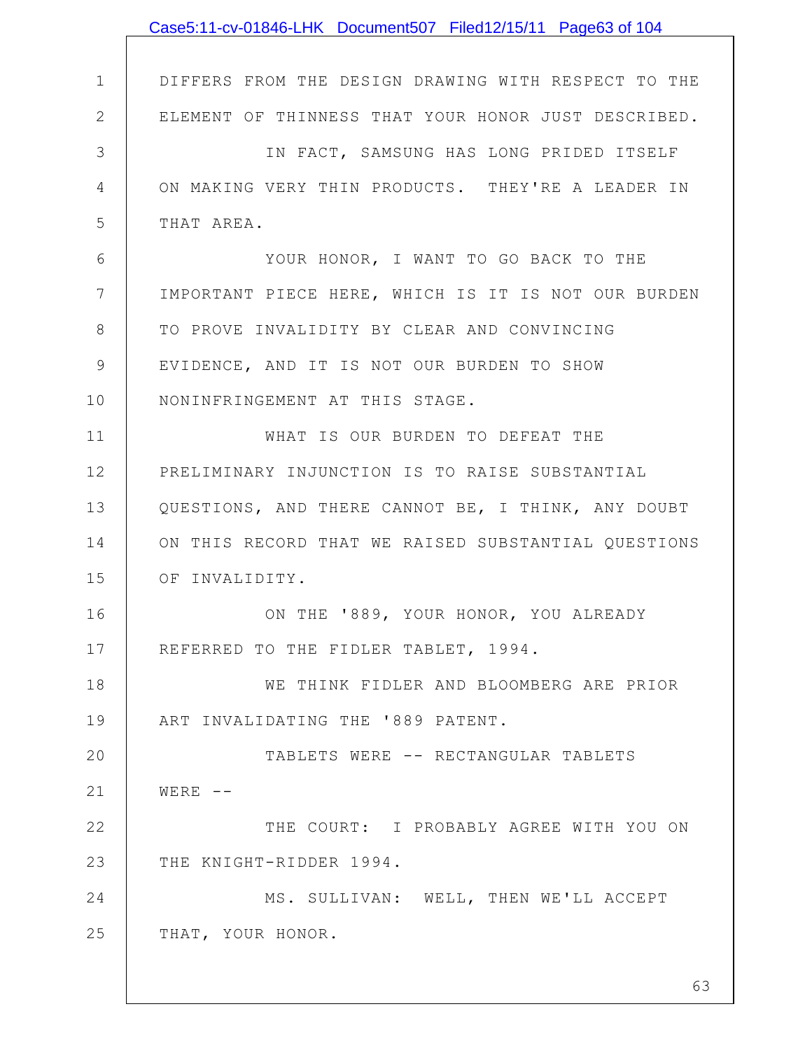DIFFERS FROM THE DESIGN DRAWING WITH RESPECT TO THE ELEMENT OF THINNESS THAT YOUR HONOR JUST DESCRIBED.

IN FACT, SAMSUNG HAS LONG PRIDED ITSELF ON MAKING VERY THIN PRODUCTS. THEY'RE A LEADER IN THAT AREA.

YOUR HONOR, I WANT TO GO BACK TO THE IMPORTANT PIECE HERE, WHICH IS IT IS NOT OUR BURDEN TO PROVE INVALIDITY BY CLEAR AND CONVINCING EVIDENCE, AND IT IS NOT OUR BURDEN TO SHOW NONINFRINGEMENT AT THIS STAGE.

WHAT IS OUR BURDEN TO DEFEAT THE PRELIMINARY INJUNCTION IS TO RAISE SUBSTANTIAL QUESTIONS, AND THERE CANNOT BE, I THINK, ANY DOUBT ON THIS RECORD THAT WE RAISED SUBSTANTIAL QUESTIONS OF INVALIDITY.

ON THE '889, YOUR HONOR, YOU ALREADY REFERRED TO THE FIDLER TABLET, 1994.

WE THINK FIDLER AND BLOOMBERG ARE PRIOR ART INVALIDATING THE '889 PATENT.

TABLETS WERE -- RECTANGULAR TABLETS WERE --

THE COURT: I PROBABLY AGREE WITH YOU ON THE KNIGHT-RIDDER 1994.

MS. SULLIVAN: WELL, THEN WE'LL ACCEPT THAT, YOUR HONOR.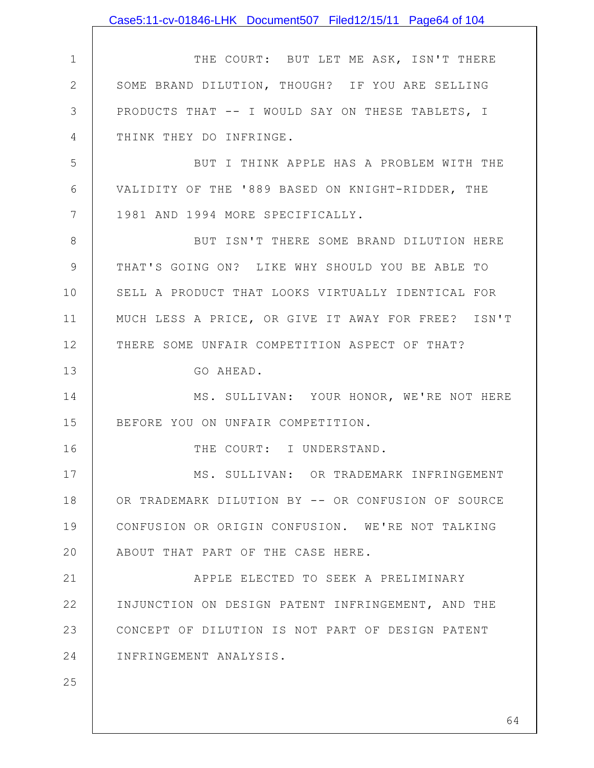THE COURT: BUT LET ME ASK, ISN'T THERE SOME BRAND DILUTION, THOUGH? IF YOU ARE SELLING PRODUCTS THAT -- I WOULD SAY ON THESE TABLETS, I THINK THEY DO INFRINGE.

BUT I THINK APPLE HAS A PROBLEM WITH THE VALIDITY OF THE '889 BASED ON KNIGHT-RIDDER, THE 1981 AND 1994 MORE SPECIFICALLY.

BUT ISN'T THERE SOME BRAND DILUTION HERE THAT'S GOING ON? LIKE WHY SHOULD YOU BE ABLE TO SELL A PRODUCT THAT LOOKS VIRTUALLY IDENTICAL FOR MUCH LESS A PRICE, OR GIVE IT AWAY FOR FREE? ISN'T THERE SOME UNFAIR COMPETITION ASPECT OF THAT?

GO AHEAD.

MS. SULLIVAN: YOUR HONOR, WE'RE NOT HERE BEFORE YOU ON UNFAIR COMPETITION.

THE COURT: I UNDERSTAND.

MS. SULLIVAN: OR TRADEMARK INFRINGEMENT OR TRADEMARK DILUTION BY -- OR CONFUSION OF SOURCE CONFUSION OR ORIGIN CONFUSION. WE'RE NOT TALKING ABOUT THAT PART OF THE CASE HERE.

APPLE ELECTED TO SEEK A PRELIMINARY INJUNCTION ON DESIGN PATENT INFRINGEMENT, AND THE CONCEPT OF DILUTION IS NOT PART OF DESIGN PATENT INFRINGEMENT ANALYSIS.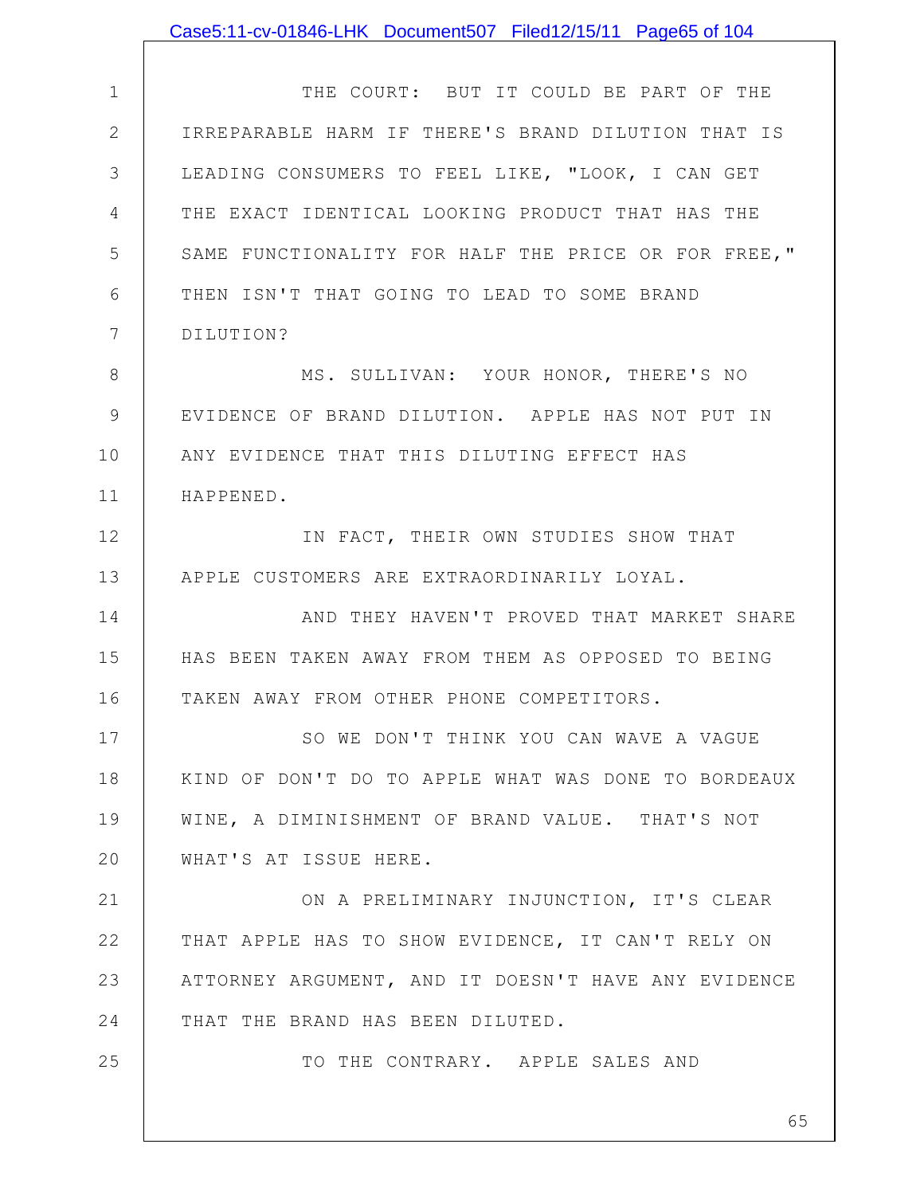THE COURT: BUT IT COULD BE PART OF THE IRREPARABLE HARM IF THERE'S BRAND DILUTION THAT IS LEADING CONSUMERS TO FEEL LIKE, "LOOK, I CAN GET THE EXACT IDENTICAL LOOKING PRODUCT THAT HAS THE SAME FUNCTIONALITY FOR HALF THE PRICE OR FOR FREE," THEN ISN'T THAT GOING TO LEAD TO SOME BRAND DILUTION?

MS. SULLIVAN: YOUR HONOR, THERE'S NO EVIDENCE OF BRAND DILUTION. APPLE HAS NOT PUT IN ANY EVIDENCE THAT THIS DILUTING EFFECT HAS HAPPENED.

IN FACT, THEIR OWN STUDIES SHOW THAT APPLE CUSTOMERS ARE EXTRAORDINARILY LOYAL.

AND THEY HAVEN'T PROVED THAT MARKET SHARE HAS BEEN TAKEN AWAY FROM THEM AS OPPOSED TO BEING TAKEN AWAY FROM OTHER PHONE COMPETITORS.

SO WE DON'T THINK YOU CAN WAVE A VAGUE KIND OF DON'T DO TO APPLE WHAT WAS DONE TO BORDEAUX WINE, A DIMINISHMENT OF BRAND VALUE. THAT'S NOT WHAT'S AT ISSUE HERE.

ON A PRELIMINARY INJUNCTION, IT'S CLEAR THAT APPLE HAS TO SHOW EVIDENCE, IT CAN'T RELY ON ATTORNEY ARGUMENT, AND IT DOESN'T HAVE ANY EVIDENCE THAT THE BRAND HAS BEEN DILUTED.

TO THE CONTRARY. APPLE SALES AND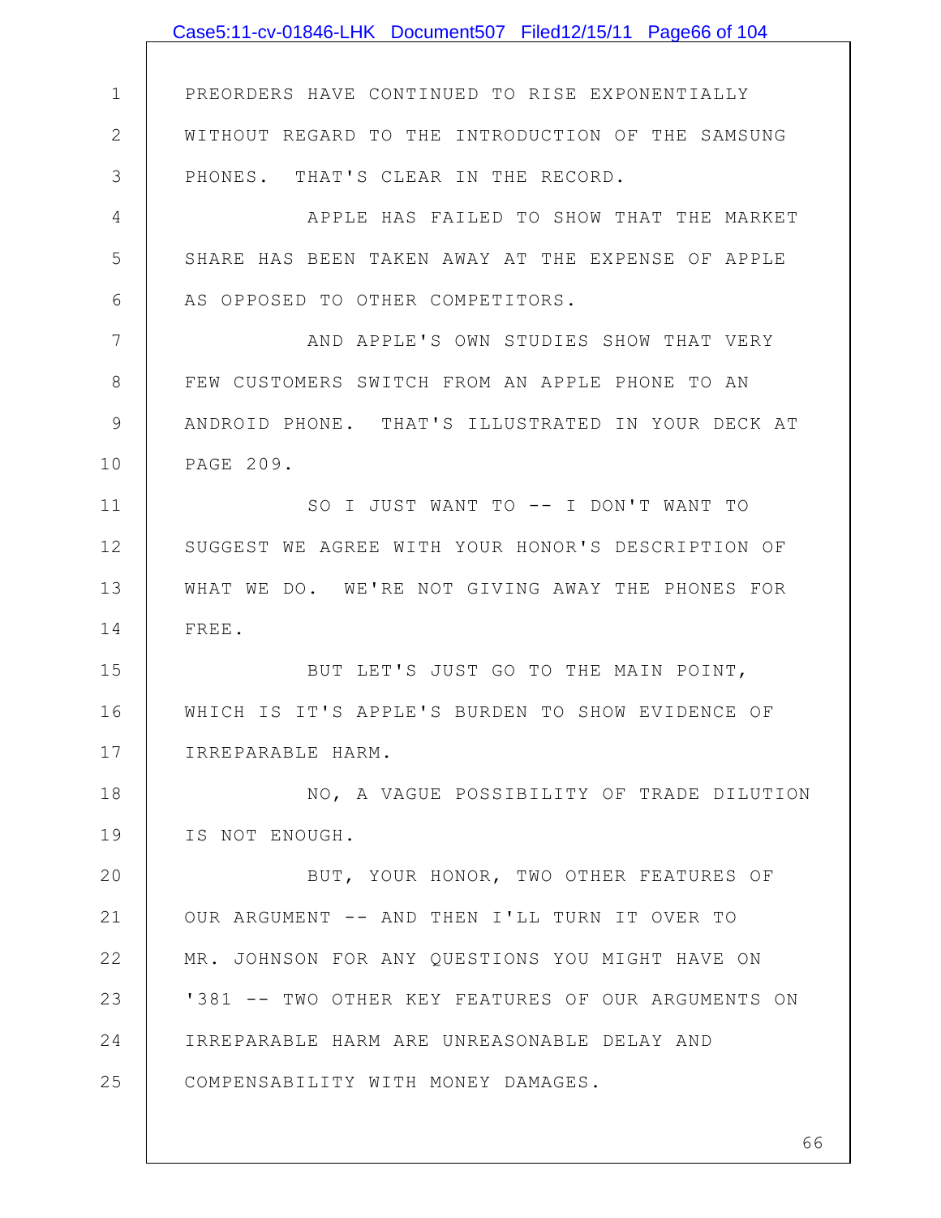PREORDERS HAVE CONTINUED TO RISE EXPONENTIALLY WITHOUT REGARD TO THE INTRODUCTION OF THE SAMSUNG PHONES. THAT'S CLEAR IN THE RECORD.

APPLE HAS FAILED TO SHOW THAT THE MARKET SHARE HAS BEEN TAKEN AWAY AT THE EXPENSE OF APPLE AS OPPOSED TO OTHER COMPETITORS.

AND APPLE'S OWN STUDIES SHOW THAT VERY FEW CUSTOMERS SWITCH FROM AN APPLE PHONE TO AN ANDROID PHONE. THAT'S ILLUSTRATED IN YOUR DECK AT PAGE 209.

SO I JUST WANT TO -- I DON'T WANT TO SUGGEST WE AGREE WITH YOUR HONOR'S DESCRIPTION OF WHAT WE DO. WE'RE NOT GIVING AWAY THE PHONES FOR FREE.

BUT LET'S JUST GO TO THE MAIN POINT, WHICH IS IT'S APPLE'S BURDEN TO SHOW EVIDENCE OF IRREPARABLE HARM.

NO, A VAGUE POSSIBILITY OF TRADE DILUTION IS NOT ENOUGH.

BUT, YOUR HONOR, TWO OTHER FEATURES OF OUR ARGUMENT -- AND THEN I'LL TURN IT OVER TO MR. JOHNSON FOR ANY QUESTIONS YOU MIGHT HAVE ON '381 -- TWO OTHER KEY FEATURES OF OUR ARGUMENTS ON IRREPARABLE HARM ARE UNREASONABLE DELAY AND COMPENSABILITY WITH MONEY DAMAGES.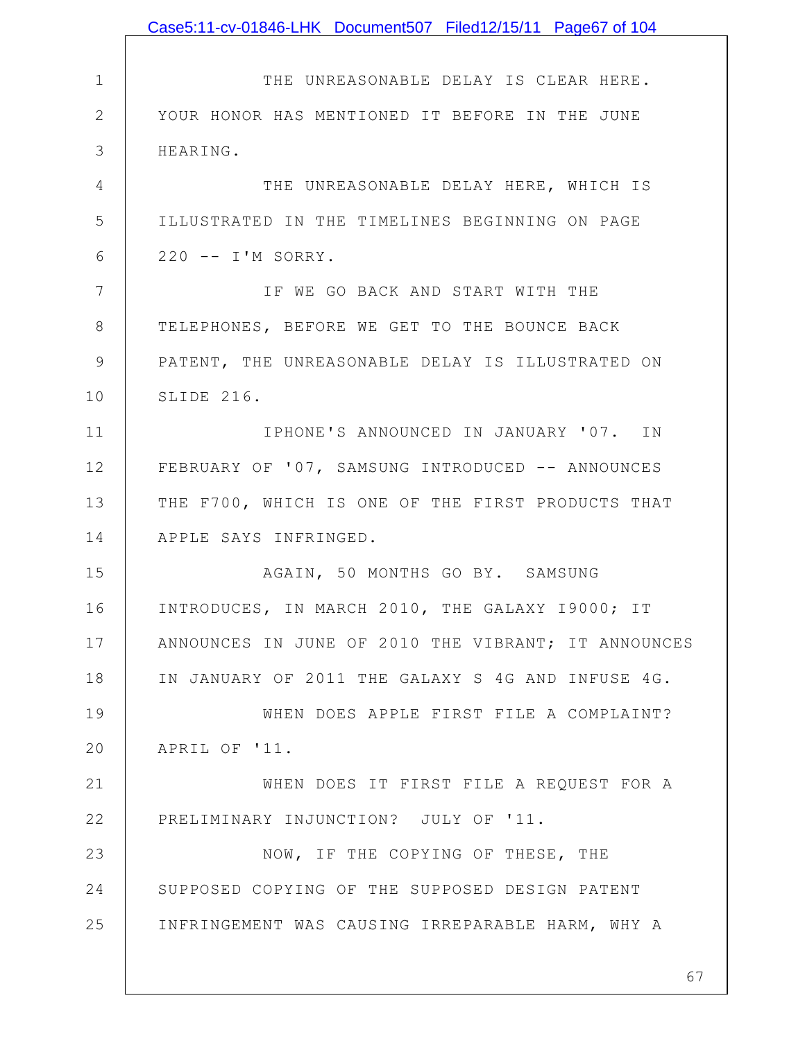THE UNREASONABLE DELAY IS CLEAR HERE. YOUR HONOR HAS MENTIONED IT BEFORE IN THE JUNE HEARING.

THE UNREASONABLE DELAY HERE, WHICH IS ILLUSTRATED IN THE TIMELINES BEGINNING ON PAGE 220 -- I'M SORRY.

IF WE GO BACK AND START WITH THE TELEPHONES, BEFORE WE GET TO THE BOUNCE BACK PATENT, THE UNREASONABLE DELAY IS ILLUSTRATED ON SLIDE 216.

IPHONE'S ANNOUNCED IN JANUARY '07. IN FEBRUARY OF '07, SAMSUNG INTRODUCED -- ANNOUNCES THE F700, WHICH IS ONE OF THE FIRST PRODUCTS THAT APPLE SAYS INFRINGED.

AGAIN, 50 MONTHS GO BY. SAMSUNG INTRODUCES, IN MARCH 2010, THE GALAXY I9000; IT ANNOUNCES IN JUNE OF 2010 THE VIBRANT; IT ANNOUNCES IN JANUARY OF 2011 THE GALAXY S 4G AND INFUSE 4G.

WHEN DOES APPLE FIRST FILE A COMPLAINT? APRIL OF '11.

WHEN DOES IT FIRST FILE A REQUEST FOR A PRELIMINARY INJUNCTION? JULY OF '11.

NOW, IF THE COPYING OF THESE, THE SUPPOSED COPYING OF THE SUPPOSED DESIGN PATENT INFRINGEMENT WAS CAUSING IRREPARABLE HARM, WHY A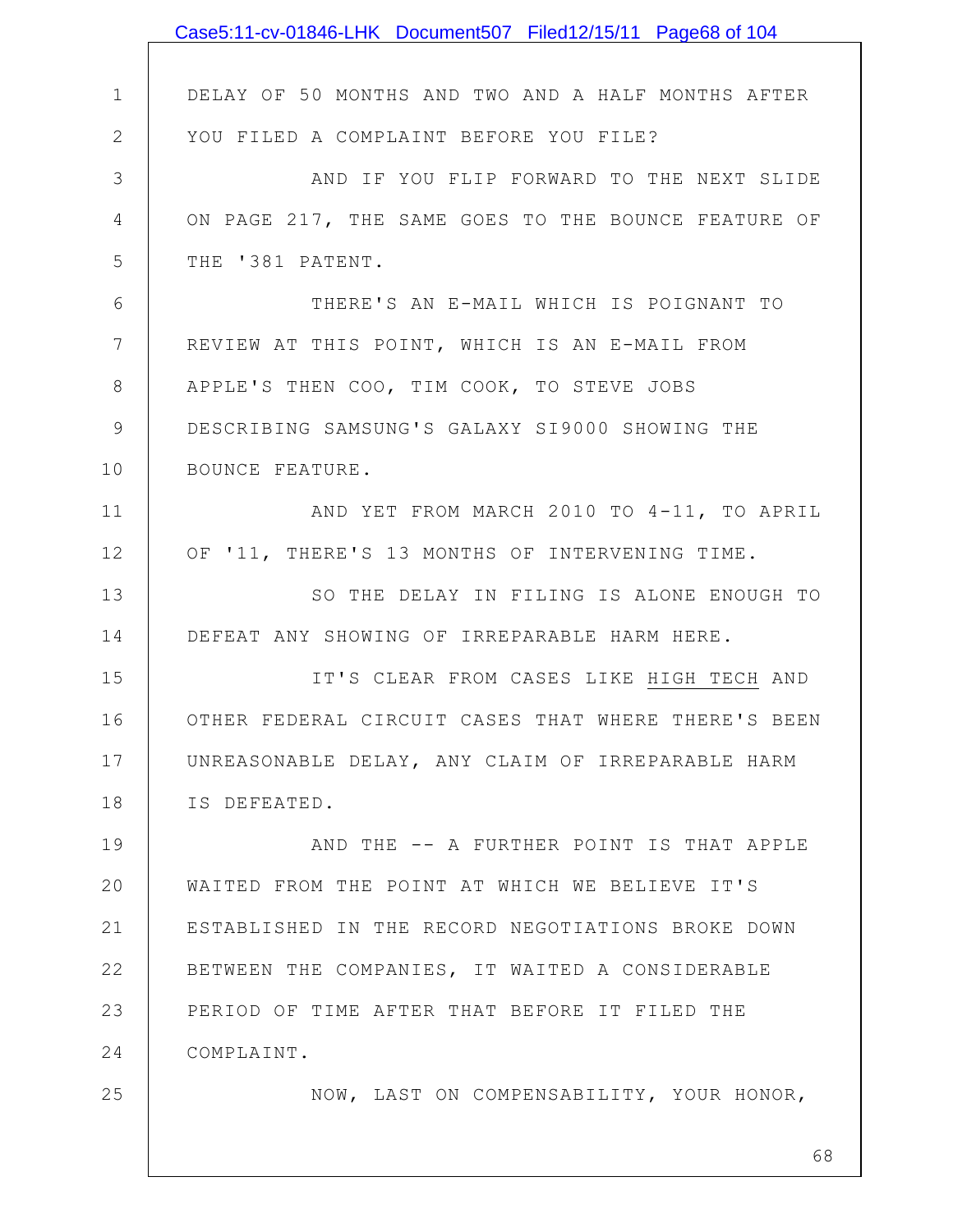DELAY OF 50 MONTHS AND TWO AND A HALF MONTHS AFTER YOU FILED A COMPLAINT BEFORE YOU FILE?

AND IF YOU FLIP FORWARD TO THE NEXT SLIDE ON PAGE 217, THE SAME GOES TO THE BOUNCE FEATURE OF THE '381 PATENT.

THERE'S AN E-MAIL WHICH IS POIGNANT TO REVIEW AT THIS POINT, WHICH IS AN E-MAIL FROM APPLE'S THEN COO, TIM COOK, TO STEVE JOBS DESCRIBING SAMSUNG'S GALAXY SI9000 SHOWING THE BOUNCE FEATURE.

AND YET FROM MARCH 2010 TO 4-11, TO APRIL OF '11, THERE'S 13 MONTHS OF INTERVENING TIME.

SO THE DELAY IN FILING IS ALONE ENOUGH TO DEFEAT ANY SHOWING OF IRREPARABLE HARM HERE.

IT'S CLEAR FROM CASES LIKE HIGH TECH AND OTHER FEDERAL CIRCUIT CASES THAT WHERE THERE'S BEEN UNREASONABLE DELAY, ANY CLAIM OF IRREPARABLE HARM IS DEFEATED.

AND THE -- A FURTHER POINT IS THAT APPLE WAITED FROM THE POINT AT WHICH WE BELIEVE IT'S ESTABLISHED IN THE RECORD NEGOTIATIONS BROKE DOWN BETWEEN THE COMPANIES, IT WAITED A CONSIDERABLE PERIOD OF TIME AFTER THAT BEFORE IT FILED THE COMPLAINT.

NOW, LAST ON COMPENSABILITY, YOUR HONOR,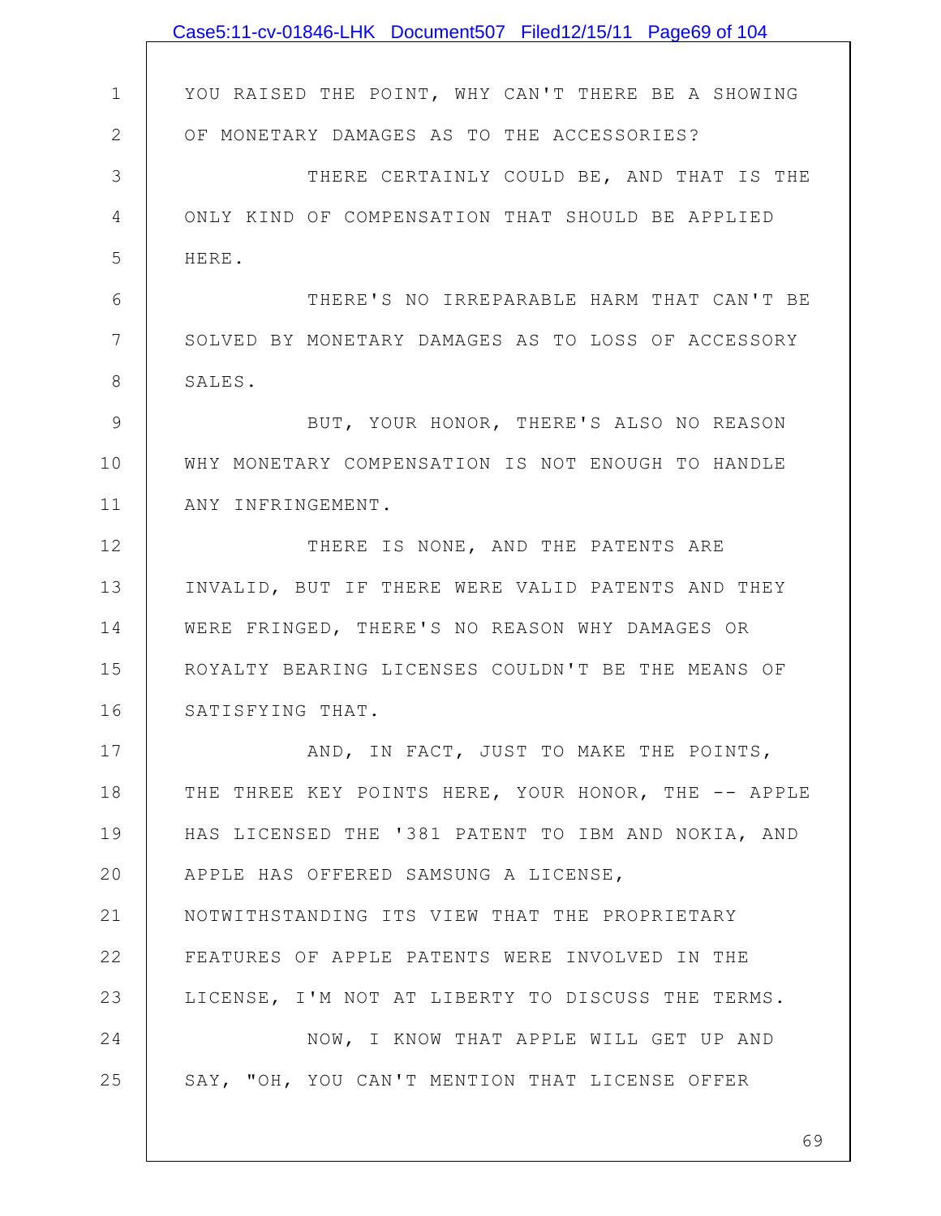YOU RAISED THE POINT, WHY CAN'T THERE BE A SHOWING OF MONETARY DAMAGES AS TO THE ACCESSORIES?

THERE CERTAINLY COULD BE, AND THAT IS THE ONLY KIND OF COMPENSATION THAT SHOULD BE APPLIED HERE.

THERE'S NO IRREPARABLE HARM THAT CAN'T BE SOLVED BY MONETARY DAMAGES AS TO LOSS OF ACCESSORY SALES.

BUT, YOUR HONOR, THERE'S ALSO NO REASON WHY MONETARY COMPENSATION IS NOT ENOUGH TO HANDLE ANY INFRINGEMENT.

THERE IS NONE, AND THE PATENTS ARE INVALID, BUT IF THERE WERE VALID PATENTS AND THEY WERE FRINGED, THERE'S NO REASON WHY DAMAGES OR ROYALTY BEARING LICENSES COULDN'T BE THE MEANS OF SATISFYING THAT.

AND, IN FACT, JUST TO MAKE THE POINTS, THE THREE KEY POINTS HERE, YOUR HONOR, THE -- APPLE HAS LICENSED THE '381 PATENT TO IBM AND NOKIA, AND APPLE HAS OFFERED SAMSUNG A LICENSE, NOTWITHSTANDING ITS VIEW THAT THE PROPRIETARY FEATURES OF APPLE PATENTS WERE INVOLVED IN THE LICENSE, I'M NOT AT LIBERTY TO DISCUSS THE TERMS.

NOW, I KNOW THAT APPLE WILL GET UP AND SAY, "OH, YOU CAN'T MENTION THAT LICENSE OFFER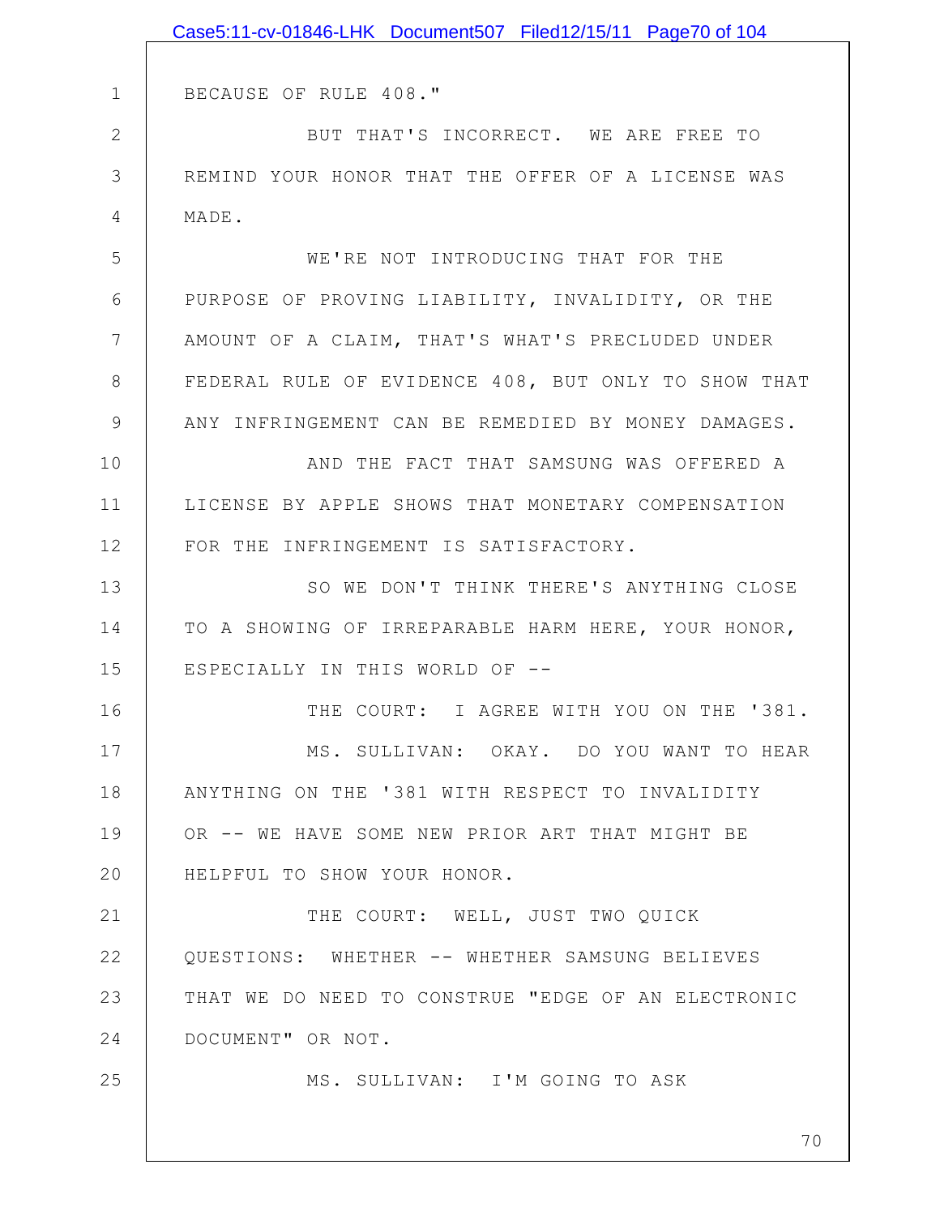BECAUSE OF RULE 408."

BUT THAT'S INCORRECT. WE ARE FREE TO REMIND YOUR HONOR THAT THE OFFER OF A LICENSE WAS MADE.

WE'RE NOT INTRODUCING THAT FOR THE PURPOSE OF PROVING LIABILITY, INVALIDITY, OR THE AMOUNT OF A CLAIM, THAT'S WHAT'S PRECLUDED UNDER FEDERAL RULE OF EVIDENCE 408, BUT ONLY TO SHOW THAT ANY INFRINGEMENT CAN BE REMEDIED BY MONEY DAMAGES.

AND THE FACT THAT SAMSUNG WAS OFFERED A LICENSE BY APPLE SHOWS THAT MONETARY COMPENSATION FOR THE INFRINGEMENT IS SATISFACTORY.

SO WE DON'T THINK THERE'S ANYTHING CLOSE TO A SHOWING OF IRREPARABLE HARM HERE, YOUR HONOR, ESPECIALLY IN THIS WORLD OF --

THE COURT: I AGREE WITH YOU ON THE '381.

MS. SULLIVAN: OKAY. DO YOU WANT TO HEAR ANYTHING ON THE '381 WITH RESPECT TO INVALIDITY OR -- WE HAVE SOME NEW PRIOR ART THAT MIGHT BE HELPFUL TO SHOW YOUR HONOR.

THE COURT: WELL, JUST TWO QUICK QUESTIONS: WHETHER -- WHETHER SAMSUNG BELIEVES THAT WE DO NEED TO CONSTRUE "EDGE OF AN ELECTRONIC DOCUMENT" OR NOT.

MS. SULLIVAN: I'M GOING TO ASK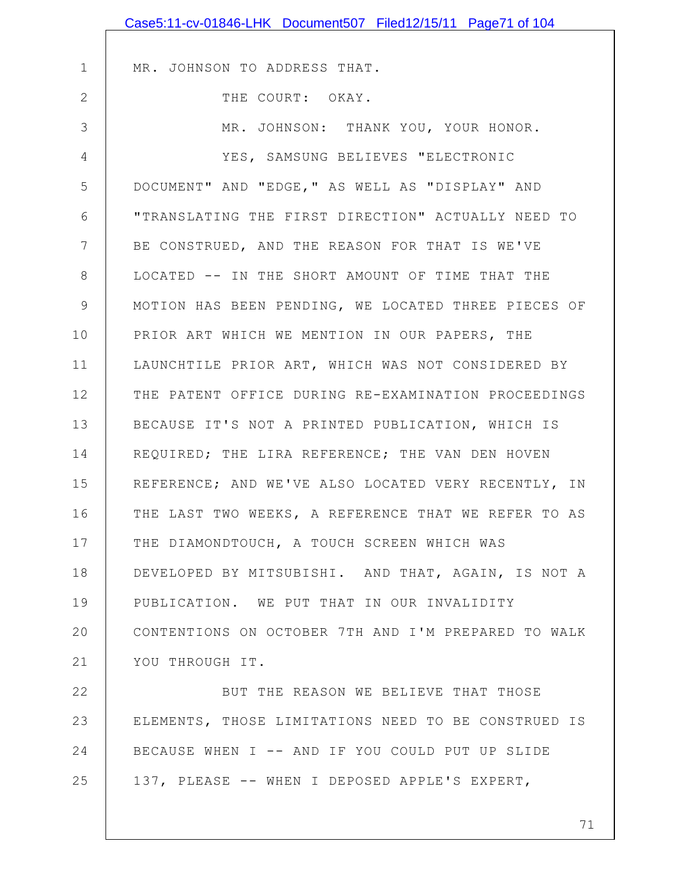MR. JOHNSON TO ADDRESS THAT.

THE COURT: OKAY.

MR. JOHNSON: THANK YOU, YOUR HONOR.

YES, SAMSUNG BELIEVES "ELECTRONIC DOCUMENT" AND "EDGE," AS WELL AS "DISPLAY" AND "TRANSLATING THE FIRST DIRECTION" ACTUALLY NEED TO BE CONSTRUED, AND THE REASON FOR THAT IS WE'VE LOCATED -- IN THE SHORT AMOUNT OF TIME THAT THE MOTION HAS BEEN PENDING, WE LOCATED THREE PIECES OF PRIOR ART WHICH WE MENTION IN OUR PAPERS, THE LAUNCHTILE PRIOR ART, WHICH WAS NOT CONSIDERED BY THE PATENT OFFICE DURING RE-EXAMINATION PROCEEDINGS BECAUSE IT'S NOT A PRINTED PUBLICATION, WHICH IS REQUIRED; THE LIRA REFERENCE; THE VAN DEN HOVEN REFERENCE; AND WE'VE ALSO LOCATED VERY RECENTLY, IN THE LAST TWO WEEKS, A REFERENCE THAT WE REFER TO AS THE DIAMONDTOUCH, A TOUCH SCREEN WHICH WAS DEVELOPED BY MITSUBISHI. AND THAT, AGAIN, IS NOT A PUBLICATION. WE PUT THAT IN OUR INVALIDITY CONTENTIONS ON OCTOBER 7TH AND I'M PREPARED TO WALK YOU THROUGH IT.

BUT THE REASON WE BELIEVE THAT THOSE ELEMENTS, THOSE LIMITATIONS NEED TO BE CONSTRUED IS BECAUSE WHEN I -- AND IF YOU COULD PUT UP SLIDE 137, PLEASE -- WHEN I DEPOSED APPLE'S EXPERT,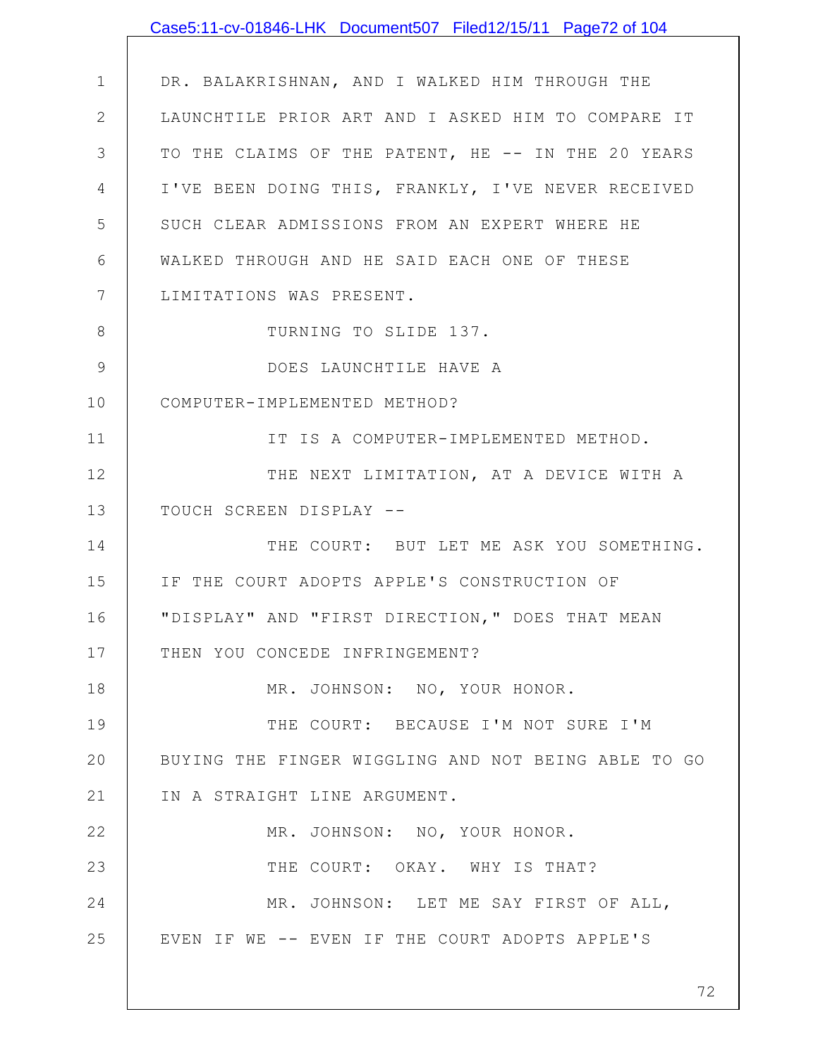DR. BALAKRISHNAN, AND I WALKED HIM THROUGH THE LAUNCHTILE PRIOR ART AND I ASKED HIM TO COMPARE IT TO THE CLAIMS OF THE PATENT, HE -- IN THE 20 YEARS I'VE BEEN DOING THIS, FRANKLY, I'VE NEVER RECEIVED SUCH CLEAR ADMISSIONS FROM AN EXPERT WHERE HE WALKED THROUGH AND HE SAID EACH ONE OF THESE LIMITATIONS WAS PRESENT.

TURNING TO SLIDE 137.

DOES LAUNCHTILE HAVE A COMPUTER-IMPLEMENTED METHOD?

IT IS A COMPUTER-IMPLEMENTED METHOD.

THE NEXT LIMITATION, AT A DEVICE WITH A TOUCH SCREEN DISPLAY --

THE COURT: BUT LET ME ASK YOU SOMETHING. IF THE COURT ADOPTS APPLE'S CONSTRUCTION OF "DISPLAY" AND "FIRST DIRECTION," DOES THAT MEAN THEN YOU CONCEDE INFRINGEMENT?

MR. JOHNSON: NO, YOUR HONOR.

THE COURT: BECAUSE I'M NOT SURE I'M BUYING THE FINGER WIGGLING AND NOT BEING ABLE TO GO IN A STRAIGHT LINE ARGUMENT.

MR. JOHNSON: NO, YOUR HONOR.

THE COURT: OKAY. WHY IS THAT?

MR. JOHNSON: LET ME SAY FIRST OF ALL, EVEN IF WE -- EVEN IF THE COURT ADOPTS APPLE'S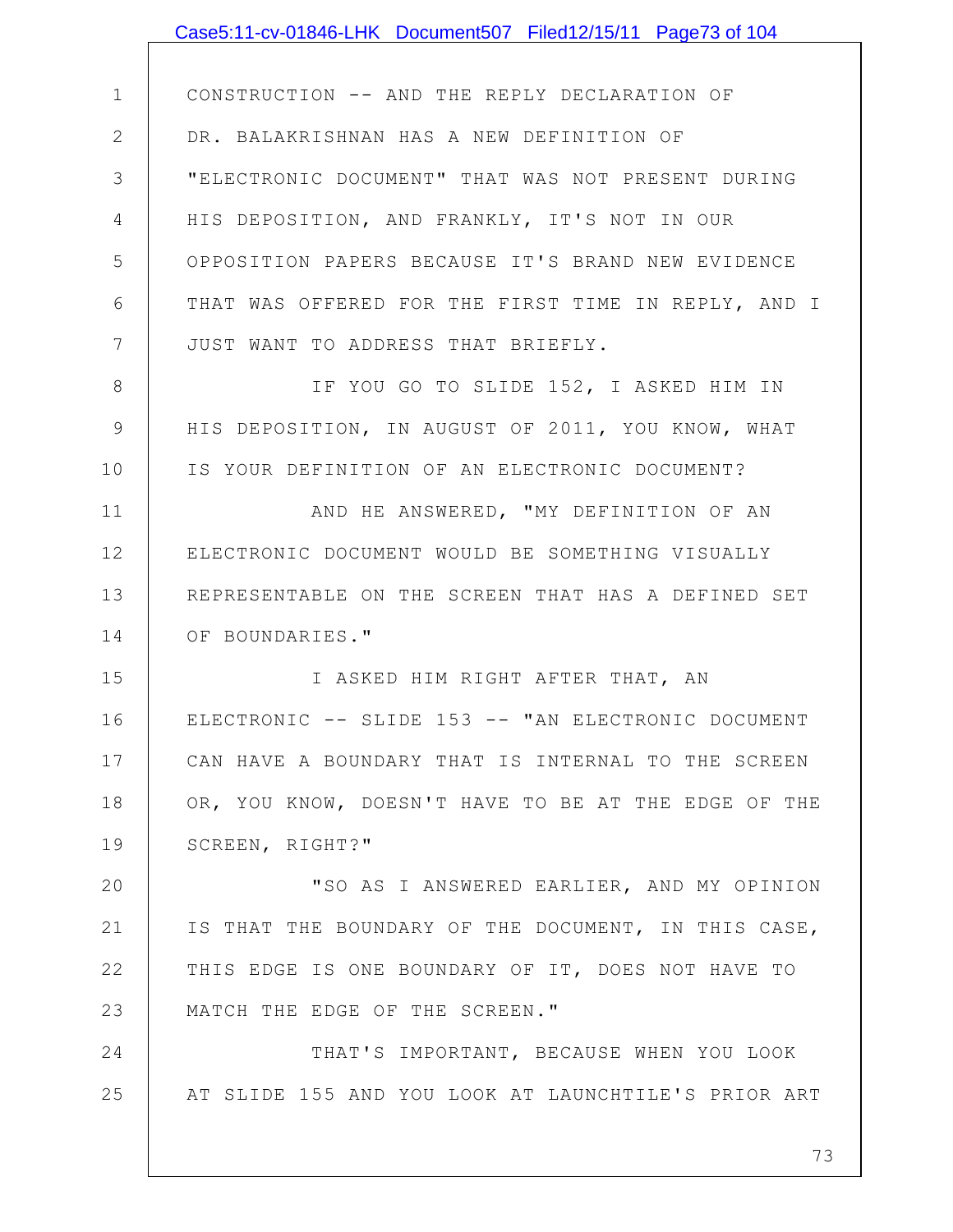CONSTRUCTION -- AND THE REPLY DECLARATION OF DR. BALAKRISHNAN HAS A NEW DEFINITION OF "ELECTRONIC DOCUMENT" THAT WAS NOT PRESENT DURING HIS DEPOSITION, AND FRANKLY, IT'S NOT IN OUR OPPOSITION PAPERS BECAUSE IT'S BRAND NEW EVIDENCE THAT WAS OFFERED FOR THE FIRST TIME IN REPLY, AND I JUST WANT TO ADDRESS THAT BRIEFLY.

IF YOU GO TO SLIDE 152, I ASKED HIM IN HIS DEPOSITION, IN AUGUST OF 2011, YOU KNOW, WHAT IS YOUR DEFINITION OF AN ELECTRONIC DOCUMENT?

AND HE ANSWERED, "MY DEFINITION OF AN ELECTRONIC DOCUMENT WOULD BE SOMETHING VISUALLY REPRESENTABLE ON THE SCREEN THAT HAS A DEFINED SET OF BOUNDARIES."

I ASKED HIM RIGHT AFTER THAT, AN ELECTRONIC -- SLIDE 153 -- "AN ELECTRONIC DOCUMENT CAN HAVE A BOUNDARY THAT IS INTERNAL TO THE SCREEN OR, YOU KNOW, DOESN'T HAVE TO BE AT THE EDGE OF THE SCREEN, RIGHT?"

"SO AS I ANSWERED EARLIER, AND MY OPINION IS THAT THE BOUNDARY OF THE DOCUMENT, IN THIS CASE, THIS EDGE IS ONE BOUNDARY OF IT, DOES NOT HAVE TO MATCH THE EDGE OF THE SCREEN."

THAT'S IMPORTANT, BECAUSE WHEN YOU LOOK AT SLIDE 155 AND YOU LOOK AT LAUNCHTILE'S PRIOR ART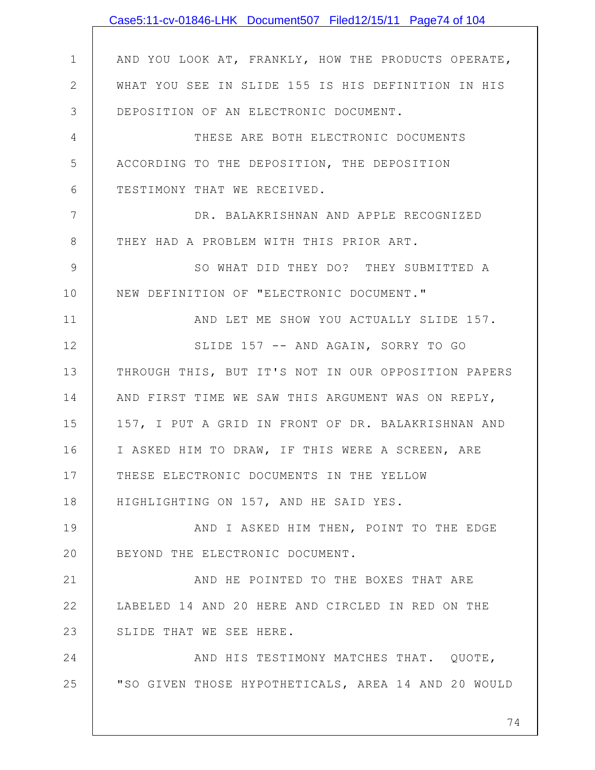AND YOU LOOK AT, FRANKLY, HOW THE PRODUCTS OPERATE, WHAT YOU SEE IN SLIDE 155 IS HIS DEFINITION IN HIS DEPOSITION OF AN ELECTRONIC DOCUMENT.

THESE ARE BOTH ELECTRONIC DOCUMENTS ACCORDING TO THE DEPOSITION, THE DEPOSITION TESTIMONY THAT WE RECEIVED.

DR. BALAKRISHNAN AND APPLE RECOGNIZED THEY HAD A PROBLEM WITH THIS PRIOR ART.

SO WHAT DID THEY DO? THEY SUBMITTED A NEW DEFINITION OF "ELECTRONIC DOCUMENT."

AND LET ME SHOW YOU ACTUALLY SLIDE 157.

SLIDE 157 -- AND AGAIN, SORRY TO GO THROUGH THIS, BUT IT'S NOT IN OUR OPPOSITION PAPERS AND FIRST TIME WE SAW THIS ARGUMENT WAS ON REPLY, 157, I PUT A GRID IN FRONT OF DR. BALAKRISHNAN AND I ASKED HIM TO DRAW, IF THIS WERE A SCREEN, ARE THESE ELECTRONIC DOCUMENTS IN THE YELLOW HIGHLIGHTING ON 157, AND HE SAID YES.

AND I ASKED HIM THEN, POINT TO THE EDGE BEYOND THE ELECTRONIC DOCUMENT.

AND HE POINTED TO THE BOXES THAT ARE LABELED 14 AND 20 HERE AND CIRCLED IN RED ON THE SLIDE THAT WE SEE HERE.

AND HIS TESTIMONY MATCHES THAT. QUOTE, "SO GIVEN THOSE HYPOTHETICALS, AREA 14 AND 20 WOULD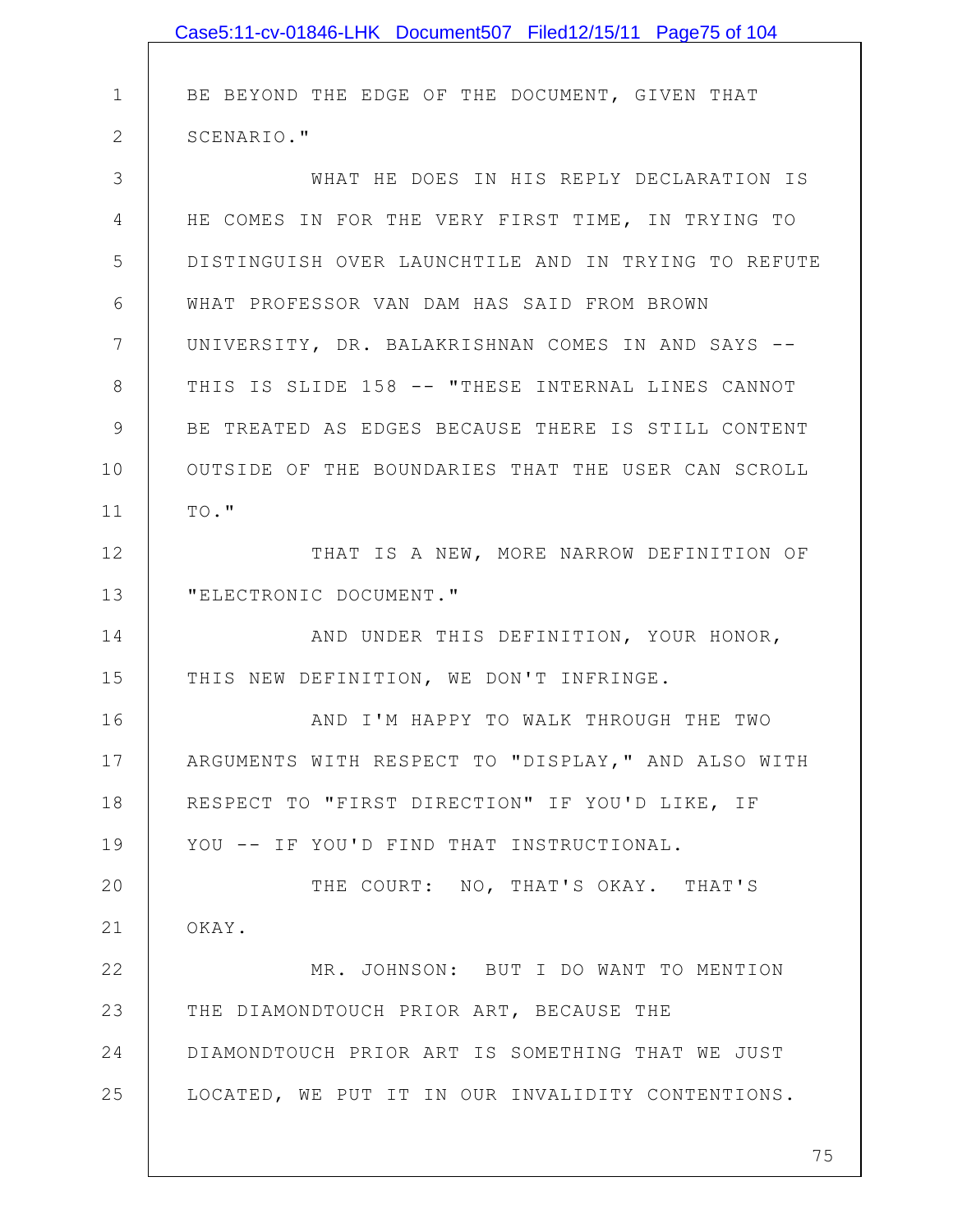BE BEYOND THE EDGE OF THE DOCUMENT, GIVEN THAT SCENARIO."

WHAT HE DOES IN HIS REPLY DECLARATION IS HE COMES IN FOR THE VERY FIRST TIME, IN TRYING TO DISTINGUISH OVER LAUNCHTILE AND IN TRYING TO REFUTE WHAT PROFESSOR VAN DAM HAS SAID FROM BROWN UNIVERSITY, DR. BALAKRISHNAN COMES IN AND SAYS -- THIS IS SLIDE 158 -- "THESE INTERNAL LINES CANNOT BE TREATED AS EDGES BECAUSE THERE IS STILL CONTENT OUTSIDE OF THE BOUNDARIES THAT THE USER CAN SCROLL TO."

THAT IS A NEW, MORE NARROW DEFINITION OF "ELECTRONIC DOCUMENT."

AND UNDER THIS DEFINITION, YOUR HONOR, THIS NEW DEFINITION, WE DON'T INFRINGE.

AND I'M HAPPY TO WALK THROUGH THE TWO ARGUMENTS WITH RESPECT TO "DISPLAY," AND ALSO WITH RESPECT TO "FIRST DIRECTION" IF YOU'D LIKE, IF YOU -- IF YOU'D FIND THAT INSTRUCTIONAL.

THE COURT: NO, THAT'S OKAY. THAT'S OKAY.

MR. JOHNSON: BUT I DO WANT TO MENTION THE DIAMONDTOUCH PRIOR ART, BECAUSE THE DIAMONDTOUCH PRIOR ART IS SOMETHING THAT WE JUST LOCATED, WE PUT IT IN OUR INVALIDITY CONTENTIONS.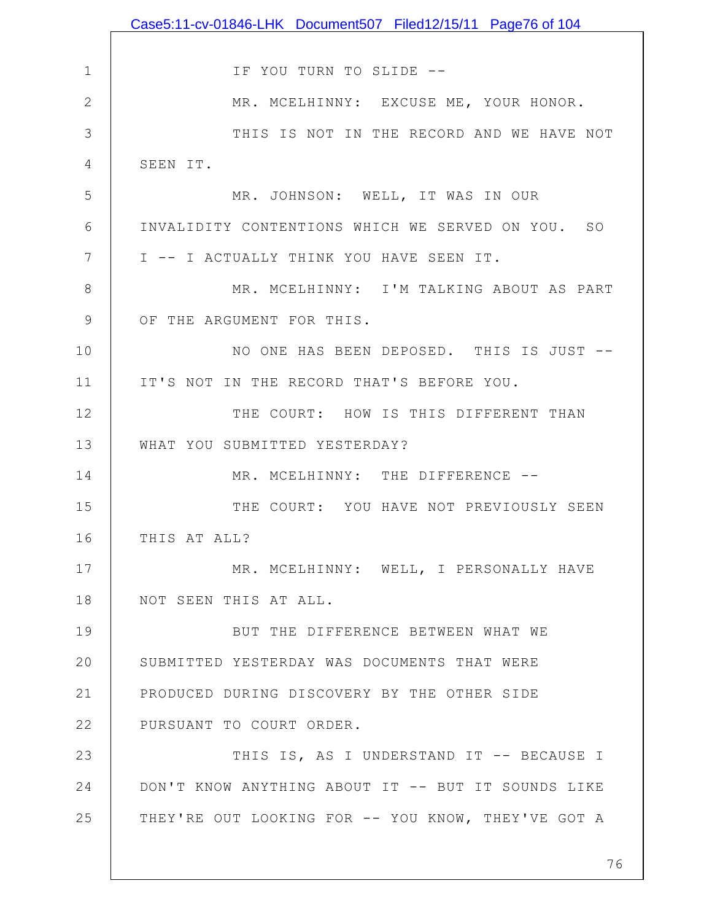IF YOU TURN TO SLIDE --

MR. MCELHINNY: EXCUSE ME, YOUR HONOR.

THIS IS NOT IN THE RECORD AND WE HAVE NOT SEEN IT.

MR. JOHNSON: WELL, IT WAS IN OUR INVALIDITY CONTENTIONS WHICH WE SERVED ON YOU. SO I -- I ACTUALLY THINK YOU HAVE SEEN IT.

MR. MCELHINNY: I'M TALKING ABOUT AS PART OF THE ARGUMENT FOR THIS.

NO ONE HAS BEEN DEPOSED. THIS IS JUST -- IT'S NOT IN THE RECORD THAT'S BEFORE YOU.

THE COURT: HOW IS THIS DIFFERENT THAN WHAT YOU SUBMITTED YESTERDAY?

MR. MCELHINNY: THE DIFFERENCE --

THE COURT: YOU HAVE NOT PREVIOUSLY SEEN THIS AT ALL?

MR. MCELHINNY: WELL, I PERSONALLY HAVE NOT SEEN THIS AT ALL.

BUT THE DIFFERENCE BETWEEN WHAT WE SUBMITTED YESTERDAY WAS DOCUMENTS THAT WERE PRODUCED DURING DISCOVERY BY THE OTHER SIDE PURSUANT TO COURT ORDER.

THIS IS, AS I UNDERSTAND IT -- BECAUSE I DON'T KNOW ANYTHING ABOUT IT -- BUT IT SOUNDS LIKE THEY'RE OUT LOOKING FOR -- YOU KNOW, THEY'VE GOT A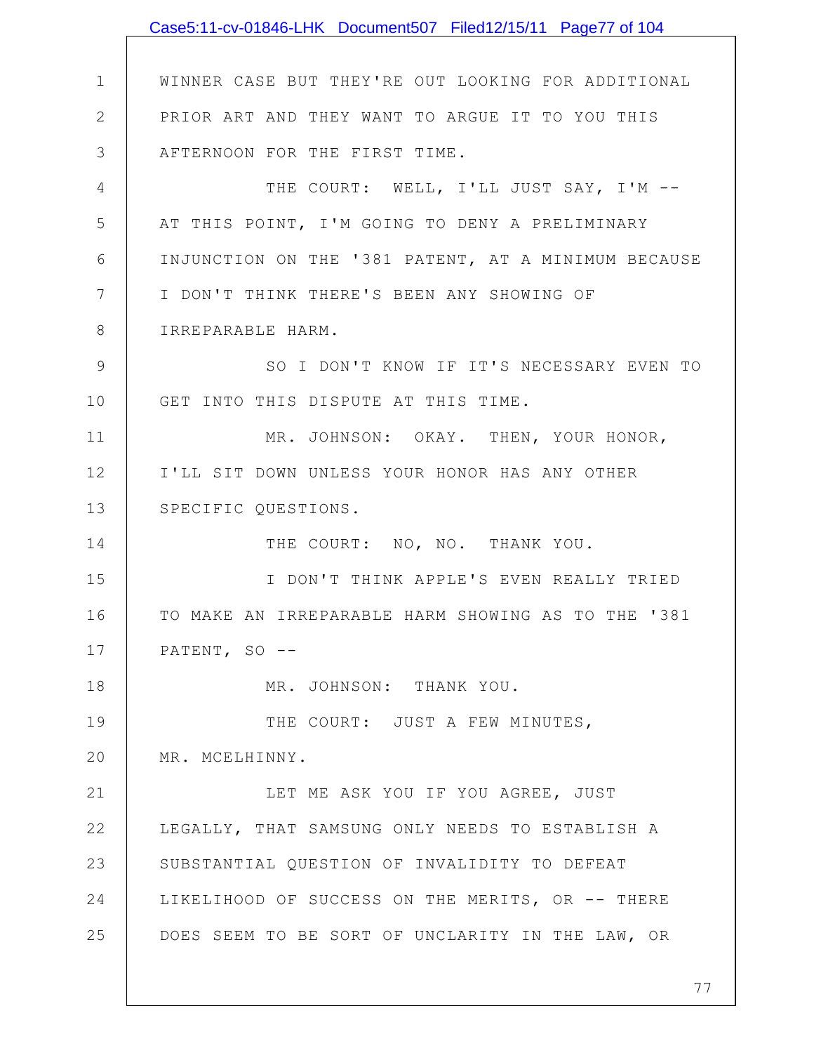WINNER CASE BUT THEY'RE OUT LOOKING FOR ADDITIONAL PRIOR ART AND THEY WANT TO ARGUE IT TO YOU THIS AFTERNOON FOR THE FIRST TIME.

THE COURT: WELL, I'LL JUST SAY, I'M -- AT THIS POINT, I'M GOING TO DENY A PRELIMINARY INJUNCTION ON THE '381 PATENT, AT A MINIMUM BECAUSE I DON'T THINK THERE'S BEEN ANY SHOWING OF IRREPARABLE HARM.

SO I DON'T KNOW IF IT'S NECESSARY EVEN TO GET INTO THIS DISPUTE AT THIS TIME.

MR. JOHNSON: OKAY. THEN, YOUR HONOR, I'LL SIT DOWN UNLESS YOUR HONOR HAS ANY OTHER SPECIFIC QUESTIONS.

THE COURT: NO, NO. THANK YOU.

I DON'T THINK APPLE'S EVEN REALLY TRIED TO MAKE AN IRREPARABLE HARM SHOWING AS TO THE '381 PATENT, SO --

MR. JOHNSON: THANK YOU.

THE COURT: JUST A FEW MINUTES, MR. MCELHINNY.

LET ME ASK YOU IF YOU AGREE, JUST LEGALLY, THAT SAMSUNG ONLY NEEDS TO ESTABLISH A SUBSTANTIAL QUESTION OF INVALIDITY TO DEFEAT LIKELIHOOD OF SUCCESS ON THE MERITS, OR -- THERE DOES SEEM TO BE SORT OF UNCLARITY IN THE LAW, OR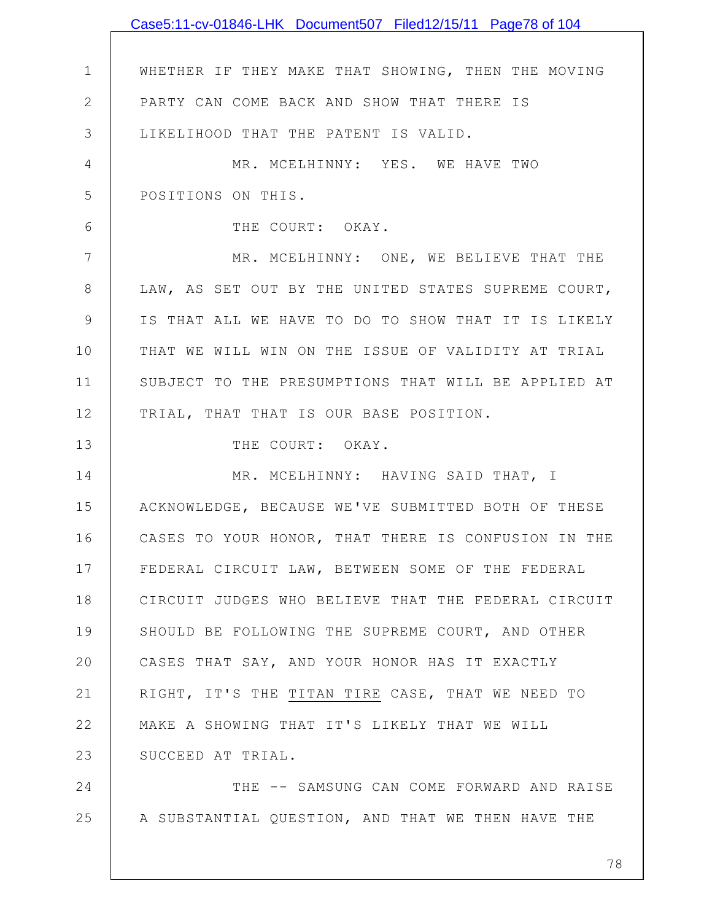WHETHER IF THEY MAKE THAT SHOWING, THEN THE MOVING PARTY CAN COME BACK AND SHOW THAT THERE IS LIKELIHOOD THAT THE PATENT IS VALID.

MR. MCELHINNY: YES. WE HAVE TWO POSITIONS ON THIS.

THE COURT: OKAY.

MR. MCELHINNY: ONE, WE BELIEVE THAT THE LAW, AS SET OUT BY THE UNITED STATES SUPREME COURT, IS THAT ALL WE HAVE TO DO TO SHOW THAT IT IS LIKELY THAT WE WILL WIN ON THE ISSUE OF VALIDITY AT TRIAL SUBJECT TO THE PRESUMPTIONS THAT WILL BE APPLIED AT TRIAL, THAT THAT IS OUR BASE POSITION.

THE COURT: OKAY.

MR. MCELHINNY: HAVING SAID THAT, I ACKNOWLEDGE, BECAUSE WE'VE SUBMITTED BOTH OF THESE CASES TO YOUR HONOR, THAT THERE IS CONFUSION IN THE FEDERAL CIRCUIT LAW, BETWEEN SOME OF THE FEDERAL CIRCUIT JUDGES WHO BELIEVE THAT THE FEDERAL CIRCUIT SHOULD BE FOLLOWING THE SUPREME COURT, AND OTHER CASES THAT SAY, AND YOUR HONOR HAS IT EXACTLY RIGHT, IT'S THE TITAN TIRE CASE, THAT WE NEED TO MAKE A SHOWING THAT IT'S LIKELY THAT WE WILL SUCCEED AT TRIAL.

THE -- SAMSUNG CAN COME FORWARD AND RAISE A SUBSTANTIAL QUESTION, AND THAT WE THEN HAVE THE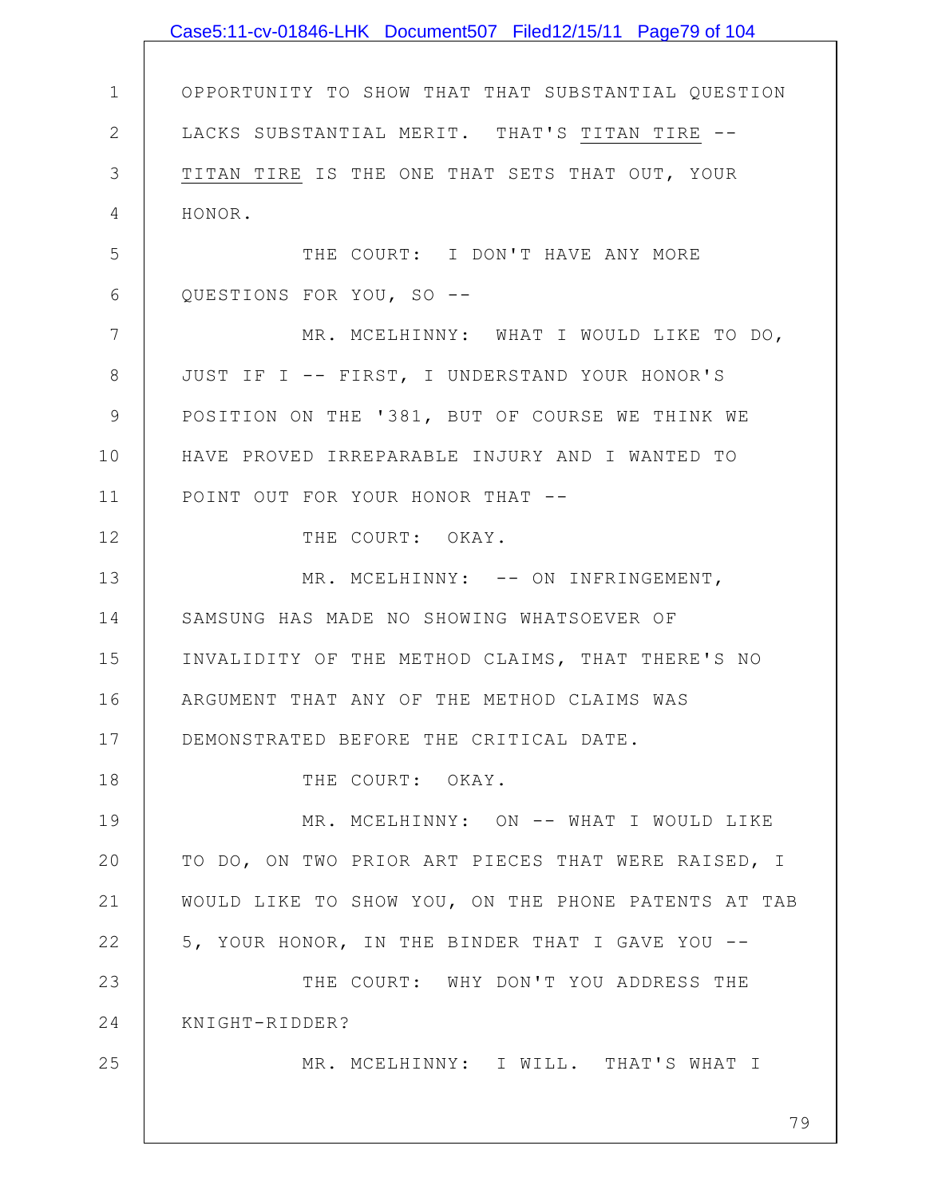OPPORTUNITY TO SHOW THAT THAT SUBSTANTIAL QUESTION LACKS SUBSTANTIAL MERIT. THAT'S TITAN TIRE -- TITAN TIRE IS THE ONE THAT SETS THAT OUT, YOUR HONOR.

THE COURT: I DON'T HAVE ANY MORE QUESTIONS FOR YOU, SO --

MR. MCELHINNY: WHAT I WOULD LIKE TO DO, JUST IF I -- FIRST, I UNDERSTAND YOUR HONOR'S POSITION ON THE '381, BUT OF COURSE WE THINK WE HAVE PROVED IRREPARABLE INJURY AND I WANTED TO POINT OUT FOR YOUR HONOR THAT --

THE COURT: OKAY.

MR. MCELHINNY: -- ON INFRINGEMENT, SAMSUNG HAS MADE NO SHOWING WHATSOEVER OF INVALIDITY OF THE METHOD CLAIMS, THAT THERE'S NO ARGUMENT THAT ANY OF THE METHOD CLAIMS WAS DEMONSTRATED BEFORE THE CRITICAL DATE.

THE COURT: OKAY.

MR. MCELHINNY: ON -- WHAT I WOULD LIKE TO DO, ON TWO PRIOR ART PIECES THAT WERE RAISED, I WOULD LIKE TO SHOW YOU, ON THE PHONE PATENTS AT TAB 5, YOUR HONOR, IN THE BINDER THAT I GAVE YOU --

THE COURT: WHY DON'T YOU ADDRESS THE KNIGHT-RIDDER?

MR. MCELHINNY: I WILL. THAT'S WHAT I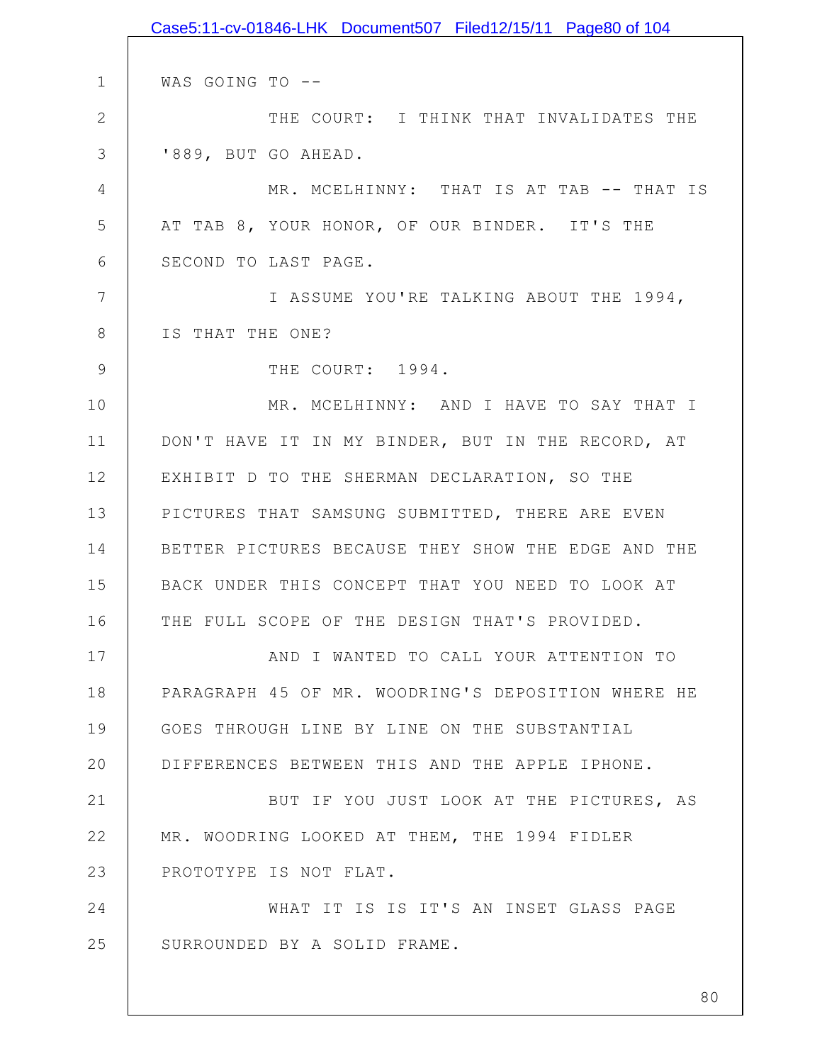WAS GOING TO --

THE COURT: I THINK THAT INVALIDATES THE '889, BUT GO AHEAD.

MR. MCELHINNY: THAT IS AT TAB -- THAT IS AT TAB 8, YOUR HONOR, OF OUR BINDER. IT'S THE SECOND TO LAST PAGE.

I ASSUME YOU'RE TALKING ABOUT THE 1994, IS THAT THE ONE?

THE COURT: 1994.

MR. MCELHINNY: AND I HAVE TO SAY THAT I DON'T HAVE IT IN MY BINDER, BUT IN THE RECORD, AT EXHIBIT D TO THE SHERMAN DECLARATION, SO THE PICTURES THAT SAMSUNG SUBMITTED, THERE ARE EVEN BETTER PICTURES BECAUSE THEY SHOW THE EDGE AND THE BACK UNDER THIS CONCEPT THAT YOU NEED TO LOOK AT THE FULL SCOPE OF THE DESIGN THAT'S PROVIDED.

AND I WANTED TO CALL YOUR ATTENTION TO PARAGRAPH 45 OF MR. WOODRING'S DEPOSITION WHERE HE GOES THROUGH LINE BY LINE ON THE SUBSTANTIAL DIFFERENCES BETWEEN THIS AND THE APPLE IPHONE.

BUT IF YOU JUST LOOK AT THE PICTURES, AS MR. WOODRING LOOKED AT THEM, THE 1994 FIDLER PROTOTYPE IS NOT FLAT.

WHAT IT IS IS IT'S AN INSET GLASS PAGE SURROUNDED BY A SOLID FRAME.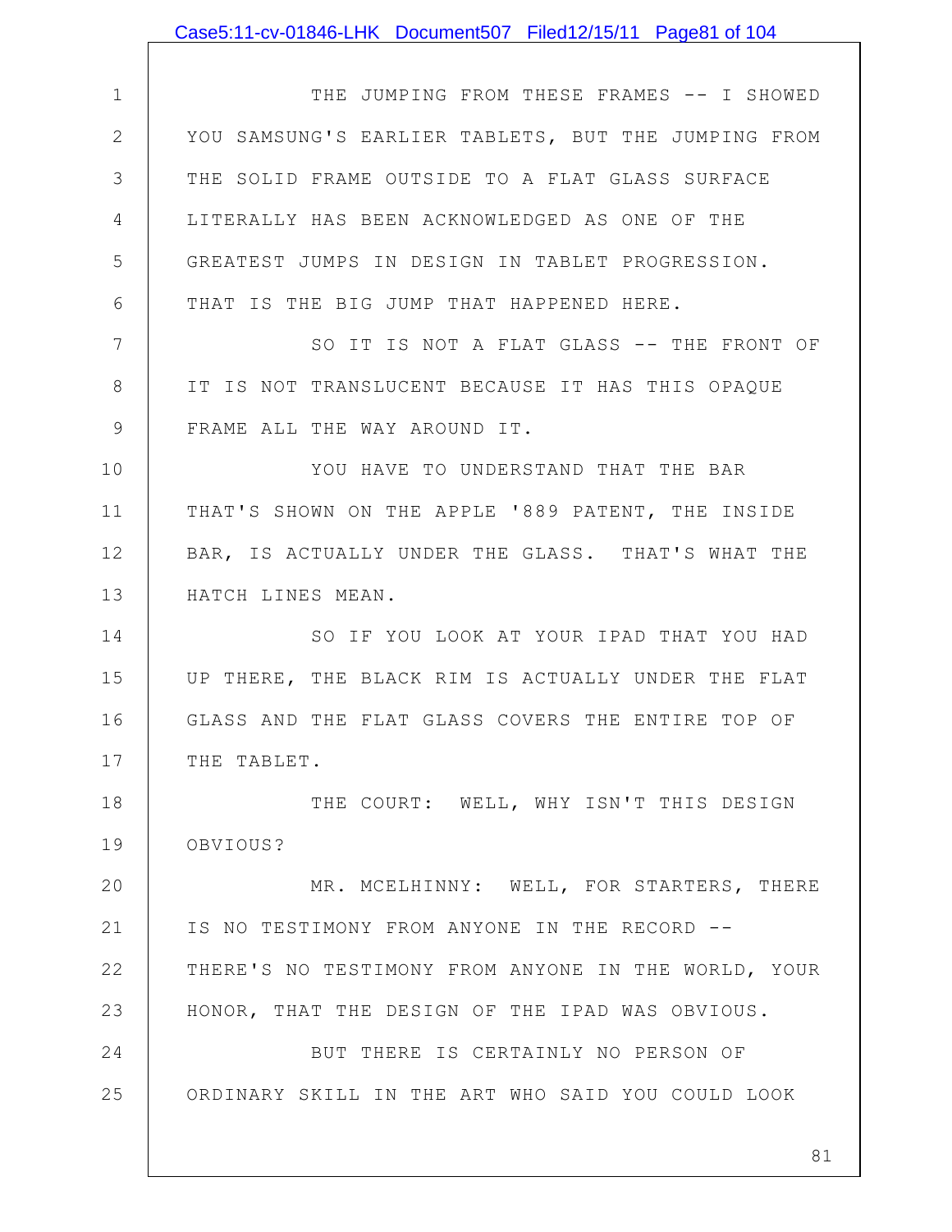THE JUMPING FROM THESE FRAMES -- I SHOWED YOU SAMSUNG'S EARLIER TABLETS, BUT THE JUMPING FROM THE SOLID FRAME OUTSIDE TO A FLAT GLASS SURFACE LITERALLY HAS BEEN ACKNOWLEDGED AS ONE OF THE GREATEST JUMPS IN DESIGN IN TABLET PROGRESSION. THAT IS THE BIG JUMP THAT HAPPENED HERE.

SO IT IS NOT A FLAT GLASS -- THE FRONT OF IT IS NOT TRANSLUCENT BECAUSE IT HAS THIS OPAQUE FRAME ALL THE WAY AROUND IT.

YOU HAVE TO UNDERSTAND THAT THE BAR THAT'S SHOWN ON THE APPLE '889 PATENT, THE INSIDE BAR, IS ACTUALLY UNDER THE GLASS. THAT'S WHAT THE HATCH LINES MEAN.

SO IF YOU LOOK AT YOUR IPAD THAT YOU HAD UP THERE, THE BLACK RIM IS ACTUALLY UNDER THE FLAT GLASS AND THE FLAT GLASS COVERS THE ENTIRE TOP OF THE TABLET.

THE COURT: WELL, WHY ISN'T THIS DESIGN OBVIOUS?

MR. MCELHINNY: WELL, FOR STARTERS, THERE IS NO TESTIMONY FROM ANYONE IN THE RECORD -- THERE'S NO TESTIMONY FROM ANYONE IN THE WORLD, YOUR HONOR, THAT THE DESIGN OF THE IPAD WAS OBVIOUS.

BUT THERE IS CERTAINLY NO PERSON OF ORDINARY SKILL IN THE ART WHO SAID YOU COULD LOOK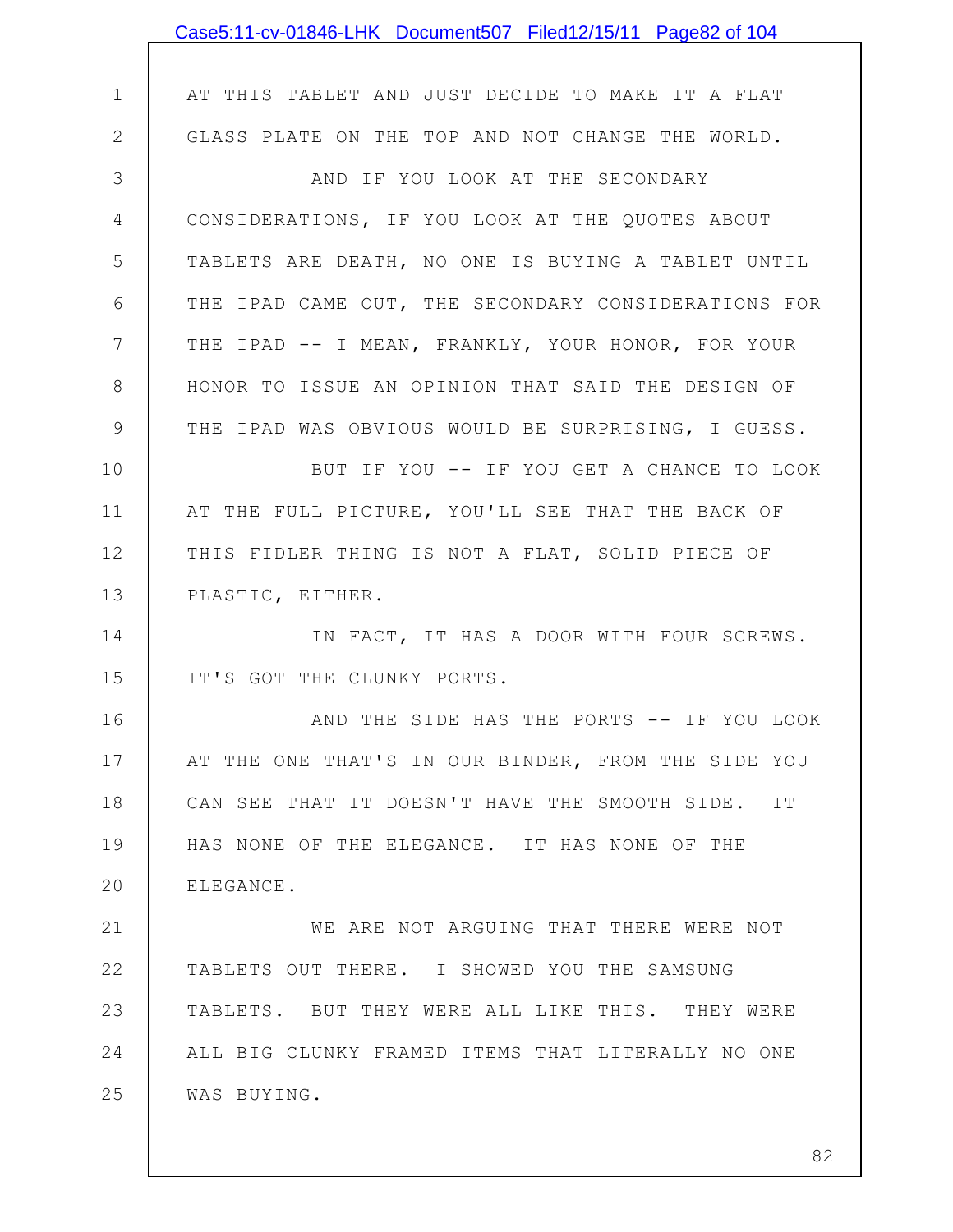AT THIS TABLET AND JUST DECIDE TO MAKE IT A FLAT GLASS PLATE ON THE TOP AND NOT CHANGE THE WORLD.

AND IF YOU LOOK AT THE SECONDARY CONSIDERATIONS, IF YOU LOOK AT THE QUOTES ABOUT TABLETS ARE DEATH, NO ONE IS BUYING A TABLET UNTIL THE IPAD CAME OUT, THE SECONDARY CONSIDERATIONS FOR THE IPAD -- I MEAN, FRANKLY, YOUR HONOR, FOR YOUR HONOR TO ISSUE AN OPINION THAT SAID THE DESIGN OF THE IPAD WAS OBVIOUS WOULD BE SURPRISING, I GUESS.

BUT IF YOU -- IF YOU GET A CHANCE TO LOOK AT THE FULL PICTURE, YOU'LL SEE THAT THE BACK OF THIS FIDLER THING IS NOT A FLAT, SOLID PIECE OF PLASTIC, EITHER.

IN FACT, IT HAS A DOOR WITH FOUR SCREWS. IT'S GOT THE CLUNKY PORTS.

AND THE SIDE HAS THE PORTS -- IF YOU LOOK AT THE ONE THAT'S IN OUR BINDER, FROM THE SIDE YOU CAN SEE THAT IT DOESN'T HAVE THE SMOOTH SIDE. IT HAS NONE OF THE ELEGANCE. IT HAS NONE OF THE ELEGANCE.

WE ARE NOT ARGUING THAT THERE WERE NOT TABLETS OUT THERE. I SHOWED YOU THE SAMSUNG TABLETS. BUT THEY WERE ALL LIKE THIS. THEY WERE ALL BIG CLUNKY FRAMED ITEMS THAT LITERALLY NO ONE WAS BUYING.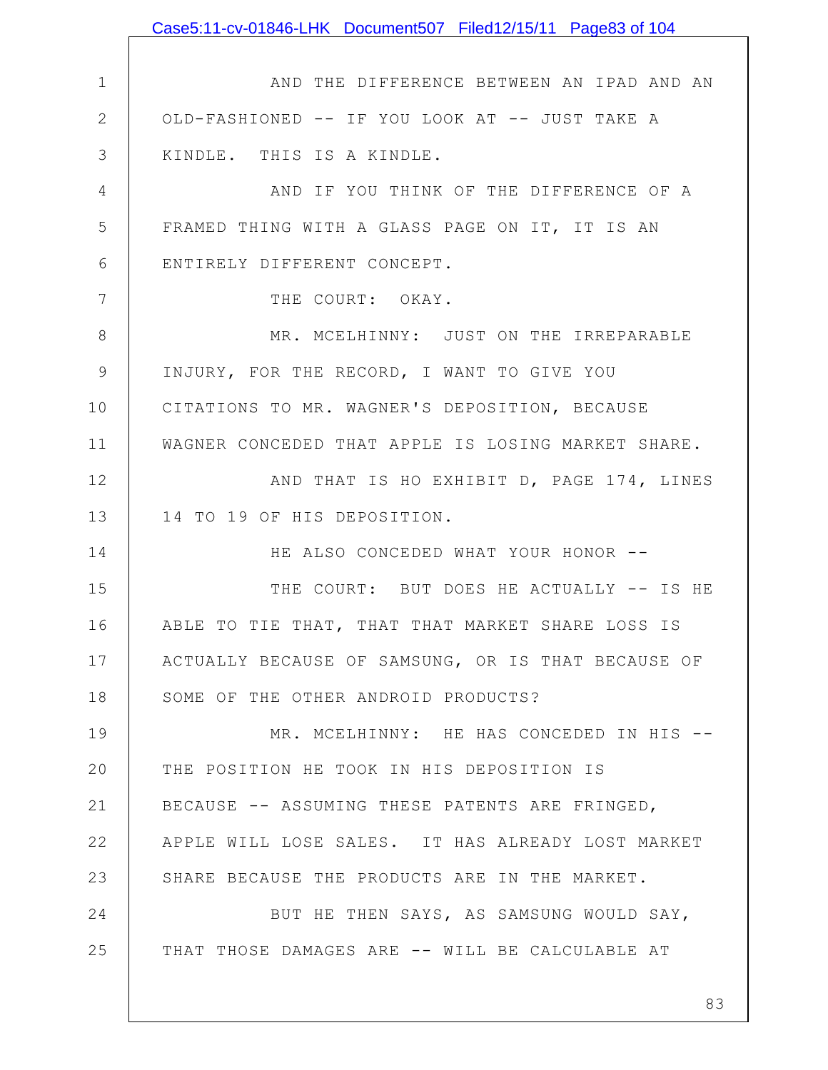AND THE DIFFERENCE BETWEEN AN IPAD AND AN OLD-FASHIONED -- IF YOU LOOK AT -- JUST TAKE A KINDLE. THIS IS A KINDLE.

AND IF YOU THINK OF THE DIFFERENCE OF A FRAMED THING WITH A GLASS PAGE ON IT, IT IS AN ENTIRELY DIFFERENT CONCEPT.

THE COURT: OKAY.

MR. MCELHINNY: JUST ON THE IRREPARABLE INJURY, FOR THE RECORD, I WANT TO GIVE YOU CITATIONS TO MR. WAGNER'S DEPOSITION, BECAUSE WAGNER CONCEDED THAT APPLE IS LOSING MARKET SHARE.

AND THAT IS HO EXHIBIT D, PAGE 174, LINES 14 TO 19 OF HIS DEPOSITION.

HE ALSO CONCEDED WHAT YOUR HONOR --

THE COURT: BUT DOES HE ACTUALLY -- IS HE ABLE TO TIE THAT, THAT THAT MARKET SHARE LOSS IS ACTUALLY BECAUSE OF SAMSUNG, OR IS THAT BECAUSE OF SOME OF THE OTHER ANDROID PRODUCTS?

MR. MCELHINNY: HE HAS CONCEDED IN HIS -- THE POSITION HE TOOK IN HIS DEPOSITION IS BECAUSE -- ASSUMING THESE PATENTS ARE FRINGED, APPLE WILL LOSE SALES. IT HAS ALREADY LOST MARKET SHARE BECAUSE THE PRODUCTS ARE IN THE MARKET.

BUT HE THEN SAYS, AS SAMSUNG WOULD SAY, THAT THOSE DAMAGES ARE -- WILL BE CALCULABLE AT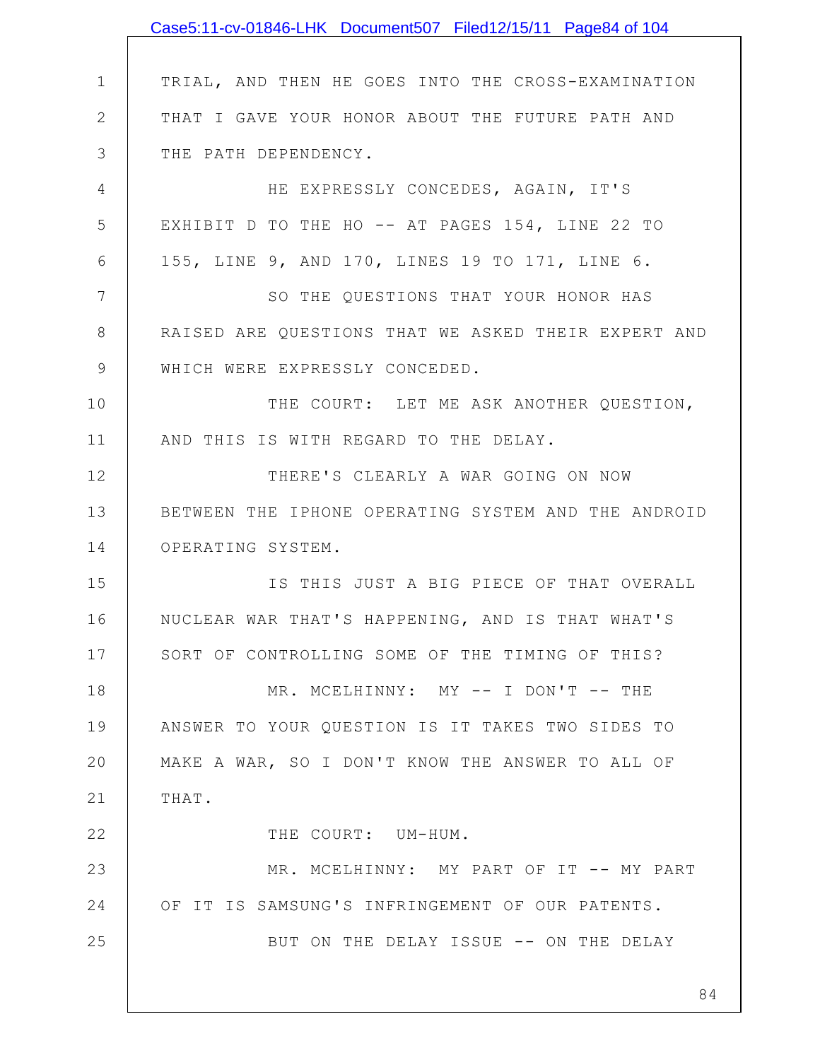TRIAL, AND THEN HE GOES INTO THE CROSS-EXAMINATION THAT I GAVE YOUR HONOR ABOUT THE FUTURE PATH AND THE PATH DEPENDENCY.

HE EXPRESSLY CONCEDES, AGAIN, IT'S EXHIBIT D TO THE HO -- AT PAGES 154, LINE 22 TO 155, LINE 9, AND 170, LINES 19 TO 171, LINE 6.

SO THE QUESTIONS THAT YOUR HONOR HAS RAISED ARE QUESTIONS THAT WE ASKED THEIR EXPERT AND WHICH WERE EXPRESSLY CONCEDED.

THE COURT: LET ME ASK ANOTHER QUESTION, AND THIS IS WITH REGARD TO THE DELAY.

THERE'S CLEARLY A WAR GOING ON NOW BETWEEN THE IPHONE OPERATING SYSTEM AND THE ANDROID OPERATING SYSTEM.

IS THIS JUST A BIG PIECE OF THAT OVERALL NUCLEAR WAR THAT'S HAPPENING, AND IS THAT WHAT'S SORT OF CONTROLLING SOME OF THE TIMING OF THIS?

MR. MCELHINNY: MY -- I DON'T -- THE ANSWER TO YOUR QUESTION IS IT TAKES TWO SIDES TO MAKE A WAR, SO I DON'T KNOW THE ANSWER TO ALL OF THAT.

THE COURT: UM-HUM.

MR. MCELHINNY: MY PART OF IT -- MY PART OF IT IS SAMSUNG'S INFRINGEMENT OF OUR PATENTS.

BUT ON THE DELAY ISSUE -- ON THE DELAY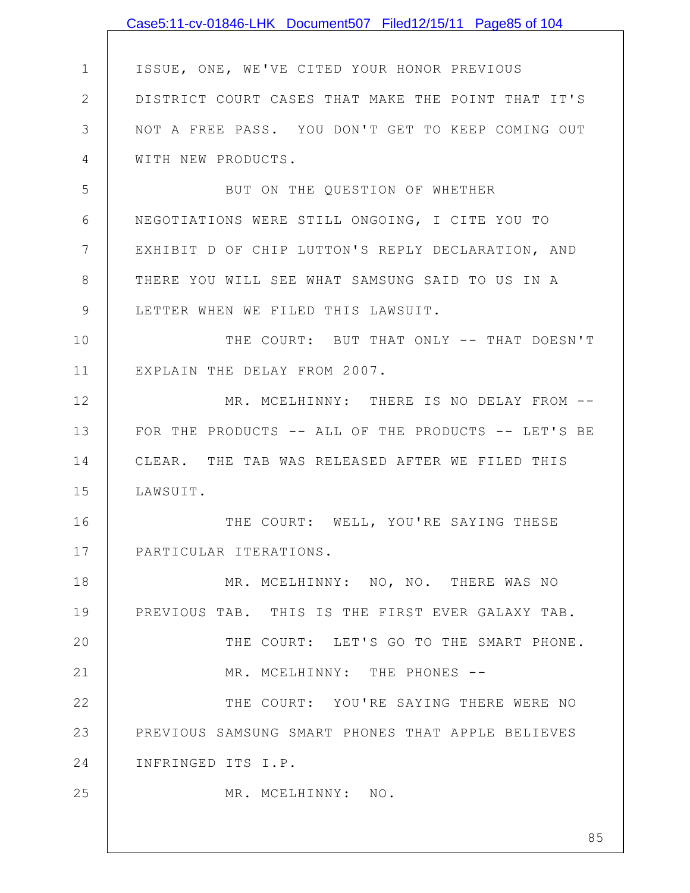ISSUE, ONE, WE'VE CITED YOUR HONOR PREVIOUS DISTRICT COURT CASES THAT MAKE THE POINT THAT IT'S NOT A FREE PASS. YOU DON'T GET TO KEEP COMING OUT WITH NEW PRODUCTS.

BUT ON THE QUESTION OF WHETHER NEGOTIATIONS WERE STILL ONGOING, I CITE YOU TO EXHIBIT D OF CHIP LUTTON'S REPLY DECLARATION, AND THERE YOU WILL SEE WHAT SAMSUNG SAID TO US IN A LETTER WHEN WE FILED THIS LAWSUIT.

THE COURT: BUT THAT ONLY -- THAT DOESN'T EXPLAIN THE DELAY FROM 2007.

MR. MCELHINNY: THERE IS NO DELAY FROM -- FOR THE PRODUCTS -- ALL OF THE PRODUCTS -- LET'S BE CLEAR. THE TAB WAS RELEASED AFTER WE FILED THIS LAWSUIT.

THE COURT: WELL, YOU'RE SAYING THESE PARTICULAR ITERATIONS.

MR. MCELHINNY: NO, NO. THERE WAS NO PREVIOUS TAB. THIS IS THE FIRST EVER GALAXY TAB.

THE COURT: LET'S GO TO THE SMART PHONE.

MR. MCELHINNY: THE PHONES --

THE COURT: YOU'RE SAYING THERE WERE NO PREVIOUS SAMSUNG SMART PHONES THAT APPLE BELIEVES INFRINGED ITS I.P.

MR. MCELHINNY: NO.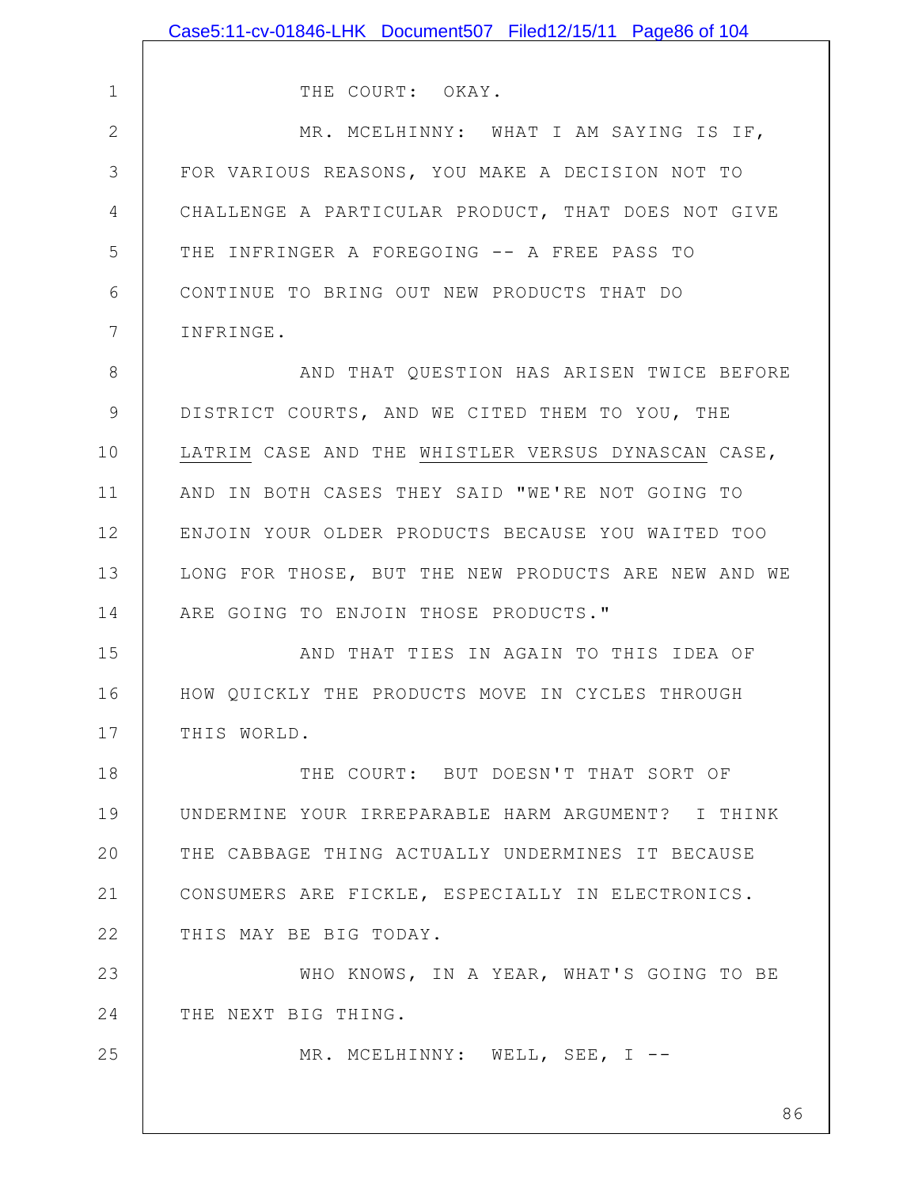THE COURT: OKAY.

MR. MCELHINNY: WHAT I AM SAYING IS IF, FOR VARIOUS REASONS, YOU MAKE A DECISION NOT TO CHALLENGE A PARTICULAR PRODUCT, THAT DOES NOT GIVE THE INFRINGER A FOREGOING -- A FREE PASS TO CONTINUE TO BRING OUT NEW PRODUCTS THAT DO INFRINGE.

AND THAT QUESTION HAS ARISEN TWICE BEFORE DISTRICT COURTS, AND WE CITED THEM TO YOU, THE LATRIM CASE AND THE WHISTLER VERSUS DYNASCAN CASE, AND IN BOTH CASES THEY SAID "WE'RE NOT GOING TO ENJOIN YOUR OLDER PRODUCTS BECAUSE YOU WAITED TOO LONG FOR THOSE, BUT THE NEW PRODUCTS ARE NEW AND WE ARE GOING TO ENJOIN THOSE PRODUCTS."

AND THAT TIES IN AGAIN TO THIS IDEA OF HOW QUICKLY THE PRODUCTS MOVE IN CYCLES THROUGH THIS WORLD.

THE COURT: BUT DOESN'T THAT SORT OF UNDERMINE YOUR IRREPARABLE HARM ARGUMENT? I THINK THE CABBAGE THING ACTUALLY UNDERMINES IT BECAUSE CONSUMERS ARE FICKLE, ESPECIALLY IN ELECTRONICS. THIS MAY BE BIG TODAY.

WHO KNOWS, IN A YEAR, WHAT'S GOING TO BE THE NEXT BIG THING.

MR. MCELHINNY: WELL, SEE, I --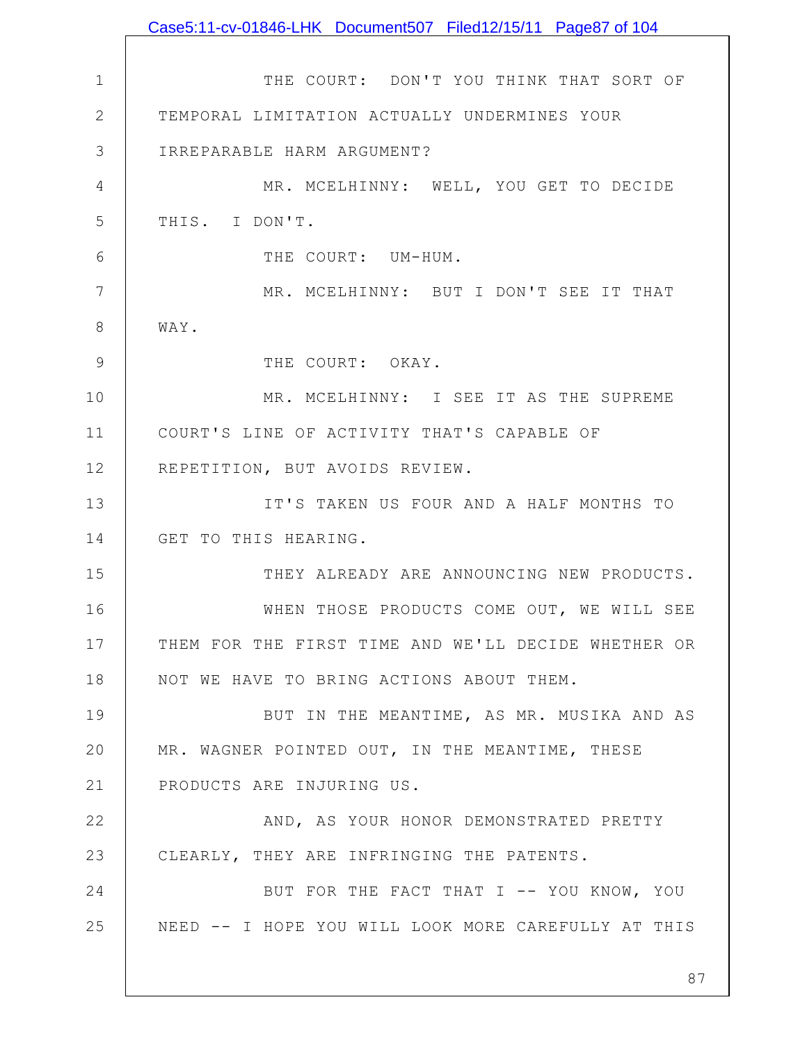THE COURT: DON'T YOU THINK THAT SORT OF TEMPORAL LIMITATION ACTUALLY UNDERMINES YOUR IRREPARABLE HARM ARGUMENT?

MR. MCELHINNY: WELL, YOU GET TO DECIDE THIS. I DON'T.

THE COURT: UM-HUM.

MR. MCELHINNY: BUT I DON'T SEE IT THAT WAY.

THE COURT: OKAY.

MR. MCELHINNY: I SEE IT AS THE SUPREME COURT'S LINE OF ACTIVITY THAT'S CAPABLE OF REPETITION, BUT AVOIDS REVIEW.

IT'S TAKEN US FOUR AND A HALF MONTHS TO GET TO THIS HEARING.

THEY ALREADY ARE ANNOUNCING NEW PRODUCTS.

WHEN THOSE PRODUCTS COME OUT, WE WILL SEE THEM FOR THE FIRST TIME AND WE'LL DECIDE WHETHER OR NOT WE HAVE TO BRING ACTIONS ABOUT THEM.

BUT IN THE MEANTIME, AS MR. MUSIKA AND AS MR. WAGNER POINTED OUT, IN THE MEANTIME, THESE PRODUCTS ARE INJURING US.

AND, AS YOUR HONOR DEMONSTRATED PRETTY CLEARLY, THEY ARE INFRINGING THE PATENTS.

BUT FOR THE FACT THAT I -- YOU KNOW, YOU NEED -- I HOPE YOU WILL LOOK MORE CAREFULLY AT THIS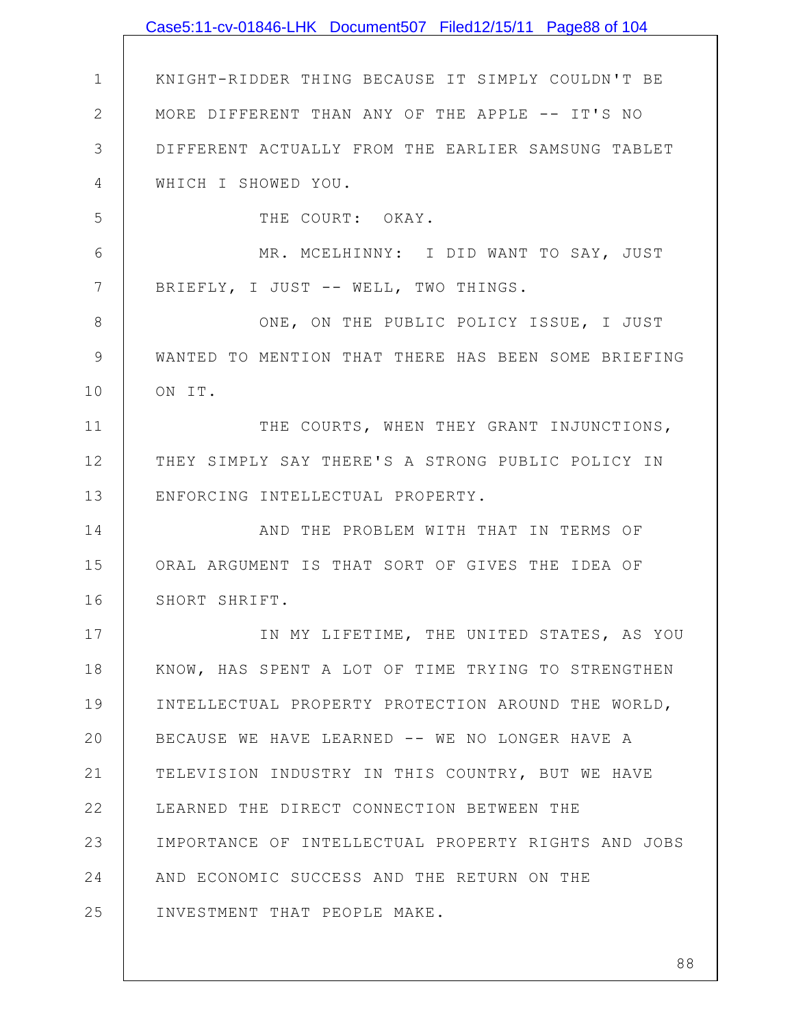KNIGHT-RIDDER THING BECAUSE IT SIMPLY COULDN'T BE MORE DIFFERENT THAN ANY OF THE APPLE -- IT'S NO DIFFERENT ACTUALLY FROM THE EARLIER SAMSUNG TABLET WHICH I SHOWED YOU.

THE COURT: OKAY.

MR. MCELHINNY: I DID WANT TO SAY, JUST BRIEFLY, I JUST -- WELL, TWO THINGS.

ONE, ON THE PUBLIC POLICY ISSUE, I JUST WANTED TO MENTION THAT THERE HAS BEEN SOME BRIEFING ON IT.

THE COURTS, WHEN THEY GRANT INJUNCTIONS, THEY SIMPLY SAY THERE'S A STRONG PUBLIC POLICY IN ENFORCING INTELLECTUAL PROPERTY.

AND THE PROBLEM WITH THAT IN TERMS OF ORAL ARGUMENT IS THAT SORT OF GIVES THE IDEA OF SHORT SHRIFT.

IN MY LIFETIME, THE UNITED STATES, AS YOU KNOW, HAS SPENT A LOT OF TIME TRYING TO STRENGTHEN INTELLECTUAL PROPERTY PROTECTION AROUND THE WORLD, BECAUSE WE HAVE LEARNED -- WE NO LONGER HAVE A TELEVISION INDUSTRY IN THIS COUNTRY, BUT WE HAVE LEARNED THE DIRECT CONNECTION BETWEEN THE IMPORTANCE OF INTELLECTUAL PROPERTY RIGHTS AND JOBS AND ECONOMIC SUCCESS AND THE RETURN ON THE INVESTMENT THAT PEOPLE MAKE.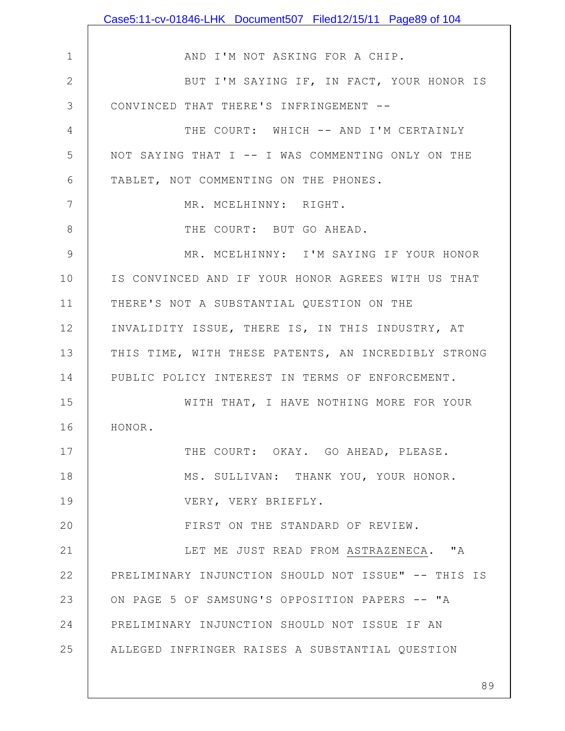AND I'M NOT ASKING FOR A CHIP.

BUT I'M SAYING IF, IN FACT, YOUR HONOR IS CONVINCED THAT THERE'S INFRINGEMENT --

THE COURT: WHICH -- AND I'M CERTAINLY NOT SAYING THAT I -- I WAS COMMENTING ONLY ON THE TABLET, NOT COMMENTING ON THE PHONES.

MR. MCELHINNY: RIGHT.

THE COURT: BUT GO AHEAD.

MR. MCELHINNY: I'M SAYING IF YOUR HONOR IS CONVINCED AND IF YOUR HONOR AGREES WITH US THAT THERE'S NOT A SUBSTANTIAL QUESTION ON THE INVALIDITY ISSUE, THERE IS, IN THIS INDUSTRY, AT THIS TIME, WITH THESE PATENTS, AN INCREDIBLY STRONG PUBLIC POLICY INTEREST IN TERMS OF ENFORCEMENT.

WITH THAT, I HAVE NOTHING MORE FOR YOUR HONOR.

THE COURT: OKAY. GO AHEAD, PLEASE.

MS. SULLIVAN: THANK YOU, YOUR HONOR.

VERY, VERY BRIEFLY.

FIRST ON THE STANDARD OF REVIEW.

LET ME JUST READ FROM ASTRAZENECA. "A PRELIMINARY INJUNCTION SHOULD NOT ISSUE" -- THIS IS ON PAGE 5 OF SAMSUNG'S OPPOSITION PAPERS -- "A PRELIMINARY INJUNCTION SHOULD NOT ISSUE IF AN ALLEGED INFRINGER RAISES A SUBSTANTIAL QUESTION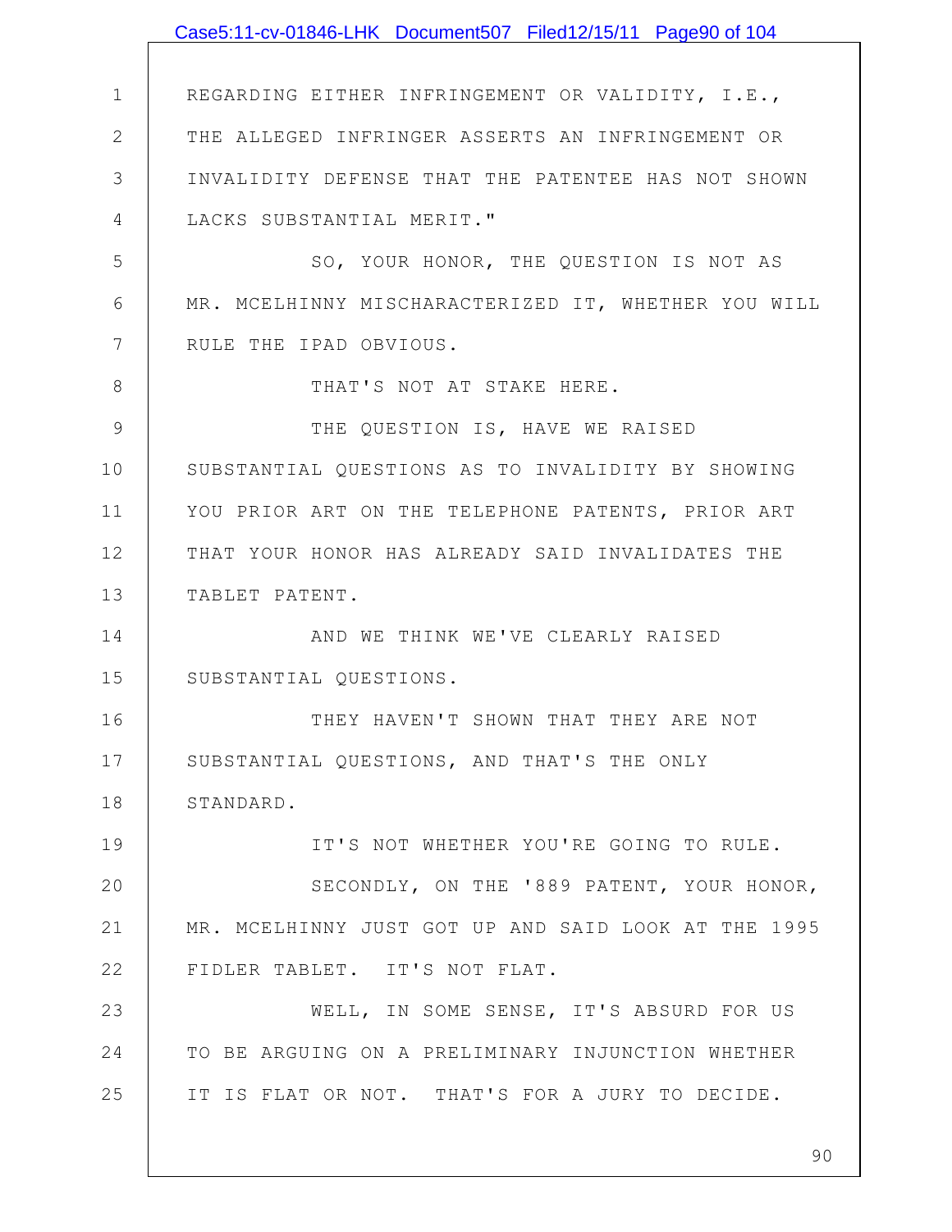REGARDING EITHER INFRINGEMENT OR VALIDITY, I.E., THE ALLEGED INFRINGER ASSERTS AN INFRINGEMENT OR INVALIDITY DEFENSE THAT THE PATENTEE HAS NOT SHOWN LACKS SUBSTANTIAL MERIT."

SO, YOUR HONOR, THE QUESTION IS NOT AS MR. MCELHINNY MISCHARACTERIZED IT, WHETHER YOU WILL RULE THE IPAD OBVIOUS.

THAT'S NOT AT STAKE HERE.

THE QUESTION IS, HAVE WE RAISED SUBSTANTIAL QUESTIONS AS TO INVALIDITY BY SHOWING YOU PRIOR ART ON THE TELEPHONE PATENTS, PRIOR ART THAT YOUR HONOR HAS ALREADY SAID INVALIDATES THE TABLET PATENT.

AND WE THINK WE'VE CLEARLY RAISED SUBSTANTIAL QUESTIONS.

THEY HAVEN'T SHOWN THAT THEY ARE NOT SUBSTANTIAL QUESTIONS, AND THAT'S THE ONLY STANDARD.

IT'S NOT WHETHER YOU'RE GOING TO RULE.

SECONDLY, ON THE '889 PATENT, YOUR HONOR, MR. MCELHINNY JUST GOT UP AND SAID LOOK AT THE 1995 FIDLER TABLET. IT'S NOT FLAT.

WELL, IN SOME SENSE, IT'S ABSURD FOR US TO BE ARGUING ON A PRELIMINARY INJUNCTION WHETHER IT IS FLAT OR NOT. THAT'S FOR A JURY TO DECIDE.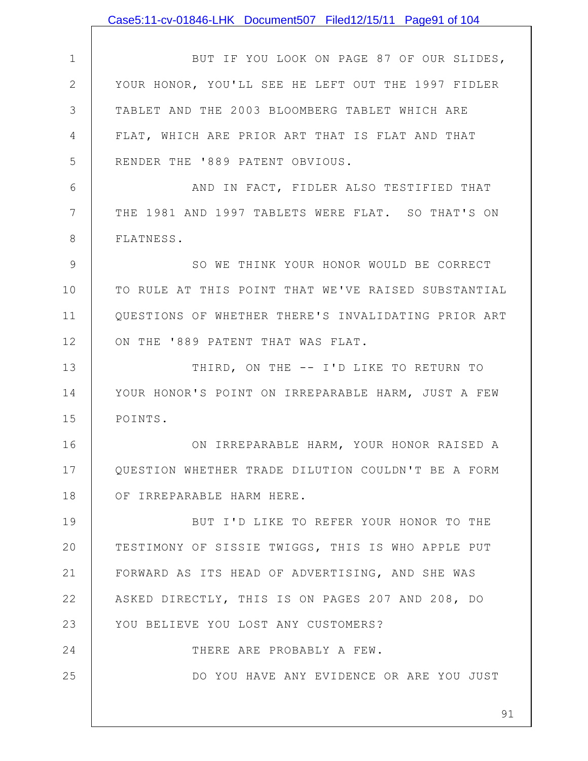BUT IF YOU LOOK ON PAGE 87 OF OUR SLIDES, YOUR HONOR, YOU'LL SEE HE LEFT OUT THE 1997 FIDLER TABLET AND THE 2003 BLOOMBERG TABLET WHICH ARE FLAT, WHICH ARE PRIOR ART THAT IS FLAT AND THAT RENDER THE '889 PATENT OBVIOUS.

AND IN FACT, FIDLER ALSO TESTIFIED THAT THE 1981 AND 1997 TABLETS WERE FLAT. SO THAT'S ON FLATNESS.

SO WE THINK YOUR HONOR WOULD BE CORRECT TO RULE AT THIS POINT THAT WE'VE RAISED SUBSTANTIAL QUESTIONS OF WHETHER THERE'S INVALIDATING PRIOR ART ON THE '889 PATENT THAT WAS FLAT.

THIRD, ON THE -- I'D LIKE TO RETURN TO YOUR HONOR'S POINT ON IRREPARABLE HARM, JUST A FEW POINTS.

ON IRREPARABLE HARM, YOUR HONOR RAISED A QUESTION WHETHER TRADE DILUTION COULDN'T BE A FORM OF IRREPARABLE HARM HERE.

BUT I'D LIKE TO REFER YOUR HONOR TO THE TESTIMONY OF SISSIE TWIGGS, THIS IS WHO APPLE PUT FORWARD AS ITS HEAD OF ADVERTISING, AND SHE WAS ASKED DIRECTLY, THIS IS ON PAGES 207 AND 208, DO YOU BELIEVE YOU LOST ANY CUSTOMERS?

THERE ARE PROBABLY A FEW.

DO YOU HAVE ANY EVIDENCE OR ARE YOU JUST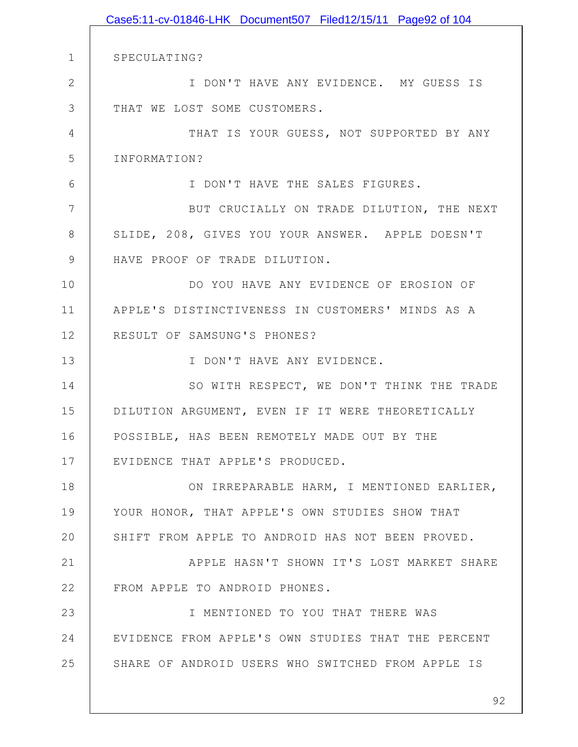SPECULATING?

I DON'T HAVE ANY EVIDENCE. MY GUESS IS THAT WE LOST SOME CUSTOMERS.

THAT IS YOUR GUESS, NOT SUPPORTED BY ANY INFORMATION?

I DON'T HAVE THE SALES FIGURES.

BUT CRUCIALLY ON TRADE DILUTION, THE NEXT SLIDE, 208, GIVES YOU YOUR ANSWER. APPLE DOESN'T HAVE PROOF OF TRADE DILUTION.

DO YOU HAVE ANY EVIDENCE OF EROSION OF APPLE'S DISTINCTIVENESS IN CUSTOMERS' MINDS AS A RESULT OF SAMSUNG'S PHONES?

I DON'T HAVE ANY EVIDENCE.

SO WITH RESPECT, WE DON'T THINK THE TRADE DILUTION ARGUMENT, EVEN IF IT WERE THEORETICALLY POSSIBLE, HAS BEEN REMOTELY MADE OUT BY THE EVIDENCE THAT APPLE'S PRODUCED.

ON IRREPARABLE HARM, I MENTIONED EARLIER, YOUR HONOR, THAT APPLE'S OWN STUDIES SHOW THAT SHIFT FROM APPLE TO ANDROID HAS NOT BEEN PROVED.

APPLE HASN'T SHOWN IT'S LOST MARKET SHARE FROM APPLE TO ANDROID PHONES.

I MENTIONED TO YOU THAT THERE WAS EVIDENCE FROM APPLE'S OWN STUDIES THAT THE PERCENT SHARE OF ANDROID USERS WHO SWITCHED FROM APPLE IS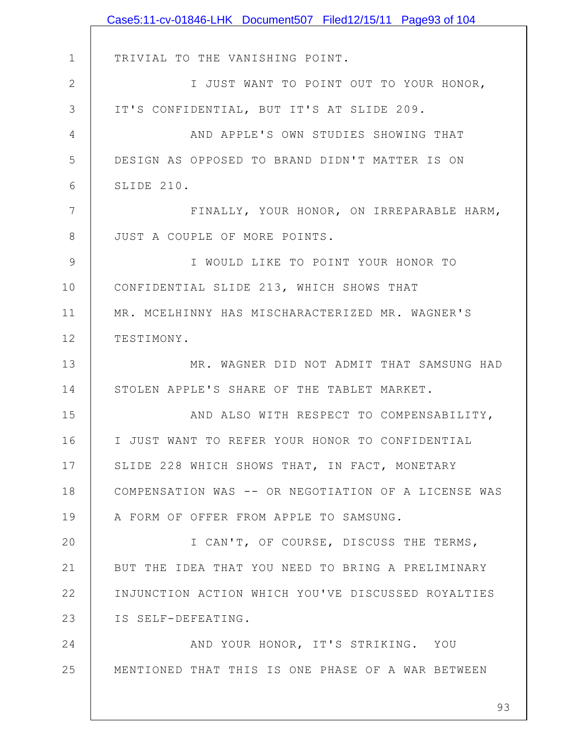TRIVIAL TO THE VANISHING POINT.

I JUST WANT TO POINT OUT TO YOUR HONOR, IT'S CONFIDENTIAL, BUT IT'S AT SLIDE 209.

AND APPLE'S OWN STUDIES SHOWING THAT DESIGN AS OPPOSED TO BRAND DIDN'T MATTER IS ON SLIDE 210.

FINALLY, YOUR HONOR, ON IRREPARABLE HARM, JUST A COUPLE OF MORE POINTS.

I WOULD LIKE TO POINT YOUR HONOR TO CONFIDENTIAL SLIDE 213, WHICH SHOWS THAT MR. MCELHINNY HAS MISCHARACTERIZED MR. WAGNER'S TESTIMONY.

MR. WAGNER DID NOT ADMIT THAT SAMSUNG HAD STOLEN APPLE'S SHARE OF THE TABLET MARKET.

AND ALSO WITH RESPECT TO COMPENSABILITY, I JUST WANT TO REFER YOUR HONOR TO CONFIDENTIAL SLIDE 228 WHICH SHOWS THAT, IN FACT, MONETARY COMPENSATION WAS -- OR NEGOTIATION OF A LICENSE WAS A FORM OF OFFER FROM APPLE TO SAMSUNG.

I CAN'T, OF COURSE, DISCUSS THE TERMS, BUT THE IDEA THAT YOU NEED TO BRING A PRELIMINARY INJUNCTION ACTION WHICH YOU'VE DISCUSSED ROYALTIES IS SELF-DEFEATING.

AND YOUR HONOR, IT'S STRIKING. YOU MENTIONED THAT THIS IS ONE PHASE OF A WAR BETWEEN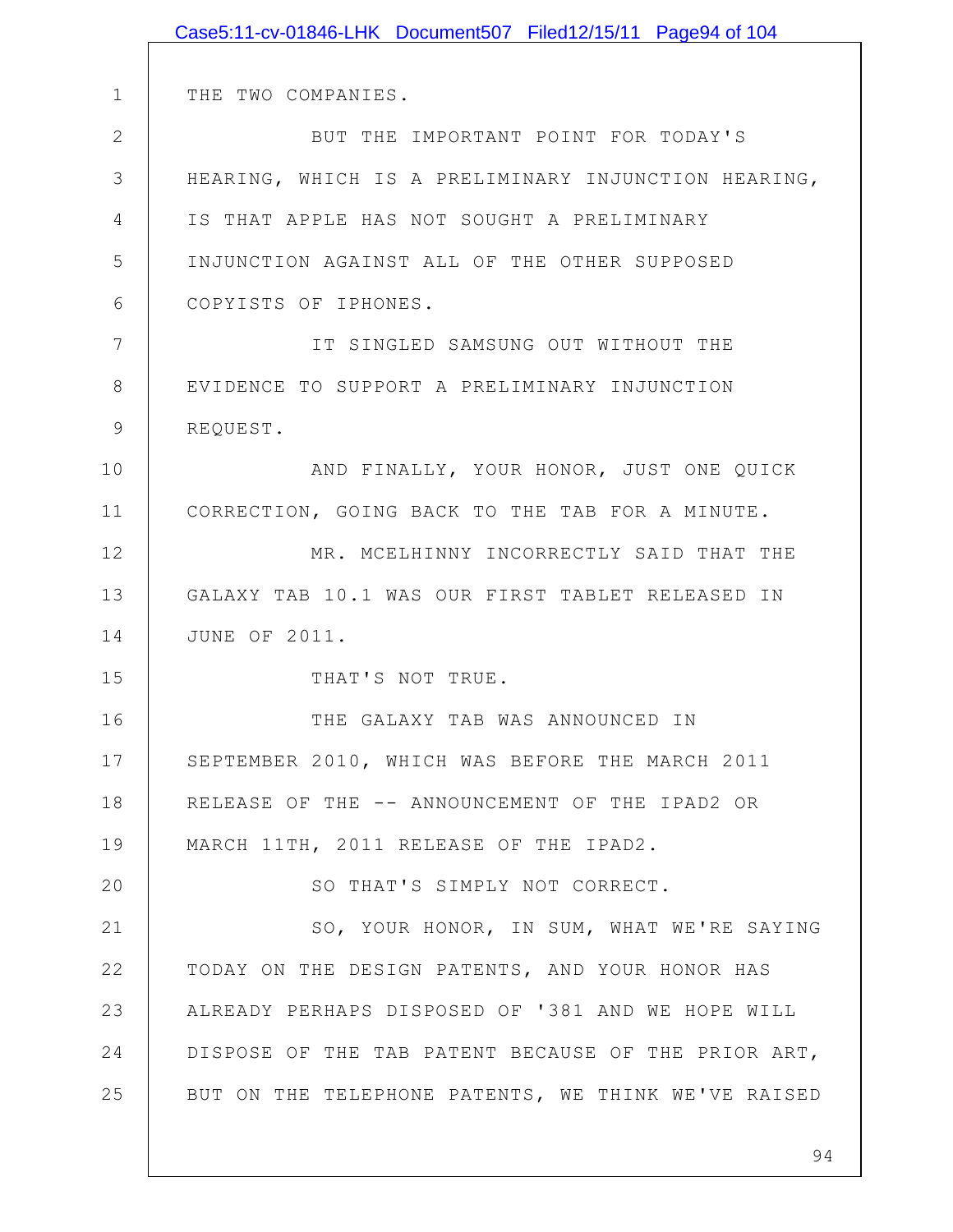THE TWO COMPANIES.

BUT THE IMPORTANT POINT FOR TODAY'S HEARING, WHICH IS A PRELIMINARY INJUNCTION HEARING, IS THAT APPLE HAS NOT SOUGHT A PRELIMINARY INJUNCTION AGAINST ALL OF THE OTHER SUPPOSED COPYISTS OF IPHONES.

IT SINGLED SAMSUNG OUT WITHOUT THE EVIDENCE TO SUPPORT A PRELIMINARY INJUNCTION REQUEST.

AND FINALLY, YOUR HONOR, JUST ONE QUICK CORRECTION, GOING BACK TO THE TAB FOR A MINUTE.

MR. MCELHINNY INCORRECTLY SAID THAT THE GALAXY TAB 10.1 WAS OUR FIRST TABLET RELEASED IN JUNE OF 2011.

THAT'S NOT TRUE.

THE GALAXY TAB WAS ANNOUNCED IN SEPTEMBER 2010, WHICH WAS BEFORE THE MARCH 2011 RELEASE OF THE -- ANNOUNCEMENT OF THE IPAD2 OR MARCH 11TH, 2011 RELEASE OF THE IPAD2.

SO THAT'S SIMPLY NOT CORRECT.

SO, YOUR HONOR, IN SUM, WHAT WE'RE SAYING TODAY ON THE DESIGN PATENTS, AND YOUR HONOR HAS ALREADY PERHAPS DISPOSED OF '381 AND WE HOPE WILL DISPOSE OF THE TAB PATENT BECAUSE OF THE PRIOR ART, BUT ON THE TELEPHONE PATENTS, WE THINK WE'VE RAISED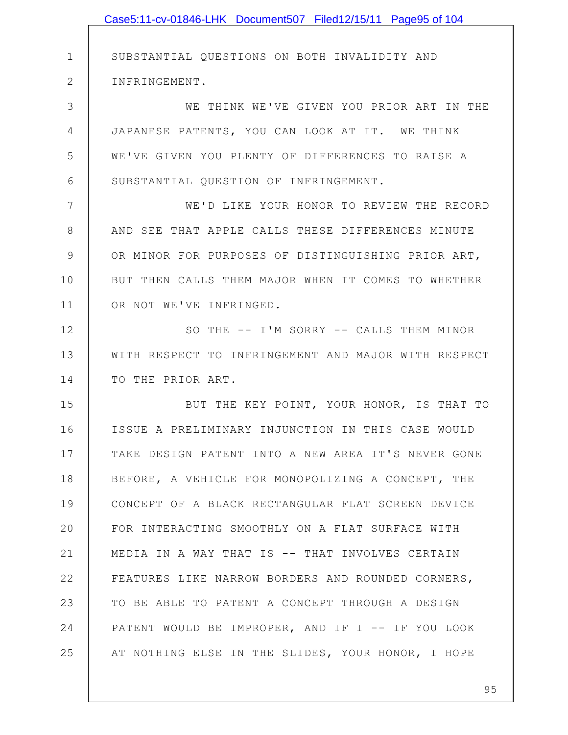SUBSTANTIAL QUESTIONS ON BOTH INVALIDITY AND INFRINGEMENT.

WE THINK WE'VE GIVEN YOU PRIOR ART IN THE JAPANESE PATENTS, YOU CAN LOOK AT IT. WE THINK WE'VE GIVEN YOU PLENTY OF DIFFERENCES TO RAISE A SUBSTANTIAL QUESTION OF INFRINGEMENT.

WE'D LIKE YOUR HONOR TO REVIEW THE RECORD AND SEE THAT APPLE CALLS THESE DIFFERENCES MINUTE OR MINOR FOR PURPOSES OF DISTINGUISHING PRIOR ART, BUT THEN CALLS THEM MAJOR WHEN IT COMES TO WHETHER OR NOT WE'VE INFRINGED.

SO THE -- I'M SORRY -- CALLS THEM MINOR WITH RESPECT TO INFRINGEMENT AND MAJOR WITH RESPECT TO THE PRIOR ART.

BUT THE KEY POINT, YOUR HONOR, IS THAT TO ISSUE A PRELIMINARY INJUNCTION IN THIS CASE WOULD TAKE DESIGN PATENT INTO A NEW AREA IT'S NEVER GONE BEFORE, A VEHICLE FOR MONOPOLIZING A CONCEPT, THE CONCEPT OF A BLACK RECTANGULAR FLAT SCREEN DEVICE FOR INTERACTING SMOOTHLY ON A FLAT SURFACE WITH MEDIA IN A WAY THAT IS -- THAT INVOLVES CERTAIN FEATURES LIKE NARROW BORDERS AND ROUNDED CORNERS, TO BE ABLE TO PATENT A CONCEPT THROUGH A DESIGN PATENT WOULD BE IMPROPER, AND IF I -- IF YOU LOOK AT NOTHING ELSE IN THE SLIDES, YOUR HONOR, I HOPE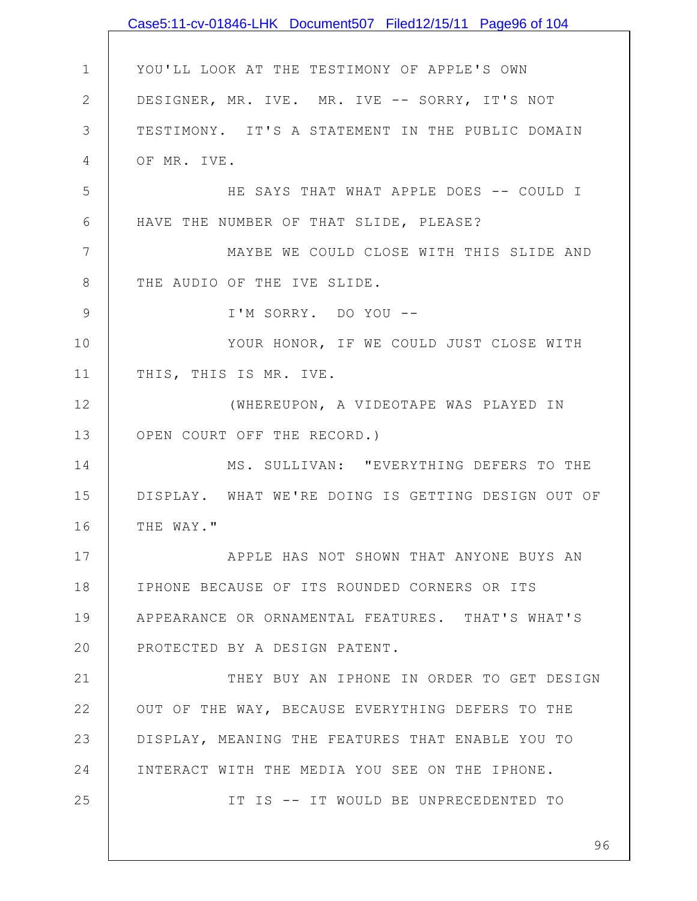YOU'LL LOOK AT THE TESTIMONY OF APPLE'S OWN DESIGNER, MR. IVE. MR. IVE -- SORRY, IT'S NOT TESTIMONY. IT'S A STATEMENT IN THE PUBLIC DOMAIN OF MR. IVE.

HE SAYS THAT WHAT APPLE DOES -- COULD I HAVE THE NUMBER OF THAT SLIDE, PLEASE?

MAYBE WE COULD CLOSE WITH THIS SLIDE AND THE AUDIO OF THE IVE SLIDE.

I'M SORRY. DO YOU --

YOUR HONOR, IF WE COULD JUST CLOSE WITH THIS, THIS IS MR. IVE.

(WHEREUPON, A VIDEOTAPE WAS PLAYED IN OPEN COURT OFF THE RECORD.)

MS. SULLIVAN: "EVERYTHING DEFERS TO THE DISPLAY. WHAT WE'RE DOING IS GETTING DESIGN OUT OF THE WAY."

APPLE HAS NOT SHOWN THAT ANYONE BUYS AN IPHONE BECAUSE OF ITS ROUNDED CORNERS OR ITS APPEARANCE OR ORNAMENTAL FEATURES. THAT'S WHAT'S PROTECTED BY A DESIGN PATENT.

THEY BUY AN IPHONE IN ORDER TO GET DESIGN OUT OF THE WAY, BECAUSE EVERYTHING DEFERS TO THE DISPLAY, MEANING THE FEATURES THAT ENABLE YOU TO INTERACT WITH THE MEDIA YOU SEE ON THE IPHONE.

IT IS -- IT WOULD BE UNPRECEDENTED TO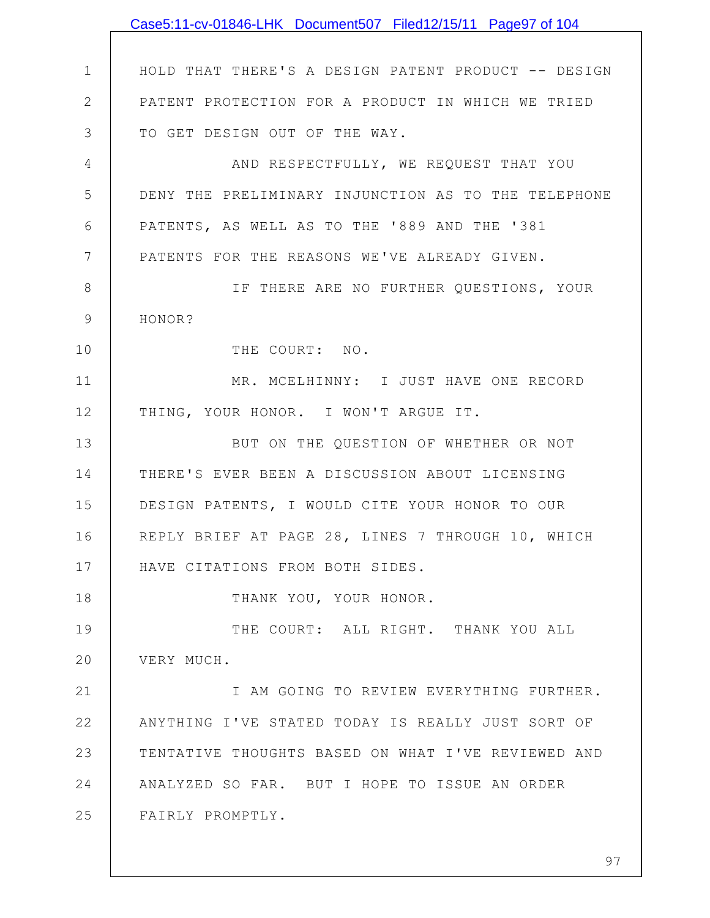HOLD THAT THERE'S A DESIGN PATENT PRODUCT -- DESIGN PATENT PROTECTION FOR A PRODUCT IN WHICH WE TRIED TO GET DESIGN OUT OF THE WAY.

AND RESPECTFULLY, WE REQUEST THAT YOU DENY THE PRELIMINARY INJUNCTION AS TO THE TELEPHONE PATENTS, AS WELL AS TO THE '889 AND THE '381 PATENTS FOR THE REASONS WE'VE ALREADY GIVEN.

IF THERE ARE NO FURTHER QUESTIONS, YOUR HONOR?

THE COURT: NO.

MR. MCELHINNY: I JUST HAVE ONE RECORD THING, YOUR HONOR. I WON'T ARGUE IT.

BUT ON THE QUESTION OF WHETHER OR NOT THERE'S EVER BEEN A DISCUSSION ABOUT LICENSING DESIGN PATENTS, I WOULD CITE YOUR HONOR TO OUR REPLY BRIEF AT PAGE 28, LINES 7 THROUGH 10, WHICH HAVE CITATIONS FROM BOTH SIDES.

THANK YOU, YOUR HONOR.

THE COURT: ALL RIGHT. THANK YOU ALL VERY MUCH.

I AM GOING TO REVIEW EVERYTHING FURTHER. ANYTHING I'VE STATED TODAY IS REALLY JUST SORT OF TENTATIVE THOUGHTS BASED ON WHAT I'VE REVIEWED AND ANALYZED SO FAR. BUT I HOPE TO ISSUE AN ORDER FAIRLY PROMPTLY.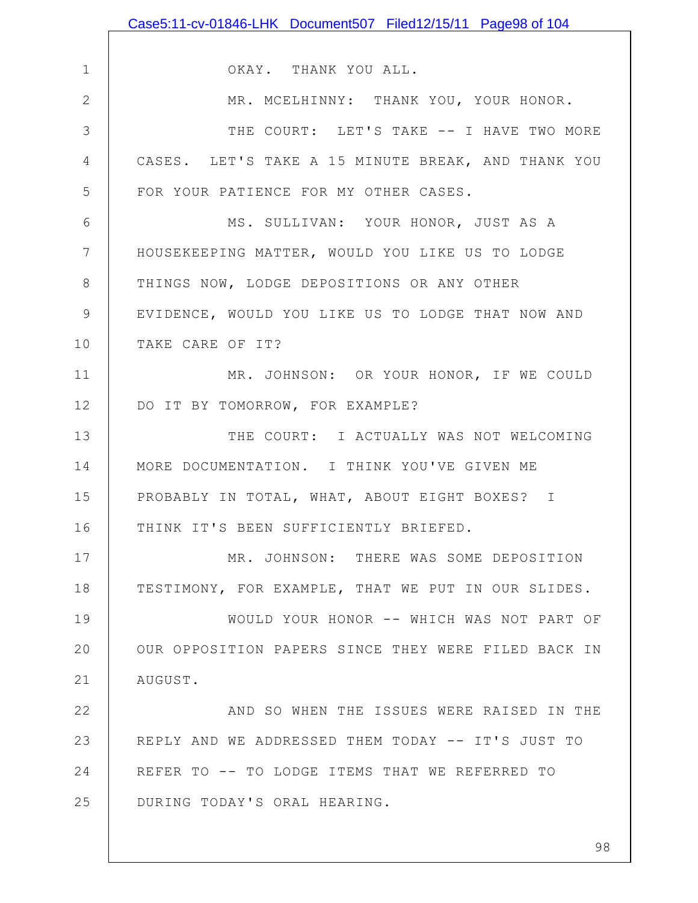OKAY. THANK YOU ALL.

MR. MCELHINNY: THANK YOU, YOUR HONOR.

THE COURT: LET'S TAKE -- I HAVE TWO MORE CASES. LET'S TAKE A 15 MINUTE BREAK, AND THANK YOU FOR YOUR PATIENCE FOR MY OTHER CASES.

MS. SULLIVAN: YOUR HONOR, JUST AS A HOUSEKEEPING MATTER, WOULD YOU LIKE US TO LODGE THINGS NOW, LODGE DEPOSITIONS OR ANY OTHER EVIDENCE, WOULD YOU LIKE US TO LODGE THAT NOW AND TAKE CARE OF IT?

MR. JOHNSON: OR YOUR HONOR, IF WE COULD DO IT BY TOMORROW, FOR EXAMPLE?

THE COURT: I ACTUALLY WAS NOT WELCOMING MORE DOCUMENTATION. I THINK YOU'VE GIVEN ME PROBABLY IN TOTAL, WHAT, ABOUT EIGHT BOXES? I THINK IT'S BEEN SUFFICIENTLY BRIEFED.

MR. JOHNSON: THERE WAS SOME DEPOSITION TESTIMONY, FOR EXAMPLE, THAT WE PUT IN OUR SLIDES.

WOULD YOUR HONOR -- WHICH WAS NOT PART OF OUR OPPOSITION PAPERS SINCE THEY WERE FILED BACK IN AUGUST.

AND SO WHEN THE ISSUES WERE RAISED IN THE REPLY AND WE ADDRESSED THEM TODAY -- IT'S JUST TO REFER TO -- TO LODGE ITEMS THAT WE REFERRED TO DURING TODAY'S ORAL HEARING.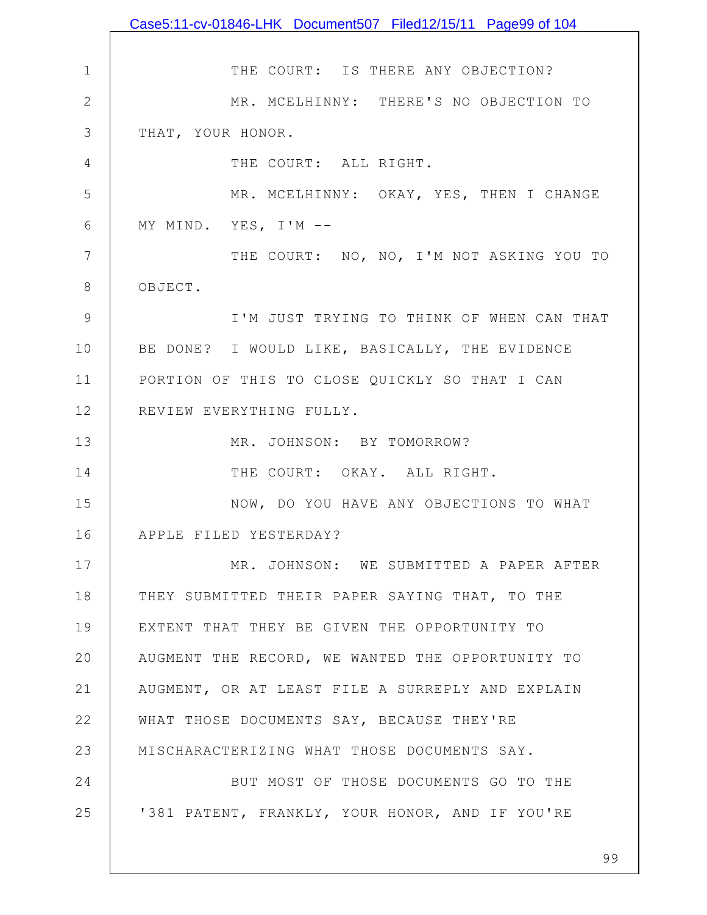THE COURT: IS THERE ANY OBJECTION?

MR. MCELHINNY: THERE'S NO OBJECTION TO THAT, YOUR HONOR.

THE COURT: ALL RIGHT.

MR. MCELHINNY: OKAY, YES, THEN I CHANGE MY MIND. YES, I'M --

THE COURT: NO, NO, I'M NOT ASKING YOU TO OBJECT.

I'M JUST TRYING TO THINK OF WHEN CAN THAT BE DONE? I WOULD LIKE, BASICALLY, THE EVIDENCE PORTION OF THIS TO CLOSE QUICKLY SO THAT I CAN REVIEW EVERYTHING FULLY.

MR. JOHNSON: BY TOMORROW?

THE COURT: OKAY. ALL RIGHT.

NOW, DO YOU HAVE ANY OBJECTIONS TO WHAT APPLE FILED YESTERDAY?

MR. JOHNSON: WE SUBMITTED A PAPER AFTER THEY SUBMITTED THEIR PAPER SAYING THAT, TO THE EXTENT THAT THEY BE GIVEN THE OPPORTUNITY TO AUGMENT THE RECORD, WE WANTED THE OPPORTUNITY TO AUGMENT, OR AT LEAST FILE A SURREPLY AND EXPLAIN WHAT THOSE DOCUMENTS SAY, BECAUSE THEY'RE MISCHARACTERIZING WHAT THOSE DOCUMENTS SAY.

BUT MOST OF THOSE DOCUMENTS GO TO THE '381 PATENT, FRANKLY, YOUR HONOR, AND IF YOU'RE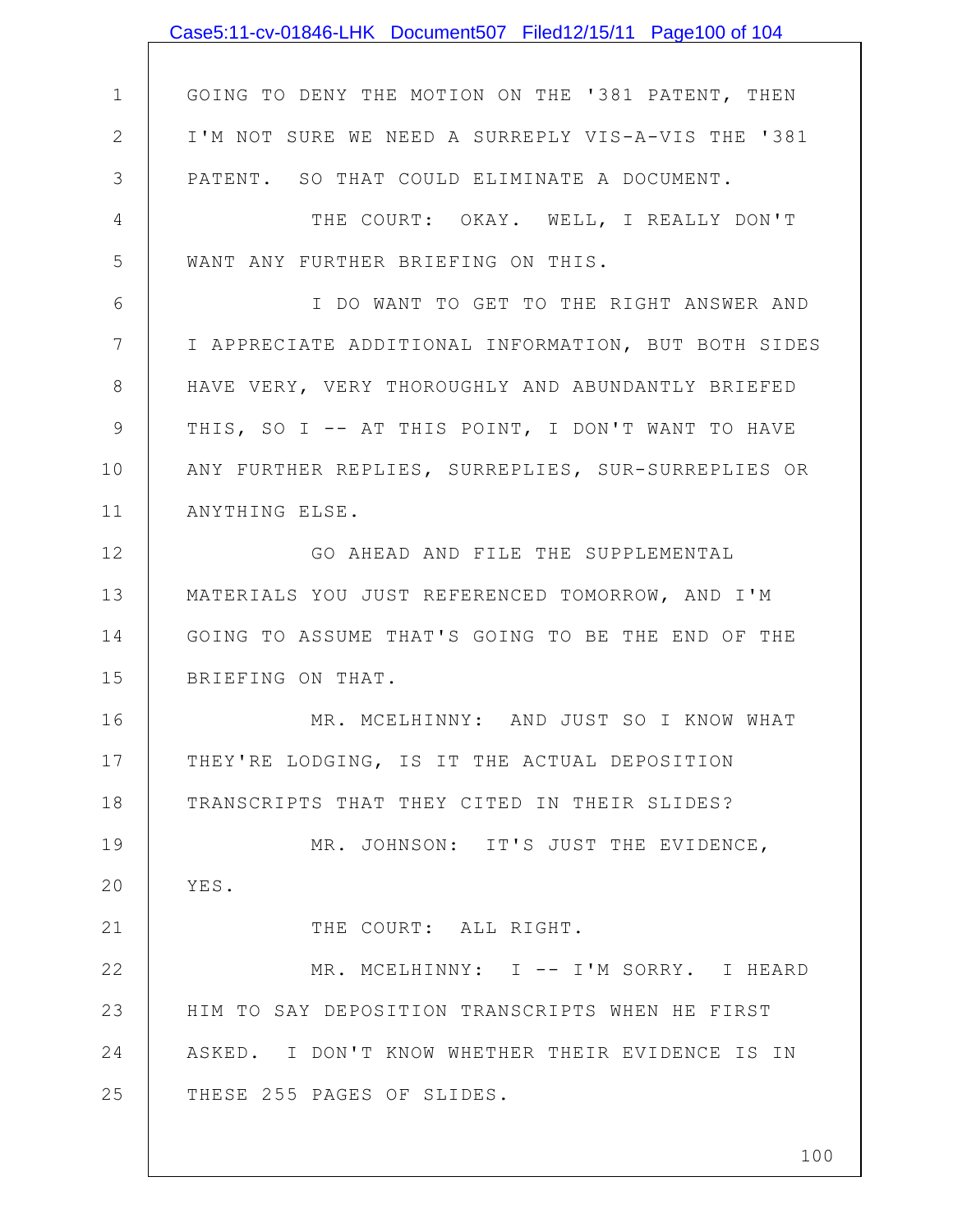GOING TO DENY THE MOTION ON THE '381 PATENT, THEN I'M NOT SURE WE NEED A SURREPLY VIS-A-VIS THE '381 PATENT. SO THAT COULD ELIMINATE A DOCUMENT.

THE COURT: OKAY. WELL, I REALLY DON'T WANT ANY FURTHER BRIEFING ON THIS.

I DO WANT TO GET TO THE RIGHT ANSWER AND I APPRECIATE ADDITIONAL INFORMATION, BUT BOTH SIDES HAVE VERY, VERY THOROUGHLY AND ABUNDANTLY BRIEFED THIS, SO I -- AT THIS POINT, I DON'T WANT TO HAVE ANY FURTHER REPLIES, SURREPLIES, SUR-SURREPLIES OR ANYTHING ELSE.

GO AHEAD AND FILE THE SUPPLEMENTAL MATERIALS YOU JUST REFERENCED TOMORROW, AND I'M GOING TO ASSUME THAT'S GOING TO BE THE END OF THE BRIEFING ON THAT.

MR. MCELHINNY: AND JUST SO I KNOW WHAT THEY'RE LODGING, IS IT THE ACTUAL DEPOSITION TRANSCRIPTS THAT THEY CITED IN THEIR SLIDES?

MR. JOHNSON: IT'S JUST THE EVIDENCE, YES.

THE COURT: ALL RIGHT.

MR. MCELHINNY: I -- I'M SORRY. I HEARD HIM TO SAY DEPOSITION TRANSCRIPTS WHEN HE FIRST ASKED. I DON'T KNOW WHETHER THEIR EVIDENCE IS IN THESE 255 PAGES OF SLIDES.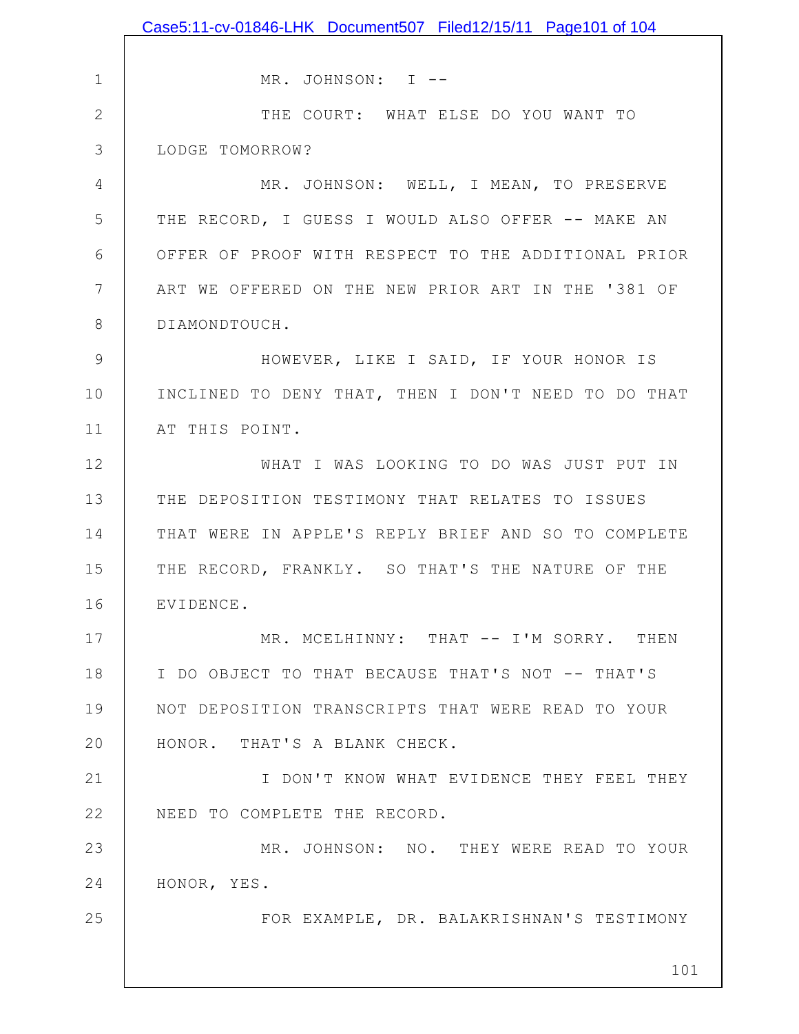MR. JOHNSON: I --

THE COURT: WHAT ELSE DO YOU WANT TO LODGE TOMORROW?

MR. JOHNSON: WELL, I MEAN, TO PRESERVE THE RECORD, I GUESS I WOULD ALSO OFFER -- MAKE AN OFFER OF PROOF WITH RESPECT TO THE ADDITIONAL PRIOR ART WE OFFERED ON THE NEW PRIOR ART IN THE '381 OF DIAMONDTOUCH.

HOWEVER, LIKE I SAID, IF YOUR HONOR IS INCLINED TO DENY THAT, THEN I DON'T NEED TO DO THAT AT THIS POINT.

WHAT I WAS LOOKING TO DO WAS JUST PUT IN THE DEPOSITION TESTIMONY THAT RELATES TO ISSUES THAT WERE IN APPLE'S REPLY BRIEF AND SO TO COMPLETE THE RECORD, FRANKLY. SO THAT'S THE NATURE OF THE EVIDENCE.

MR. MCELHINNY: THAT -- I'M SORRY. THEN I DO OBJECT TO THAT BECAUSE THAT'S NOT -- THAT'S NOT DEPOSITION TRANSCRIPTS THAT WERE READ TO YOUR HONOR. THAT'S A BLANK CHECK.

I DON'T KNOW WHAT EVIDENCE THEY FEEL THEY NEED TO COMPLETE THE RECORD.

MR. JOHNSON: NO. THEY WERE READ TO YOUR HONOR, YES.

FOR EXAMPLE, DR. BALAKRISHNAN'S TESTIMONY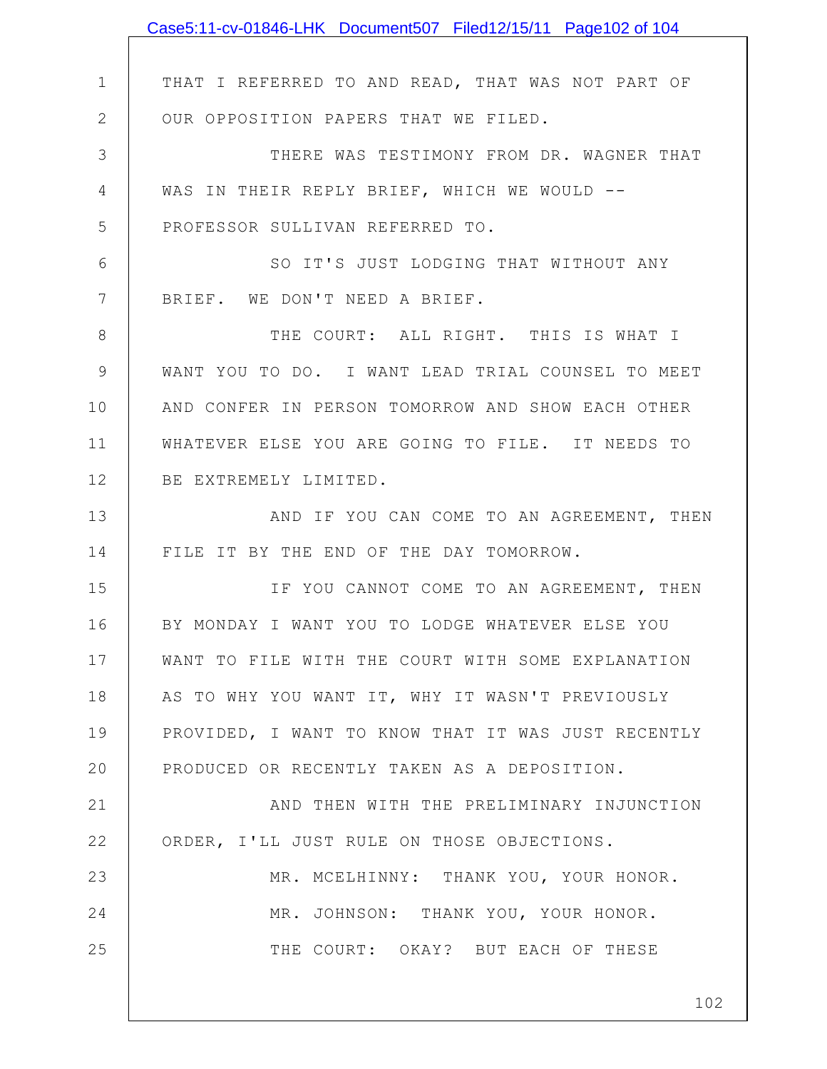THAT I REFERRED TO AND READ, THAT WAS NOT PART OF OUR OPPOSITION PAPERS THAT WE FILED.

THERE WAS TESTIMONY FROM DR. WAGNER THAT WAS IN THEIR REPLY BRIEF, WHICH WE WOULD -- PROFESSOR SULLIVAN REFERRED TO.

SO IT'S JUST LODGING THAT WITHOUT ANY BRIEF. WE DON'T NEED A BRIEF.

THE COURT: ALL RIGHT. THIS IS WHAT I WANT YOU TO DO. I WANT LEAD TRIAL COUNSEL TO MEET AND CONFER IN PERSON TOMORROW AND SHOW EACH OTHER WHATEVER ELSE YOU ARE GOING TO FILE. IT NEEDS TO BE EXTREMELY LIMITED.

AND IF YOU CAN COME TO AN AGREEMENT, THEN FILE IT BY THE END OF THE DAY TOMORROW.

IF YOU CANNOT COME TO AN AGREEMENT, THEN BY MONDAY I WANT YOU TO LODGE WHATEVER ELSE YOU WANT TO FILE WITH THE COURT WITH SOME EXPLANATION AS TO WHY YOU WANT IT, WHY IT WASN'T PREVIOUSLY PROVIDED, I WANT TO KNOW THAT IT WAS JUST RECENTLY PRODUCED OR RECENTLY TAKEN AS A DEPOSITION.

AND THEN WITH THE PRELIMINARY INJUNCTION ORDER, I'LL JUST RULE ON THOSE OBJECTIONS.

MR. MCELHINNY: THANK YOU, YOUR HONOR.

MR. JOHNSON: THANK YOU, YOUR HONOR.

THE COURT: OKAY? BUT EACH OF THESE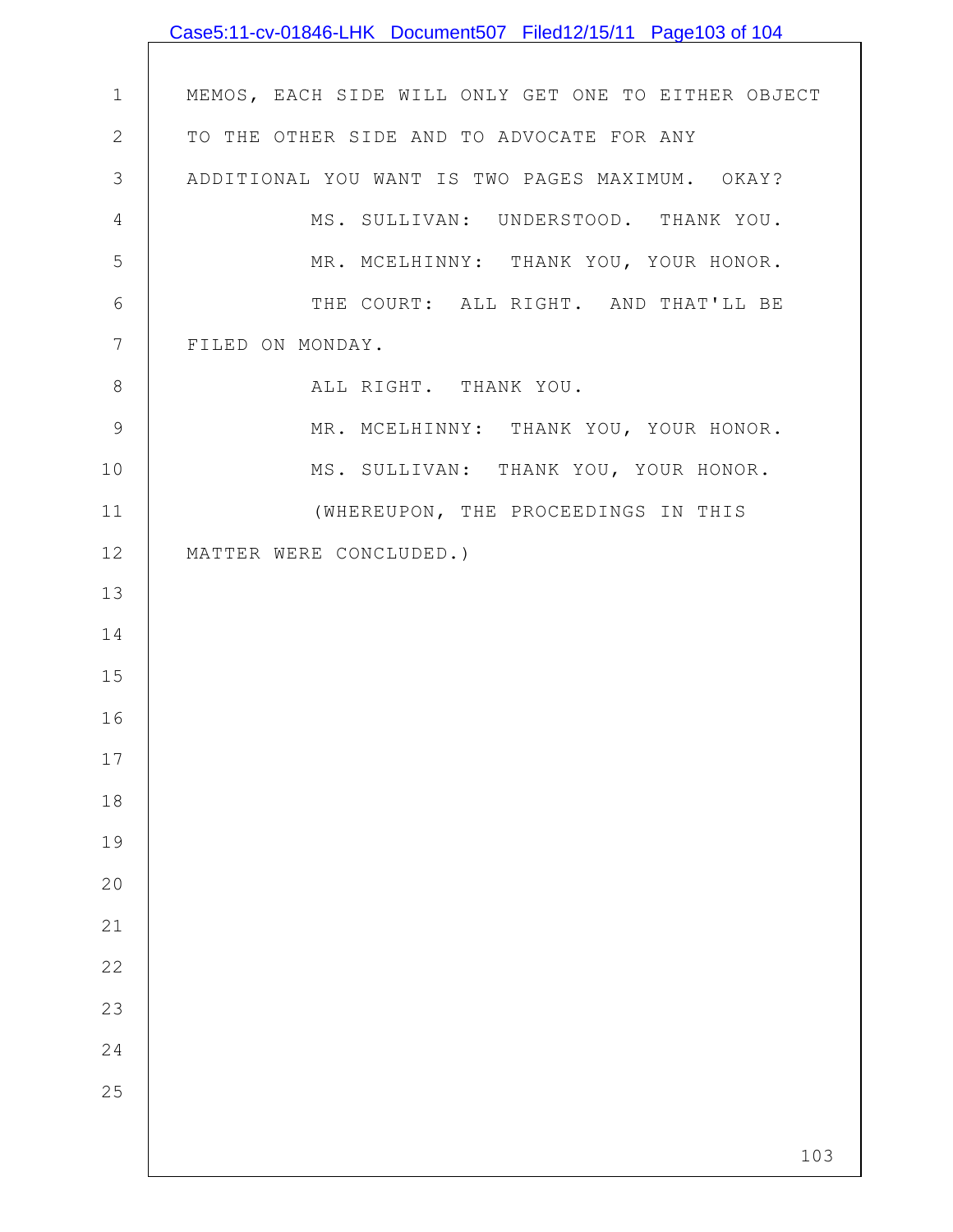MEMOS, EACH SIDE WILL ONLY GET ONE TO EITHER OBJECT TO THE OTHER SIDE AND TO ADVOCATE FOR ANY ADDITIONAL YOU WANT IS TWO PAGES MAXIMUM. OKAY?

MS. SULLIVAN: UNDERSTOOD. THANK YOU.

MR. MCELHINNY: THANK YOU, YOUR HONOR.

THE COURT: ALL RIGHT. AND THAT'LL BE FILED ON MONDAY.

ALL RIGHT. THANK YOU.

MR. MCELHINNY: THANK YOU, YOUR HONOR.

MS. SULLIVAN: THANK YOU, YOUR HONOR.

(WHEREUPON, THE PROCEEDINGS IN THIS MATTER WERE CONCLUDED.)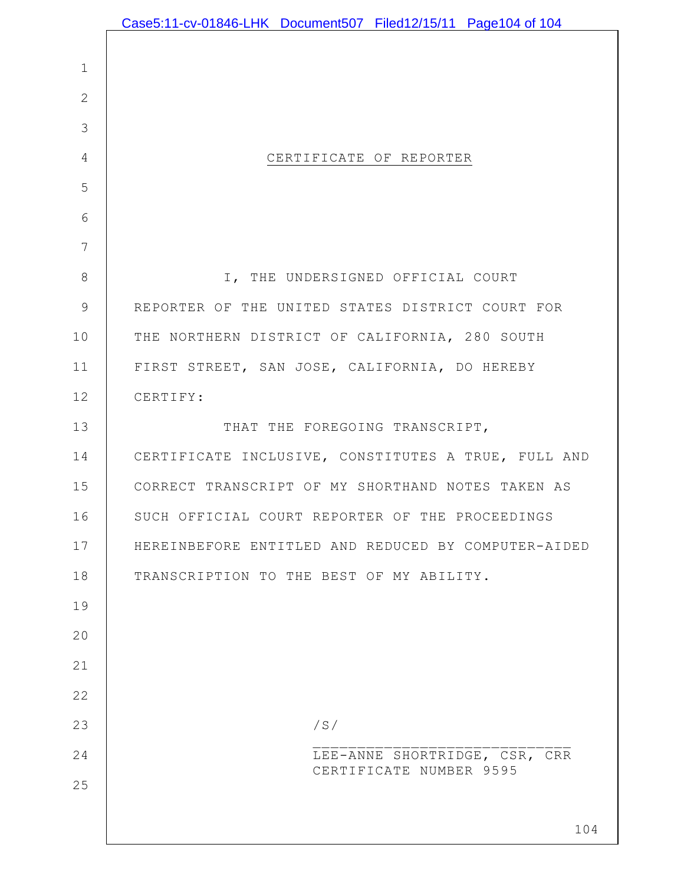## CERTIFICATE OF REPORTER

I, THE UNDERSIGNED OFFICIAL COURT REPORTER OF THE UNITED STATES DISTRICT COURT FOR THE NORTHERN DISTRICT OF CALIFORNIA, 280 SOUTH FIRST STREET, SAN JOSE, CALIFORNIA, DO HEREBY CERTIFY:

THAT THE FOREGOING TRANSCRIPT, CERTIFICATE INCLUSIVE, CONSTITUTES A TRUE, FULL AND CORRECT TRANSCRIPT OF MY SHORTHAND NOTES TAKEN AS SUCH OFFICIAL COURT REPORTER OF THE PROCEEDINGS HEREINBEFORE ENTITLED AND REDUCED BY COMPUTER-AIDED TRANSCRIPTION TO THE BEST OF MY ABILITY.

/S/

______________________________

LEE-ANNE SHORTRIDGE, CSR, CRR
CERTIFICATE NUMBER 9595